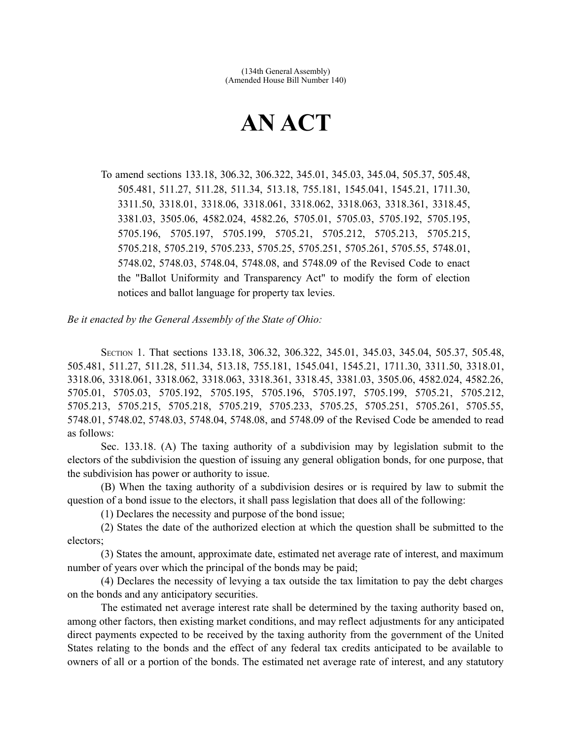(134th General Assembly)
(Amended House Bill Number 140)

# AN ACT

To amend sections 133.18, 306.32, 306.322, 345.01, 345.03, 345.04, 505.37, 505.48, 505.481, 511.27, 511.28, 511.34, 513.18, 755.181, 1545.041, 1545.21, 1711.30, 3311.50, 3318.01, 3318.06, 3318.061, 3318.062, 3318.063, 3318.361, 3318.45, 3381.03, 3505.06, 4582.024, 4582.26, 5705.01, 5705.03, 5705.192, 5705.195, 5705.196, 5705.197, 5705.199, 5705.21, 5705.212, 5705.213, 5705.215, 5705.218, 5705.219, 5705.233, 5705.25, 5705.251, 5705.261, 5705.55, 5748.01, 5748.02, 5748.03, 5748.04, 5748.08, and 5748.09 of the Revised Code to enact the "Ballot Uniformity and Transparency Act" to modify the form of election notices and ballot language for property tax levies.

*Be it enacted by the General Assembly of the State of Ohio:*

SECTION 1. That sections 133.18, 306.32, 306.322, 345.01, 345.03, 345.04, 505.37, 505.48, 505.481, 511.27, 511.28, 511.34, 513.18, 755.181, 1545.041, 1545.21, 1711.30, 3311.50, 3318.01, 3318.06, 3318.061, 3318.062, 3318.063, 3318.361, 3318.45, 3381.03, 3505.06, 4582.024, 4582.26, 5705.01, 5705.03, 5705.192, 5705.195, 5705.196, 5705.197, 5705.199, 5705.21, 5705.212, 5705.213, 5705.215, 5705.218, 5705.219, 5705.233, 5705.25, 5705.251, 5705.261, 5705.55, 5748.01, 5748.02, 5748.03, 5748.04, 5748.08, and 5748.09 of the Revised Code be amended to read as follows:

Sec. 133.18. (A) The taxing authority of a subdivision may by legislation submit to the electors of the subdivision the question of issuing any general obligation bonds, for one purpose, that the subdivision has power or authority to issue.

(B) When the taxing authority of a subdivision desires or is required by law to submit the question of a bond issue to the electors, it shall pass legislation that does all of the following:

(1) Declares the necessity and purpose of the bond issue;

(2) States the date of the authorized election at which the question shall be submitted to the electors;

(3) States the amount, approximate date, estimated net average rate of interest, and maximum number of years over which the principal of the bonds may be paid;

(4) Declares the necessity of levying a tax outside the tax limitation to pay the debt charges on the bonds and any anticipatory securities.

The estimated net average interest rate shall be determined by the taxing authority based on, among other factors, then existing market conditions, and may reflect adjustments for any anticipated direct payments expected to be received by the taxing authority from the government of the United States relating to the bonds and the effect of any federal tax credits anticipated to be available to owners of all or a portion of the bonds. The estimated net average rate of interest, and any statutory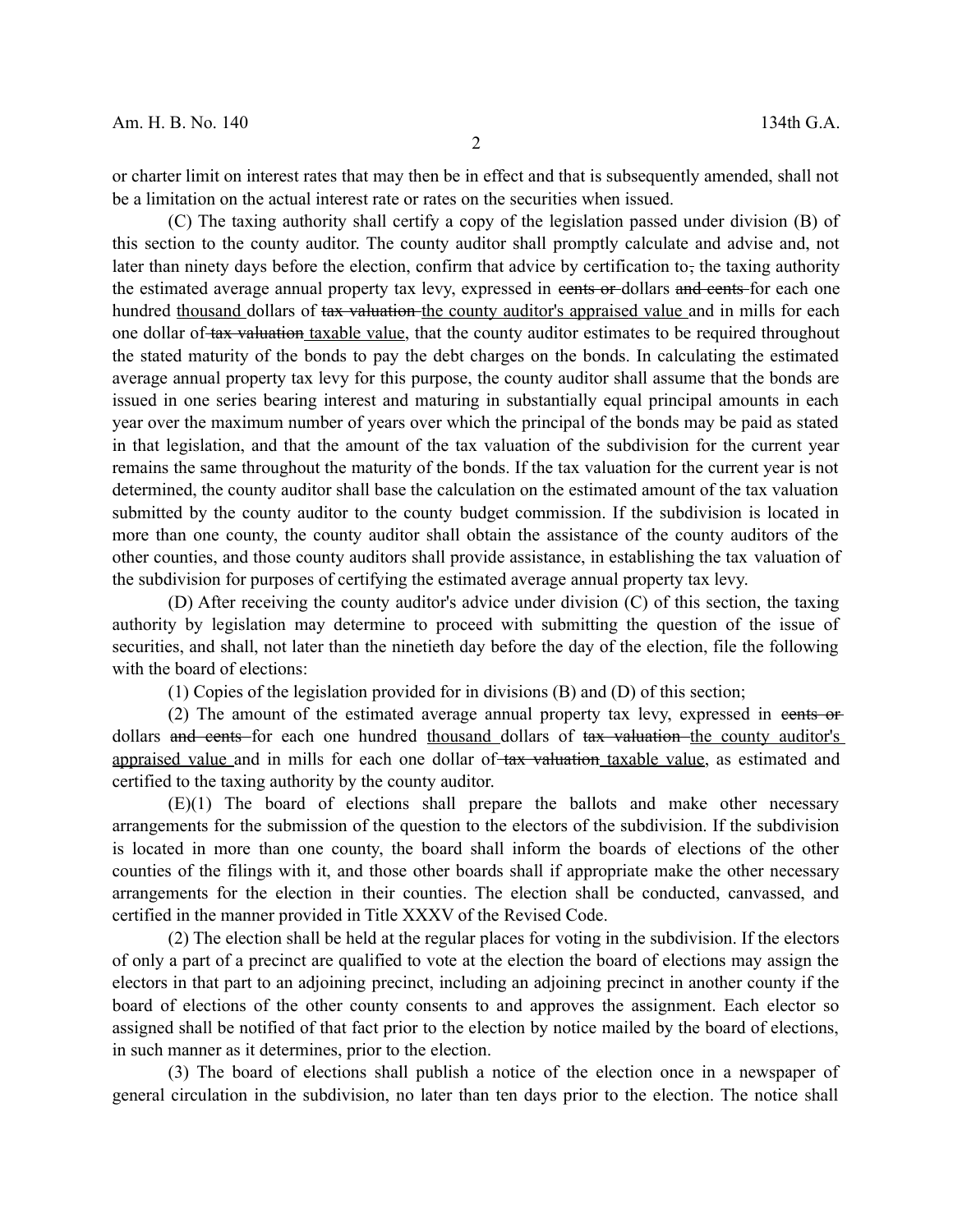or charter limit on interest rates that may then be in effect and that is subsequently amended, shall not be a limitation on the actual interest rate or rates on the securities when issued.

(C) The taxing authority shall certify a copy of the legislation passed under division (B) of this section to the county auditor. The county auditor shall promptly calculate and advise and, not later than ninety days before the election, confirm that advice by certification to~~,~~ the taxing authority the estimated average annual property tax levy, expressed in ~~cents or~~ dollars ~~and cents~~ for each one hundred <u>thousand</u> dollars of ~~tax valuation~~ <u>the county auditor's appraised value</u> and in mills for each one dollar of ~~tax valuation~~ <u>taxable value</u>, that the county auditor estimates to be required throughout the stated maturity of the bonds to pay the debt charges on the bonds. In calculating the estimated average annual property tax levy for this purpose, the county auditor shall assume that the bonds are issued in one series bearing interest and maturing in substantially equal principal amounts in each year over the maximum number of years over which the principal of the bonds may be paid as stated in that legislation, and that the amount of the tax valuation of the subdivision for the current year remains the same throughout the maturity of the bonds. If the tax valuation for the current year is not determined, the county auditor shall base the calculation on the estimated amount of the tax valuation submitted by the county auditor to the county budget commission. If the subdivision is located in more than one county, the county auditor shall obtain the assistance of the county auditors of the other counties, and those county auditors shall provide assistance, in establishing the tax valuation of the subdivision for purposes of certifying the estimated average annual property tax levy.

(D) After receiving the county auditor's advice under division (C) of this section, the taxing authority by legislation may determine to proceed with submitting the question of the issue of securities, and shall, not later than the ninetieth day before the day of the election, file the following with the board of elections:

(1) Copies of the legislation provided for in divisions (B) and (D) of this section;

(2) The amount of the estimated average annual property tax levy, expressed in ~~cents or~~ dollars ~~and cents~~ for each one hundred <u>thousand</u> dollars of ~~tax valuation~~ <u>the county auditor's appraised value</u> and in mills for each one dollar of ~~tax valuation~~ <u>taxable value</u>, as estimated and certified to the taxing authority by the county auditor.

(E)(1) The board of elections shall prepare the ballots and make other necessary arrangements for the submission of the question to the electors of the subdivision. If the subdivision is located in more than one county, the board shall inform the boards of elections of the other counties of the filings with it, and those other boards shall if appropriate make the other necessary arrangements for the election in their counties. The election shall be conducted, canvassed, and certified in the manner provided in Title XXXV of the Revised Code.

(2) The election shall be held at the regular places for voting in the subdivision. If the electors of only a part of a precinct are qualified to vote at the election the board of elections may assign the electors in that part to an adjoining precinct, including an adjoining precinct in another county if the board of elections of the other county consents to and approves the assignment. Each elector so assigned shall be notified of that fact prior to the election by notice mailed by the board of elections, in such manner as it determines, prior to the election.

(3) The board of elections shall publish a notice of the election once in a newspaper of general circulation in the subdivision, no later than ten days prior to the election. The notice shall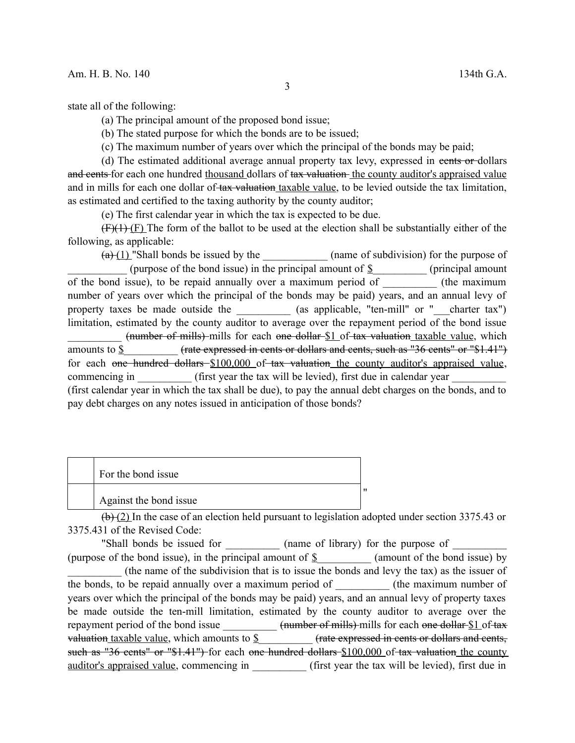state all of the following:

(a) The principal amount of the proposed bond issue;

(b) The stated purpose for which the bonds are to be issued;

(c) The maximum number of years over which the principal of the bonds may be paid;

(d) The estimated additional average annual property tax levy, expressed in ~~cents or~~ dollars ~~and cents~~ for each one hundred thousand dollars of ~~tax valuation~~ the county auditor's appraised value and in mills for each one dollar of ~~tax valuation~~ taxable value, to be levied outside the tax limitation, as estimated and certified to the taxing authority by the county auditor;

(e) The first calendar year in which the tax is expected to be due.

~~(F)(1)~~ (F) The form of the ballot to be used at the election shall be substantially either of the following, as applicable:

~~(a)~~ (1) "Shall bonds be issued by the ____________ (name of subdivision) for the purpose of ___________ (purpose of the bond issue) in the principal amount of $__________ (principal amount of the bond issue), to be repaid annually over a maximum period of __________ (the maximum number of years over which the principal of the bonds may be paid) years, and an annual levy of property taxes be made outside the __________ (as applicable, "ten-mill" or "___charter tax") limitation, estimated by the county auditor to average over the repayment period of the bond issue __________ ~~(number of mills)~~ mills for each ~~one dollar~~ $1 of ~~tax valuation~~ taxable value, which amounts to $__________ ~~(rate expressed in cents or dollars and cents, such as "36 cents" or "$1.41")~~ for each ~~one hundred dollars~~ $100,000 of ~~tax valuation~~ the county auditor's appraised value, commencing in __________ (first year the tax will be levied), first due in calendar year __________ (first calendar year in which the tax shall be due), to pay the annual debt charges on the bonds, and to pay debt charges on any notes issued in anticipation of those bonds?

| | |
|---|---|
| | For the bond issue |
| | Against the bond issue |

"

~~(b)~~ (2) In the case of an election held pursuant to legislation adopted under section 3375.43 or 3375.431 of the Revised Code:

"Shall bonds be issued for __________ (name of library) for the purpose of __________ (purpose of the bond issue), in the principal amount of $__________ (amount of the bond issue) by __________ (the name of the subdivision that is to issue the bonds and levy the tax) as the issuer of the bonds, to be repaid annually over a maximum period of __________ (the maximum number of years over which the principal of the bonds may be paid) years, and an annual levy of property taxes be made outside the ten-mill limitation, estimated by the county auditor to average over the repayment period of the bond issue __________ ~~(number of mills)~~ mills for each ~~one dollar~~ $1 of ~~tax valuation~~ taxable value, which amounts to $__________ ~~(rate expressed in cents or dollars and cents, such as "36 cents" or "$1.41")~~ for each ~~one hundred dollars~~ $100,000 of ~~tax valuation~~ the county auditor's appraised value, commencing in __________ (first year the tax will be levied), first due in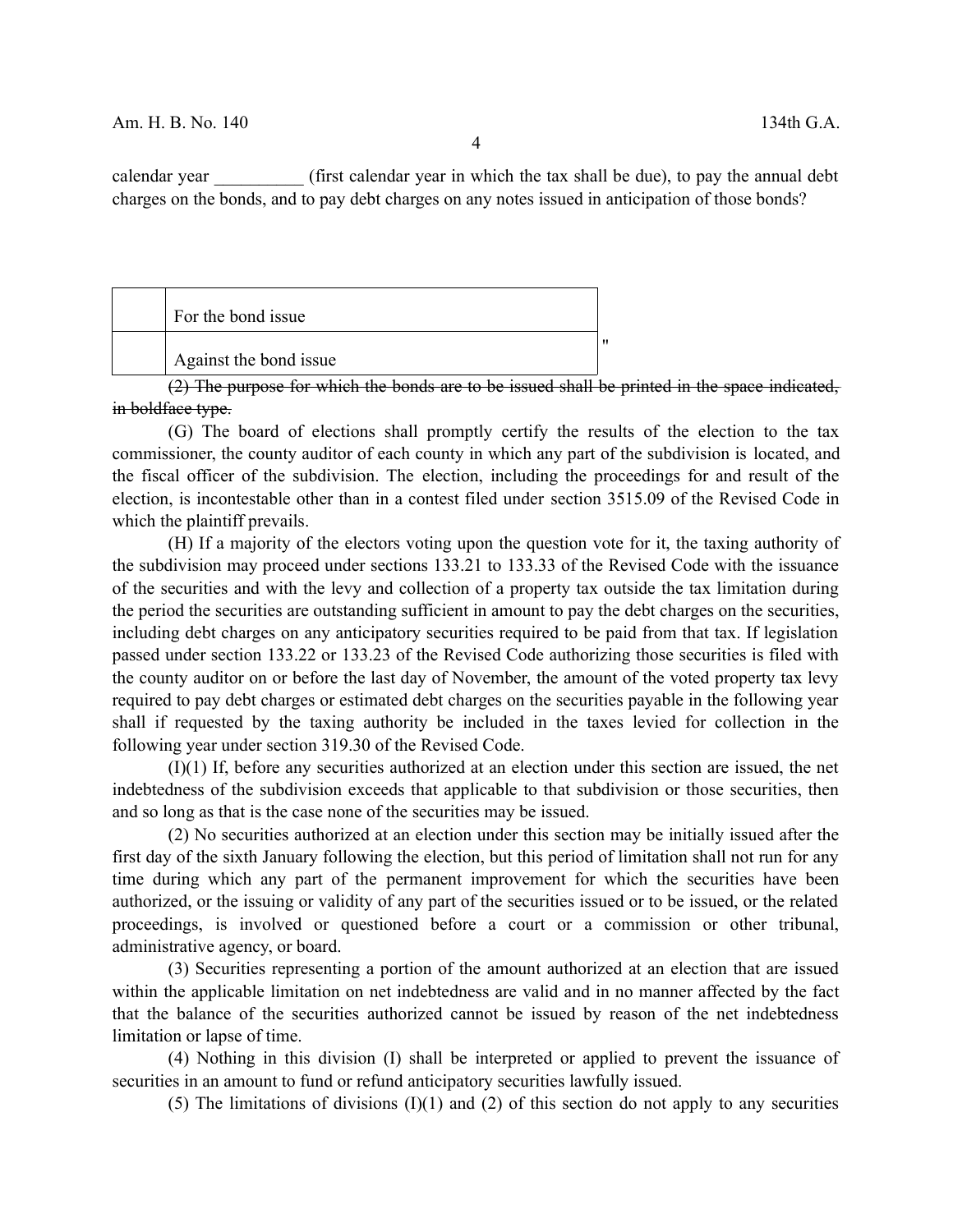calendar year __________ (first calendar year in which the tax shall be due), to pay the annual debt charges on the bonds, and to pay debt charges on any notes issued in anticipation of those bonds?

| | |
|---|---|
| | For the bond issue |
| | Against the bond issue |

"

~~(2) The purpose for which the bonds are to be issued shall be printed in the space indicated, in boldface type.~~

(G) The board of elections shall promptly certify the results of the election to the tax commissioner, the county auditor of each county in which any part of the subdivision is located, and the fiscal officer of the subdivision. The election, including the proceedings for and result of the election, is incontestable other than in a contest filed under section 3515.09 of the Revised Code in which the plaintiff prevails.

(H) If a majority of the electors voting upon the question vote for it, the taxing authority of the subdivision may proceed under sections 133.21 to 133.33 of the Revised Code with the issuance of the securities and with the levy and collection of a property tax outside the tax limitation during the period the securities are outstanding sufficient in amount to pay the debt charges on the securities, including debt charges on any anticipatory securities required to be paid from that tax. If legislation passed under section 133.22 or 133.23 of the Revised Code authorizing those securities is filed with the county auditor on or before the last day of November, the amount of the voted property tax levy required to pay debt charges or estimated debt charges on the securities payable in the following year shall if requested by the taxing authority be included in the taxes levied for collection in the following year under section 319.30 of the Revised Code.

(I)(1) If, before any securities authorized at an election under this section are issued, the net indebtedness of the subdivision exceeds that applicable to that subdivision or those securities, then and so long as that is the case none of the securities may be issued.

(2) No securities authorized at an election under this section may be initially issued after the first day of the sixth January following the election, but this period of limitation shall not run for any time during which any part of the permanent improvement for which the securities have been authorized, or the issuing or validity of any part of the securities issued or to be issued, or the related proceedings, is involved or questioned before a court or a commission or other tribunal, administrative agency, or board.

(3) Securities representing a portion of the amount authorized at an election that are issued within the applicable limitation on net indebtedness are valid and in no manner affected by the fact that the balance of the securities authorized cannot be issued by reason of the net indebtedness limitation or lapse of time.

(4) Nothing in this division (I) shall be interpreted or applied to prevent the issuance of securities in an amount to fund or refund anticipatory securities lawfully issued.

(5) The limitations of divisions (I)(1) and (2) of this section do not apply to any securities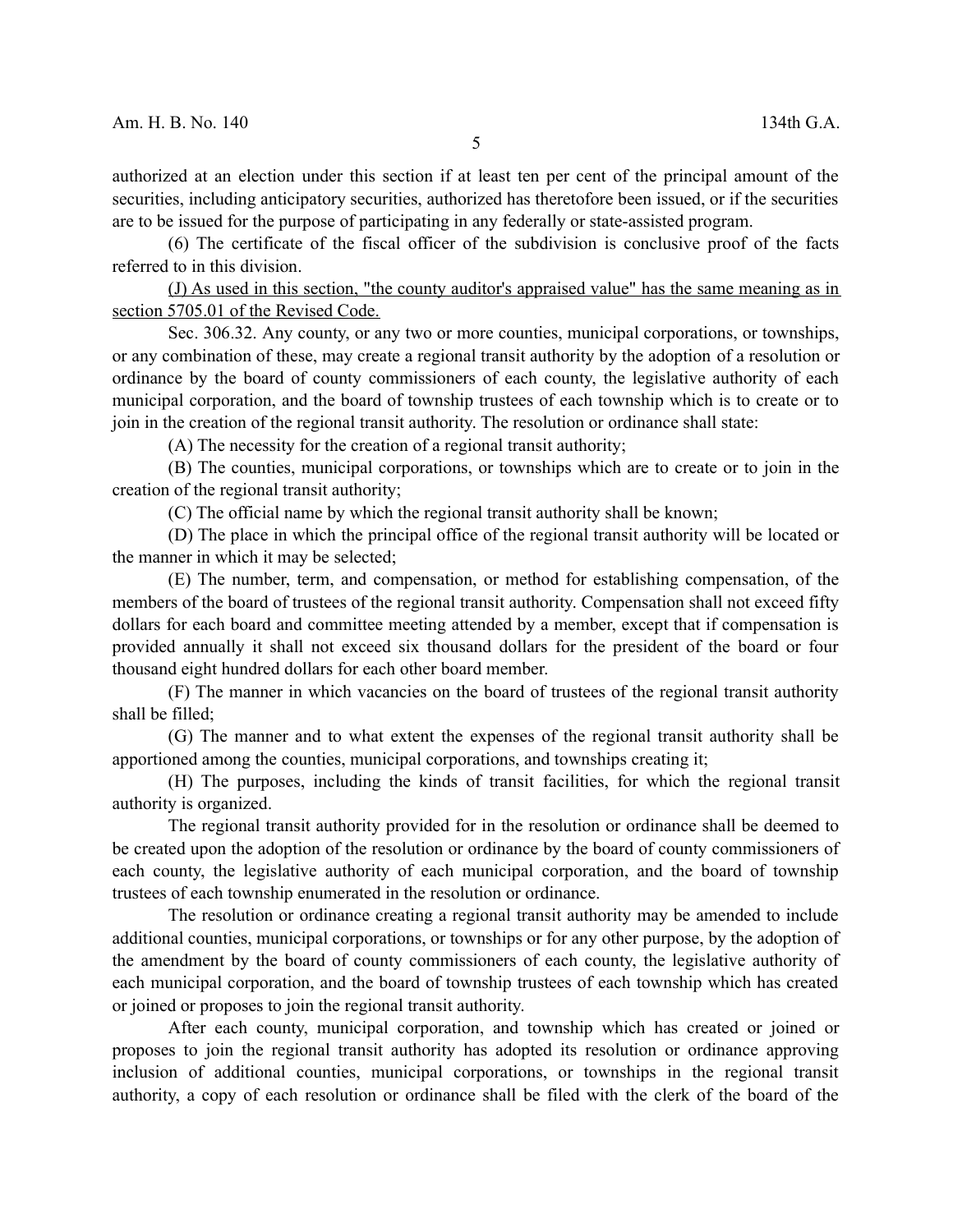authorized at an election under this section if at least ten per cent of the principal amount of the securities, including anticipatory securities, authorized has theretofore been issued, or if the securities are to be issued for the purpose of participating in any federally or state-assisted program.

(6) The certificate of the fiscal officer of the subdivision is conclusive proof of the facts referred to in this division.

<u>(J) As used in this section, "the county auditor's appraised value" has the same meaning as in section 5705.01 of the Revised Code.</u>

Sec. 306.32. Any county, or any two or more counties, municipal corporations, or townships, or any combination of these, may create a regional transit authority by the adoption of a resolution or ordinance by the board of county commissioners of each county, the legislative authority of each municipal corporation, and the board of township trustees of each township which is to create or to join in the creation of the regional transit authority. The resolution or ordinance shall state:

(A) The necessity for the creation of a regional transit authority;

(B) The counties, municipal corporations, or townships which are to create or to join in the creation of the regional transit authority;

(C) The official name by which the regional transit authority shall be known;

(D) The place in which the principal office of the regional transit authority will be located or the manner in which it may be selected;

(E) The number, term, and compensation, or method for establishing compensation, of the members of the board of trustees of the regional transit authority. Compensation shall not exceed fifty dollars for each board and committee meeting attended by a member, except that if compensation is provided annually it shall not exceed six thousand dollars for the president of the board or four thousand eight hundred dollars for each other board member.

(F) The manner in which vacancies on the board of trustees of the regional transit authority shall be filled;

(G) The manner and to what extent the expenses of the regional transit authority shall be apportioned among the counties, municipal corporations, and townships creating it;

(H) The purposes, including the kinds of transit facilities, for which the regional transit authority is organized.

The regional transit authority provided for in the resolution or ordinance shall be deemed to be created upon the adoption of the resolution or ordinance by the board of county commissioners of each county, the legislative authority of each municipal corporation, and the board of township trustees of each township enumerated in the resolution or ordinance.

The resolution or ordinance creating a regional transit authority may be amended to include additional counties, municipal corporations, or townships or for any other purpose, by the adoption of the amendment by the board of county commissioners of each county, the legislative authority of each municipal corporation, and the board of township trustees of each township which has created or joined or proposes to join the regional transit authority.

After each county, municipal corporation, and township which has created or joined or proposes to join the regional transit authority has adopted its resolution or ordinance approving inclusion of additional counties, municipal corporations, or townships in the regional transit authority, a copy of each resolution or ordinance shall be filed with the clerk of the board of the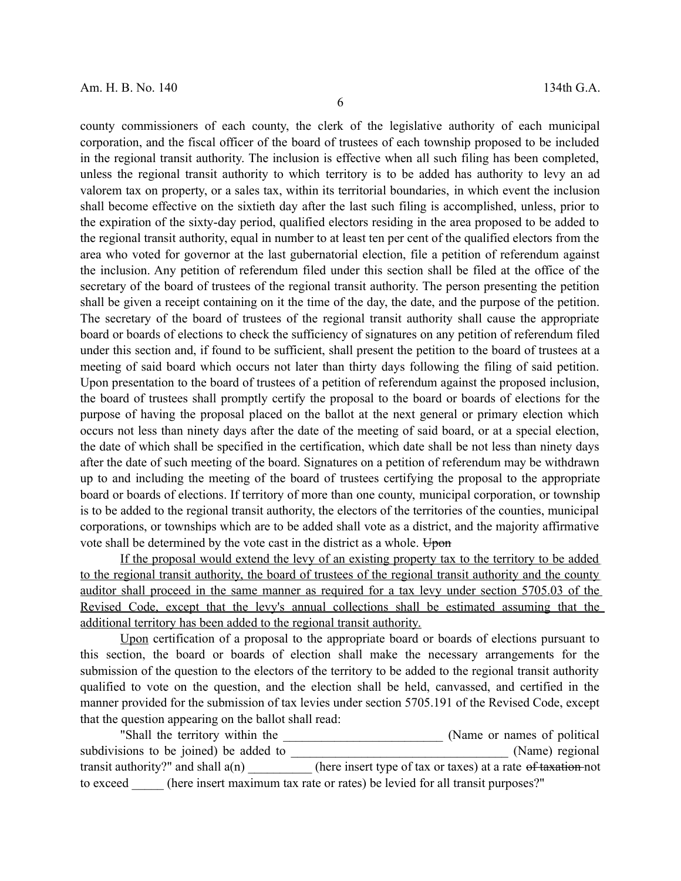county commissioners of each county, the clerk of the legislative authority of each municipal corporation, and the fiscal officer of the board of trustees of each township proposed to be included in the regional transit authority. The inclusion is effective when all such filing has been completed, unless the regional transit authority to which territory is to be added has authority to levy an ad valorem tax on property, or a sales tax, within its territorial boundaries, in which event the inclusion shall become effective on the sixtieth day after the last such filing is accomplished, unless, prior to the expiration of the sixty-day period, qualified electors residing in the area proposed to be added to the regional transit authority, equal in number to at least ten per cent of the qualified electors from the area who voted for governor at the last gubernatorial election, file a petition of referendum against the inclusion. Any petition of referendum filed under this section shall be filed at the office of the secretary of the board of trustees of the regional transit authority. The person presenting the petition shall be given a receipt containing on it the time of the day, the date, and the purpose of the petition. The secretary of the board of trustees of the regional transit authority shall cause the appropriate board or boards of elections to check the sufficiency of signatures on any petition of referendum filed under this section and, if found to be sufficient, shall present the petition to the board of trustees at a meeting of said board which occurs not later than thirty days following the filing of said petition. Upon presentation to the board of trustees of a petition of referendum against the proposed inclusion, the board of trustees shall promptly certify the proposal to the board or boards of elections for the purpose of having the proposal placed on the ballot at the next general or primary election which occurs not less than ninety days after the date of the meeting of said board, or at a special election, the date of which shall be specified in the certification, which date shall be not less than ninety days after the date of such meeting of the board. Signatures on a petition of referendum may be withdrawn up to and including the meeting of the board of trustees certifying the proposal to the appropriate board or boards of elections. If territory of more than one county, municipal corporation, or township is to be added to the regional transit authority, the electors of the territories of the counties, municipal corporations, or townships which are to be added shall vote as a district, and the majority affirmative vote shall be determined by the vote cast in the district as a whole. ~~Upon~~

<u>If the proposal would extend the levy of an existing property tax to the territory to be added to the regional transit authority, the board of trustees of the regional transit authority and the county auditor shall proceed in the same manner as required for a tax levy under section 5705.03 of the Revised Code, except that the levy's annual collections shall be estimated assuming that the additional territory has been added to the regional transit authority.</u>

<u>Upon</u> certification of a proposal to the appropriate board or boards of elections pursuant to this section, the board or boards of election shall make the necessary arrangements for the submission of the question to the electors of the territory to be added to the regional transit authority qualified to vote on the question, and the election shall be held, canvassed, and certified in the manner provided for the submission of tax levies under section 5705.191 of the Revised Code, except that the question appearing on the ballot shall read:

"Shall the territory within the _________________________ (Name or names of political subdivisions to be joined) be added to __________________________________ (Name) regional transit authority?" and shall a(n) __________ (here insert type of tax or taxes) at a rate ~~of taxation~~ not to exceed _____ (here insert maximum tax rate or rates) be levied for all transit purposes?"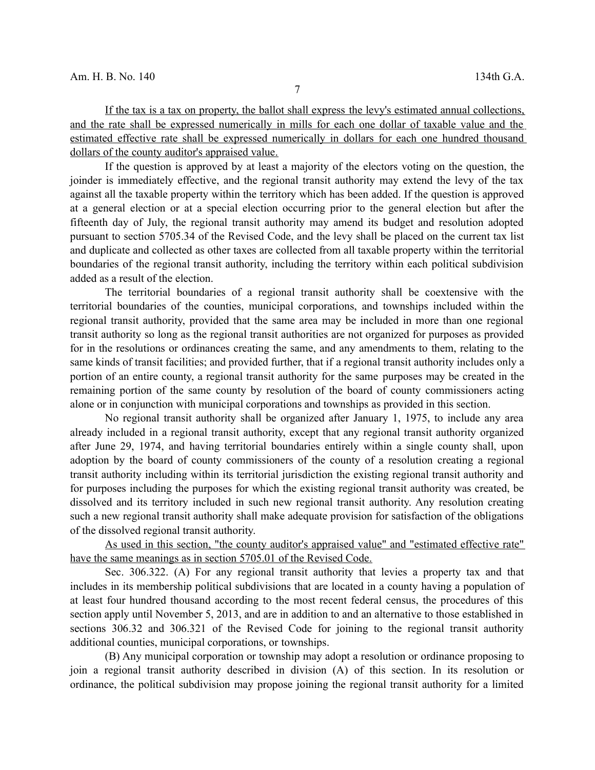If the tax is a tax on property, the ballot shall express the levy's estimated annual collections, and the rate shall be expressed numerically in mills for each one dollar of taxable value and the estimated effective rate shall be expressed numerically in dollars for each one hundred thousand dollars of the county auditor's appraised value.

If the question is approved by at least a majority of the electors voting on the question, the joinder is immediately effective, and the regional transit authority may extend the levy of the tax against all the taxable property within the territory which has been added. If the question is approved at a general election or at a special election occurring prior to the general election but after the fifteenth day of July, the regional transit authority may amend its budget and resolution adopted pursuant to section 5705.34 of the Revised Code, and the levy shall be placed on the current tax list and duplicate and collected as other taxes are collected from all taxable property within the territorial boundaries of the regional transit authority, including the territory within each political subdivision added as a result of the election.

The territorial boundaries of a regional transit authority shall be coextensive with the territorial boundaries of the counties, municipal corporations, and townships included within the regional transit authority, provided that the same area may be included in more than one regional transit authority so long as the regional transit authorities are not organized for purposes as provided for in the resolutions or ordinances creating the same, and any amendments to them, relating to the same kinds of transit facilities; and provided further, that if a regional transit authority includes only a portion of an entire county, a regional transit authority for the same purposes may be created in the remaining portion of the same county by resolution of the board of county commissioners acting alone or in conjunction with municipal corporations and townships as provided in this section.

No regional transit authority shall be organized after January 1, 1975, to include any area already included in a regional transit authority, except that any regional transit authority organized after June 29, 1974, and having territorial boundaries entirely within a single county shall, upon adoption by the board of county commissioners of the county of a resolution creating a regional transit authority including within its territorial jurisdiction the existing regional transit authority and for purposes including the purposes for which the existing regional transit authority was created, be dissolved and its territory included in such new regional transit authority. Any resolution creating such a new regional transit authority shall make adequate provision for satisfaction of the obligations of the dissolved regional transit authority.

As used in this section, "the county auditor's appraised value" and "estimated effective rate" have the same meanings as in section 5705.01 of the Revised Code.

Sec. 306.322. (A) For any regional transit authority that levies a property tax and that includes in its membership political subdivisions that are located in a county having a population of at least four hundred thousand according to the most recent federal census, the procedures of this section apply until November 5, 2013, and are in addition to and an alternative to those established in sections 306.32 and 306.321 of the Revised Code for joining to the regional transit authority additional counties, municipal corporations, or townships.

(B) Any municipal corporation or township may adopt a resolution or ordinance proposing to join a regional transit authority described in division (A) of this section. In its resolution or ordinance, the political subdivision may propose joining the regional transit authority for a limited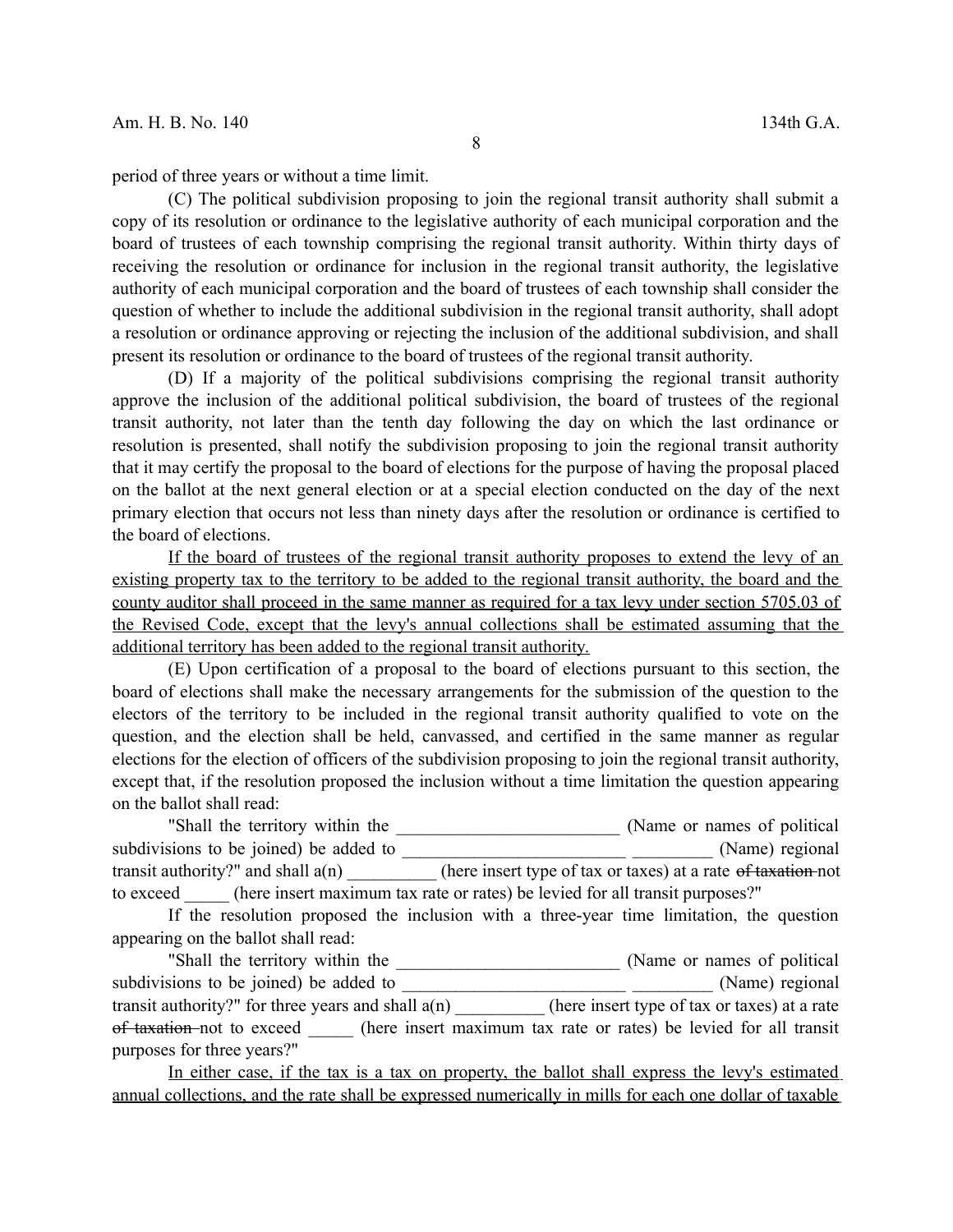period of three years or without a time limit.

(C) The political subdivision proposing to join the regional transit authority shall submit a copy of its resolution or ordinance to the legislative authority of each municipal corporation and the board of trustees of each township comprising the regional transit authority. Within thirty days of receiving the resolution or ordinance for inclusion in the regional transit authority, the legislative authority of each municipal corporation and the board of trustees of each township shall consider the question of whether to include the additional subdivision in the regional transit authority, shall adopt a resolution or ordinance approving or rejecting the inclusion of the additional subdivision, and shall present its resolution or ordinance to the board of trustees of the regional transit authority.

(D) If a majority of the political subdivisions comprising the regional transit authority approve the inclusion of the additional political subdivision, the board of trustees of the regional transit authority, not later than the tenth day following the day on which the last ordinance or resolution is presented, shall notify the subdivision proposing to join the regional transit authority that it may certify the proposal to the board of elections for the purpose of having the proposal placed on the ballot at the next general election or at a special election conducted on the day of the next primary election that occurs not less than ninety days after the resolution or ordinance is certified to the board of elections.

<u>If the board of trustees of the regional transit authority proposes to extend the levy of an existing property tax to the territory to be added to the regional transit authority, the board and the county auditor shall proceed in the same manner as required for a tax levy under section 5705.03 of the Revised Code, except that the levy's annual collections shall be estimated assuming that the additional territory has been added to the regional transit authority.</u>

(E) Upon certification of a proposal to the board of elections pursuant to this section, the board of elections shall make the necessary arrangements for the submission of the question to the electors of the territory to be included in the regional transit authority qualified to vote on the question, and the election shall be held, canvassed, and certified in the same manner as regular elections for the election of officers of the subdivision proposing to join the regional transit authority, except that, if the resolution proposed the inclusion without a time limitation the question appearing on the ballot shall read:

"Shall the territory within the _________________________ (Name or names of political subdivisions to be joined) be added to _________________________ _________ (Name) regional transit authority?" and shall a(n) __________ (here insert type of tax or taxes) at a rate ~~of taxation~~ not to exceed _____ (here insert maximum tax rate or rates) be levied for all transit purposes?"

If the resolution proposed the inclusion with a three-year time limitation, the question appearing on the ballot shall read:

"Shall the territory within the _________________________ (Name or names of political subdivisions to be joined) be added to _________________________ _________ (Name) regional transit authority?" for three years and shall a(n) __________ (here insert type of tax or taxes) at a rate ~~of taxation~~ not to exceed _____ (here insert maximum tax rate or rates) be levied for all transit purposes for three years?"

<u>In either case, if the tax is a tax on property, the ballot shall express the levy's estimated annual collections, and the rate shall be expressed numerically in mills for each one dollar of taxable</u>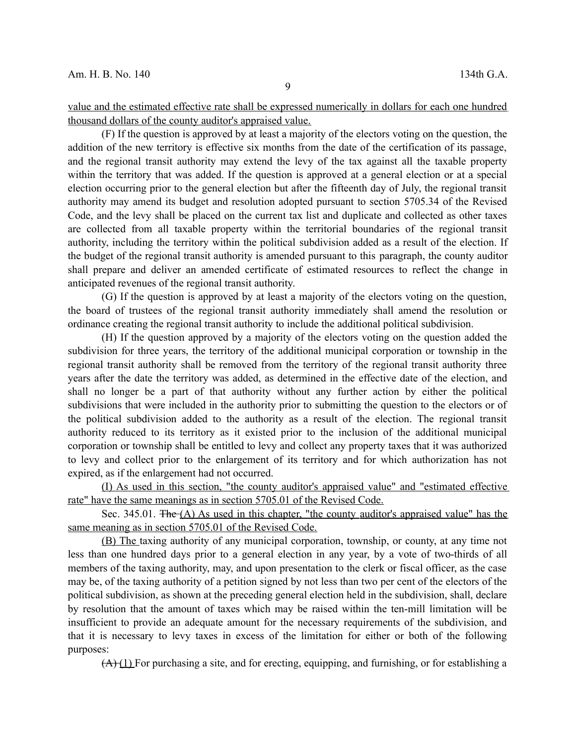value and the estimated effective rate shall be expressed numerically in dollars for each one hundred thousand dollars of the county auditor's appraised value.

(F) If the question is approved by at least a majority of the electors voting on the question, the addition of the new territory is effective six months from the date of the certification of its passage, and the regional transit authority may extend the levy of the tax against all the taxable property within the territory that was added. If the question is approved at a general election or at a special election occurring prior to the general election but after the fifteenth day of July, the regional transit authority may amend its budget and resolution adopted pursuant to section 5705.34 of the Revised Code, and the levy shall be placed on the current tax list and duplicate and collected as other taxes are collected from all taxable property within the territorial boundaries of the regional transit authority, including the territory within the political subdivision added as a result of the election. If the budget of the regional transit authority is amended pursuant to this paragraph, the county auditor shall prepare and deliver an amended certificate of estimated resources to reflect the change in anticipated revenues of the regional transit authority.

(G) If the question is approved by at least a majority of the electors voting on the question, the board of trustees of the regional transit authority immediately shall amend the resolution or ordinance creating the regional transit authority to include the additional political subdivision.

(H) If the question approved by a majority of the electors voting on the question added the subdivision for three years, the territory of the additional municipal corporation or township in the regional transit authority shall be removed from the territory of the regional transit authority three years after the date the territory was added, as determined in the effective date of the election, and shall no longer be a part of that authority without any further action by either the political subdivisions that were included in the authority prior to submitting the question to the electors or of the political subdivision added to the authority as a result of the election. The regional transit authority reduced to its territory as it existed prior to the inclusion of the additional municipal corporation or township shall be entitled to levy and collect any property taxes that it was authorized to levy and collect prior to the enlargement of its territory and for which authorization has not expired, as if the enlargement had not occurred.

(I) As used in this section, "the county auditor's appraised value" and "estimated effective rate" have the same meanings as in section 5705.01 of the Revised Code.

Sec. 345.01. ~~The~~ (A) As used in this chapter, "the county auditor's appraised value" has the same meaning as in section 5705.01 of the Revised Code.

(B) The taxing authority of any municipal corporation, township, or county, at any time not less than one hundred days prior to a general election in any year, by a vote of two-thirds of all members of the taxing authority, may, and upon presentation to the clerk or fiscal officer, as the case may be, of the taxing authority of a petition signed by not less than two per cent of the electors of the political subdivision, as shown at the preceding general election held in the subdivision, shall, declare by resolution that the amount of taxes which may be raised within the ten-mill limitation will be insufficient to provide an adequate amount for the necessary requirements of the subdivision, and that it is necessary to levy taxes in excess of the limitation for either or both of the following purposes:

~~(A)~~ (1) For purchasing a site, and for erecting, equipping, and furnishing, or for establishing a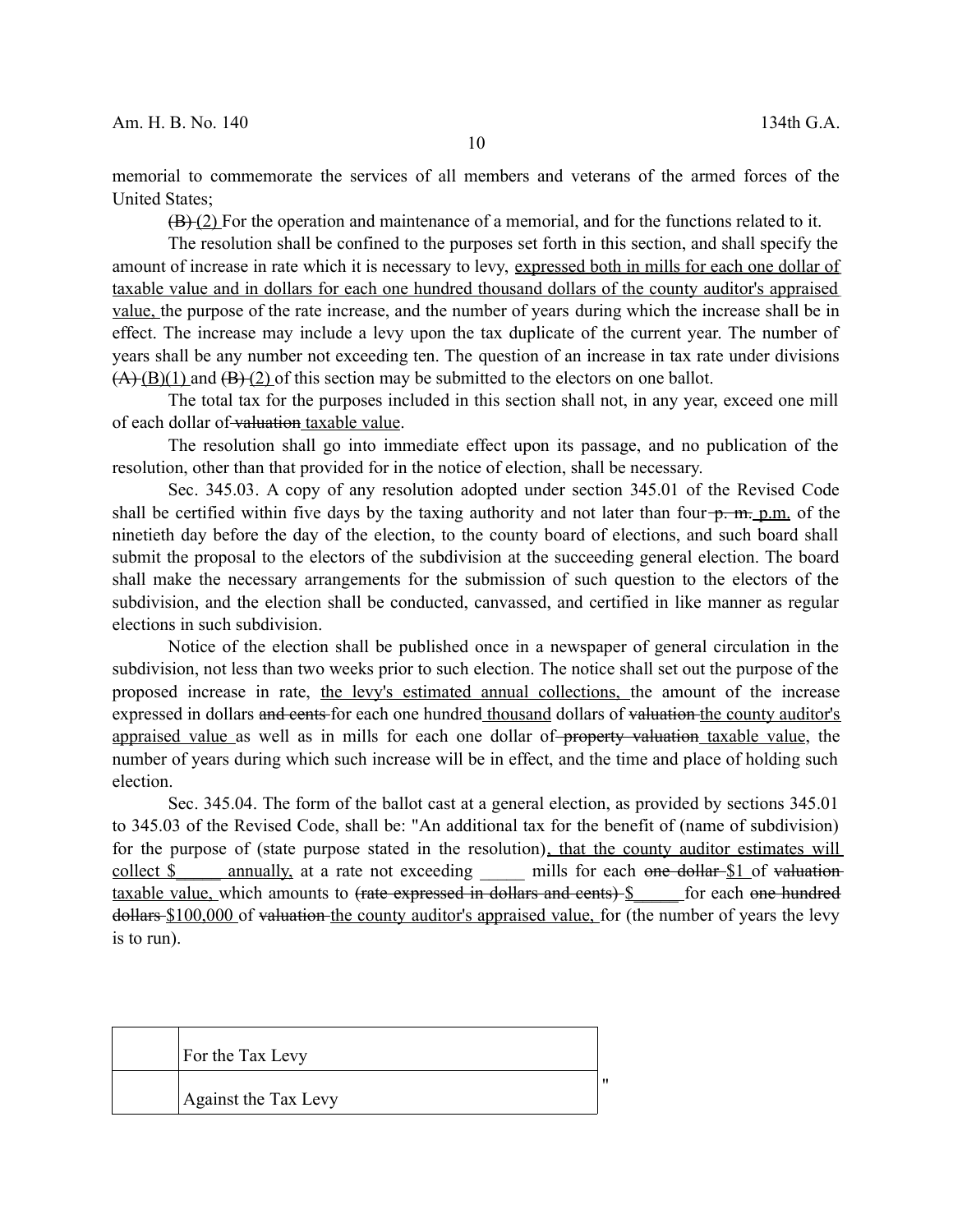memorial to commemorate the services of all members and veterans of the armed forces of the United States;

~~(B)~~ (2) For the operation and maintenance of a memorial, and for the functions related to it.

The resolution shall be confined to the purposes set forth in this section, and shall specify the amount of increase in rate which it is necessary to levy, <u>expressed both in mills for each one dollar of taxable value and in dollars for each one hundred thousand dollars of the county auditor's appraised value,</u> the purpose of the rate increase, and the number of years during which the increase shall be in effect. The increase may include a levy upon the tax duplicate of the current year. The number of years shall be any number not exceeding ten. The question of an increase in tax rate under divisions ~~(A)~~ <u>(B)(1)</u> and ~~(B)~~ <u>(2)</u> of this section may be submitted to the electors on one ballot.

The total tax for the purposes included in this section shall not, in any year, exceed one mill of each dollar of ~~valuation~~ <u>taxable value</u>.

The resolution shall go into immediate effect upon its passage, and no publication of the resolution, other than that provided for in the notice of election, shall be necessary.

Sec. 345.03. A copy of any resolution adopted under section 345.01 of the Revised Code shall be certified within five days by the taxing authority and not later than four ~~p. m.~~ <u>p.m.</u> of the ninetieth day before the day of the election, to the county board of elections, and such board shall submit the proposal to the electors of the subdivision at the succeeding general election. The board shall make the necessary arrangements for the submission of such question to the electors of the subdivision, and the election shall be conducted, canvassed, and certified in like manner as regular elections in such subdivision.

Notice of the election shall be published once in a newspaper of general circulation in the subdivision, not less than two weeks prior to such election. The notice shall set out the purpose of the proposed increase in rate, <u>the levy's estimated annual collections,</u> the amount of the increase expressed in dollars ~~and cents~~ for each one hundred <u>thousand</u> dollars of ~~valuation~~ <u>the county auditor's appraised value</u> as well as in mills for each one dollar of ~~property valuation~~ <u>taxable value</u>, the number of years during which such increase will be in effect, and the time and place of holding such election.

Sec. 345.04. The form of the ballot cast at a general election, as provided by sections 345.01 to 345.03 of the Revised Code, shall be: "An additional tax for the benefit of (name of subdivision) for the purpose of (state purpose stated in the resolution)<u>, that the county auditor estimates will collect $_____ annually,</u> at a rate not exceeding _____ mills for each ~~one dollar~~ <u>$1</u> of ~~valuation~~ <u>taxable value,</u> which amounts to ~~(rate expressed in dollars and cents)~~ <u>$_____</u> for each ~~one hundred dollars~~ <u>$100,000</u> of ~~valuation~~ <u>the county auditor's appraised value,</u> for (the number of years the levy is to run).

| | |
|---|---|
| | For the Tax Levy |
| | Against the Tax Levy |

"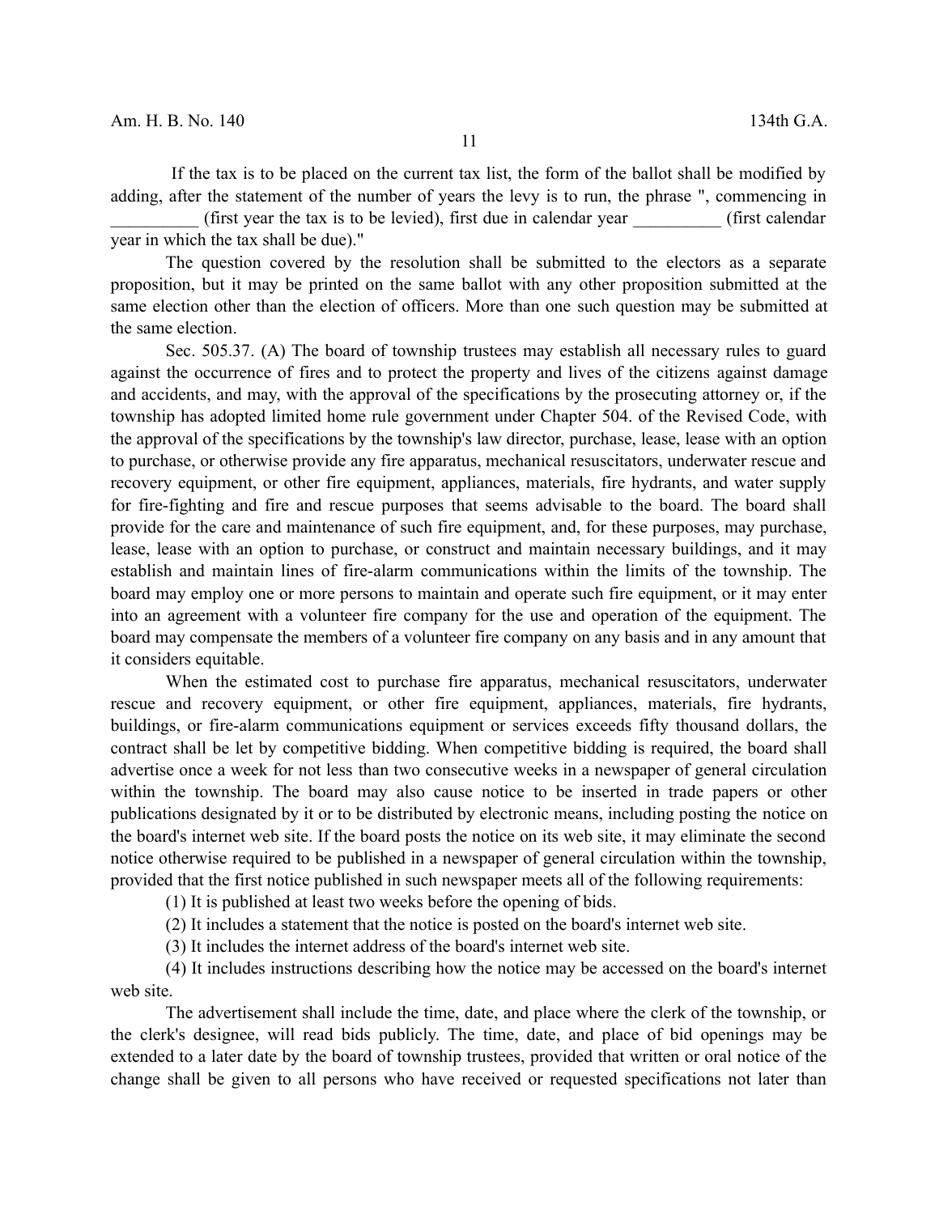If the tax is to be placed on the current tax list, the form of the ballot shall be modified by adding, after the statement of the number of years the levy is to run, the phrase ", commencing in __________ (first year the tax is to be levied), first due in calendar year __________ (first calendar year in which the tax shall be due)."

The question covered by the resolution shall be submitted to the electors as a separate proposition, but it may be printed on the same ballot with any other proposition submitted at the same election other than the election of officers. More than one such question may be submitted at the same election.

Sec. 505.37. (A) The board of township trustees may establish all necessary rules to guard against the occurrence of fires and to protect the property and lives of the citizens against damage and accidents, and may, with the approval of the specifications by the prosecuting attorney or, if the township has adopted limited home rule government under Chapter 504. of the Revised Code, with the approval of the specifications by the township's law director, purchase, lease, lease with an option to purchase, or otherwise provide any fire apparatus, mechanical resuscitators, underwater rescue and recovery equipment, or other fire equipment, appliances, materials, fire hydrants, and water supply for fire-fighting and fire and rescue purposes that seems advisable to the board. The board shall provide for the care and maintenance of such fire equipment, and, for these purposes, may purchase, lease, lease with an option to purchase, or construct and maintain necessary buildings, and it may establish and maintain lines of fire-alarm communications within the limits of the township. The board may employ one or more persons to maintain and operate such fire equipment, or it may enter into an agreement with a volunteer fire company for the use and operation of the equipment. The board may compensate the members of a volunteer fire company on any basis and in any amount that it considers equitable.

When the estimated cost to purchase fire apparatus, mechanical resuscitators, underwater rescue and recovery equipment, or other fire equipment, appliances, materials, fire hydrants, buildings, or fire-alarm communications equipment or services exceeds fifty thousand dollars, the contract shall be let by competitive bidding. When competitive bidding is required, the board shall advertise once a week for not less than two consecutive weeks in a newspaper of general circulation within the township. The board may also cause notice to be inserted in trade papers or other publications designated by it or to be distributed by electronic means, including posting the notice on the board's internet web site. If the board posts the notice on its web site, it may eliminate the second notice otherwise required to be published in a newspaper of general circulation within the township, provided that the first notice published in such newspaper meets all of the following requirements:

(1) It is published at least two weeks before the opening of bids.

(2) It includes a statement that the notice is posted on the board's internet web site.

(3) It includes the internet address of the board's internet web site.

(4) It includes instructions describing how the notice may be accessed on the board's internet web site.

The advertisement shall include the time, date, and place where the clerk of the township, or the clerk's designee, will read bids publicly. The time, date, and place of bid openings may be extended to a later date by the board of township trustees, provided that written or oral notice of the change shall be given to all persons who have received or requested specifications not later than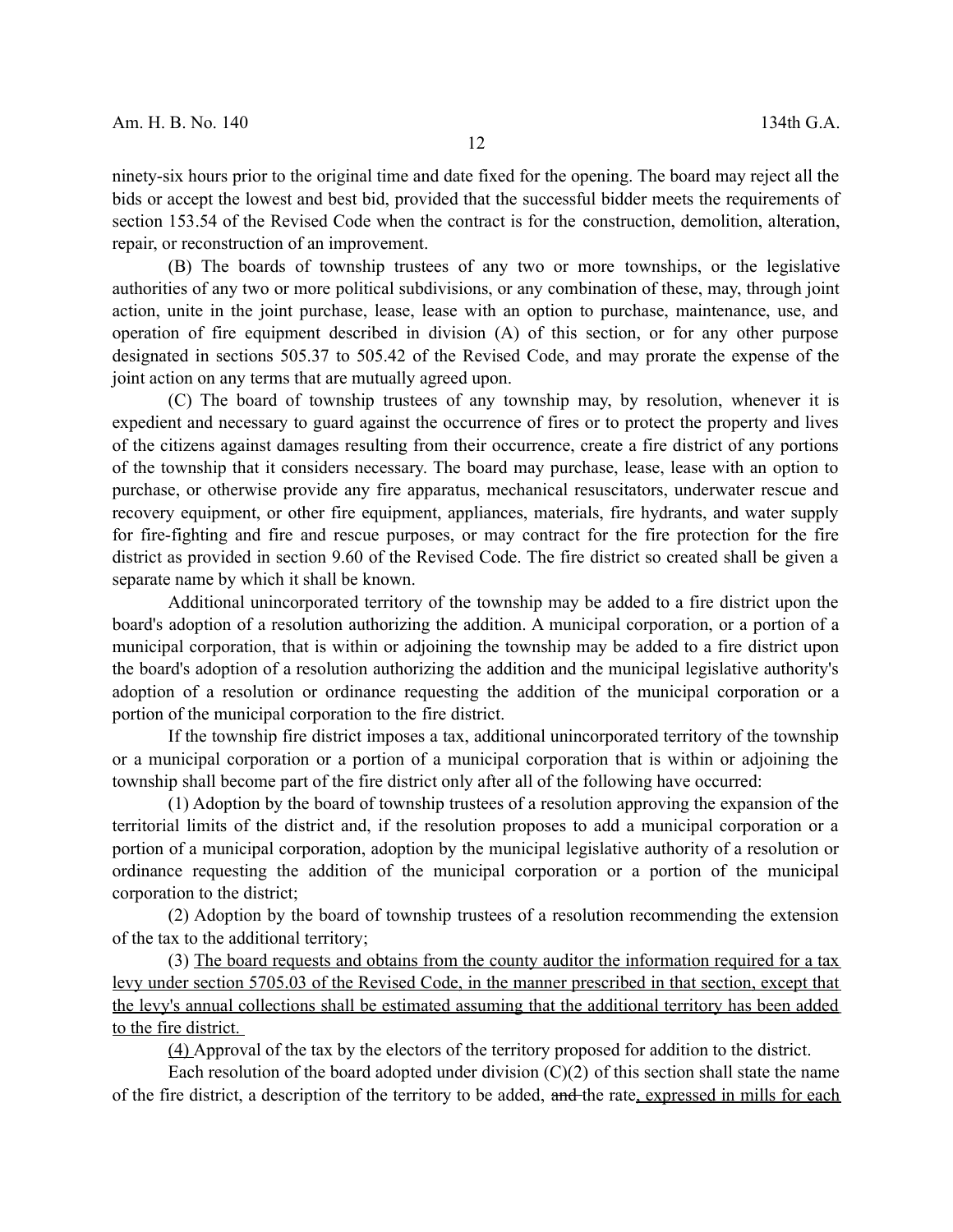ninety-six hours prior to the original time and date fixed for the opening. The board may reject all the bids or accept the lowest and best bid, provided that the successful bidder meets the requirements of section 153.54 of the Revised Code when the contract is for the construction, demolition, alteration, repair, or reconstruction of an improvement.

(B) The boards of township trustees of any two or more townships, or the legislative authorities of any two or more political subdivisions, or any combination of these, may, through joint action, unite in the joint purchase, lease, lease with an option to purchase, maintenance, use, and operation of fire equipment described in division (A) of this section, or for any other purpose designated in sections 505.37 to 505.42 of the Revised Code, and may prorate the expense of the joint action on any terms that are mutually agreed upon.

(C) The board of township trustees of any township may, by resolution, whenever it is expedient and necessary to guard against the occurrence of fires or to protect the property and lives of the citizens against damages resulting from their occurrence, create a fire district of any portions of the township that it considers necessary. The board may purchase, lease, lease with an option to purchase, or otherwise provide any fire apparatus, mechanical resuscitators, underwater rescue and recovery equipment, or other fire equipment, appliances, materials, fire hydrants, and water supply for fire-fighting and fire and rescue purposes, or may contract for the fire protection for the fire district as provided in section 9.60 of the Revised Code. The fire district so created shall be given a separate name by which it shall be known.

Additional unincorporated territory of the township may be added to a fire district upon the board's adoption of a resolution authorizing the addition. A municipal corporation, or a portion of a municipal corporation, that is within or adjoining the township may be added to a fire district upon the board's adoption of a resolution authorizing the addition and the municipal legislative authority's adoption of a resolution or ordinance requesting the addition of the municipal corporation or a portion of the municipal corporation to the fire district.

If the township fire district imposes a tax, additional unincorporated territory of the township or a municipal corporation or a portion of a municipal corporation that is within or adjoining the township shall become part of the fire district only after all of the following have occurred:

(1) Adoption by the board of township trustees of a resolution approving the expansion of the territorial limits of the district and, if the resolution proposes to add a municipal corporation or a portion of a municipal corporation, adoption by the municipal legislative authority of a resolution or ordinance requesting the addition of the municipal corporation or a portion of the municipal corporation to the district;

(2) Adoption by the board of township trustees of a resolution recommending the extension of the tax to the additional territory;

(3) <u>The board requests and obtains from the county auditor the information required for a tax levy under section 5705.03 of the Revised Code, in the manner prescribed in that section, except that the levy's annual collections shall be estimated assuming that the additional territory has been added to the fire district.</u>

<u>(4)</u> Approval of the tax by the electors of the territory proposed for addition to the district.

Each resolution of the board adopted under division (C)(2) of this section shall state the name of the fire district, a description of the territory to be added, ~~and~~ the rate<u>, expressed in mills for each</u>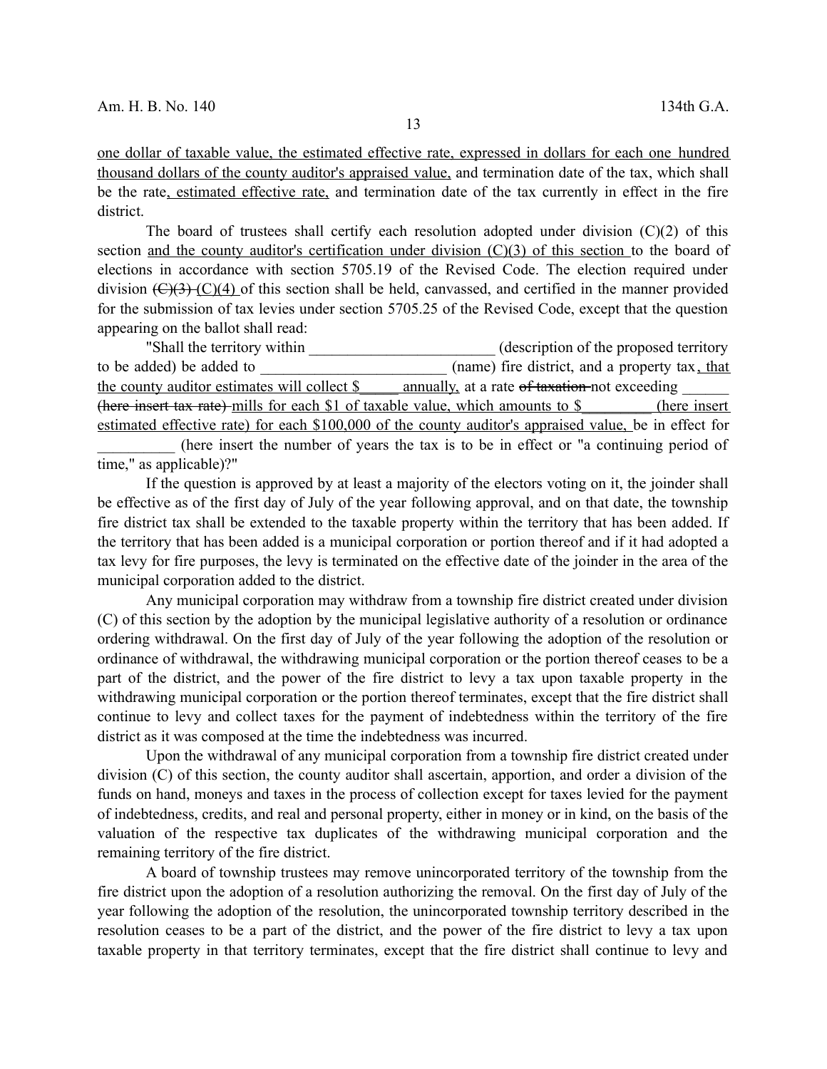one dollar of taxable value, the estimated effective rate, expressed in dollars for each one hundred thousand dollars of the county auditor's appraised value, and termination date of the tax, which shall be the rate, estimated effective rate, and termination date of the tax currently in effect in the fire district.

The board of trustees shall certify each resolution adopted under division (C)(2) of this section and the county auditor's certification under division (C)(3) of this section to the board of elections in accordance with section 5705.19 of the Revised Code. The election required under division ~~(C)(3)~~ (C)(4) of this section shall be held, canvassed, and certified in the manner provided for the submission of tax levies under section 5705.25 of the Revised Code, except that the question appearing on the ballot shall read:

"Shall the territory within ________________________ (description of the proposed territory to be added) be added to ________________________ (name) fire district, and a property tax, that the county auditor estimates will collect $_____ annually, at a rate ~~of taxation~~ not exceeding ______ ~~(here insert tax rate)~~ mills for each $1 of taxable value, which amounts to $_________ (here insert estimated effective rate) for each $100,000 of the county auditor's appraised value, be in effect for __________ (here insert the number of years the tax is to be in effect or "a continuing period of time," as applicable)?"

If the question is approved by at least a majority of the electors voting on it, the joinder shall be effective as of the first day of July of the year following approval, and on that date, the township fire district tax shall be extended to the taxable property within the territory that has been added. If the territory that has been added is a municipal corporation or portion thereof and if it had adopted a tax levy for fire purposes, the levy is terminated on the effective date of the joinder in the area of the municipal corporation added to the district.

Any municipal corporation may withdraw from a township fire district created under division (C) of this section by the adoption by the municipal legislative authority of a resolution or ordinance ordering withdrawal. On the first day of July of the year following the adoption of the resolution or ordinance of withdrawal, the withdrawing municipal corporation or the portion thereof ceases to be a part of the district, and the power of the fire district to levy a tax upon taxable property in the withdrawing municipal corporation or the portion thereof terminates, except that the fire district shall continue to levy and collect taxes for the payment of indebtedness within the territory of the fire district as it was composed at the time the indebtedness was incurred.

Upon the withdrawal of any municipal corporation from a township fire district created under division (C) of this section, the county auditor shall ascertain, apportion, and order a division of the funds on hand, moneys and taxes in the process of collection except for taxes levied for the payment of indebtedness, credits, and real and personal property, either in money or in kind, on the basis of the valuation of the respective tax duplicates of the withdrawing municipal corporation and the remaining territory of the fire district.

A board of township trustees may remove unincorporated territory of the township from the fire district upon the adoption of a resolution authorizing the removal. On the first day of July of the year following the adoption of the resolution, the unincorporated township territory described in the resolution ceases to be a part of the district, and the power of the fire district to levy a tax upon taxable property in that territory terminates, except that the fire district shall continue to levy and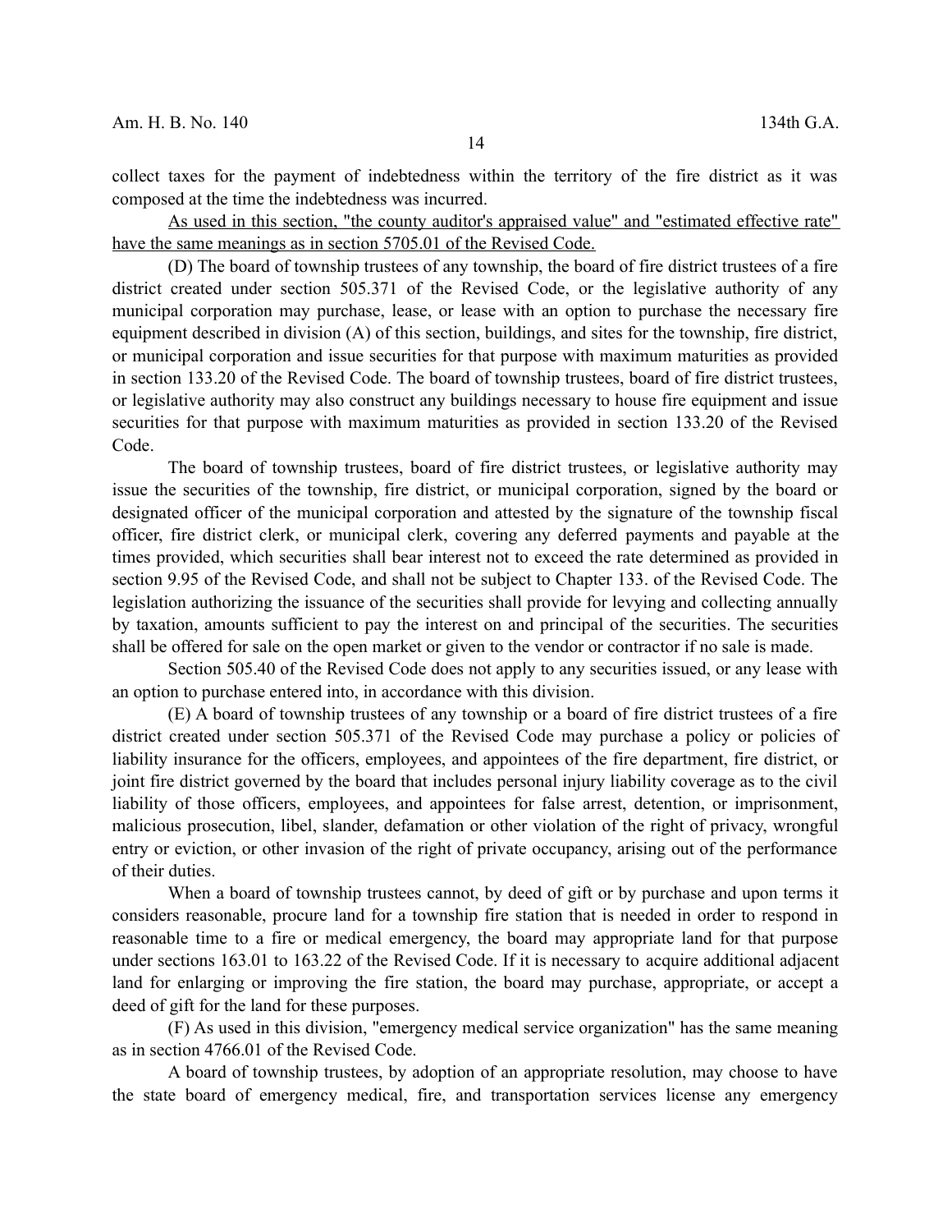collect taxes for the payment of indebtedness within the territory of the fire district as it was composed at the time the indebtedness was incurred.

<u>As used in this section, "the county auditor's appraised value" and "estimated effective rate" have the same meanings as in section 5705.01 of the Revised Code.</u>

(D) The board of township trustees of any township, the board of fire district trustees of a fire district created under section 505.371 of the Revised Code, or the legislative authority of any municipal corporation may purchase, lease, or lease with an option to purchase the necessary fire equipment described in division (A) of this section, buildings, and sites for the township, fire district, or municipal corporation and issue securities for that purpose with maximum maturities as provided in section 133.20 of the Revised Code. The board of township trustees, board of fire district trustees, or legislative authority may also construct any buildings necessary to house fire equipment and issue securities for that purpose with maximum maturities as provided in section 133.20 of the Revised Code.

The board of township trustees, board of fire district trustees, or legislative authority may issue the securities of the township, fire district, or municipal corporation, signed by the board or designated officer of the municipal corporation and attested by the signature of the township fiscal officer, fire district clerk, or municipal clerk, covering any deferred payments and payable at the times provided, which securities shall bear interest not to exceed the rate determined as provided in section 9.95 of the Revised Code, and shall not be subject to Chapter 133. of the Revised Code. The legislation authorizing the issuance of the securities shall provide for levying and collecting annually by taxation, amounts sufficient to pay the interest on and principal of the securities. The securities shall be offered for sale on the open market or given to the vendor or contractor if no sale is made.

Section 505.40 of the Revised Code does not apply to any securities issued, or any lease with an option to purchase entered into, in accordance with this division.

(E) A board of township trustees of any township or a board of fire district trustees of a fire district created under section 505.371 of the Revised Code may purchase a policy or policies of liability insurance for the officers, employees, and appointees of the fire department, fire district, or joint fire district governed by the board that includes personal injury liability coverage as to the civil liability of those officers, employees, and appointees for false arrest, detention, or imprisonment, malicious prosecution, libel, slander, defamation or other violation of the right of privacy, wrongful entry or eviction, or other invasion of the right of private occupancy, arising out of the performance of their duties.

When a board of township trustees cannot, by deed of gift or by purchase and upon terms it considers reasonable, procure land for a township fire station that is needed in order to respond in reasonable time to a fire or medical emergency, the board may appropriate land for that purpose under sections 163.01 to 163.22 of the Revised Code. If it is necessary to acquire additional adjacent land for enlarging or improving the fire station, the board may purchase, appropriate, or accept a deed of gift for the land for these purposes.

(F) As used in this division, "emergency medical service organization" has the same meaning as in section 4766.01 of the Revised Code.

A board of township trustees, by adoption of an appropriate resolution, may choose to have the state board of emergency medical, fire, and transportation services license any emergency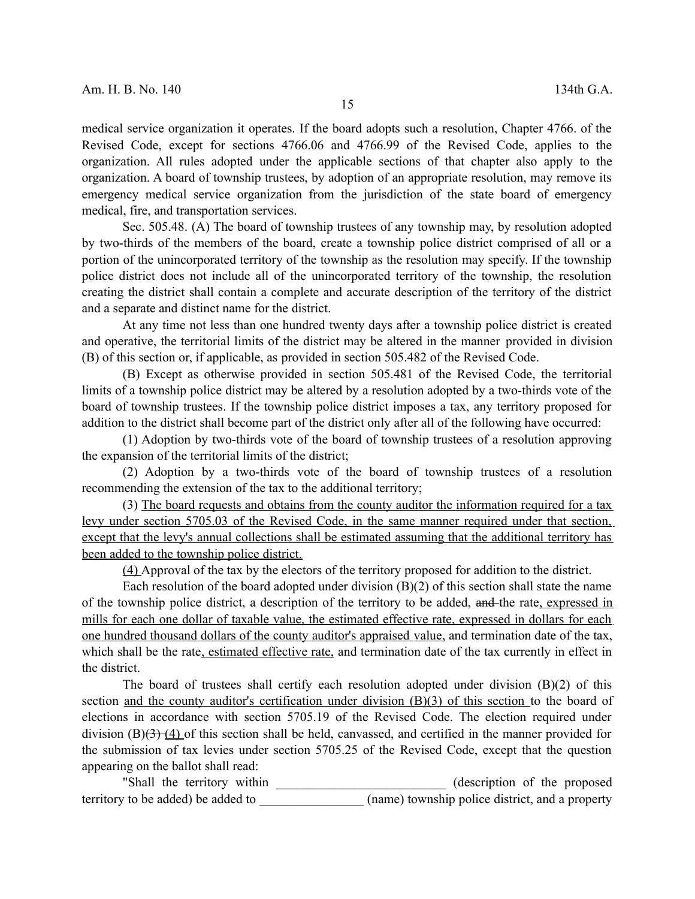medical service organization it operates. If the board adopts such a resolution, Chapter 4766. of the Revised Code, except for sections 4766.06 and 4766.99 of the Revised Code, applies to the organization. All rules adopted under the applicable sections of that chapter also apply to the organization. A board of township trustees, by adoption of an appropriate resolution, may remove its emergency medical service organization from the jurisdiction of the state board of emergency medical, fire, and transportation services.

Sec. 505.48. (A) The board of township trustees of any township may, by resolution adopted by two-thirds of the members of the board, create a township police district comprised of all or a portion of the unincorporated territory of the township as the resolution may specify. If the township police district does not include all of the unincorporated territory of the township, the resolution creating the district shall contain a complete and accurate description of the territory of the district and a separate and distinct name for the district.

At any time not less than one hundred twenty days after a township police district is created and operative, the territorial limits of the district may be altered in the manner provided in division (B) of this section or, if applicable, as provided in section 505.482 of the Revised Code.

(B) Except as otherwise provided in section 505.481 of the Revised Code, the territorial limits of a township police district may be altered by a resolution adopted by a two-thirds vote of the board of township trustees. If the township police district imposes a tax, any territory proposed for addition to the district shall become part of the district only after all of the following have occurred:

(1) Adoption by two-thirds vote of the board of township trustees of a resolution approving the expansion of the territorial limits of the district;

(2) Adoption by a two-thirds vote of the board of township trustees of a resolution recommending the extension of the tax to the additional territory;

(3) The board requests and obtains from the county auditor the information required for a tax levy under section 5705.03 of the Revised Code, in the same manner required under that section, except that the levy's annual collections shall be estimated assuming that the additional territory has been added to the township police district.

(4) Approval of the tax by the electors of the territory proposed for addition to the district.

Each resolution of the board adopted under division (B)(2) of this section shall state the name of the township police district, a description of the territory to be added, ~~and~~ the rate, expressed in mills for each one dollar of taxable value, the estimated effective rate, expressed in dollars for each one hundred thousand dollars of the county auditor's appraised value, and termination date of the tax, which shall be the rate, estimated effective rate, and termination date of the tax currently in effect in the district.

The board of trustees shall certify each resolution adopted under division (B)(2) of this section and the county auditor's certification under division (B)(3) of this section to the board of elections in accordance with section 5705.19 of the Revised Code. The election required under division (B)~~(3)~~ (4) of this section shall be held, canvassed, and certified in the manner provided for the submission of tax levies under section 5705.25 of the Revised Code, except that the question appearing on the ballot shall read:

"Shall the territory within __________________________ (description of the proposed territory to be added) be added to ________________ (name) township police district, and a property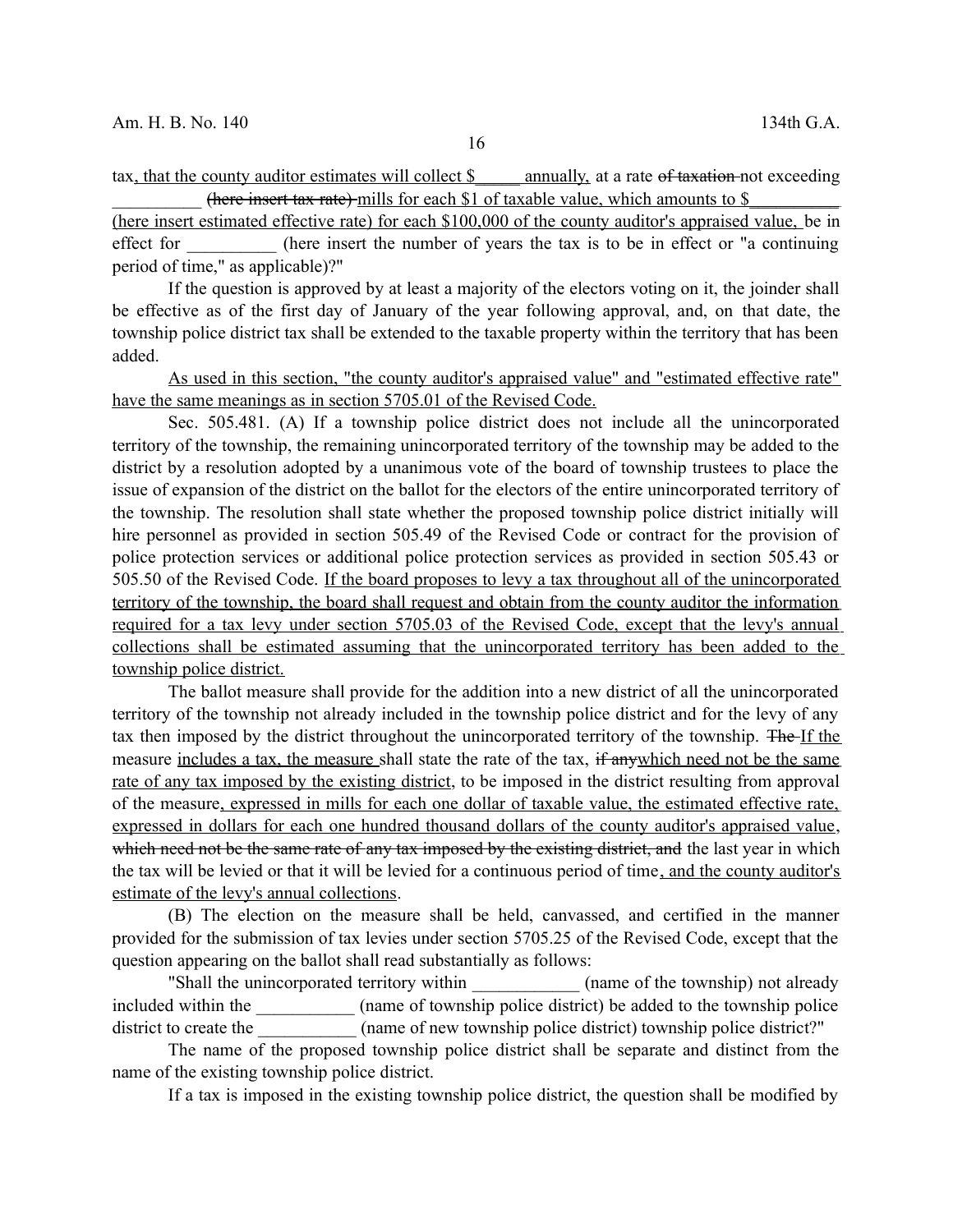tax, that the county auditor estimates will collect $_____ annually, at a rate of taxation not exceeding __________ (here insert tax rate) mills for each $1 of taxable value, which amounts to $__________ (here insert estimated effective rate) for each $100,000 of the county auditor's appraised value, be in effect for __________ (here insert the number of years the tax is to be in effect or "a continuing period of time," as applicable)?"

If the question is approved by at least a majority of the electors voting on it, the joinder shall be effective as of the first day of January of the year following approval, and, on that date, the township police district tax shall be extended to the taxable property within the territory that has been added.

As used in this section, "the county auditor's appraised value" and "estimated effective rate" have the same meanings as in section 5705.01 of the Revised Code.

Sec. 505.481. (A) If a township police district does not include all the unincorporated territory of the township, the remaining unincorporated territory of the township may be added to the district by a resolution adopted by a unanimous vote of the board of township trustees to place the issue of expansion of the district on the ballot for the electors of the entire unincorporated territory of the township. The resolution shall state whether the proposed township police district initially will hire personnel as provided in section 505.49 of the Revised Code or contract for the provision of police protection services or additional police protection services as provided in section 505.43 or 505.50 of the Revised Code. If the board proposes to levy a tax throughout all of the unincorporated territory of the township, the board shall request and obtain from the county auditor the information required for a tax levy under section 5705.03 of the Revised Code, except that the levy's annual collections shall be estimated assuming that the unincorporated territory has been added to the township police district.

The ballot measure shall provide for the addition into a new district of all the unincorporated territory of the township not already included in the township police district and for the levy of any tax then imposed by the district throughout the unincorporated territory of the township. The If the measure includes a tax, the measure shall state the rate of the tax, if any which need not be the same rate of any tax imposed by the existing district, to be imposed in the district resulting from approval of the measure, expressed in mills for each one dollar of taxable value, the estimated effective rate, expressed in dollars for each one hundred thousand dollars of the county auditor's appraised value, which need not be the same rate of any tax imposed by the existing district, and the last year in which the tax will be levied or that it will be levied for a continuous period of time, and the county auditor's estimate of the levy's annual collections.

(B) The election on the measure shall be held, canvassed, and certified in the manner provided for the submission of tax levies under section 5705.25 of the Revised Code, except that the question appearing on the ballot shall read substantially as follows:

"Shall the unincorporated territory within ____________ (name of the township) not already included within the ___________ (name of township police district) be added to the township police district to create the ___________ (name of new township police district) township police district?"

The name of the proposed township police district shall be separate and distinct from the name of the existing township police district.

If a tax is imposed in the existing township police district, the question shall be modified by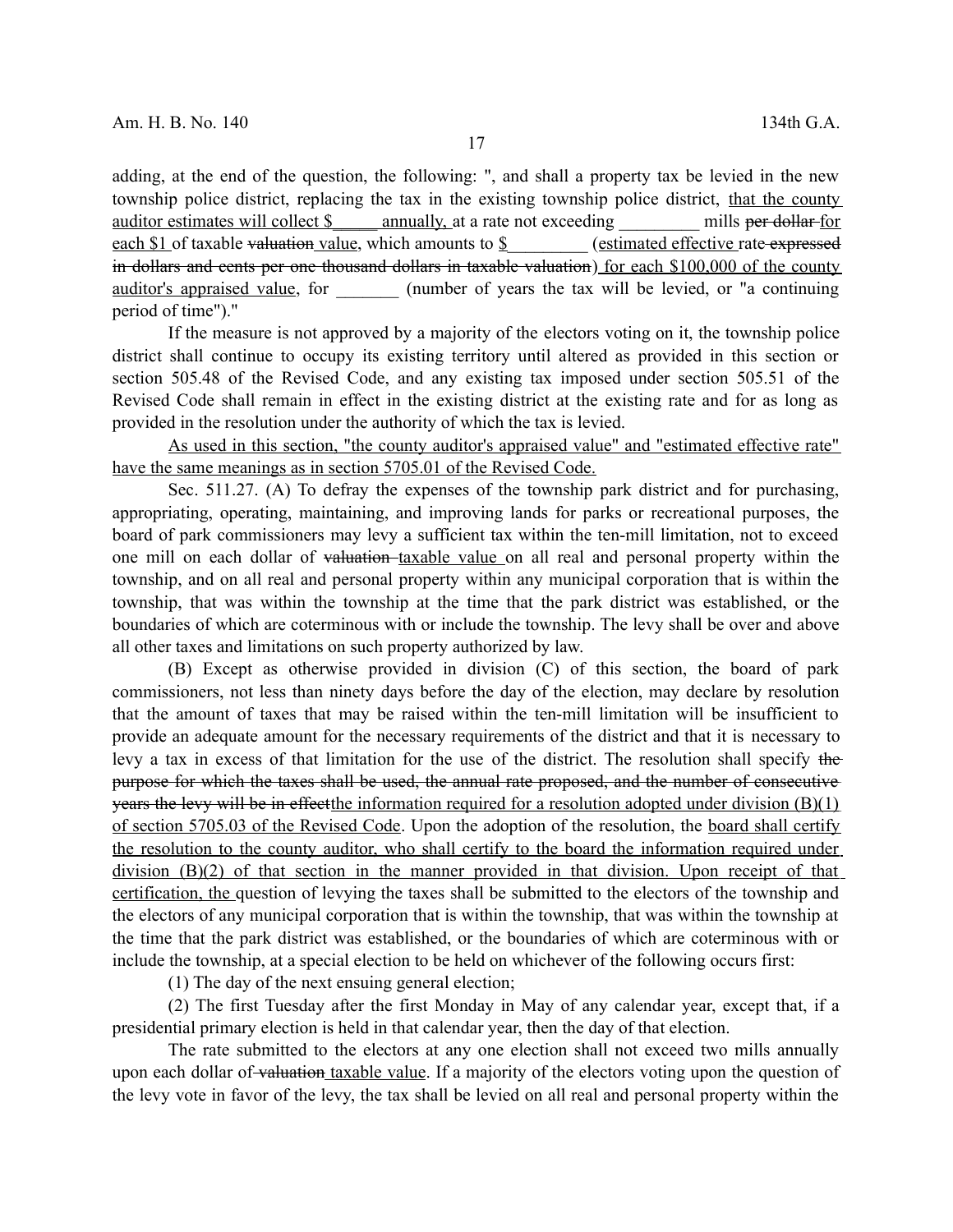adding, at the end of the question, the following: ", and shall a property tax be levied in the new township police district, replacing the tax in the existing township police district, that the county auditor estimates will collect $_____ annually, at a rate not exceeding _________ mills ~~per dollar~~ for each $1 of taxable ~~valuation~~ value, which amounts to $_________ (estimated effective rate ~~expressed in dollars and cents per one thousand dollars in taxable valuation~~) for each $100,000 of the county auditor's appraised value, for _______ (number of years the tax will be levied, or "a continuing period of time")."

If the measure is not approved by a majority of the electors voting on it, the township police district shall continue to occupy its existing territory until altered as provided in this section or section 505.48 of the Revised Code, and any existing tax imposed under section 505.51 of the Revised Code shall remain in effect in the existing district at the existing rate and for as long as provided in the resolution under the authority of which the tax is levied.

As used in this section, "the county auditor's appraised value" and "estimated effective rate" have the same meanings as in section 5705.01 of the Revised Code.

Sec. 511.27. (A) To defray the expenses of the township park district and for purchasing, appropriating, operating, maintaining, and improving lands for parks or recreational purposes, the board of park commissioners may levy a sufficient tax within the ten-mill limitation, not to exceed one mill on each dollar of ~~valuation~~ taxable value on all real and personal property within the township, and on all real and personal property within any municipal corporation that is within the township, that was within the township at the time that the park district was established, or the boundaries of which are coterminous with or include the township. The levy shall be over and above all other taxes and limitations on such property authorized by law.

(B) Except as otherwise provided in division (C) of this section, the board of park commissioners, not less than ninety days before the day of the election, may declare by resolution that the amount of taxes that may be raised within the ten-mill limitation will be insufficient to provide an adequate amount for the necessary requirements of the district and that it is necessary to levy a tax in excess of that limitation for the use of the district. The resolution shall specify ~~the purpose for which the taxes shall be used, the annual rate proposed, and the number of consecutive years the levy will be in effect~~the information required for a resolution adopted under division (B)(1) of section 5705.03 of the Revised Code. Upon the adoption of the resolution, the board shall certify the resolution to the county auditor, who shall certify to the board the information required under division (B)(2) of that section in the manner provided in that division. Upon receipt of that certification, the question of levying the taxes shall be submitted to the electors of the township and the electors of any municipal corporation that is within the township, that was within the township at the time that the park district was established, or the boundaries of which are coterminous with or include the township, at a special election to be held on whichever of the following occurs first:

(1) The day of the next ensuing general election;

(2) The first Tuesday after the first Monday in May of any calendar year, except that, if a presidential primary election is held in that calendar year, then the day of that election.

The rate submitted to the electors at any one election shall not exceed two mills annually upon each dollar of ~~valuation~~ taxable value. If a majority of the electors voting upon the question of the levy vote in favor of the levy, the tax shall be levied on all real and personal property within the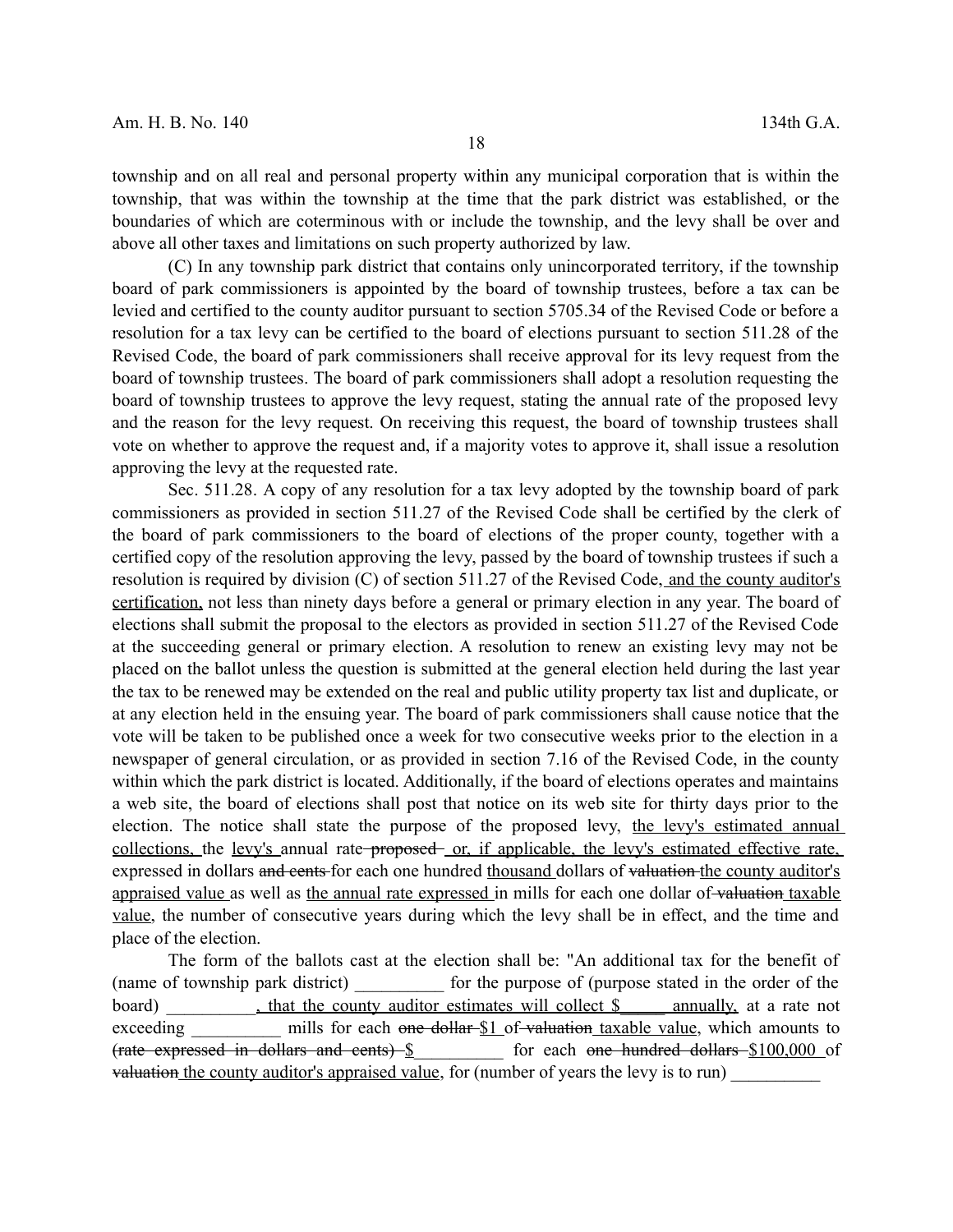township and on all real and personal property within any municipal corporation that is within the township, that was within the township at the time that the park district was established, or the boundaries of which are coterminous with or include the township, and the levy shall be over and above all other taxes and limitations on such property authorized by law.

(C) In any township park district that contains only unincorporated territory, if the township board of park commissioners is appointed by the board of township trustees, before a tax can be levied and certified to the county auditor pursuant to section 5705.34 of the Revised Code or before a resolution for a tax levy can be certified to the board of elections pursuant to section 511.28 of the Revised Code, the board of park commissioners shall receive approval for its levy request from the board of township trustees. The board of park commissioners shall adopt a resolution requesting the board of township trustees to approve the levy request, stating the annual rate of the proposed levy and the reason for the levy request. On receiving this request, the board of township trustees shall vote on whether to approve the request and, if a majority votes to approve it, shall issue a resolution approving the levy at the requested rate.

Sec. 511.28. A copy of any resolution for a tax levy adopted by the township board of park commissioners as provided in section 511.27 of the Revised Code shall be certified by the clerk of the board of park commissioners to the board of elections of the proper county, together with a certified copy of the resolution approving the levy, passed by the board of township trustees if such a resolution is required by division (C) of section 511.27 of the Revised Code, and the county auditor's certification, not less than ninety days before a general or primary election in any year. The board of elections shall submit the proposal to the electors as provided in section 511.27 of the Revised Code at the succeeding general or primary election. A resolution to renew an existing levy may not be placed on the ballot unless the question is submitted at the general election held during the last year the tax to be renewed may be extended on the real and public utility property tax list and duplicate, or at any election held in the ensuing year. The board of park commissioners shall cause notice that the vote will be taken to be published once a week for two consecutive weeks prior to the election in a newspaper of general circulation, or as provided in section 7.16 of the Revised Code, in the county within which the park district is located. Additionally, if the board of elections operates and maintains a web site, the board of elections shall post that notice on its web site for thirty days prior to the election. The notice shall state the purpose of the proposed levy, the levy's estimated annual collections, the levy's annual rate ~~proposed~~ or, if applicable, the levy's estimated effective rate, expressed in dollars ~~and cents~~ for each one hundred thousand dollars of ~~valuation~~ the county auditor's appraised value as well as the annual rate expressed in mills for each one dollar of ~~valuation~~ taxable value, the number of consecutive years during which the levy shall be in effect, and the time and place of the election.

The form of the ballots cast at the election shall be: "An additional tax for the benefit of (name of township park district) __________ for the purpose of (purpose stated in the order of the board) __________, that the county auditor estimates will collect $_____ annually, at a rate not exceeding __________ mills for each ~~one dollar~~ $1 of ~~valuation~~ taxable value, which amounts to ~~(rate expressed in dollars and cents)~~ $__________ for each ~~one hundred dollars~~ $100,000 of ~~valuation~~ the county auditor's appraised value, for (number of years the levy is to run) __________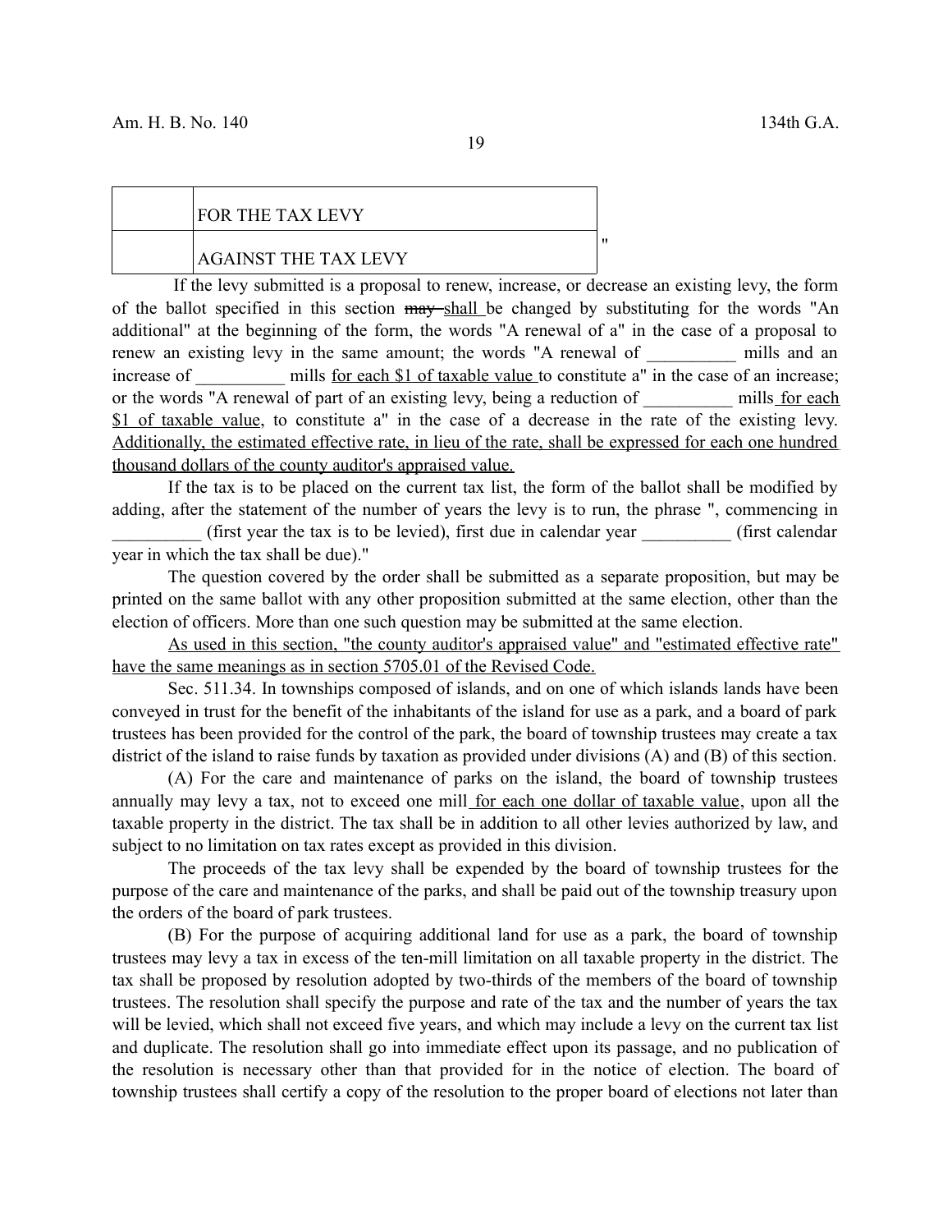| | FOR THE TAX LEVY |
|---|---|
| | AGAINST THE TAX LEVY |

"

If the levy submitted is a proposal to renew, increase, or decrease an existing levy, the form of the ballot specified in this section ~~may~~ shall be changed by substituting for the words "An additional" at the beginning of the form, the words "A renewal of a" in the case of a proposal to renew an existing levy in the same amount; the words "A renewal of __________ mills and an increase of __________ mills for each $1 of taxable value to constitute a" in the case of an increase; or the words "A renewal of part of an existing levy, being a reduction of __________ mills for each $1 of taxable value, to constitute a" in the case of a decrease in the rate of the existing levy. Additionally, the estimated effective rate, in lieu of the rate, shall be expressed for each one hundred thousand dollars of the county auditor's appraised value.

If the tax is to be placed on the current tax list, the form of the ballot shall be modified by adding, after the statement of the number of years the levy is to run, the phrase ", commencing in __________ (first year the tax is to be levied), first due in calendar year __________ (first calendar year in which the tax shall be due)."

The question covered by the order shall be submitted as a separate proposition, but may be printed on the same ballot with any other proposition submitted at the same election, other than the election of officers. More than one such question may be submitted at the same election.

As used in this section, "the county auditor's appraised value" and "estimated effective rate" have the same meanings as in section 5705.01 of the Revised Code.

Sec. 511.34. In townships composed of islands, and on one of which islands lands have been conveyed in trust for the benefit of the inhabitants of the island for use as a park, and a board of park trustees has been provided for the control of the park, the board of township trustees may create a tax district of the island to raise funds by taxation as provided under divisions (A) and (B) of this section.

(A) For the care and maintenance of parks on the island, the board of township trustees annually may levy a tax, not to exceed one mill for each one dollar of taxable value, upon all the taxable property in the district. The tax shall be in addition to all other levies authorized by law, and subject to no limitation on tax rates except as provided in this division.

The proceeds of the tax levy shall be expended by the board of township trustees for the purpose of the care and maintenance of the parks, and shall be paid out of the township treasury upon the orders of the board of park trustees.

(B) For the purpose of acquiring additional land for use as a park, the board of township trustees may levy a tax in excess of the ten-mill limitation on all taxable property in the district. The tax shall be proposed by resolution adopted by two-thirds of the members of the board of township trustees. The resolution shall specify the purpose and rate of the tax and the number of years the tax will be levied, which shall not exceed five years, and which may include a levy on the current tax list and duplicate. The resolution shall go into immediate effect upon its passage, and no publication of the resolution is necessary other than that provided for in the notice of election. The board of township trustees shall certify a copy of the resolution to the proper board of elections not later than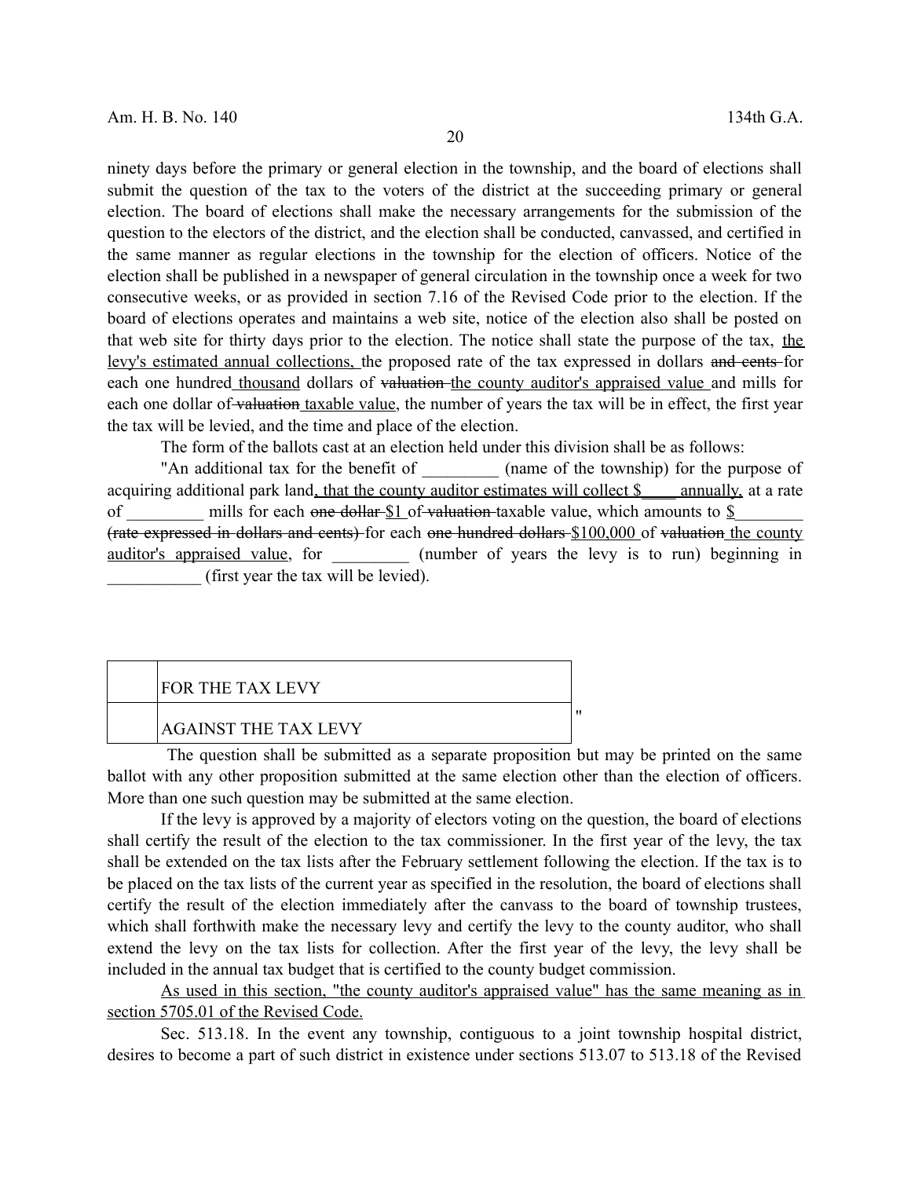ninety days before the primary or general election in the township, and the board of elections shall submit the question of the tax to the voters of the district at the succeeding primary or general election. The board of elections shall make the necessary arrangements for the submission of the question to the electors of the district, and the election shall be conducted, canvassed, and certified in the same manner as regular elections in the township for the election of officers. Notice of the election shall be published in a newspaper of general circulation in the township once a week for two consecutive weeks, or as provided in section 7.16 of the Revised Code prior to the election. If the board of elections operates and maintains a web site, notice of the election also shall be posted on that web site for thirty days prior to the election. The notice shall state the purpose of the tax, <u>the levy's estimated annual collections,</u> the proposed rate of the tax expressed in dollars ~~and cents~~ for each one hundred <u>thousand</u> dollars of ~~valuation~~ <u>the county auditor's appraised value</u> and mills for each one dollar of ~~valuation~~ <u>taxable value</u>, the number of years the tax will be in effect, the first year the tax will be levied, and the time and place of the election.

The form of the ballots cast at an election held under this division shall be as follows:

"An additional tax for the benefit of _________ (name of the township) for the purpose of acquiring additional park land<u>, that the county auditor estimates will collect $____ annually,</u> at a rate of _________ mills for each ~~one dollar~~ <u>$1</u> of ~~valuation~~ taxable value, which amounts to <u>$________</u> ~~(rate expressed in dollars and cents)~~ for each ~~one hundred dollars~~ <u>$100,000</u> of ~~valuation~~ <u>the county auditor's appraised value</u>, for _________ (number of years the levy is to run) beginning in ___________ (first year the tax will be levied).

| | |
|---|---|
| | FOR THE TAX LEVY |
| | AGAINST THE TAX LEVY |

"

The question shall be submitted as a separate proposition but may be printed on the same ballot with any other proposition submitted at the same election other than the election of officers. More than one such question may be submitted at the same election.

If the levy is approved by a majority of electors voting on the question, the board of elections shall certify the result of the election to the tax commissioner. In the first year of the levy, the tax shall be extended on the tax lists after the February settlement following the election. If the tax is to be placed on the tax lists of the current year as specified in the resolution, the board of elections shall certify the result of the election immediately after the canvass to the board of township trustees, which shall forthwith make the necessary levy and certify the levy to the county auditor, who shall extend the levy on the tax lists for collection. After the first year of the levy, the levy shall be included in the annual tax budget that is certified to the county budget commission.

<u>As used in this section, "the county auditor's appraised value" has the same meaning as in section 5705.01 of the Revised Code.</u>

Sec. 513.18. In the event any township, contiguous to a joint township hospital district, desires to become a part of such district in existence under sections 513.07 to 513.18 of the Revised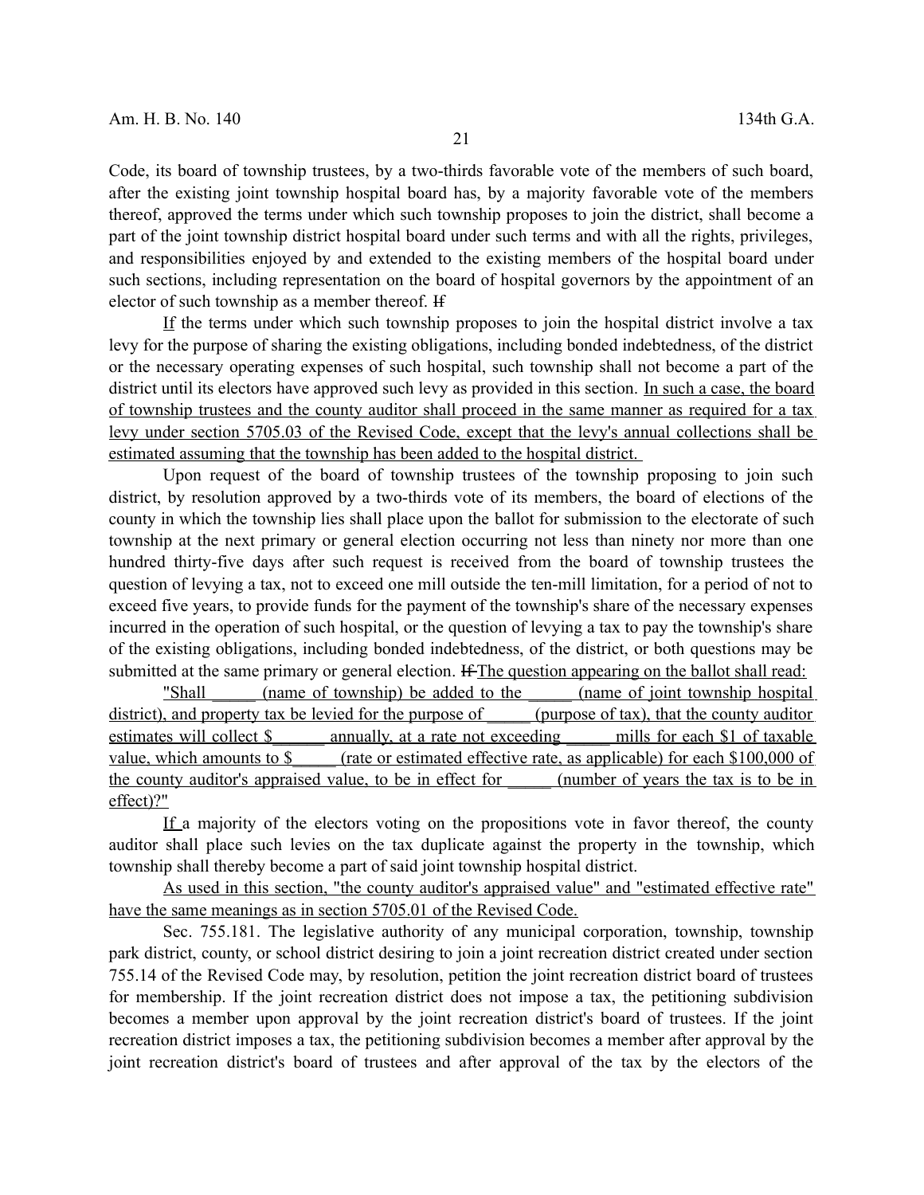Code, its board of township trustees, by a two-thirds favorable vote of the members of such board, after the existing joint township hospital board has, by a majority favorable vote of the members thereof, approved the terms under which such township proposes to join the district, shall become a part of the joint township district hospital board under such terms and with all the rights, privileges, and responsibilities enjoyed by and extended to the existing members of the hospital board under such sections, including representation on the board of hospital governors by the appointment of an elector of such township as a member thereof. ~~If~~

If the terms under which such township proposes to join the hospital district involve a tax levy for the purpose of sharing the existing obligations, including bonded indebtedness, of the district or the necessary operating expenses of such hospital, such township shall not become a part of the district until its electors have approved such levy as provided in this section. In such a case, the board of township trustees and the county auditor shall proceed in the same manner as required for a tax levy under section 5705.03 of the Revised Code, except that the levy's annual collections shall be estimated assuming that the township has been added to the hospital district.

Upon request of the board of township trustees of the township proposing to join such district, by resolution approved by a two-thirds vote of its members, the board of elections of the county in which the township lies shall place upon the ballot for submission to the electorate of such township at the next primary or general election occurring not less than ninety nor more than one hundred thirty-five days after such request is received from the board of township trustees the question of levying a tax, not to exceed one mill outside the ten-mill limitation, for a period of not to exceed five years, to provide funds for the payment of the township's share of the necessary expenses incurred in the operation of such hospital, or the question of levying a tax to pay the township's share of the existing obligations, including bonded indebtedness, of the district, or both questions may be submitted at the same primary or general election. ~~If~~ The question appearing on the ballot shall read:

"Shall _____ (name of township) be added to the _____ (name of joint township hospital district), and property tax be levied for the purpose of _____ (purpose of tax), that the county auditor estimates will collect $_______ annually, at a rate not exceeding _____ mills for each $1 of taxable value, which amounts to $_____ (rate or estimated effective rate, as applicable) for each $100,000 of the county auditor's appraised value, to be in effect for _____ (number of years the tax is to be in effect)?"

If a majority of the electors voting on the propositions vote in favor thereof, the county auditor shall place such levies on the tax duplicate against the property in the township, which township shall thereby become a part of said joint township hospital district.

As used in this section, "the county auditor's appraised value" and "estimated effective rate" have the same meanings as in section 5705.01 of the Revised Code.

Sec. 755.181. The legislative authority of any municipal corporation, township, township park district, county, or school district desiring to join a joint recreation district created under section 755.14 of the Revised Code may, by resolution, petition the joint recreation district board of trustees for membership. If the joint recreation district does not impose a tax, the petitioning subdivision becomes a member upon approval by the joint recreation district's board of trustees. If the joint recreation district imposes a tax, the petitioning subdivision becomes a member after approval by the joint recreation district's board of trustees and after approval of the tax by the electors of the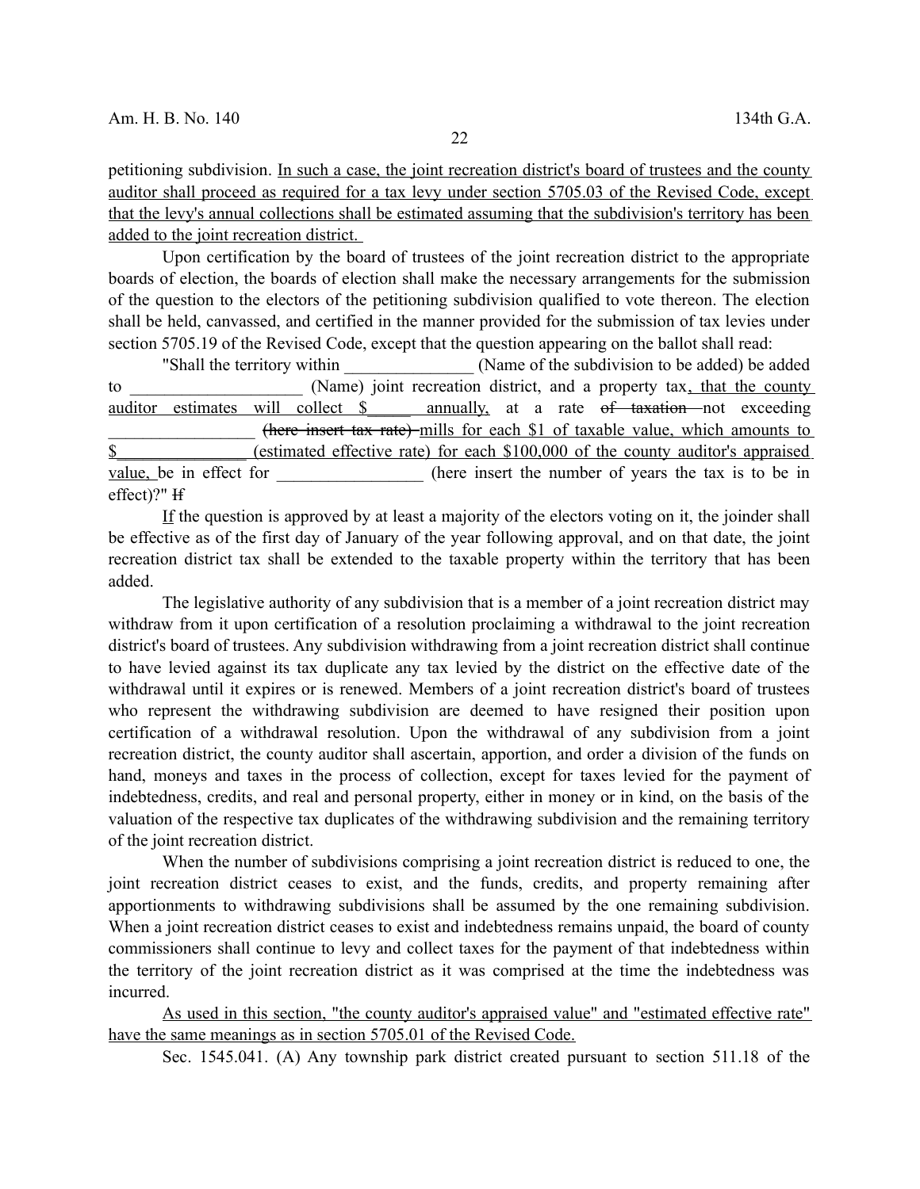petitioning subdivision. In such a case, the joint recreation district's board of trustees and the county auditor shall proceed as required for a tax levy under section 5705.03 of the Revised Code, except that the levy's annual collections shall be estimated assuming that the subdivision's territory has been added to the joint recreation district.

Upon certification by the board of trustees of the joint recreation district to the appropriate boards of election, the boards of election shall make the necessary arrangements for the submission of the question to the electors of the petitioning subdivision qualified to vote thereon. The election shall be held, canvassed, and certified in the manner provided for the submission of tax levies under section 5705.19 of the Revised Code, except that the question appearing on the ballot shall read:

"Shall the territory within _______________ (Name of the subdivision to be added) be added to ____________________ (Name) joint recreation district, and a property tax, that the county auditor estimates will collect $_____ annually, at a rate ~~of taxation~~ not exceeding _________________ ~~(here insert tax rate)~~ mills for each $1 of taxable value, which amounts to $_______________ (estimated effective rate) for each $100,000 of the county auditor's appraised value, be in effect for _________________ (here insert the number of years the tax is to be in effect)?" ~~If~~

If the question is approved by at least a majority of the electors voting on it, the joinder shall be effective as of the first day of January of the year following approval, and on that date, the joint recreation district tax shall be extended to the taxable property within the territory that has been added.

The legislative authority of any subdivision that is a member of a joint recreation district may withdraw from it upon certification of a resolution proclaiming a withdrawal to the joint recreation district's board of trustees. Any subdivision withdrawing from a joint recreation district shall continue to have levied against its tax duplicate any tax levied by the district on the effective date of the withdrawal until it expires or is renewed. Members of a joint recreation district's board of trustees who represent the withdrawing subdivision are deemed to have resigned their position upon certification of a withdrawal resolution. Upon the withdrawal of any subdivision from a joint recreation district, the county auditor shall ascertain, apportion, and order a division of the funds on hand, moneys and taxes in the process of collection, except for taxes levied for the payment of indebtedness, credits, and real and personal property, either in money or in kind, on the basis of the valuation of the respective tax duplicates of the withdrawing subdivision and the remaining territory of the joint recreation district.

When the number of subdivisions comprising a joint recreation district is reduced to one, the joint recreation district ceases to exist, and the funds, credits, and property remaining after apportionments to withdrawing subdivisions shall be assumed by the one remaining subdivision. When a joint recreation district ceases to exist and indebtedness remains unpaid, the board of county commissioners shall continue to levy and collect taxes for the payment of that indebtedness within the territory of the joint recreation district as it was comprised at the time the indebtedness was incurred.

As used in this section, "the county auditor's appraised value" and "estimated effective rate" have the same meanings as in section 5705.01 of the Revised Code.

Sec. 1545.041. (A) Any township park district created pursuant to section 511.18 of the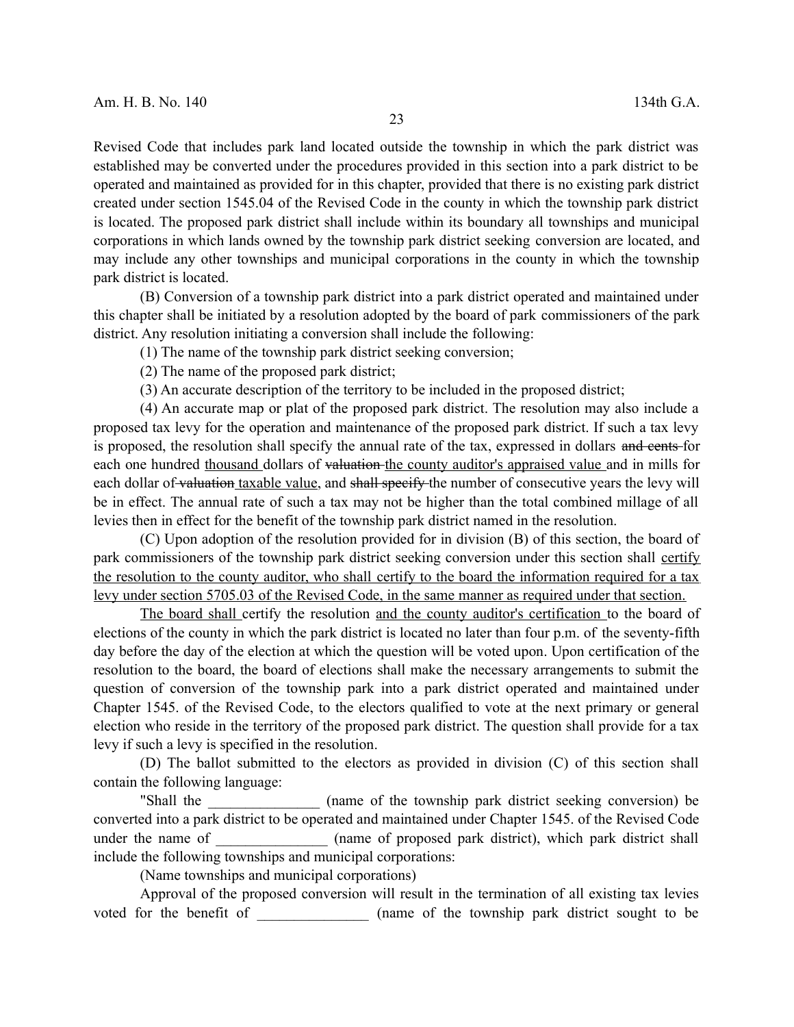Revised Code that includes park land located outside the township in which the park district was established may be converted under the procedures provided in this section into a park district to be operated and maintained as provided for in this chapter, provided that there is no existing park district created under section 1545.04 of the Revised Code in the county in which the township park district is located. The proposed park district shall include within its boundary all townships and municipal corporations in which lands owned by the township park district seeking conversion are located, and may include any other townships and municipal corporations in the county in which the township park district is located.

(B) Conversion of a township park district into a park district operated and maintained under this chapter shall be initiated by a resolution adopted by the board of park commissioners of the park district. Any resolution initiating a conversion shall include the following:

(1) The name of the township park district seeking conversion;

(2) The name of the proposed park district;

(3) An accurate description of the territory to be included in the proposed district;

(4) An accurate map or plat of the proposed park district. The resolution may also include a proposed tax levy for the operation and maintenance of the proposed park district. If such a tax levy is proposed, the resolution shall specify the annual rate of the tax, expressed in dollars ~~and cents~~ for each one hundred thousand dollars of ~~valuation~~ the county auditor's appraised value and in mills for each dollar of ~~valuation~~ taxable value, and ~~shall specify~~ the number of consecutive years the levy will be in effect. The annual rate of such a tax may not be higher than the total combined millage of all levies then in effect for the benefit of the township park district named in the resolution.

(C) Upon adoption of the resolution provided for in division (B) of this section, the board of park commissioners of the township park district seeking conversion under this section shall certify the resolution to the county auditor, who shall certify to the board the information required for a tax levy under section 5705.03 of the Revised Code, in the same manner as required under that section.

The board shall certify the resolution and the county auditor's certification to the board of elections of the county in which the park district is located no later than four p.m. of the seventy-fifth day before the day of the election at which the question will be voted upon. Upon certification of the resolution to the board, the board of elections shall make the necessary arrangements to submit the question of conversion of the township park into a park district operated and maintained under Chapter 1545. of the Revised Code, to the electors qualified to vote at the next primary or general election who reside in the territory of the proposed park district. The question shall provide for a tax levy if such a levy is specified in the resolution.

(D) The ballot submitted to the electors as provided in division (C) of this section shall contain the following language:

"Shall the _______________ (name of the township park district seeking conversion) be converted into a park district to be operated and maintained under Chapter 1545. of the Revised Code under the name of _______________ (name of proposed park district), which park district shall include the following townships and municipal corporations:

(Name townships and municipal corporations)

Approval of the proposed conversion will result in the termination of all existing tax levies voted for the benefit of _______________ (name of the township park district sought to be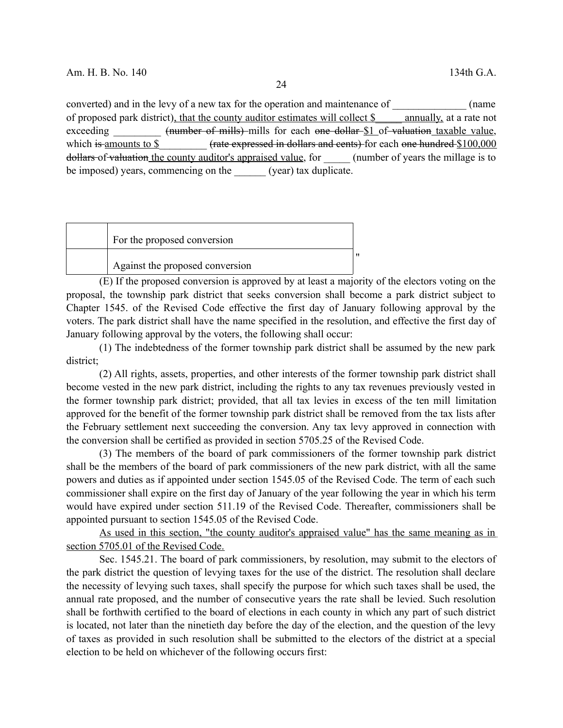converted) and in the levy of a new tax for the operation and maintenance of ______________ (name of proposed park district)<u>, that the county auditor estimates will collect $_____ annually,</u> at a rate not exceeding _________ ~~(number of mills)~~ mills for each ~~one dollar~~ <u>$1</u> of ~~valuation~~ <u>taxable value</u>, which ~~is~~ <u>amounts to $</u>_________ ~~(rate expressed in dollars and cents)~~ for each ~~one hundred~~ <u>$100,000</u> ~~dollars~~ of ~~valuation~~ <u>the county auditor's appraised value</u>, for _____ (number of years the millage is to be imposed) years, commencing on the ______ (year) tax duplicate.

| | |
|---|---|
| | For the proposed conversion |
| | Against the proposed conversion |

"

(E) If the proposed conversion is approved by at least a majority of the electors voting on the proposal, the township park district that seeks conversion shall become a park district subject to Chapter 1545. of the Revised Code effective the first day of January following approval by the voters. The park district shall have the name specified in the resolution, and effective the first day of January following approval by the voters, the following shall occur:

(1) The indebtedness of the former township park district shall be assumed by the new park district;

(2) All rights, assets, properties, and other interests of the former township park district shall become vested in the new park district, including the rights to any tax revenues previously vested in the former township park district; provided, that all tax levies in excess of the ten mill limitation approved for the benefit of the former township park district shall be removed from the tax lists after the February settlement next succeeding the conversion. Any tax levy approved in connection with the conversion shall be certified as provided in section 5705.25 of the Revised Code.

(3) The members of the board of park commissioners of the former township park district shall be the members of the board of park commissioners of the new park district, with all the same powers and duties as if appointed under section 1545.05 of the Revised Code. The term of each such commissioner shall expire on the first day of January of the year following the year in which his term would have expired under section 511.19 of the Revised Code. Thereafter, commissioners shall be appointed pursuant to section 1545.05 of the Revised Code.

<u>As used in this section, "the county auditor's appraised value" has the same meaning as in section 5705.01 of the Revised Code.</u>

Sec. 1545.21. The board of park commissioners, by resolution, may submit to the electors of the park district the question of levying taxes for the use of the district. The resolution shall declare the necessity of levying such taxes, shall specify the purpose for which such taxes shall be used, the annual rate proposed, and the number of consecutive years the rate shall be levied. Such resolution shall be forthwith certified to the board of elections in each county in which any part of such district is located, not later than the ninetieth day before the day of the election, and the question of the levy of taxes as provided in such resolution shall be submitted to the electors of the district at a special election to be held on whichever of the following occurs first: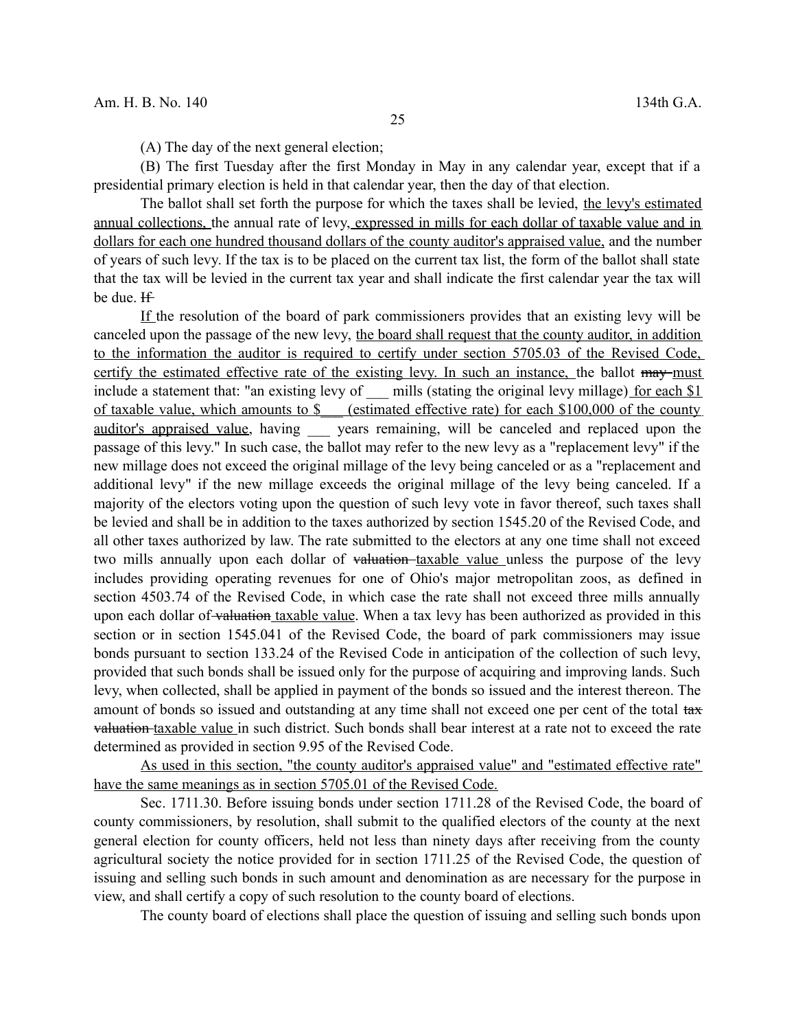(A) The day of the next general election;

(B) The first Tuesday after the first Monday in May in any calendar year, except that if a presidential primary election is held in that calendar year, then the day of that election.

The ballot shall set forth the purpose for which the taxes shall be levied, the levy's estimated annual collections, the annual rate of levy, expressed in mills for each dollar of taxable value and in dollars for each one hundred thousand dollars of the county auditor's appraised value, and the number of years of such levy. If the tax is to be placed on the current tax list, the form of the ballot shall state that the tax will be levied in the current tax year and shall indicate the first calendar year the tax will be due. ~~If~~

If the resolution of the board of park commissioners provides that an existing levy will be canceled upon the passage of the new levy, the board shall request that the county auditor, in addition to the information the auditor is required to certify under section 5705.03 of the Revised Code, certify the estimated effective rate of the existing levy. In such an instance, the ballot ~~may~~ must include a statement that: "an existing levy of ___ mills (stating the original levy millage) for each $1 of taxable value, which amounts to $___ (estimated effective rate) for each $100,000 of the county auditor's appraised value, having ___ years remaining, will be canceled and replaced upon the passage of this levy." In such case, the ballot may refer to the new levy as a "replacement levy" if the new millage does not exceed the original millage of the levy being canceled or as a "replacement and additional levy" if the new millage exceeds the original millage of the levy being canceled. If a majority of the electors voting upon the question of such levy vote in favor thereof, such taxes shall be levied and shall be in addition to the taxes authorized by section 1545.20 of the Revised Code, and all other taxes authorized by law. The rate submitted to the electors at any one time shall not exceed two mills annually upon each dollar of ~~valuation~~ taxable value unless the purpose of the levy includes providing operating revenues for one of Ohio's major metropolitan zoos, as defined in section 4503.74 of the Revised Code, in which case the rate shall not exceed three mills annually upon each dollar of ~~valuation~~ taxable value. When a tax levy has been authorized as provided in this section or in section 1545.041 of the Revised Code, the board of park commissioners may issue bonds pursuant to section 133.24 of the Revised Code in anticipation of the collection of such levy, provided that such bonds shall be issued only for the purpose of acquiring and improving lands. Such levy, when collected, shall be applied in payment of the bonds so issued and the interest thereon. The amount of bonds so issued and outstanding at any time shall not exceed one per cent of the total ~~tax valuation~~ taxable value in such district. Such bonds shall bear interest at a rate not to exceed the rate determined as provided in section 9.95 of the Revised Code.

As used in this section, "the county auditor's appraised value" and "estimated effective rate" have the same meanings as in section 5705.01 of the Revised Code.

Sec. 1711.30. Before issuing bonds under section 1711.28 of the Revised Code, the board of county commissioners, by resolution, shall submit to the qualified electors of the county at the next general election for county officers, held not less than ninety days after receiving from the county agricultural society the notice provided for in section 1711.25 of the Revised Code, the question of issuing and selling such bonds in such amount and denomination as are necessary for the purpose in view, and shall certify a copy of such resolution to the county board of elections.

The county board of elections shall place the question of issuing and selling such bonds upon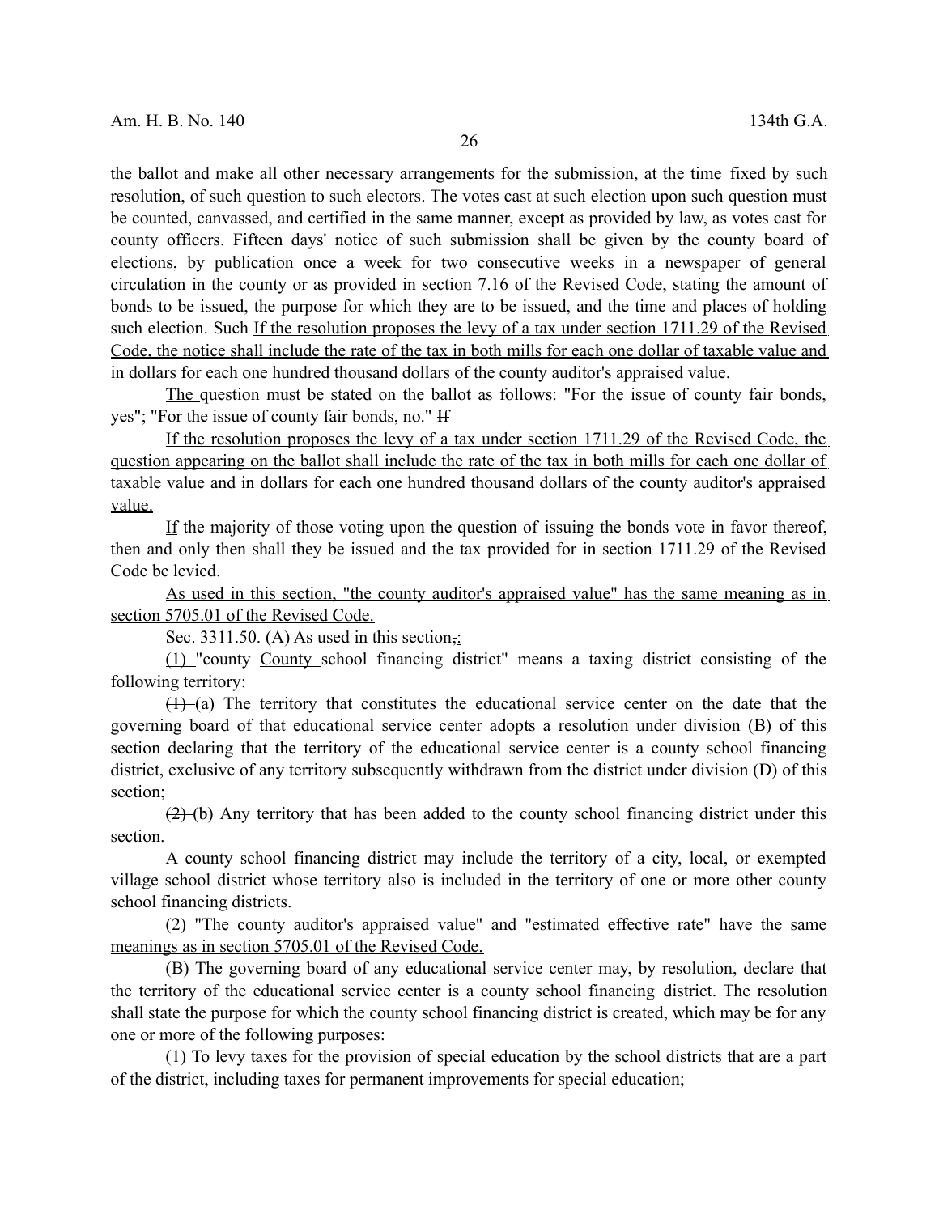the ballot and make all other necessary arrangements for the submission, at the time fixed by such resolution, of such question to such electors. The votes cast at such election upon such question must be counted, canvassed, and certified in the same manner, except as provided by law, as votes cast for county officers. Fifteen days' notice of such submission shall be given by the county board of elections, by publication once a week for two consecutive weeks in a newspaper of general circulation in the county or as provided in section 7.16 of the Revised Code, stating the amount of bonds to be issued, the purpose for which they are to be issued, and the time and places of holding such election. ~~Such~~ <u>If the resolution proposes the levy of a tax under section 1711.29 of the Revised Code, the notice shall include the rate of the tax in both mills for each one dollar of taxable value and in dollars for each one hundred thousand dollars of the county auditor's appraised value.</u>

<u>The</u> question must be stated on the ballot as follows: "For the issue of county fair bonds, yes"; "For the issue of county fair bonds, no." ~~If~~

<u>If the resolution proposes the levy of a tax under section 1711.29 of the Revised Code, the question appearing on the ballot shall include the rate of the tax in both mills for each one dollar of taxable value and in dollars for each one hundred thousand dollars of the county auditor's appraised value.</u>

<u>If</u> the majority of those voting upon the question of issuing the bonds vote in favor thereof, then and only then shall they be issued and the tax provided for in section 1711.29 of the Revised Code be levied.

<u>As used in this section, "the county auditor's appraised value" has the same meaning as in section 5705.01 of the Revised Code.</u>

Sec. 3311.50. (A) As used in this section~~,~~<u>:</u>

<u>(1)</u> "~~county~~ <u>County</u> school financing district" means a taxing district consisting of the following territory:

~~(1)~~ <u>(a)</u> The territory that constitutes the educational service center on the date that the governing board of that educational service center adopts a resolution under division (B) of this section declaring that the territory of the educational service center is a county school financing district, exclusive of any territory subsequently withdrawn from the district under division (D) of this section;

~~(2)~~ <u>(b)</u> Any territory that has been added to the county school financing district under this section.

A county school financing district may include the territory of a city, local, or exempted village school district whose territory also is included in the territory of one or more other county school financing districts.

<u>(2) "The county auditor's appraised value" and "estimated effective rate" have the same meanings as in section 5705.01 of the Revised Code.</u>

(B) The governing board of any educational service center may, by resolution, declare that the territory of the educational service center is a county school financing district. The resolution shall state the purpose for which the county school financing district is created, which may be for any one or more of the following purposes:

(1) To levy taxes for the provision of special education by the school districts that are a part of the district, including taxes for permanent improvements for special education;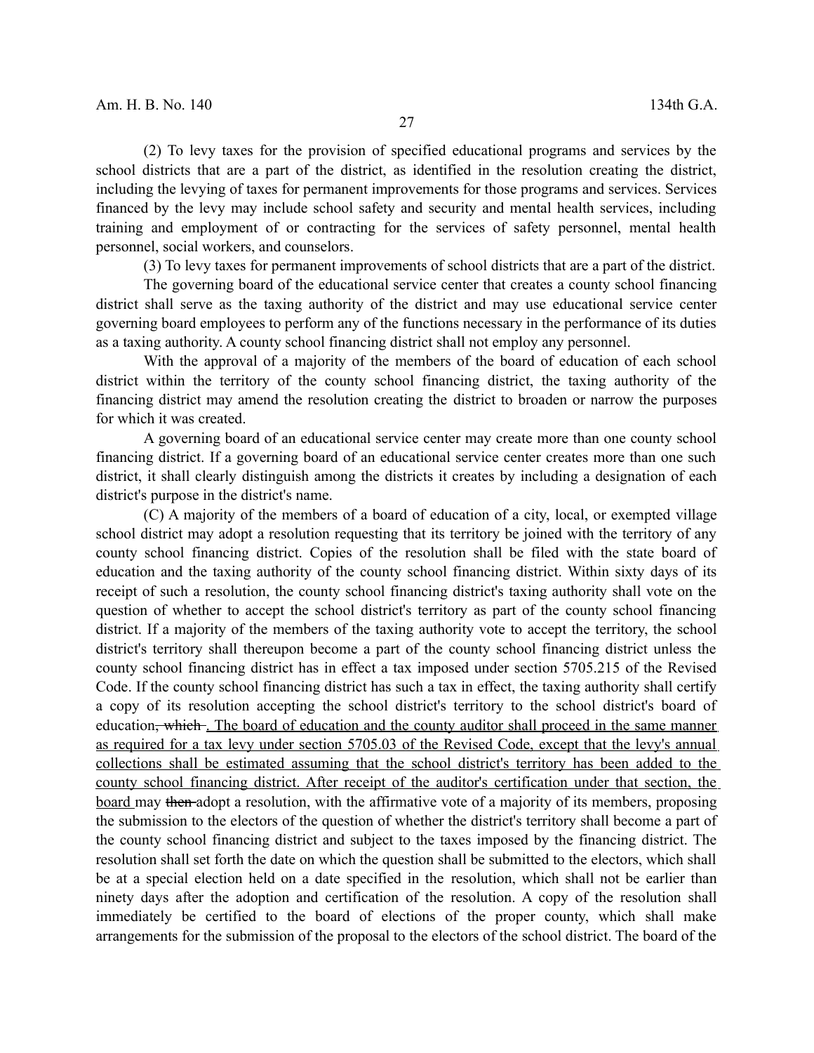(2) To levy taxes for the provision of specified educational programs and services by the school districts that are a part of the district, as identified in the resolution creating the district, including the levying of taxes for permanent improvements for those programs and services. Services financed by the levy may include school safety and security and mental health services, including training and employment of or contracting for the services of safety personnel, mental health personnel, social workers, and counselors.

(3) To levy taxes for permanent improvements of school districts that are a part of the district.

The governing board of the educational service center that creates a county school financing district shall serve as the taxing authority of the district and may use educational service center governing board employees to perform any of the functions necessary in the performance of its duties as a taxing authority. A county school financing district shall not employ any personnel.

With the approval of a majority of the members of the board of education of each school district within the territory of the county school financing district, the taxing authority of the financing district may amend the resolution creating the district to broaden or narrow the purposes for which it was created.

A governing board of an educational service center may create more than one county school financing district. If a governing board of an educational service center creates more than one such district, it shall clearly distinguish among the districts it creates by including a designation of each district's purpose in the district's name.

(C) A majority of the members of a board of education of a city, local, or exempted village school district may adopt a resolution requesting that its territory be joined with the territory of any county school financing district. Copies of the resolution shall be filed with the state board of education and the taxing authority of the county school financing district. Within sixty days of its receipt of such a resolution, the county school financing district's taxing authority shall vote on the question of whether to accept the school district's territory as part of the county school financing district. If a majority of the members of the taxing authority vote to accept the territory, the school district's territory shall thereupon become a part of the county school financing district unless the county school financing district has in effect a tax imposed under section 5705.215 of the Revised Code. If the county school financing district has such a tax in effect, the taxing authority shall certify a copy of its resolution accepting the school district's territory to the school district's board of education~~, which~~ . The board of education and the county auditor shall proceed in the same manner as required for a tax levy under section 5705.03 of the Revised Code, except that the levy's annual collections shall be estimated assuming that the school district's territory has been added to the county school financing district. After receipt of the auditor's certification under that section, the board may ~~then~~ adopt a resolution, with the affirmative vote of a majority of its members, proposing the submission to the electors of the question of whether the district's territory shall become a part of the county school financing district and subject to the taxes imposed by the financing district. The resolution shall set forth the date on which the question shall be submitted to the electors, which shall be at a special election held on a date specified in the resolution, which shall not be earlier than ninety days after the adoption and certification of the resolution. A copy of the resolution shall immediately be certified to the board of elections of the proper county, which shall make arrangements for the submission of the proposal to the electors of the school district. The board of the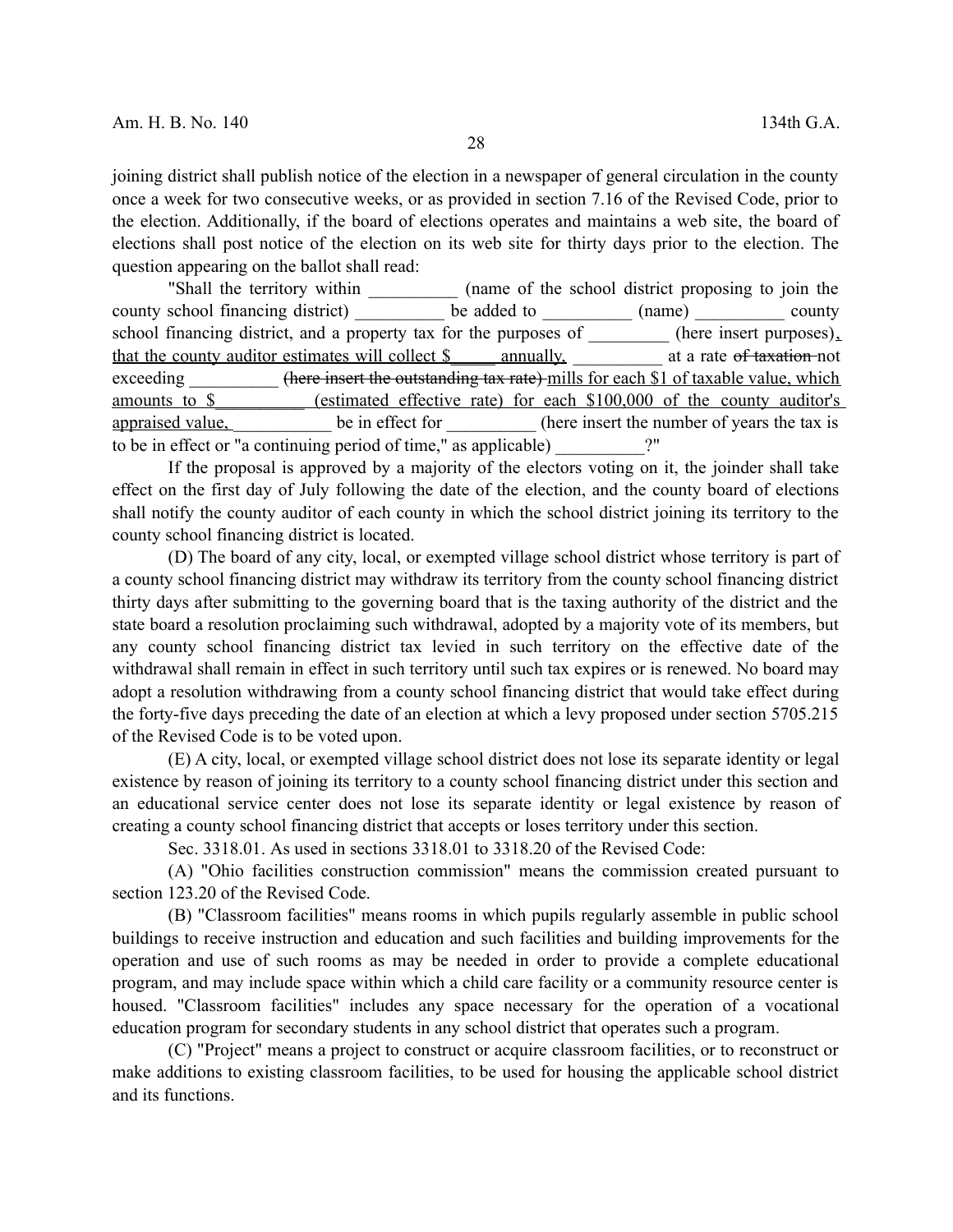joining district shall publish notice of the election in a newspaper of general circulation in the county once a week for two consecutive weeks, or as provided in section 7.16 of the Revised Code, prior to the election. Additionally, if the board of elections operates and maintains a web site, the board of elections shall post notice of the election on its web site for thirty days prior to the election. The question appearing on the ballot shall read:

"Shall the territory within __________ (name of the school district proposing to join the county school financing district) __________ be added to __________ (name) __________ county school financing district, and a property tax for the purposes of _________ (here insert purposes), that the county auditor estimates will collect $_____ annually, __________ at a rate ~~of taxation~~ not exceeding __________ ~~(here insert the outstanding tax rate)~~ mills for each $1 of taxable value, which amounts to $__________ (estimated effective rate) for each $100,000 of the county auditor's appraised value, ___________ be in effect for __________ (here insert the number of years the tax is to be in effect or "a continuing period of time," as applicable) __________?"

If the proposal is approved by a majority of the electors voting on it, the joinder shall take effect on the first day of July following the date of the election, and the county board of elections shall notify the county auditor of each county in which the school district joining its territory to the county school financing district is located.

(D) The board of any city, local, or exempted village school district whose territory is part of a county school financing district may withdraw its territory from the county school financing district thirty days after submitting to the governing board that is the taxing authority of the district and the state board a resolution proclaiming such withdrawal, adopted by a majority vote of its members, but any county school financing district tax levied in such territory on the effective date of the withdrawal shall remain in effect in such territory until such tax expires or is renewed. No board may adopt a resolution withdrawing from a county school financing district that would take effect during the forty-five days preceding the date of an election at which a levy proposed under section 5705.215 of the Revised Code is to be voted upon.

(E) A city, local, or exempted village school district does not lose its separate identity or legal existence by reason of joining its territory to a county school financing district under this section and an educational service center does not lose its separate identity or legal existence by reason of creating a county school financing district that accepts or loses territory under this section.

Sec. 3318.01. As used in sections 3318.01 to 3318.20 of the Revised Code:

(A) "Ohio facilities construction commission" means the commission created pursuant to section 123.20 of the Revised Code.

(B) "Classroom facilities" means rooms in which pupils regularly assemble in public school buildings to receive instruction and education and such facilities and building improvements for the operation and use of such rooms as may be needed in order to provide a complete educational program, and may include space within which a child care facility or a community resource center is housed. "Classroom facilities" includes any space necessary for the operation of a vocational education program for secondary students in any school district that operates such a program.

(C) "Project" means a project to construct or acquire classroom facilities, or to reconstruct or make additions to existing classroom facilities, to be used for housing the applicable school district and its functions.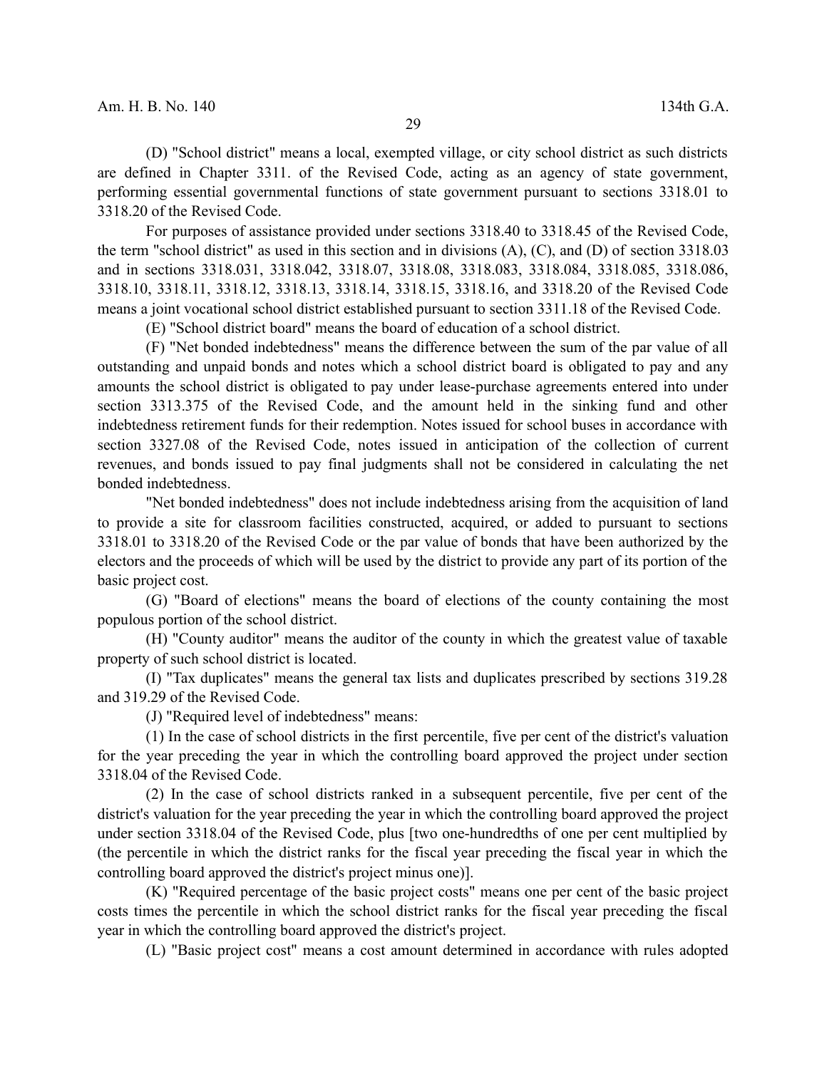(D) "School district" means a local, exempted village, or city school district as such districts are defined in Chapter 3311. of the Revised Code, acting as an agency of state government, performing essential governmental functions of state government pursuant to sections 3318.01 to 3318.20 of the Revised Code.

For purposes of assistance provided under sections 3318.40 to 3318.45 of the Revised Code, the term "school district" as used in this section and in divisions (A), (C), and (D) of section 3318.03 and in sections 3318.031, 3318.042, 3318.07, 3318.08, 3318.083, 3318.084, 3318.085, 3318.086, 3318.10, 3318.11, 3318.12, 3318.13, 3318.14, 3318.15, 3318.16, and 3318.20 of the Revised Code means a joint vocational school district established pursuant to section 3311.18 of the Revised Code.

(E) "School district board" means the board of education of a school district.

(F) "Net bonded indebtedness" means the difference between the sum of the par value of all outstanding and unpaid bonds and notes which a school district board is obligated to pay and any amounts the school district is obligated to pay under lease-purchase agreements entered into under section 3313.375 of the Revised Code, and the amount held in the sinking fund and other indebtedness retirement funds for their redemption. Notes issued for school buses in accordance with section 3327.08 of the Revised Code, notes issued in anticipation of the collection of current revenues, and bonds issued to pay final judgments shall not be considered in calculating the net bonded indebtedness.

"Net bonded indebtedness" does not include indebtedness arising from the acquisition of land to provide a site for classroom facilities constructed, acquired, or added to pursuant to sections 3318.01 to 3318.20 of the Revised Code or the par value of bonds that have been authorized by the electors and the proceeds of which will be used by the district to provide any part of its portion of the basic project cost.

(G) "Board of elections" means the board of elections of the county containing the most populous portion of the school district.

(H) "County auditor" means the auditor of the county in which the greatest value of taxable property of such school district is located.

(I) "Tax duplicates" means the general tax lists and duplicates prescribed by sections 319.28 and 319.29 of the Revised Code.

(J) "Required level of indebtedness" means:

(1) In the case of school districts in the first percentile, five per cent of the district's valuation for the year preceding the year in which the controlling board approved the project under section 3318.04 of the Revised Code.

(2) In the case of school districts ranked in a subsequent percentile, five per cent of the district's valuation for the year preceding the year in which the controlling board approved the project under section 3318.04 of the Revised Code, plus [two one-hundredths of one per cent multiplied by (the percentile in which the district ranks for the fiscal year preceding the fiscal year in which the controlling board approved the district's project minus one)].

(K) "Required percentage of the basic project costs" means one per cent of the basic project costs times the percentile in which the school district ranks for the fiscal year preceding the fiscal year in which the controlling board approved the district's project.

(L) "Basic project cost" means a cost amount determined in accordance with rules adopted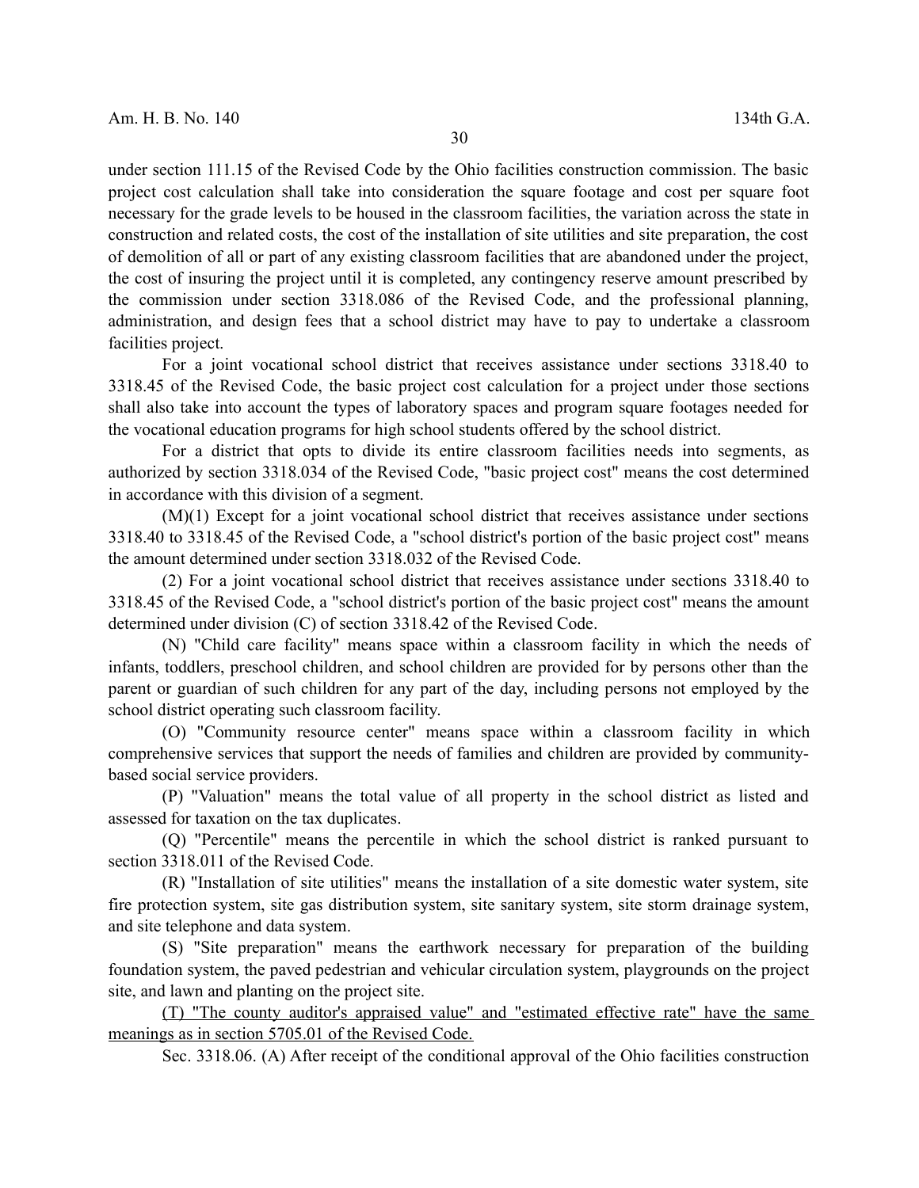under section 111.15 of the Revised Code by the Ohio facilities construction commission. The basic project cost calculation shall take into consideration the square footage and cost per square foot necessary for the grade levels to be housed in the classroom facilities, the variation across the state in construction and related costs, the cost of the installation of site utilities and site preparation, the cost of demolition of all or part of any existing classroom facilities that are abandoned under the project, the cost of insuring the project until it is completed, any contingency reserve amount prescribed by the commission under section 3318.086 of the Revised Code, and the professional planning, administration, and design fees that a school district may have to pay to undertake a classroom facilities project.

For a joint vocational school district that receives assistance under sections 3318.40 to 3318.45 of the Revised Code, the basic project cost calculation for a project under those sections shall also take into account the types of laboratory spaces and program square footages needed for the vocational education programs for high school students offered by the school district.

For a district that opts to divide its entire classroom facilities needs into segments, as authorized by section 3318.034 of the Revised Code, "basic project cost" means the cost determined in accordance with this division of a segment.

(M)(1) Except for a joint vocational school district that receives assistance under sections 3318.40 to 3318.45 of the Revised Code, a "school district's portion of the basic project cost" means the amount determined under section 3318.032 of the Revised Code.

(2) For a joint vocational school district that receives assistance under sections 3318.40 to 3318.45 of the Revised Code, a "school district's portion of the basic project cost" means the amount determined under division (C) of section 3318.42 of the Revised Code.

(N) "Child care facility" means space within a classroom facility in which the needs of infants, toddlers, preschool children, and school children are provided for by persons other than the parent or guardian of such children for any part of the day, including persons not employed by the school district operating such classroom facility.

(O) "Community resource center" means space within a classroom facility in which comprehensive services that support the needs of families and children are provided by community-based social service providers.

(P) "Valuation" means the total value of all property in the school district as listed and assessed for taxation on the tax duplicates.

(Q) "Percentile" means the percentile in which the school district is ranked pursuant to section 3318.011 of the Revised Code.

(R) "Installation of site utilities" means the installation of a site domestic water system, site fire protection system, site gas distribution system, site sanitary system, site storm drainage system, and site telephone and data system.

(S) "Site preparation" means the earthwork necessary for preparation of the building foundation system, the paved pedestrian and vehicular circulation system, playgrounds on the project site, and lawn and planting on the project site.

<u>(T) "The county auditor's appraised value" and "estimated effective rate" have the same meanings as in section 5705.01 of the Revised Code.</u>

Sec. 3318.06. (A) After receipt of the conditional approval of the Ohio facilities construction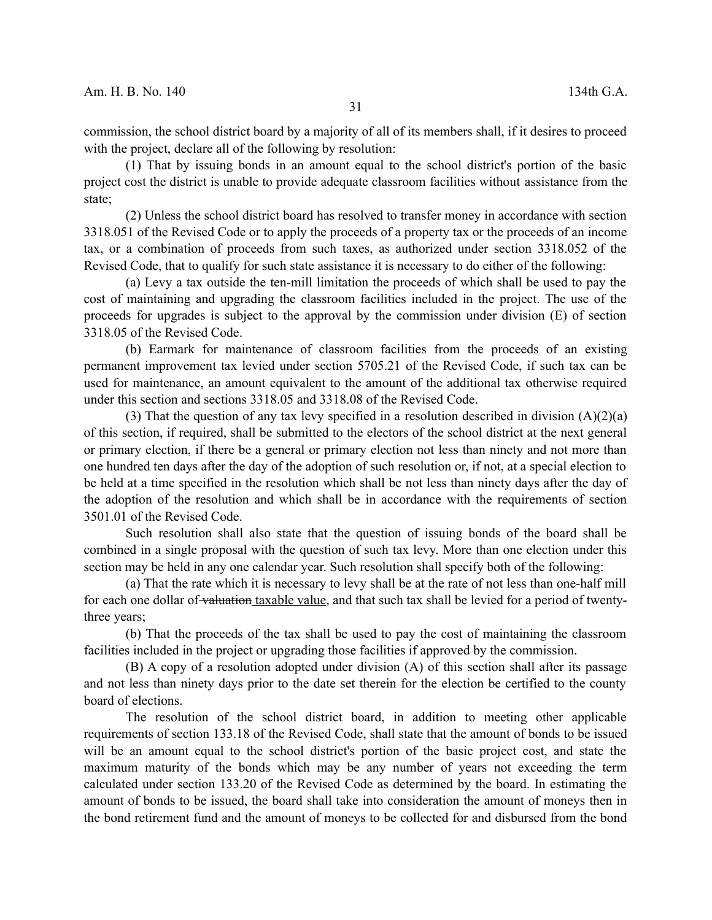commission, the school district board by a majority of all of its members shall, if it desires to proceed with the project, declare all of the following by resolution:

(1) That by issuing bonds in an amount equal to the school district's portion of the basic project cost the district is unable to provide adequate classroom facilities without assistance from the state;

(2) Unless the school district board has resolved to transfer money in accordance with section 3318.051 of the Revised Code or to apply the proceeds of a property tax or the proceeds of an income tax, or a combination of proceeds from such taxes, as authorized under section 3318.052 of the Revised Code, that to qualify for such state assistance it is necessary to do either of the following:

(a) Levy a tax outside the ten-mill limitation the proceeds of which shall be used to pay the cost of maintaining and upgrading the classroom facilities included in the project. The use of the proceeds for upgrades is subject to the approval by the commission under division (E) of section 3318.05 of the Revised Code.

(b) Earmark for maintenance of classroom facilities from the proceeds of an existing permanent improvement tax levied under section 5705.21 of the Revised Code, if such tax can be used for maintenance, an amount equivalent to the amount of the additional tax otherwise required under this section and sections 3318.05 and 3318.08 of the Revised Code.

(3) That the question of any tax levy specified in a resolution described in division (A)(2)(a) of this section, if required, shall be submitted to the electors of the school district at the next general or primary election, if there be a general or primary election not less than ninety and not more than one hundred ten days after the day of the adoption of such resolution or, if not, at a special election to be held at a time specified in the resolution which shall be not less than ninety days after the day of the adoption of the resolution and which shall be in accordance with the requirements of section 3501.01 of the Revised Code.

Such resolution shall also state that the question of issuing bonds of the board shall be combined in a single proposal with the question of such tax levy. More than one election under this section may be held in any one calendar year. Such resolution shall specify both of the following:

(a) That the rate which it is necessary to levy shall be at the rate of not less than one-half mill for each one dollar of ~~valuation~~ taxable value, and that such tax shall be levied for a period of twenty-three years;

(b) That the proceeds of the tax shall be used to pay the cost of maintaining the classroom facilities included in the project or upgrading those facilities if approved by the commission.

(B) A copy of a resolution adopted under division (A) of this section shall after its passage and not less than ninety days prior to the date set therein for the election be certified to the county board of elections.

The resolution of the school district board, in addition to meeting other applicable requirements of section 133.18 of the Revised Code, shall state that the amount of bonds to be issued will be an amount equal to the school district's portion of the basic project cost, and state the maximum maturity of the bonds which may be any number of years not exceeding the term calculated under section 133.20 of the Revised Code as determined by the board. In estimating the amount of bonds to be issued, the board shall take into consideration the amount of moneys then in the bond retirement fund and the amount of moneys to be collected for and disbursed from the bond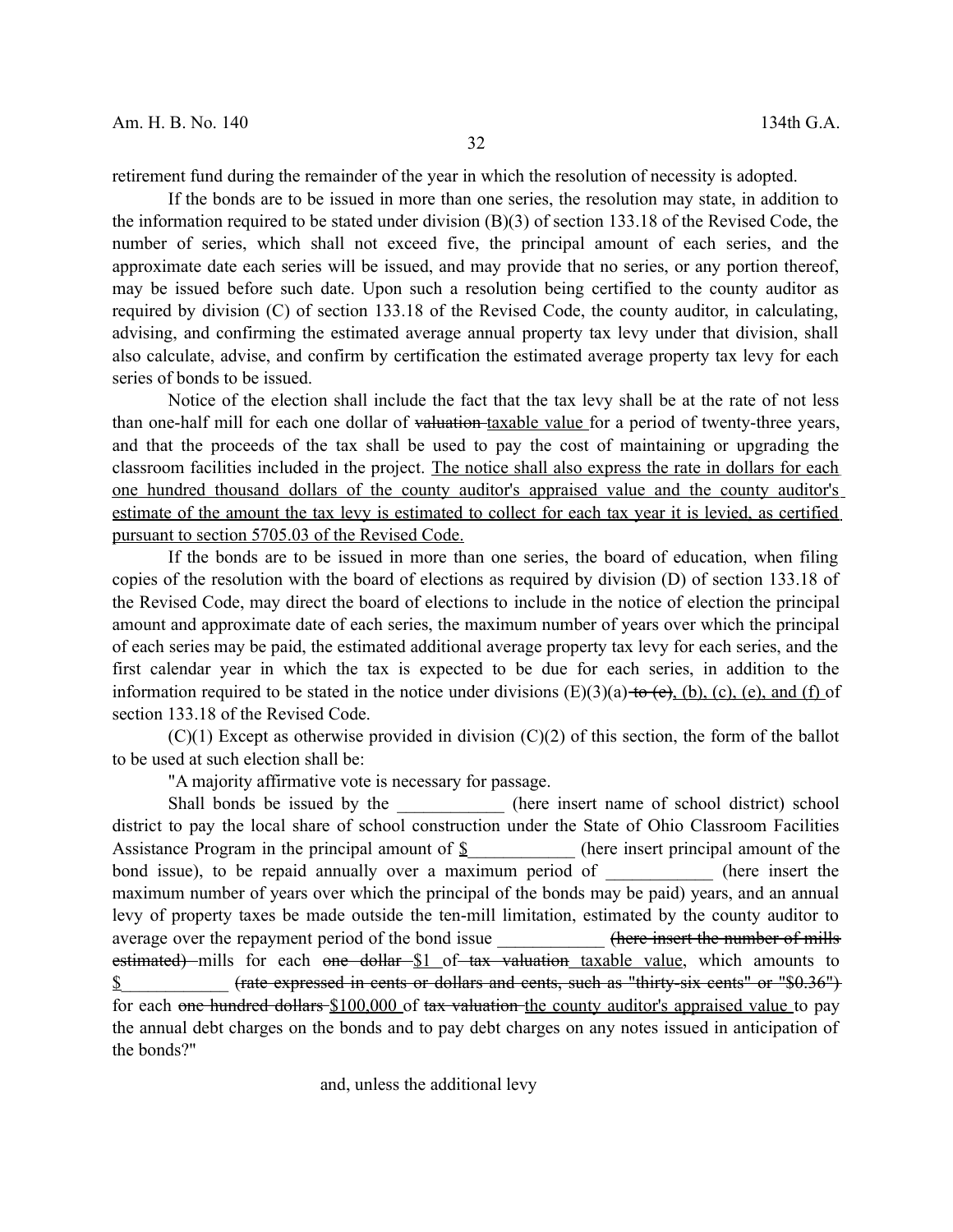retirement fund during the remainder of the year in which the resolution of necessity is adopted.

If the bonds are to be issued in more than one series, the resolution may state, in addition to the information required to be stated under division (B)(3) of section 133.18 of the Revised Code, the number of series, which shall not exceed five, the principal amount of each series, and the approximate date each series will be issued, and may provide that no series, or any portion thereof, may be issued before such date. Upon such a resolution being certified to the county auditor as required by division (C) of section 133.18 of the Revised Code, the county auditor, in calculating, advising, and confirming the estimated average annual property tax levy under that division, shall also calculate, advise, and confirm by certification the estimated average property tax levy for each series of bonds to be issued.

Notice of the election shall include the fact that the tax levy shall be at the rate of not less than one-half mill for each one dollar of ~~valuation~~ taxable value for a period of twenty-three years, and that the proceeds of the tax shall be used to pay the cost of maintaining or upgrading the classroom facilities included in the project. The notice shall also express the rate in dollars for each one hundred thousand dollars of the county auditor's appraised value and the county auditor's estimate of the amount the tax levy is estimated to collect for each tax year it is levied, as certified pursuant to section 5705.03 of the Revised Code.

If the bonds are to be issued in more than one series, the board of education, when filing copies of the resolution with the board of elections as required by division (D) of section 133.18 of the Revised Code, may direct the board of elections to include in the notice of election the principal amount and approximate date of each series, the maximum number of years over which the principal of each series may be paid, the estimated additional average property tax levy for each series, and the first calendar year in which the tax is expected to be due for each series, in addition to the information required to be stated in the notice under divisions (E)(3)(a) ~~to (c)~~, (b), (c), (e), and (f) of section 133.18 of the Revised Code.

(C)(1) Except as otherwise provided in division (C)(2) of this section, the form of the ballot to be used at such election shall be:

"A majority affirmative vote is necessary for passage.

Shall bonds be issued by the ____________ (here insert name of school district) school district to pay the local share of school construction under the State of Ohio Classroom Facilities Assistance Program in the principal amount of $____________ (here insert principal amount of the bond issue), to be repaid annually over a maximum period of ____________ (here insert the maximum number of years over which the principal of the bonds may be paid) years, and an annual levy of property taxes be made outside the ten-mill limitation, estimated by the county auditor to average over the repayment period of the bond issue ____________ ~~(here insert the number of mills estimated)~~ mills for each ~~one dollar~~ $1 of ~~tax valuation~~ taxable value, which amounts to $____________ ~~(rate expressed in cents or dollars and cents, such as "thirty-six cents" or "$0.36")~~ for each ~~one hundred dollars~~ $100,000 of ~~tax valuation~~ the county auditor's appraised value to pay the annual debt charges on the bonds and to pay debt charges on any notes issued in anticipation of the bonds?"

and, unless the additional levy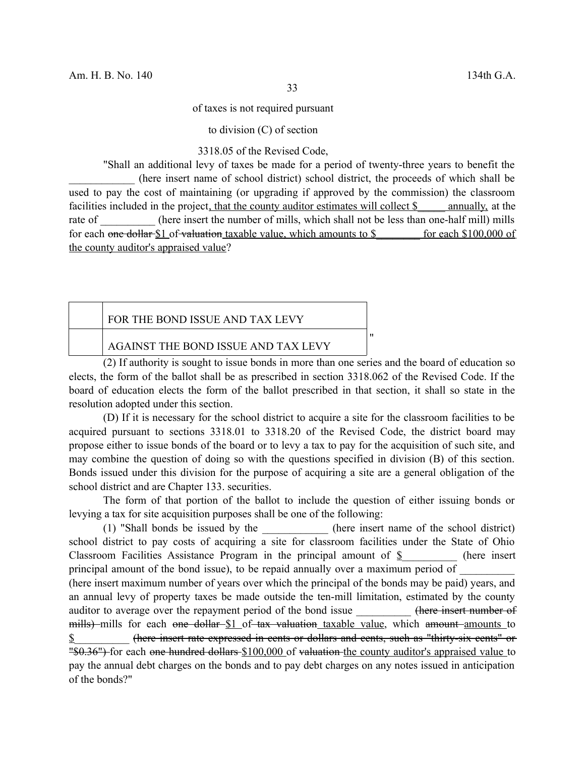of taxes is not required pursuant

to division (C) of section

3318.05 of the Revised Code,

"Shall an additional levy of taxes be made for a period of twenty-three years to benefit the ____________ (here insert name of school district) school district, the proceeds of which shall be used to pay the cost of maintaining (or upgrading if approved by the commission) the classroom facilities included in the project, that the county auditor estimates will collect $_____ annually, at the rate of __________ (here insert the number of mills, which shall not be less than one-half mill) mills for each ~~one dollar~~ $1 of ~~valuation~~ taxable value, which amounts to $________ for each $100,000 of the county auditor's appraised value?

| | |
|---|---|
| | FOR THE BOND ISSUE AND TAX LEVY |
| | AGAINST THE BOND ISSUE AND TAX LEVY |

"

(2) If authority is sought to issue bonds in more than one series and the board of education so elects, the form of the ballot shall be as prescribed in section 3318.062 of the Revised Code. If the board of education elects the form of the ballot prescribed in that section, it shall so state in the resolution adopted under this section.

(D) If it is necessary for the school district to acquire a site for the classroom facilities to be acquired pursuant to sections 3318.01 to 3318.20 of the Revised Code, the district board may propose either to issue bonds of the board or to levy a tax to pay for the acquisition of such site, and may combine the question of doing so with the questions specified in division (B) of this section. Bonds issued under this division for the purpose of acquiring a site are a general obligation of the school district and are Chapter 133. securities.

The form of that portion of the ballot to include the question of either issuing bonds or levying a tax for site acquisition purposes shall be one of the following:

(1) "Shall bonds be issued by the ____________ (here insert name of the school district) school district to pay costs of acquiring a site for classroom facilities under the State of Ohio Classroom Facilities Assistance Program in the principal amount of $__________ (here insert principal amount of the bond issue), to be repaid annually over a maximum period of __________ (here insert maximum number of years over which the principal of the bonds may be paid) years, and an annual levy of property taxes be made outside the ten-mill limitation, estimated by the county auditor to average over the repayment period of the bond issue __________ ~~(here insert number of mills)~~ mills for each ~~one dollar~~ $1 of ~~tax valuation~~ taxable value, which ~~amount~~ amounts to $__________ ~~(here insert rate expressed in cents or dollars and cents, such as "thirty-six cents" or "$0.36")~~ for each ~~one hundred dollars~~ $100,000 of ~~valuation~~ the county auditor's appraised value to pay the annual debt charges on the bonds and to pay debt charges on any notes issued in anticipation of the bonds?"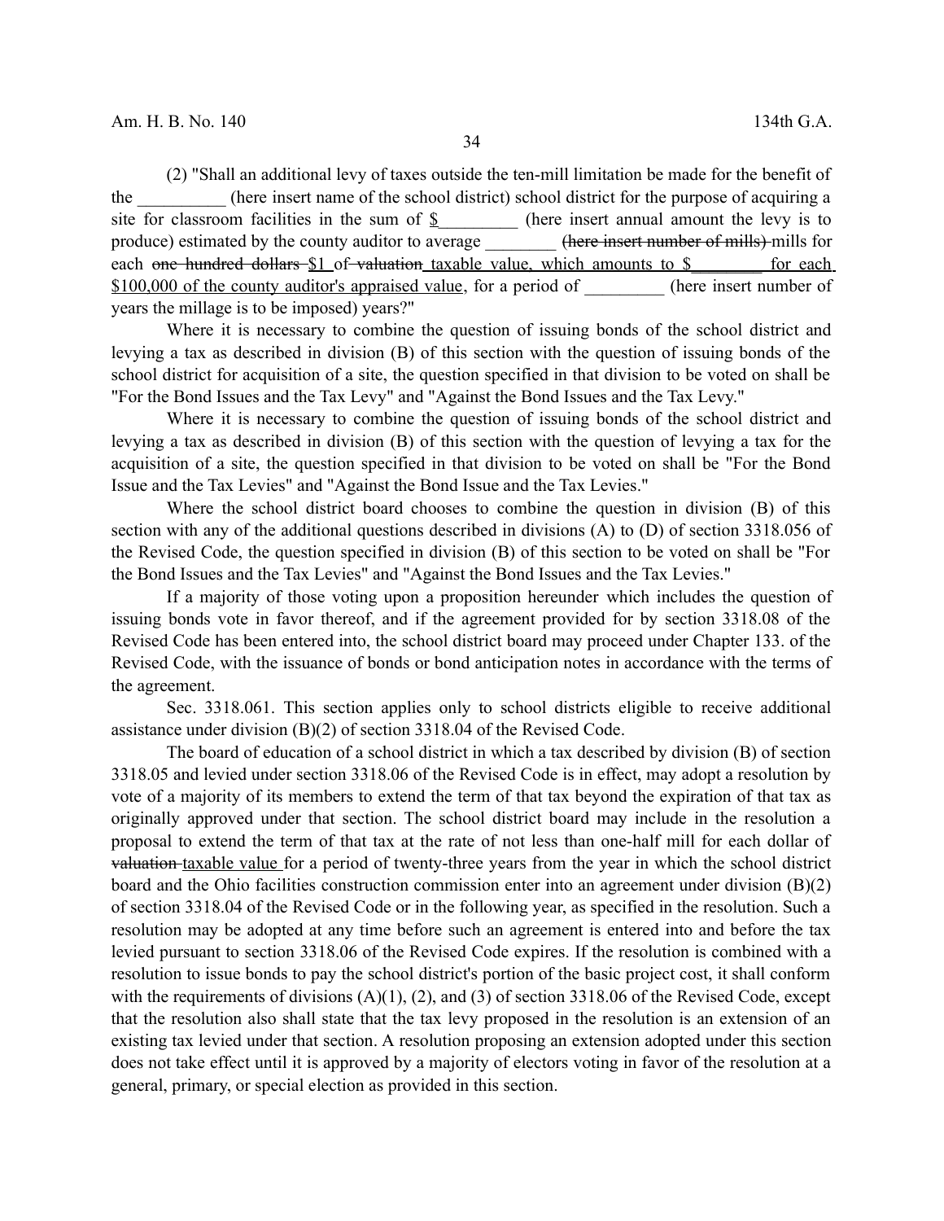(2) "Shall an additional levy of taxes outside the ten-mill limitation be made for the benefit of the __________ (here insert name of the school district) school district for the purpose of acquiring a site for classroom facilities in the sum of $_________ (here insert annual amount the levy is to produce) estimated by the county auditor to average ________ ~~(here insert number of mills)~~ mills for each ~~one hundred dollars~~ $1 of ~~valuation~~ taxable value, which amounts to $________ for each $100,000 of the county auditor's appraised value, for a period of _________ (here insert number of years the millage is to be imposed) years?"

Where it is necessary to combine the question of issuing bonds of the school district and levying a tax as described in division (B) of this section with the question of issuing bonds of the school district for acquisition of a site, the question specified in that division to be voted on shall be "For the Bond Issues and the Tax Levy" and "Against the Bond Issues and the Tax Levy."

Where it is necessary to combine the question of issuing bonds of the school district and levying a tax as described in division (B) of this section with the question of levying a tax for the acquisition of a site, the question specified in that division to be voted on shall be "For the Bond Issue and the Tax Levies" and "Against the Bond Issue and the Tax Levies."

Where the school district board chooses to combine the question in division (B) of this section with any of the additional questions described in divisions (A) to (D) of section 3318.056 of the Revised Code, the question specified in division (B) of this section to be voted on shall be "For the Bond Issues and the Tax Levies" and "Against the Bond Issues and the Tax Levies."

If a majority of those voting upon a proposition hereunder which includes the question of issuing bonds vote in favor thereof, and if the agreement provided for by section 3318.08 of the Revised Code has been entered into, the school district board may proceed under Chapter 133. of the Revised Code, with the issuance of bonds or bond anticipation notes in accordance with the terms of the agreement.

Sec. 3318.061. This section applies only to school districts eligible to receive additional assistance under division (B)(2) of section 3318.04 of the Revised Code.

The board of education of a school district in which a tax described by division (B) of section 3318.05 and levied under section 3318.06 of the Revised Code is in effect, may adopt a resolution by vote of a majority of its members to extend the term of that tax beyond the expiration of that tax as originally approved under that section. The school district board may include in the resolution a proposal to extend the term of that tax at the rate of not less than one-half mill for each dollar of ~~valuation~~ taxable value for a period of twenty-three years from the year in which the school district board and the Ohio facilities construction commission enter into an agreement under division (B)(2) of section 3318.04 of the Revised Code or in the following year, as specified in the resolution. Such a resolution may be adopted at any time before such an agreement is entered into and before the tax levied pursuant to section 3318.06 of the Revised Code expires. If the resolution is combined with a resolution to issue bonds to pay the school district's portion of the basic project cost, it shall conform with the requirements of divisions (A)(1), (2), and (3) of section 3318.06 of the Revised Code, except that the resolution also shall state that the tax levy proposed in the resolution is an extension of an existing tax levied under that section. A resolution proposing an extension adopted under this section does not take effect until it is approved by a majority of electors voting in favor of the resolution at a general, primary, or special election as provided in this section.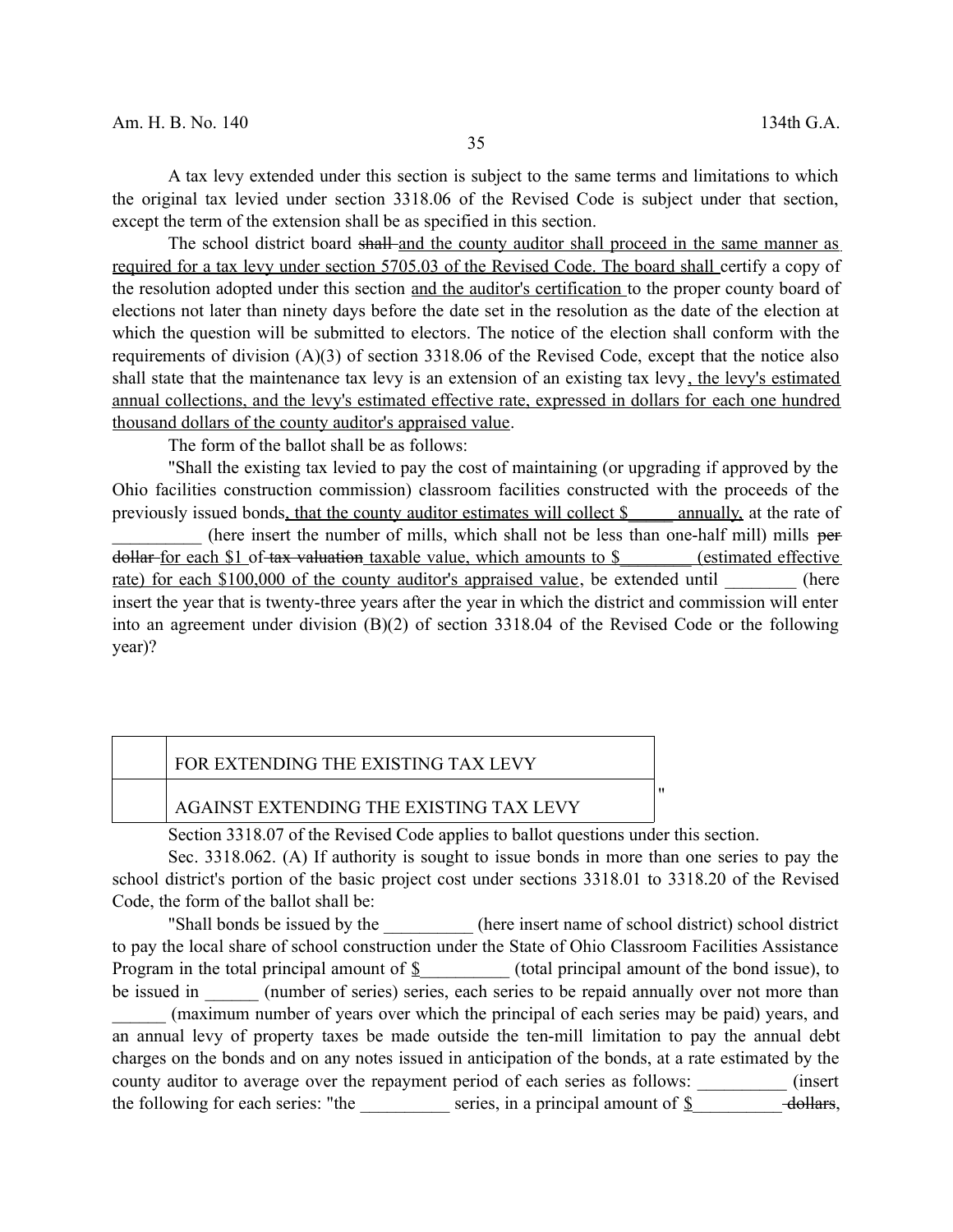A tax levy extended under this section is subject to the same terms and limitations to which the original tax levied under section 3318.06 of the Revised Code is subject under that section, except the term of the extension shall be as specified in this section.

The school district board ~~shall~~ and the county auditor shall proceed in the same manner as required for a tax levy under section 5705.03 of the Revised Code. The board shall certify a copy of the resolution adopted under this section and the auditor's certification to the proper county board of elections not later than ninety days before the date set in the resolution as the date of the election at which the question will be submitted to electors. The notice of the election shall conform with the requirements of division (A)(3) of section 3318.06 of the Revised Code, except that the notice also shall state that the maintenance tax levy is an extension of an existing tax levy, the levy's estimated annual collections, and the levy's estimated effective rate, expressed in dollars for each one hundred thousand dollars of the county auditor's appraised value.

The form of the ballot shall be as follows:

"Shall the existing tax levied to pay the cost of maintaining (or upgrading if approved by the Ohio facilities construction commission) classroom facilities constructed with the proceeds of the previously issued bonds, that the county auditor estimates will collect $_____ annually, at the rate of __________ (here insert the number of mills, which shall not be less than one-half mill) mills ~~per dollar~~ for each $1 of ~~tax valuation~~ taxable value, which amounts to $________ (estimated effective rate) for each $100,000 of the county auditor's appraised value, be extended until ________ (here insert the year that is twenty-three years after the year in which the district and commission will enter into an agreement under division (B)(2) of section 3318.04 of the Revised Code or the following year)?

| | |
|---|---|
| | FOR EXTENDING THE EXISTING TAX LEVY |
| | AGAINST EXTENDING THE EXISTING TAX LEVY |

"

Section 3318.07 of the Revised Code applies to ballot questions under this section.

Sec. 3318.062. (A) If authority is sought to issue bonds in more than one series to pay the school district's portion of the basic project cost under sections 3318.01 to 3318.20 of the Revised Code, the form of the ballot shall be:

"Shall bonds be issued by the __________ (here insert name of school district) school district to pay the local share of school construction under the State of Ohio Classroom Facilities Assistance Program in the total principal amount of $__________ (total principal amount of the bond issue), to be issued in ______ (number of series) series, each series to be repaid annually over not more than ______ (maximum number of years over which the principal of each series may be paid) years, and an annual levy of property taxes be made outside the ten-mill limitation to pay the annual debt charges on the bonds and on any notes issued in anticipation of the bonds, at a rate estimated by the county auditor to average over the repayment period of each series as follows: __________ (insert the following for each series: "the __________ series, in a principal amount of $__________ ~~dollars~~,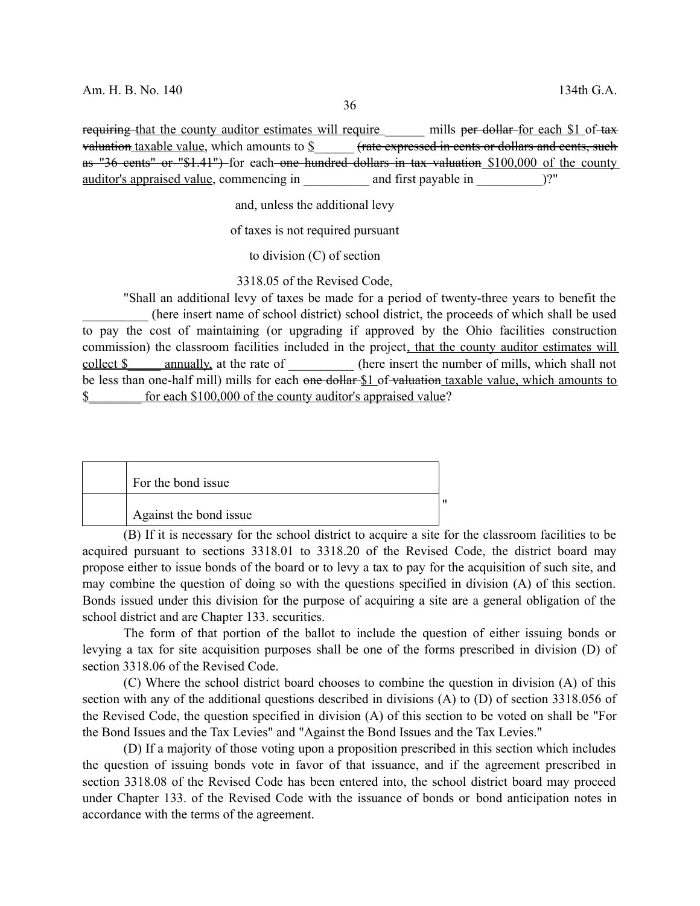requiring that the county auditor estimates will require ______ mills per dollar for each $1 of tax valuation taxable value, which amounts to $______ (rate expressed in cents or dollars and cents, such as "36 cents" or "$1.41") for each one hundred dollars in tax valuation $100,000 of the county auditor's appraised value, commencing in __________ and first payable in __________)?"

and, unless the additional levy of taxes is not required pursuant to division (C) of section 3318.05 of the Revised Code,

"Shall an additional levy of taxes be made for a period of twenty-three years to benefit the __________ (here insert name of school district) school district, the proceeds of which shall be used to pay the cost of maintaining (or upgrading if approved by the Ohio facilities construction commission) the classroom facilities included in the project, that the county auditor estimates will collect $______ annually, at the rate of __________ (here insert the number of mills, which shall not be less than one-half mill) mills for each one dollar $1 of valuation taxable value, which amounts to $________ for each $100,000 of the county auditor's appraised value?

| | |
|---|---|
| | For the bond issue |
| | Against the bond issue |

"

(B) If it is necessary for the school district to acquire a site for the classroom facilities to be acquired pursuant to sections 3318.01 to 3318.20 of the Revised Code, the district board may propose either to issue bonds of the board or to levy a tax to pay for the acquisition of such site, and may combine the question of doing so with the questions specified in division (A) of this section. Bonds issued under this division for the purpose of acquiring a site are a general obligation of the school district and are Chapter 133. securities.

The form of that portion of the ballot to include the question of either issuing bonds or levying a tax for site acquisition purposes shall be one of the forms prescribed in division (D) of section 3318.06 of the Revised Code.

(C) Where the school district board chooses to combine the question in division (A) of this section with any of the additional questions described in divisions (A) to (D) of section 3318.056 of the Revised Code, the question specified in division (A) of this section to be voted on shall be "For the Bond Issues and the Tax Levies" and "Against the Bond Issues and the Tax Levies."

(D) If a majority of those voting upon a proposition prescribed in this section which includes the question of issuing bonds vote in favor of that issuance, and if the agreement prescribed in section 3318.08 of the Revised Code has been entered into, the school district board may proceed under Chapter 133. of the Revised Code with the issuance of bonds or bond anticipation notes in accordance with the terms of the agreement.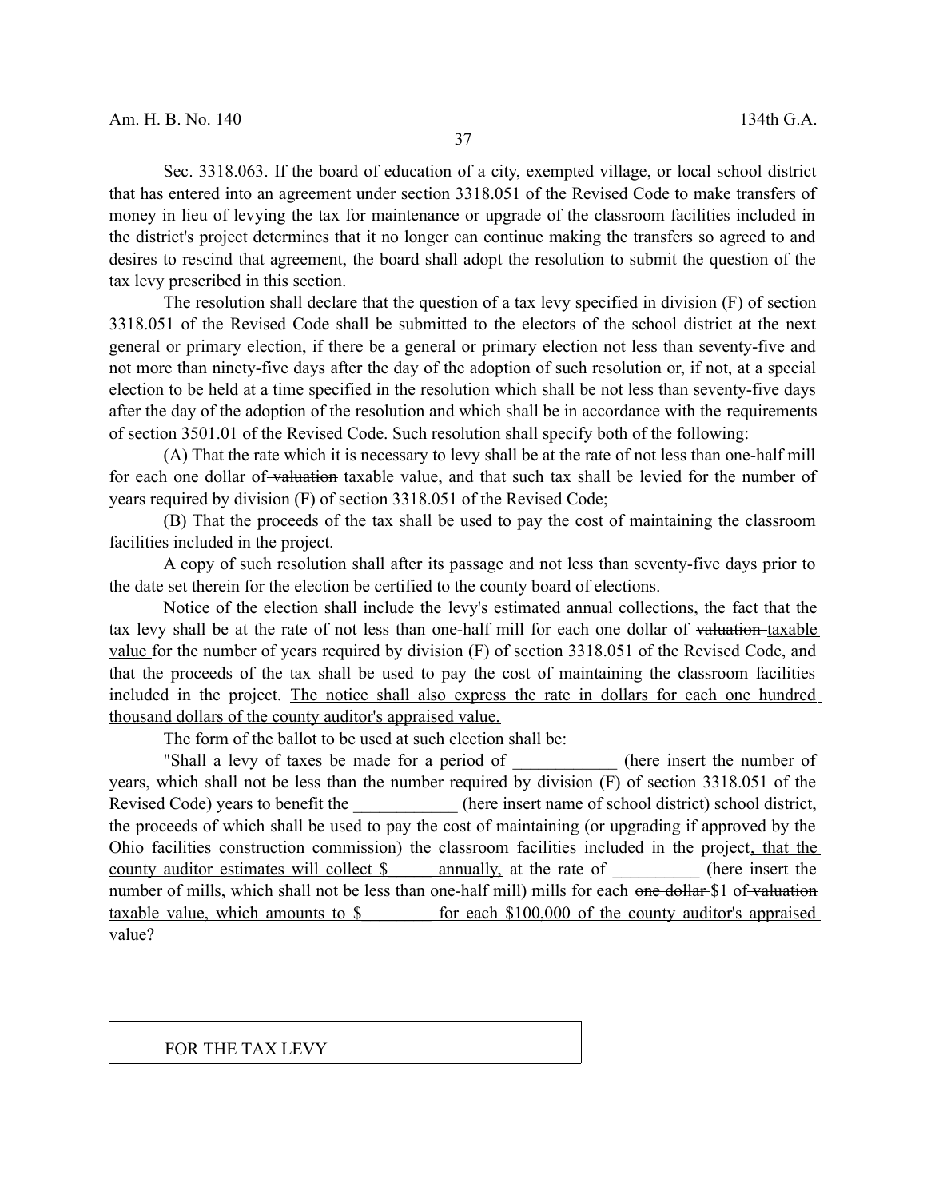Sec. 3318.063. If the board of education of a city, exempted village, or local school district that has entered into an agreement under section 3318.051 of the Revised Code to make transfers of money in lieu of levying the tax for maintenance or upgrade of the classroom facilities included in the district's project determines that it no longer can continue making the transfers so agreed to and desires to rescind that agreement, the board shall adopt the resolution to submit the question of the tax levy prescribed in this section.

The resolution shall declare that the question of a tax levy specified in division (F) of section 3318.051 of the Revised Code shall be submitted to the electors of the school district at the next general or primary election, if there be a general or primary election not less than seventy-five and not more than ninety-five days after the day of the adoption of such resolution or, if not, at a special election to be held at a time specified in the resolution which shall be not less than seventy-five days after the day of the adoption of the resolution and which shall be in accordance with the requirements of section 3501.01 of the Revised Code. Such resolution shall specify both of the following:

(A) That the rate which it is necessary to levy shall be at the rate of not less than one-half mill for each one dollar of ~~valuation~~ taxable value, and that such tax shall be levied for the number of years required by division (F) of section 3318.051 of the Revised Code;

(B) That the proceeds of the tax shall be used to pay the cost of maintaining the classroom facilities included in the project.

A copy of such resolution shall after its passage and not less than seventy-five days prior to the date set therein for the election be certified to the county board of elections.

Notice of the election shall include the levy's estimated annual collections, the fact that the tax levy shall be at the rate of not less than one-half mill for each one dollar of ~~valuation~~ taxable value for the number of years required by division (F) of section 3318.051 of the Revised Code, and that the proceeds of the tax shall be used to pay the cost of maintaining the classroom facilities included in the project. The notice shall also express the rate in dollars for each one hundred thousand dollars of the county auditor's appraised value.

The form of the ballot to be used at such election shall be:

"Shall a levy of taxes be made for a period of ____________ (here insert the number of years, which shall not be less than the number required by division (F) of section 3318.051 of the Revised Code) years to benefit the ____________ (here insert name of school district) school district, the proceeds of which shall be used to pay the cost of maintaining (or upgrading if approved by the Ohio facilities construction commission) the classroom facilities included in the project, that the county auditor estimates will collect $_____ annually, at the rate of __________ (here insert the number of mills, which shall not be less than one-half mill) mills for each ~~one dollar~~ $1 of ~~valuation~~ taxable value, which amounts to $________ for each $100,000 of the county auditor's appraised value?

| | FOR THE TAX LEVY |
|---|---|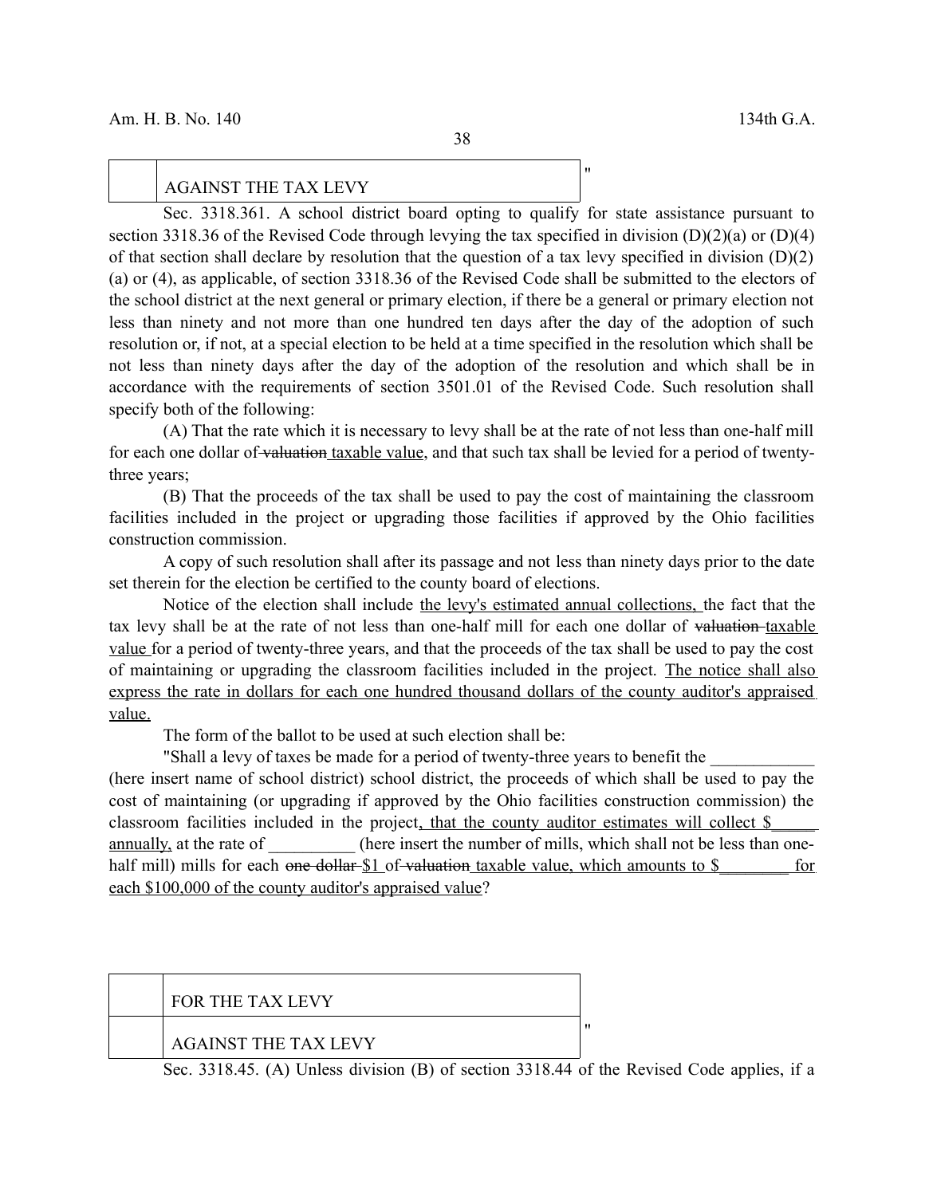| | AGAINST THE TAX LEVY |
|---|---|

"

Sec. 3318.361. A school district board opting to qualify for state assistance pursuant to section 3318.36 of the Revised Code through levying the tax specified in division (D)(2)(a) or (D)(4) of that section shall declare by resolution that the question of a tax levy specified in division (D)(2)(a) or (4), as applicable, of section 3318.36 of the Revised Code shall be submitted to the electors of the school district at the next general or primary election, if there be a general or primary election not less than ninety and not more than one hundred ten days after the day of the adoption of such resolution or, if not, at a special election to be held at a time specified in the resolution which shall be not less than ninety days after the day of the adoption of the resolution and which shall be in accordance with the requirements of section 3501.01 of the Revised Code. Such resolution shall specify both of the following:

(A) That the rate which it is necessary to levy shall be at the rate of not less than one-half mill for each one dollar of ~~valuation~~ taxable value, and that such tax shall be levied for a period of twenty-three years;

(B) That the proceeds of the tax shall be used to pay the cost of maintaining the classroom facilities included in the project or upgrading those facilities if approved by the Ohio facilities construction commission.

A copy of such resolution shall after its passage and not less than ninety days prior to the date set therein for the election be certified to the county board of elections.

Notice of the election shall include the levy's estimated annual collections, the fact that the tax levy shall be at the rate of not less than one-half mill for each one dollar of ~~valuation~~ taxable value for a period of twenty-three years, and that the proceeds of the tax shall be used to pay the cost of maintaining or upgrading the classroom facilities included in the project. The notice shall also express the rate in dollars for each one hundred thousand dollars of the county auditor's appraised value.

The form of the ballot to be used at such election shall be:

"Shall a levy of taxes be made for a period of twenty-three years to benefit the ____________ (here insert name of school district) school district, the proceeds of which shall be used to pay the cost of maintaining (or upgrading if approved by the Ohio facilities construction commission) the classroom facilities included in the project, that the county auditor estimates will collect $_____ annually, at the rate of __________ (here insert the number of mills, which shall not be less than one-half mill) mills for each ~~one dollar~~ $1 of ~~valuation~~ taxable value, which amounts to $________ for each $100,000 of the county auditor's appraised value?

| | FOR THE TAX LEVY |
|---|---|
| | AGAINST THE TAX LEVY |

"

Sec. 3318.45. (A) Unless division (B) of section 3318.44 of the Revised Code applies, if a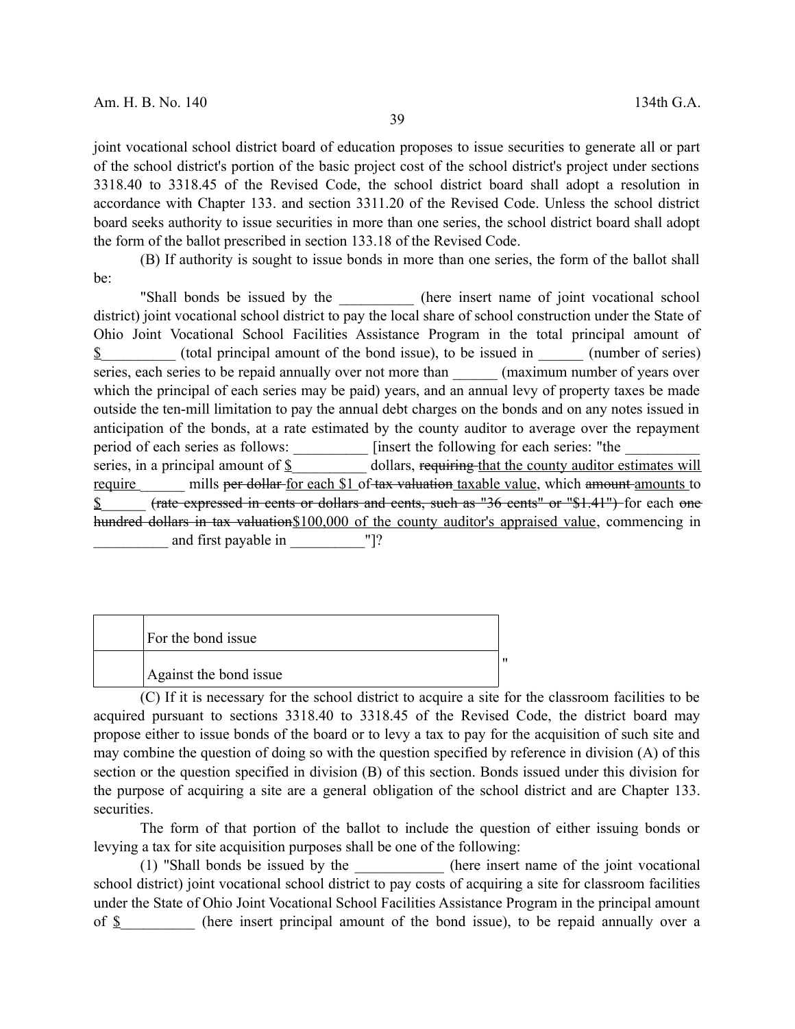joint vocational school district board of education proposes to issue securities to generate all or part of the school district's portion of the basic project cost of the school district's project under sections 3318.40 to 3318.45 of the Revised Code, the school district board shall adopt a resolution in accordance with Chapter 133. and section 3311.20 of the Revised Code. Unless the school district board seeks authority to issue securities in more than one series, the school district board shall adopt the form of the ballot prescribed in section 133.18 of the Revised Code.

(B) If authority is sought to issue bonds in more than one series, the form of the ballot shall be:

"Shall bonds be issued by the __________ (here insert name of joint vocational school district) joint vocational school district to pay the local share of school construction under the State of Ohio Joint Vocational School Facilities Assistance Program in the total principal amount of $__________ (total principal amount of the bond issue), to be issued in ______ (number of series) series, each series to be repaid annually over not more than ______ (maximum number of years over which the principal of each series may be paid) years, and an annual levy of property taxes be made outside the ten-mill limitation to pay the annual debt charges on the bonds and on any notes issued in anticipation of the bonds, at a rate estimated by the county auditor to average over the repayment period of each series as follows: __________ [insert the following for each series: "the __________ series, in a principal amount of $__________ dollars, ~~requiring~~ that the county auditor estimates will require ______ mills ~~per dollar~~ for each $1 of ~~tax valuation~~ taxable value, which ~~amount~~ amounts to $______ ~~(rate expressed in cents or dollars and cents, such as "36 cents" or "$1.41")~~ for each ~~one hundred dollars in tax valuation~~$100,000 of the county auditor's appraised value, commencing in __________ and first payable in __________"]?

| | |
|---|---|
| | For the bond issue |
| | Against the bond issue |

"

(C) If it is necessary for the school district to acquire a site for the classroom facilities to be acquired pursuant to sections 3318.40 to 3318.45 of the Revised Code, the district board may propose either to issue bonds of the board or to levy a tax to pay for the acquisition of such site and may combine the question of doing so with the question specified by reference in division (A) of this section or the question specified in division (B) of this section. Bonds issued under this division for the purpose of acquiring a site are a general obligation of the school district and are Chapter 133. securities.

The form of that portion of the ballot to include the question of either issuing bonds or levying a tax for site acquisition purposes shall be one of the following:

(1) "Shall bonds be issued by the ____________ (here insert name of the joint vocational school district) joint vocational school district to pay costs of acquiring a site for classroom facilities under the State of Ohio Joint Vocational School Facilities Assistance Program in the principal amount of $__________ (here insert principal amount of the bond issue), to be repaid annually over a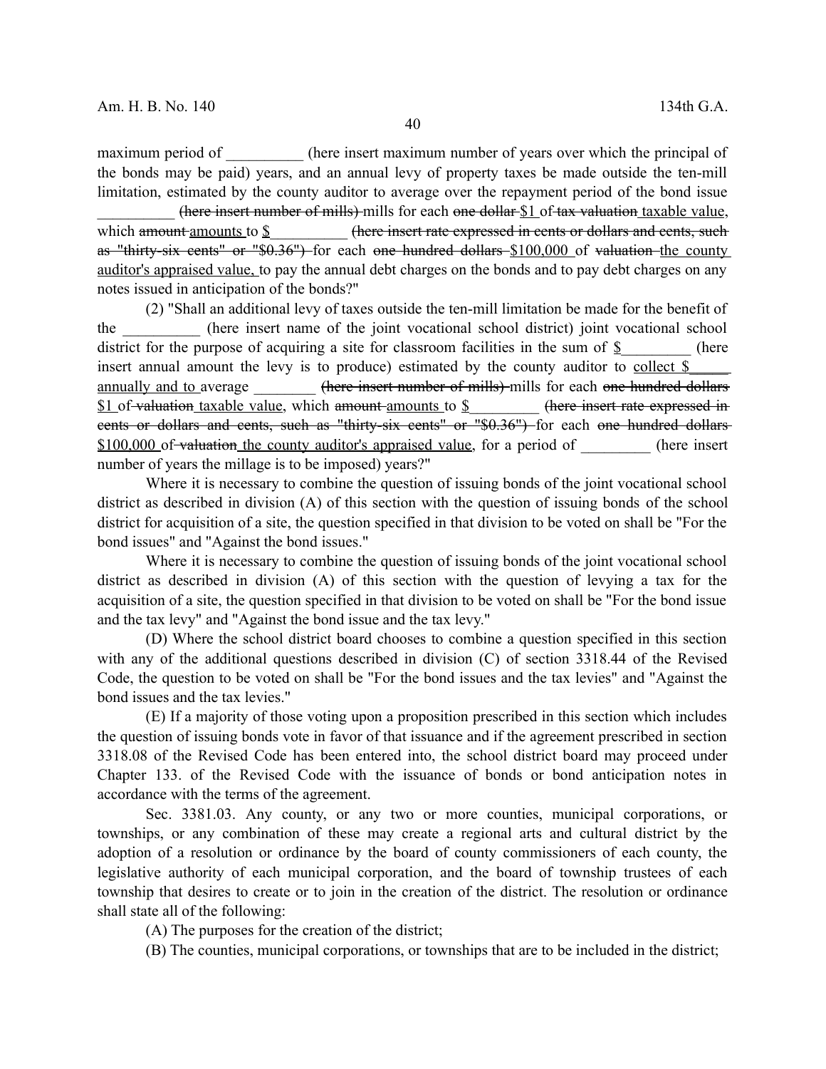maximum period of __________ (here insert maximum number of years over which the principal of the bonds may be paid) years, and an annual levy of property taxes be made outside the ten-mill limitation, estimated by the county auditor to average over the repayment period of the bond issue __________ ~~(here insert number of mills)~~ mills for each ~~one dollar~~ <u>$1</u> of ~~tax valuation~~ <u>taxable value</u>, which ~~amount~~ <u>amounts</u> to <u>$</u>__________ ~~(here insert rate expressed in cents or dollars and cents, such as "thirty-six cents" or "$0.36")~~ for each ~~one hundred dollars~~ <u>$100,000</u> of ~~valuation~~ <u>the county auditor's appraised value,</u> to pay the annual debt charges on the bonds and to pay debt charges on any notes issued in anticipation of the bonds?"

(2) "Shall an additional levy of taxes outside the ten-mill limitation be made for the benefit of the __________ (here insert name of the joint vocational school district) joint vocational school district for the purpose of acquiring a site for classroom facilities in the sum of <u>$</u>_________ (here insert annual amount the levy is to produce) estimated by the county auditor to <u>collect $_____ annually and to</u> average ________ ~~(here insert number of mills)~~ mills for each ~~one hundred dollars~~ <u>$1</u> of ~~valuation~~ <u>taxable value</u>, which ~~amount~~ <u>amounts</u> to <u>$</u>_________ ~~(here insert rate expressed in cents or dollars and cents, such as "thirty-six cents" or "$0.36")~~ for each ~~one hundred dollars~~ <u>$100,000</u> of ~~valuation~~ <u>the county auditor's appraised value</u>, for a period of _________ (here insert number of years the millage is to be imposed) years?"

Where it is necessary to combine the question of issuing bonds of the joint vocational school district as described in division (A) of this section with the question of issuing bonds of the school district for acquisition of a site, the question specified in that division to be voted on shall be "For the bond issues" and "Against the bond issues."

Where it is necessary to combine the question of issuing bonds of the joint vocational school district as described in division (A) of this section with the question of levying a tax for the acquisition of a site, the question specified in that division to be voted on shall be "For the bond issue and the tax levy" and "Against the bond issue and the tax levy."

(D) Where the school district board chooses to combine a question specified in this section with any of the additional questions described in division (C) of section 3318.44 of the Revised Code, the question to be voted on shall be "For the bond issues and the tax levies" and "Against the bond issues and the tax levies."

(E) If a majority of those voting upon a proposition prescribed in this section which includes the question of issuing bonds vote in favor of that issuance and if the agreement prescribed in section 3318.08 of the Revised Code has been entered into, the school district board may proceed under Chapter 133. of the Revised Code with the issuance of bonds or bond anticipation notes in accordance with the terms of the agreement.

Sec. 3381.03. Any county, or any two or more counties, municipal corporations, or townships, or any combination of these may create a regional arts and cultural district by the adoption of a resolution or ordinance by the board of county commissioners of each county, the legislative authority of each municipal corporation, and the board of township trustees of each township that desires to create or to join in the creation of the district. The resolution or ordinance shall state all of the following:

(A) The purposes for the creation of the district;

(B) The counties, municipal corporations, or townships that are to be included in the district;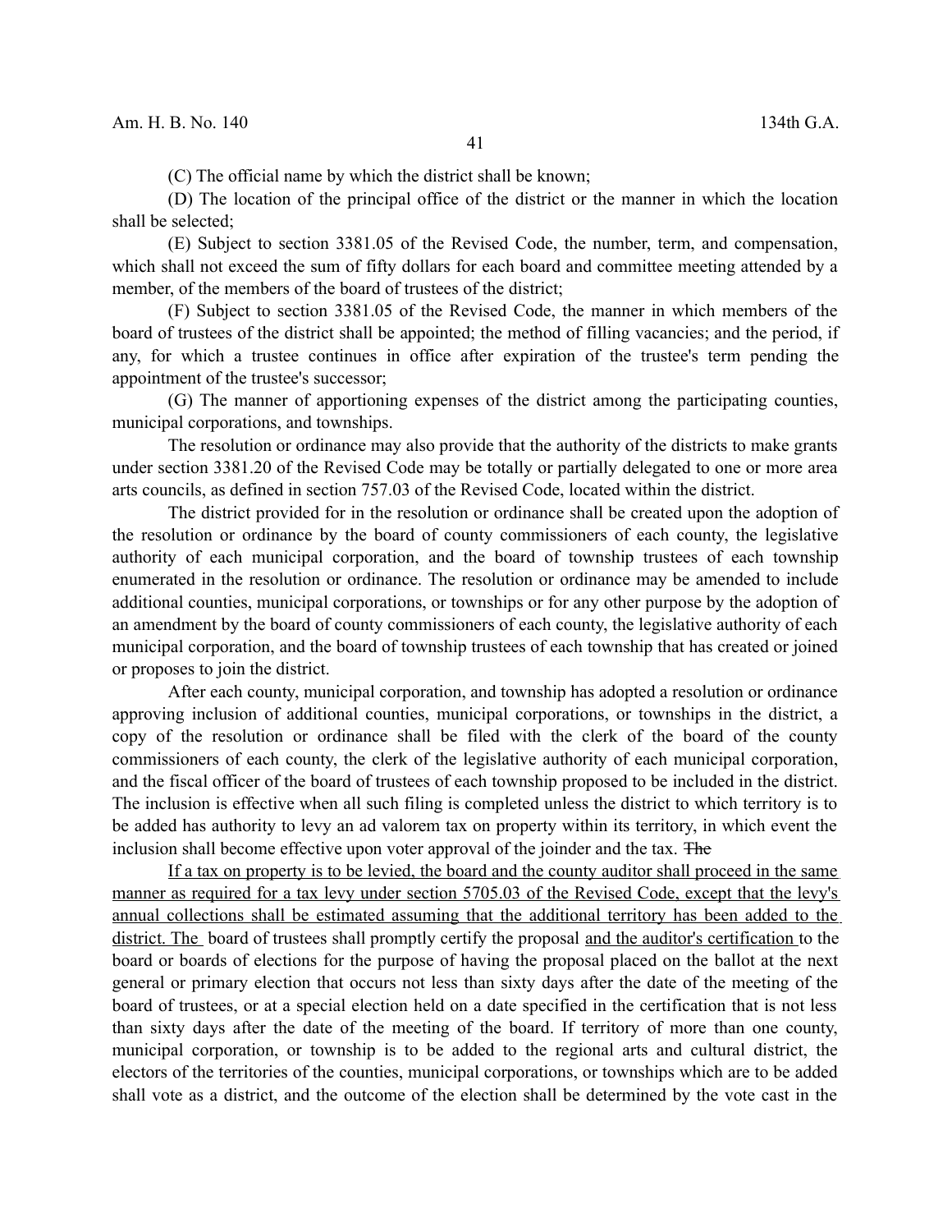(C) The official name by which the district shall be known;

(D) The location of the principal office of the district or the manner in which the location shall be selected;

(E) Subject to section 3381.05 of the Revised Code, the number, term, and compensation, which shall not exceed the sum of fifty dollars for each board and committee meeting attended by a member, of the members of the board of trustees of the district;

(F) Subject to section 3381.05 of the Revised Code, the manner in which members of the board of trustees of the district shall be appointed; the method of filling vacancies; and the period, if any, for which a trustee continues in office after expiration of the trustee's term pending the appointment of the trustee's successor;

(G) The manner of apportioning expenses of the district among the participating counties, municipal corporations, and townships.

The resolution or ordinance may also provide that the authority of the districts to make grants under section 3381.20 of the Revised Code may be totally or partially delegated to one or more area arts councils, as defined in section 757.03 of the Revised Code, located within the district.

The district provided for in the resolution or ordinance shall be created upon the adoption of the resolution or ordinance by the board of county commissioners of each county, the legislative authority of each municipal corporation, and the board of township trustees of each township enumerated in the resolution or ordinance. The resolution or ordinance may be amended to include additional counties, municipal corporations, or townships or for any other purpose by the adoption of an amendment by the board of county commissioners of each county, the legislative authority of each municipal corporation, and the board of township trustees of each township that has created or joined or proposes to join the district.

After each county, municipal corporation, and township has adopted a resolution or ordinance approving inclusion of additional counties, municipal corporations, or townships in the district, a copy of the resolution or ordinance shall be filed with the clerk of the board of the county commissioners of each county, the clerk of the legislative authority of each municipal corporation, and the fiscal officer of the board of trustees of each township proposed to be included in the district. The inclusion is effective when all such filing is completed unless the district to which territory is to be added has authority to levy an ad valorem tax on property within its territory, in which event the inclusion shall become effective upon voter approval of the joinder and the tax. ~~The~~

<u>If a tax on property is to be levied, the board and the county auditor shall proceed in the same manner as required for a tax levy under section 5705.03 of the Revised Code, except that the levy's annual collections shall be estimated assuming that the additional territory has been added to the district. The</u> board of trustees shall promptly certify the proposal <u>and the auditor's certification</u> to the board or boards of elections for the purpose of having the proposal placed on the ballot at the next general or primary election that occurs not less than sixty days after the date of the meeting of the board of trustees, or at a special election held on a date specified in the certification that is not less than sixty days after the date of the meeting of the board. If territory of more than one county, municipal corporation, or township is to be added to the regional arts and cultural district, the electors of the territories of the counties, municipal corporations, or townships which are to be added shall vote as a district, and the outcome of the election shall be determined by the vote cast in the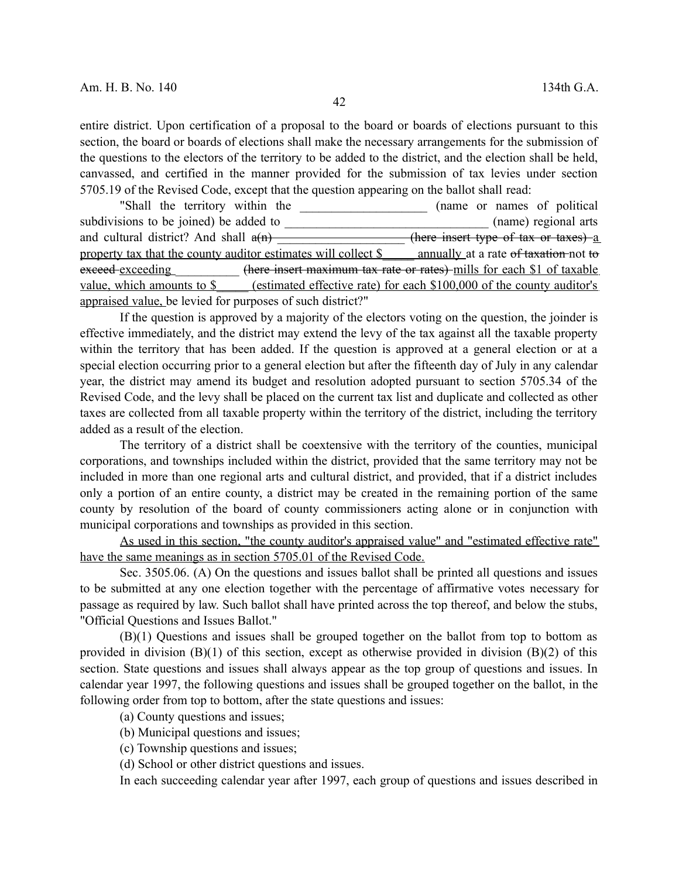entire district. Upon certification of a proposal to the board or boards of elections pursuant to this section, the board or boards of elections shall make the necessary arrangements for the submission of the questions to the electors of the territory to be added to the district, and the election shall be held, canvassed, and certified in the manner provided for the submission of tax levies under section 5705.19 of the Revised Code, except that the question appearing on the ballot shall read:

"Shall the territory within the ____________________ (name or names of political subdivisions to be joined) be added to ________________________________ (name) regional arts and cultural district? And shall ~~a(n)~~ ____________________ ~~(here insert type of tax or taxes)~~ <u>a property tax that the county auditor estimates will collect $_____ annually</u> at a rate ~~of taxation~~ not ~~to exceed~~ <u>exceeding</u> __________ ~~(here insert maximum tax rate or rates)~~ <u>mills for each $1 of taxable value, which amounts to $_____ (estimated effective rate) for each $100,000 of the county auditor's appraised value,</u> be levied for purposes of such district?"

If the question is approved by a majority of the electors voting on the question, the joinder is effective immediately, and the district may extend the levy of the tax against all the taxable property within the territory that has been added. If the question is approved at a general election or at a special election occurring prior to a general election but after the fifteenth day of July in any calendar year, the district may amend its budget and resolution adopted pursuant to section 5705.34 of the Revised Code, and the levy shall be placed on the current tax list and duplicate and collected as other taxes are collected from all taxable property within the territory of the district, including the territory added as a result of the election.

The territory of a district shall be coextensive with the territory of the counties, municipal corporations, and townships included within the district, provided that the same territory may not be included in more than one regional arts and cultural district, and provided, that if a district includes only a portion of an entire county, a district may be created in the remaining portion of the same county by resolution of the board of county commissioners acting alone or in conjunction with municipal corporations and townships as provided in this section.

<u>As used in this section, "the county auditor's appraised value" and "estimated effective rate" have the same meanings as in section 5705.01 of the Revised Code.</u>

Sec. 3505.06. (A) On the questions and issues ballot shall be printed all questions and issues to be submitted at any one election together with the percentage of affirmative votes necessary for passage as required by law. Such ballot shall have printed across the top thereof, and below the stubs, "Official Questions and Issues Ballot."

(B)(1) Questions and issues shall be grouped together on the ballot from top to bottom as provided in division (B)(1) of this section, except as otherwise provided in division (B)(2) of this section. State questions and issues shall always appear as the top group of questions and issues. In calendar year 1997, the following questions and issues shall be grouped together on the ballot, in the following order from top to bottom, after the state questions and issues:

(a) County questions and issues;

(b) Municipal questions and issues;

(c) Township questions and issues;

(d) School or other district questions and issues.

In each succeeding calendar year after 1997, each group of questions and issues described in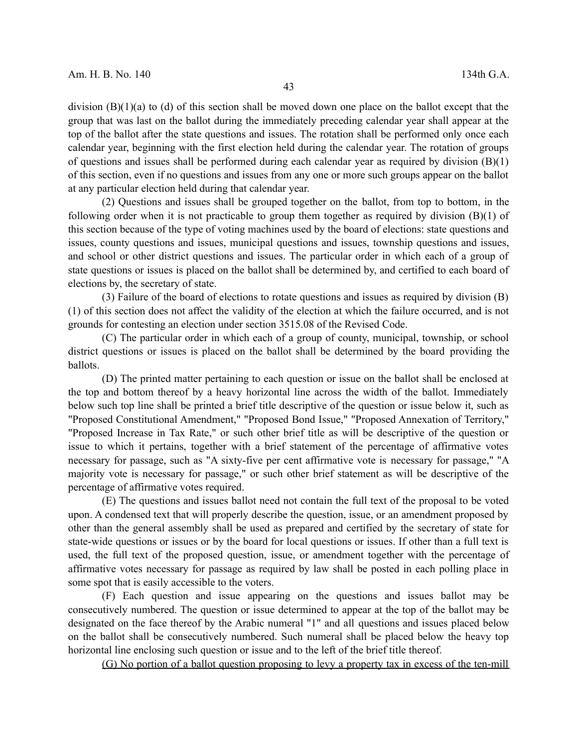division (B)(1)(a) to (d) of this section shall be moved down one place on the ballot except that the group that was last on the ballot during the immediately preceding calendar year shall appear at the top of the ballot after the state questions and issues. The rotation shall be performed only once each calendar year, beginning with the first election held during the calendar year. The rotation of groups of questions and issues shall be performed during each calendar year as required by division (B)(1) of this section, even if no questions and issues from any one or more such groups appear on the ballot at any particular election held during that calendar year.

(2) Questions and issues shall be grouped together on the ballot, from top to bottom, in the following order when it is not practicable to group them together as required by division (B)(1) of this section because of the type of voting machines used by the board of elections: state questions and issues, county questions and issues, municipal questions and issues, township questions and issues, and school or other district questions and issues. The particular order in which each of a group of state questions or issues is placed on the ballot shall be determined by, and certified to each board of elections by, the secretary of state.

(3) Failure of the board of elections to rotate questions and issues as required by division (B)(1) of this section does not affect the validity of the election at which the failure occurred, and is not grounds for contesting an election under section 3515.08 of the Revised Code.

(C) The particular order in which each of a group of county, municipal, township, or school district questions or issues is placed on the ballot shall be determined by the board providing the ballots.

(D) The printed matter pertaining to each question or issue on the ballot shall be enclosed at the top and bottom thereof by a heavy horizontal line across the width of the ballot. Immediately below such top line shall be printed a brief title descriptive of the question or issue below it, such as "Proposed Constitutional Amendment," "Proposed Bond Issue," "Proposed Annexation of Territory," "Proposed Increase in Tax Rate," or such other brief title as will be descriptive of the question or issue to which it pertains, together with a brief statement of the percentage of affirmative votes necessary for passage, such as "A sixty-five per cent affirmative vote is necessary for passage," "A majority vote is necessary for passage," or such other brief statement as will be descriptive of the percentage of affirmative votes required.

(E) The questions and issues ballot need not contain the full text of the proposal to be voted upon. A condensed text that will properly describe the question, issue, or an amendment proposed by other than the general assembly shall be used as prepared and certified by the secretary of state for state-wide questions or issues or by the board for local questions or issues. If other than a full text is used, the full text of the proposed question, issue, or amendment together with the percentage of affirmative votes necessary for passage as required by law shall be posted in each polling place in some spot that is easily accessible to the voters.

(F) Each question and issue appearing on the questions and issues ballot may be consecutively numbered. The question or issue determined to appear at the top of the ballot may be designated on the face thereof by the Arabic numeral "1" and all questions and issues placed below on the ballot shall be consecutively numbered. Such numeral shall be placed below the heavy top horizontal line enclosing such question or issue and to the left of the brief title thereof.

<u>(G) No portion of a ballot question proposing to levy a property tax in excess of the ten-mill</u>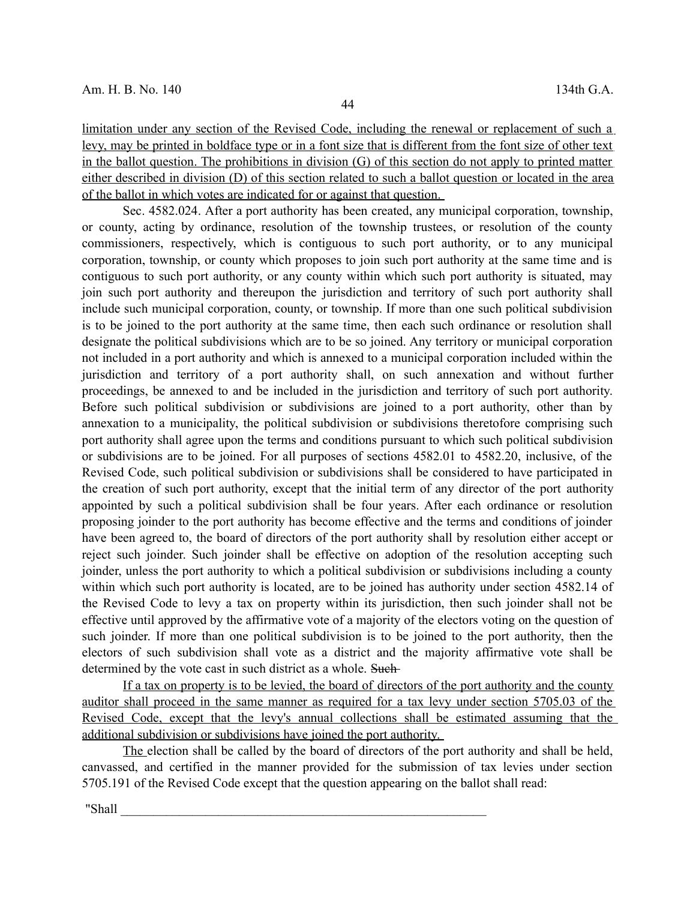limitation under any section of the Revised Code, including the renewal or replacement of such a levy, may be printed in boldface type or in a font size that is different from the font size of other text in the ballot question. The prohibitions in division (G) of this section do not apply to printed matter either described in division (D) of this section related to such a ballot question or located in the area of the ballot in which votes are indicated for or against that question.

Sec. 4582.024. After a port authority has been created, any municipal corporation, township, or county, acting by ordinance, resolution of the township trustees, or resolution of the county commissioners, respectively, which is contiguous to such port authority, or to any municipal corporation, township, or county which proposes to join such port authority at the same time and is contiguous to such port authority, or any county within which such port authority is situated, may join such port authority and thereupon the jurisdiction and territory of such port authority shall include such municipal corporation, county, or township. If more than one such political subdivision is to be joined to the port authority at the same time, then each such ordinance or resolution shall designate the political subdivisions which are to be so joined. Any territory or municipal corporation not included in a port authority and which is annexed to a municipal corporation included within the jurisdiction and territory of a port authority shall, on such annexation and without further proceedings, be annexed to and be included in the jurisdiction and territory of such port authority. Before such political subdivision or subdivisions are joined to a port authority, other than by annexation to a municipality, the political subdivision or subdivisions theretofore comprising such port authority shall agree upon the terms and conditions pursuant to which such political subdivision or subdivisions are to be joined. For all purposes of sections 4582.01 to 4582.20, inclusive, of the Revised Code, such political subdivision or subdivisions shall be considered to have participated in the creation of such port authority, except that the initial term of any director of the port authority appointed by such a political subdivision shall be four years. After each ordinance or resolution proposing joinder to the port authority has become effective and the terms and conditions of joinder have been agreed to, the board of directors of the port authority shall by resolution either accept or reject such joinder. Such joinder shall be effective on adoption of the resolution accepting such joinder, unless the port authority to which a political subdivision or subdivisions including a county within which such port authority is located, are to be joined has authority under section 4582.14 of the Revised Code to levy a tax on property within its jurisdiction, then such joinder shall not be effective until approved by the affirmative vote of a majority of the electors voting on the question of such joinder. If more than one political subdivision is to be joined to the port authority, then the electors of such subdivision shall vote as a district and the majority affirmative vote shall be determined by the vote cast in such district as a whole. ~~Such~~

If a tax on property is to be levied, the board of directors of the port authority and the county auditor shall proceed in the same manner as required for a tax levy under section 5705.03 of the Revised Code, except that the levy's annual collections shall be estimated assuming that the additional subdivision or subdivisions have joined the port authority.

The election shall be called by the board of directors of the port authority and shall be held, canvassed, and certified in the manner provided for the submission of tax levies under section 5705.191 of the Revised Code except that the question appearing on the ballot shall read:

"Shall ___________________________________________________________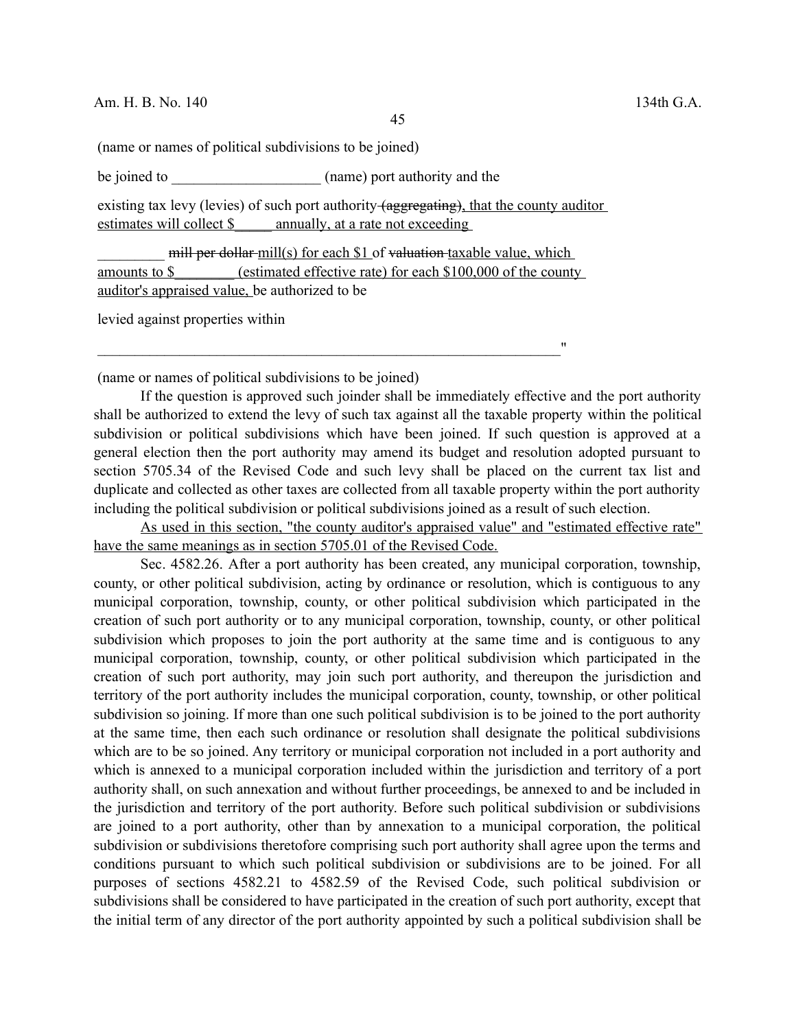(name or names of political subdivisions to be joined)

be joined to ____________________ (name) port authority and the

existing tax levy (levies) of such port authority ~~(aggregating)~~, that the county auditor estimates will collect $_____ annually, at a rate not exceeding

_________ ~~mill per dollar~~ mill(s) for each $1 of ~~valuation~~ taxable value, which amounts to $________ (estimated effective rate) for each $100,000 of the county auditor's appraised value, be authorized to be

levied against properties within

_________________________________________________________________"

(name or names of political subdivisions to be joined)

If the question is approved such joinder shall be immediately effective and the port authority shall be authorized to extend the levy of such tax against all the taxable property within the political subdivision or political subdivisions which have been joined. If such question is approved at a general election then the port authority may amend its budget and resolution adopted pursuant to section 5705.34 of the Revised Code and such levy shall be placed on the current tax list and duplicate and collected as other taxes are collected from all taxable property within the port authority including the political subdivision or political subdivisions joined as a result of such election.

As used in this section, "the county auditor's appraised value" and "estimated effective rate" have the same meanings as in section 5705.01 of the Revised Code.

Sec. 4582.26. After a port authority has been created, any municipal corporation, township, county, or other political subdivision, acting by ordinance or resolution, which is contiguous to any municipal corporation, township, county, or other political subdivision which participated in the creation of such port authority or to any municipal corporation, township, county, or other political subdivision which proposes to join the port authority at the same time and is contiguous to any municipal corporation, township, county, or other political subdivision which participated in the creation of such port authority, may join such port authority, and thereupon the jurisdiction and territory of the port authority includes the municipal corporation, county, township, or other political subdivision so joining. If more than one such political subdivision is to be joined to the port authority at the same time, then each such ordinance or resolution shall designate the political subdivisions which are to be so joined. Any territory or municipal corporation not included in a port authority and which is annexed to a municipal corporation included within the jurisdiction and territory of a port authority shall, on such annexation and without further proceedings, be annexed to and be included in the jurisdiction and territory of the port authority. Before such political subdivision or subdivisions are joined to a port authority, other than by annexation to a municipal corporation, the political subdivision or subdivisions theretofore comprising such port authority shall agree upon the terms and conditions pursuant to which such political subdivision or subdivisions are to be joined. For all purposes of sections 4582.21 to 4582.59 of the Revised Code, such political subdivision or subdivisions shall be considered to have participated in the creation of such port authority, except that the initial term of any director of the port authority appointed by such a political subdivision shall be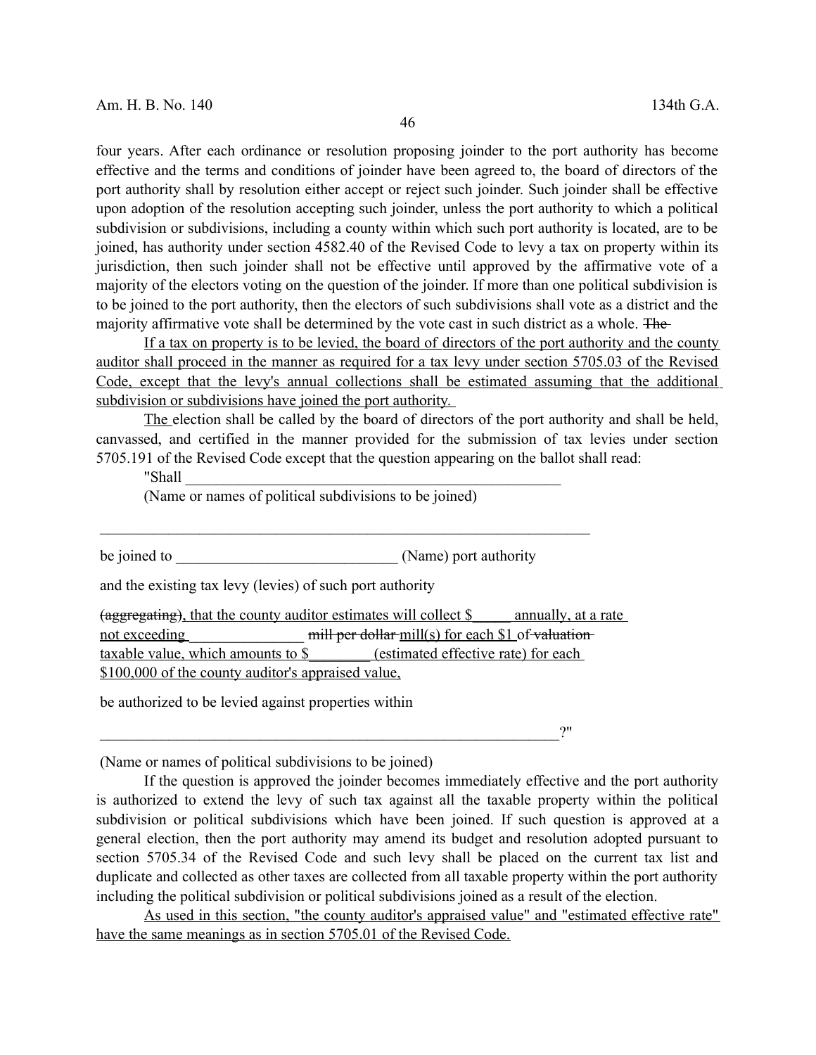four years. After each ordinance or resolution proposing joinder to the port authority has become effective and the terms and conditions of joinder have been agreed to, the board of directors of the port authority shall by resolution either accept or reject such joinder. Such joinder shall be effective upon adoption of the resolution accepting such joinder, unless the port authority to which a political subdivision or subdivisions, including a county within which such port authority is located, are to be joined, has authority under section 4582.40 of the Revised Code to levy a tax on property within its jurisdiction, then such joinder shall not be effective until approved by the affirmative vote of a majority of the electors voting on the question of the joinder. If more than one political subdivision is to be joined to the port authority, then the electors of such subdivisions shall vote as a district and the majority affirmative vote shall be determined by the vote cast in such district as a whole. ~~The~~

If a tax on property is to be levied, the board of directors of the port authority and the county auditor shall proceed in the manner as required for a tax levy under section 5705.03 of the Revised Code, except that the levy's annual collections shall be estimated assuming that the additional subdivision or subdivisions have joined the port authority.

The election shall be called by the board of directors of the port authority and shall be held, canvassed, and certified in the manner provided for the submission of tax levies under section 5705.191 of the Revised Code except that the question appearing on the ballot shall read:

"Shall ____________________________________________________

(Name or names of political subdivisions to be joined)

____________________________________________________________________

be joined to _____________________________ (Name) port authority

and the existing tax levy (levies) of such port authority

~~(aggregating)~~, that the county auditor estimates will collect $_____ annually, at a rate not exceeding ________________ ~~mill per dollar~~ mill(s) for each $1 of ~~valuation~~ taxable value, which amounts to $________ (estimated effective rate) for each $100,000 of the county auditor's appraised value,

be authorized to be levied against properties within

_________________________________________________________________?"

(Name or names of political subdivisions to be joined)

If the question is approved the joinder becomes immediately effective and the port authority is authorized to extend the levy of such tax against all the taxable property within the political subdivision or political subdivisions which have been joined. If such question is approved at a general election, then the port authority may amend its budget and resolution adopted pursuant to section 5705.34 of the Revised Code and such levy shall be placed on the current tax list and duplicate and collected as other taxes are collected from all taxable property within the port authority including the political subdivision or political subdivisions joined as a result of the election.

As used in this section, "the county auditor's appraised value" and "estimated effective rate" have the same meanings as in section 5705.01 of the Revised Code.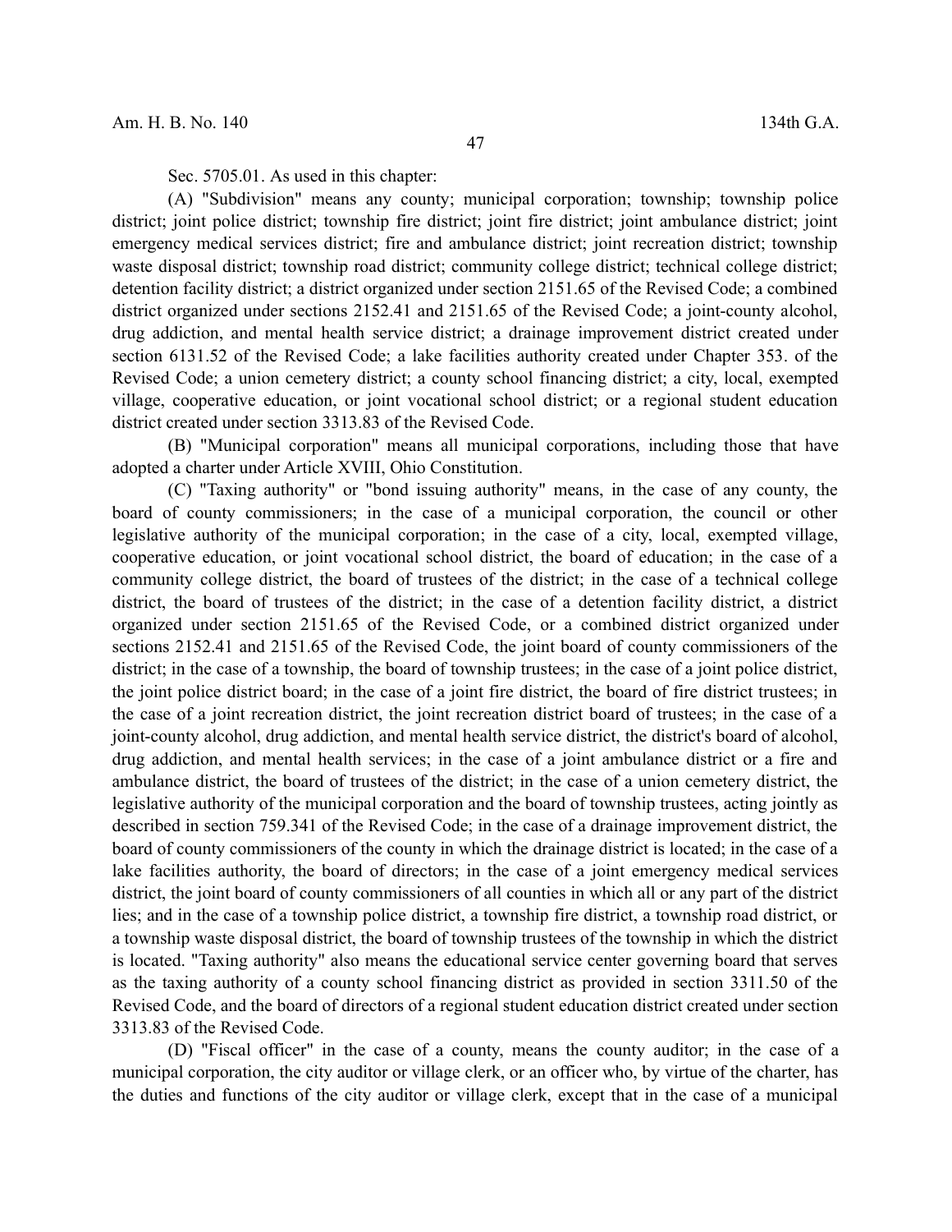Sec. 5705.01. As used in this chapter:

(A) "Subdivision" means any county; municipal corporation; township; township police district; joint police district; township fire district; joint fire district; joint ambulance district; joint emergency medical services district; fire and ambulance district; joint recreation district; township waste disposal district; township road district; community college district; technical college district; detention facility district; a district organized under section 2151.65 of the Revised Code; a combined district organized under sections 2152.41 and 2151.65 of the Revised Code; a joint-county alcohol, drug addiction, and mental health service district; a drainage improvement district created under section 6131.52 of the Revised Code; a lake facilities authority created under Chapter 353. of the Revised Code; a union cemetery district; a county school financing district; a city, local, exempted village, cooperative education, or joint vocational school district; or a regional student education district created under section 3313.83 of the Revised Code.

(B) "Municipal corporation" means all municipal corporations, including those that have adopted a charter under Article XVIII, Ohio Constitution.

(C) "Taxing authority" or "bond issuing authority" means, in the case of any county, the board of county commissioners; in the case of a municipal corporation, the council or other legislative authority of the municipal corporation; in the case of a city, local, exempted village, cooperative education, or joint vocational school district, the board of education; in the case of a community college district, the board of trustees of the district; in the case of a technical college district, the board of trustees of the district; in the case of a detention facility district, a district organized under section 2151.65 of the Revised Code, or a combined district organized under sections 2152.41 and 2151.65 of the Revised Code, the joint board of county commissioners of the district; in the case of a township, the board of township trustees; in the case of a joint police district, the joint police district board; in the case of a joint fire district, the board of fire district trustees; in the case of a joint recreation district, the joint recreation district board of trustees; in the case of a joint-county alcohol, drug addiction, and mental health service district, the district's board of alcohol, drug addiction, and mental health services; in the case of a joint ambulance district or a fire and ambulance district, the board of trustees of the district; in the case of a union cemetery district, the legislative authority of the municipal corporation and the board of township trustees, acting jointly as described in section 759.341 of the Revised Code; in the case of a drainage improvement district, the board of county commissioners of the county in which the drainage district is located; in the case of a lake facilities authority, the board of directors; in the case of a joint emergency medical services district, the joint board of county commissioners of all counties in which all or any part of the district lies; and in the case of a township police district, a township fire district, a township road district, or a township waste disposal district, the board of township trustees of the township in which the district is located. "Taxing authority" also means the educational service center governing board that serves as the taxing authority of a county school financing district as provided in section 3311.50 of the Revised Code, and the board of directors of a regional student education district created under section 3313.83 of the Revised Code.

(D) "Fiscal officer" in the case of a county, means the county auditor; in the case of a municipal corporation, the city auditor or village clerk, or an officer who, by virtue of the charter, has the duties and functions of the city auditor or village clerk, except that in the case of a municipal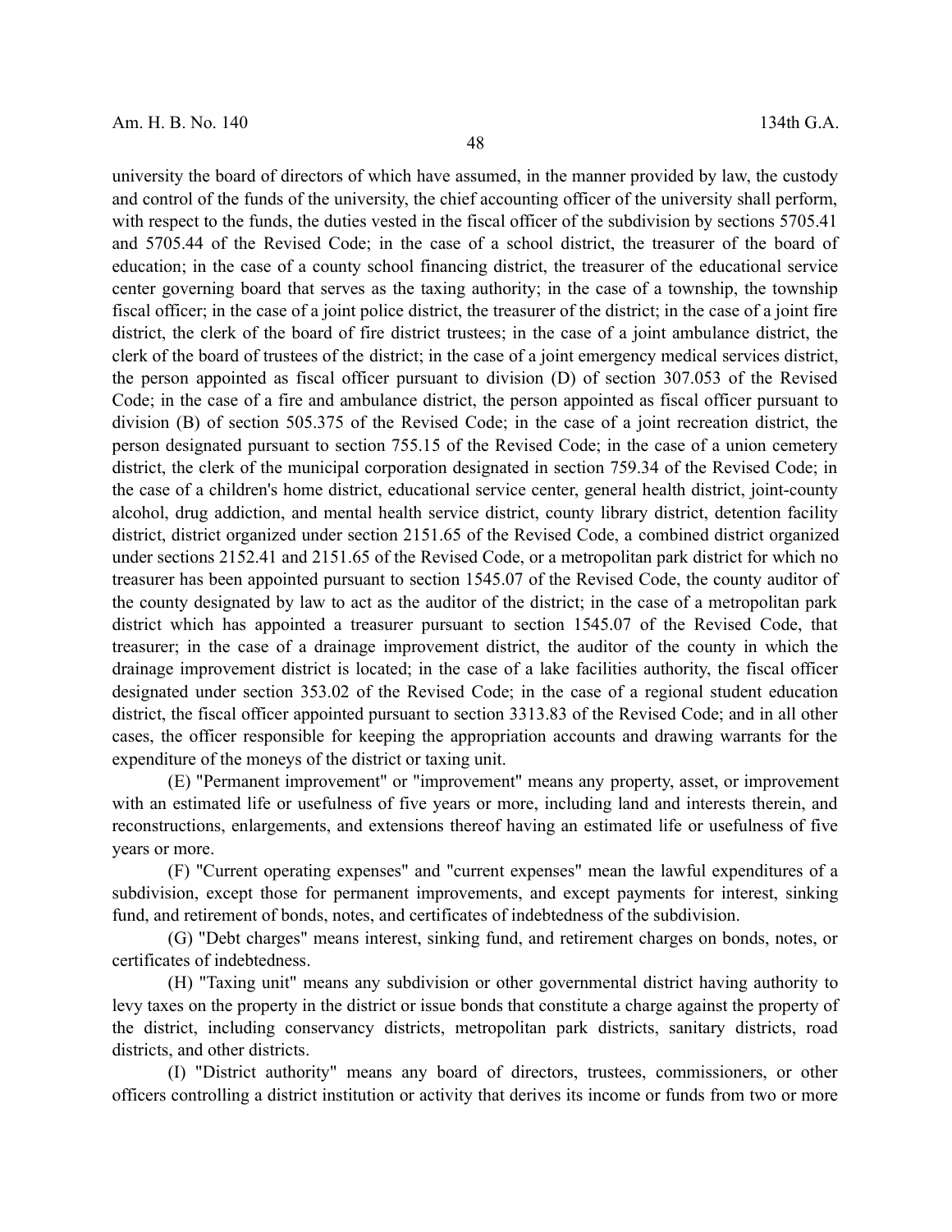university the board of directors of which have assumed, in the manner provided by law, the custody and control of the funds of the university, the chief accounting officer of the university shall perform, with respect to the funds, the duties vested in the fiscal officer of the subdivision by sections 5705.41 and 5705.44 of the Revised Code; in the case of a school district, the treasurer of the board of education; in the case of a county school financing district, the treasurer of the educational service center governing board that serves as the taxing authority; in the case of a township, the township fiscal officer; in the case of a joint police district, the treasurer of the district; in the case of a joint fire district, the clerk of the board of fire district trustees; in the case of a joint ambulance district, the clerk of the board of trustees of the district; in the case of a joint emergency medical services district, the person appointed as fiscal officer pursuant to division (D) of section 307.053 of the Revised Code; in the case of a fire and ambulance district, the person appointed as fiscal officer pursuant to division (B) of section 505.375 of the Revised Code; in the case of a joint recreation district, the person designated pursuant to section 755.15 of the Revised Code; in the case of a union cemetery district, the clerk of the municipal corporation designated in section 759.34 of the Revised Code; in the case of a children's home district, educational service center, general health district, joint-county alcohol, drug addiction, and mental health service district, county library district, detention facility district, district organized under section 2151.65 of the Revised Code, a combined district organized under sections 2152.41 and 2151.65 of the Revised Code, or a metropolitan park district for which no treasurer has been appointed pursuant to section 1545.07 of the Revised Code, the county auditor of the county designated by law to act as the auditor of the district; in the case of a metropolitan park district which has appointed a treasurer pursuant to section 1545.07 of the Revised Code, that treasurer; in the case of a drainage improvement district, the auditor of the county in which the drainage improvement district is located; in the case of a lake facilities authority, the fiscal officer designated under section 353.02 of the Revised Code; in the case of a regional student education district, the fiscal officer appointed pursuant to section 3313.83 of the Revised Code; and in all other cases, the officer responsible for keeping the appropriation accounts and drawing warrants for the expenditure of the moneys of the district or taxing unit.

(E) "Permanent improvement" or "improvement" means any property, asset, or improvement with an estimated life or usefulness of five years or more, including land and interests therein, and reconstructions, enlargements, and extensions thereof having an estimated life or usefulness of five years or more.

(F) "Current operating expenses" and "current expenses" mean the lawful expenditures of a subdivision, except those for permanent improvements, and except payments for interest, sinking fund, and retirement of bonds, notes, and certificates of indebtedness of the subdivision.

(G) "Debt charges" means interest, sinking fund, and retirement charges on bonds, notes, or certificates of indebtedness.

(H) "Taxing unit" means any subdivision or other governmental district having authority to levy taxes on the property in the district or issue bonds that constitute a charge against the property of the district, including conservancy districts, metropolitan park districts, sanitary districts, road districts, and other districts.

(I) "District authority" means any board of directors, trustees, commissioners, or other officers controlling a district institution or activity that derives its income or funds from two or more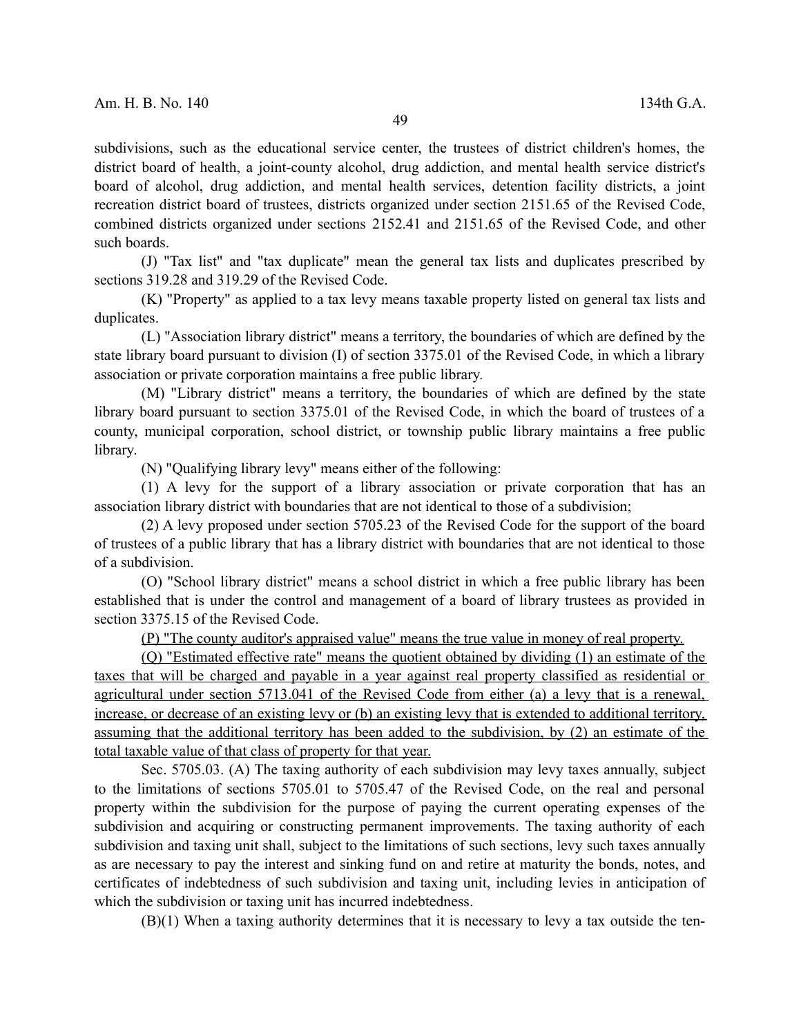subdivisions, such as the educational service center, the trustees of district children's homes, the district board of health, a joint-county alcohol, drug addiction, and mental health service district's board of alcohol, drug addiction, and mental health services, detention facility districts, a joint recreation district board of trustees, districts organized under section 2151.65 of the Revised Code, combined districts organized under sections 2152.41 and 2151.65 of the Revised Code, and other such boards.

(J) "Tax list" and "tax duplicate" mean the general tax lists and duplicates prescribed by sections 319.28 and 319.29 of the Revised Code.

(K) "Property" as applied to a tax levy means taxable property listed on general tax lists and duplicates.

(L) "Association library district" means a territory, the boundaries of which are defined by the state library board pursuant to division (I) of section 3375.01 of the Revised Code, in which a library association or private corporation maintains a free public library.

(M) "Library district" means a territory, the boundaries of which are defined by the state library board pursuant to section 3375.01 of the Revised Code, in which the board of trustees of a county, municipal corporation, school district, or township public library maintains a free public library.

(N) "Qualifying library levy" means either of the following:

(1) A levy for the support of a library association or private corporation that has an association library district with boundaries that are not identical to those of a subdivision;

(2) A levy proposed under section 5705.23 of the Revised Code for the support of the board of trustees of a public library that has a library district with boundaries that are not identical to those of a subdivision.

(O) "School library district" means a school district in which a free public library has been established that is under the control and management of a board of library trustees as provided in section 3375.15 of the Revised Code.

<u>(P) "The county auditor's appraised value" means the true value in money of real property.</u>

<u>(Q) "Estimated effective rate" means the quotient obtained by dividing (1) an estimate of the taxes that will be charged and payable in a year against real property classified as residential or agricultural under section 5713.041 of the Revised Code from either (a) a levy that is a renewal, increase, or decrease of an existing levy or (b) an existing levy that is extended to additional territory, assuming that the additional territory has been added to the subdivision, by (2) an estimate of the total taxable value of that class of property for that year.</u>

Sec. 5705.03. (A) The taxing authority of each subdivision may levy taxes annually, subject to the limitations of sections 5705.01 to 5705.47 of the Revised Code, on the real and personal property within the subdivision for the purpose of paying the current operating expenses of the subdivision and acquiring or constructing permanent improvements. The taxing authority of each subdivision and taxing unit shall, subject to the limitations of such sections, levy such taxes annually as are necessary to pay the interest and sinking fund on and retire at maturity the bonds, notes, and certificates of indebtedness of such subdivision and taxing unit, including levies in anticipation of which the subdivision or taxing unit has incurred indebtedness.

(B)(1) When a taxing authority determines that it is necessary to levy a tax outside the ten-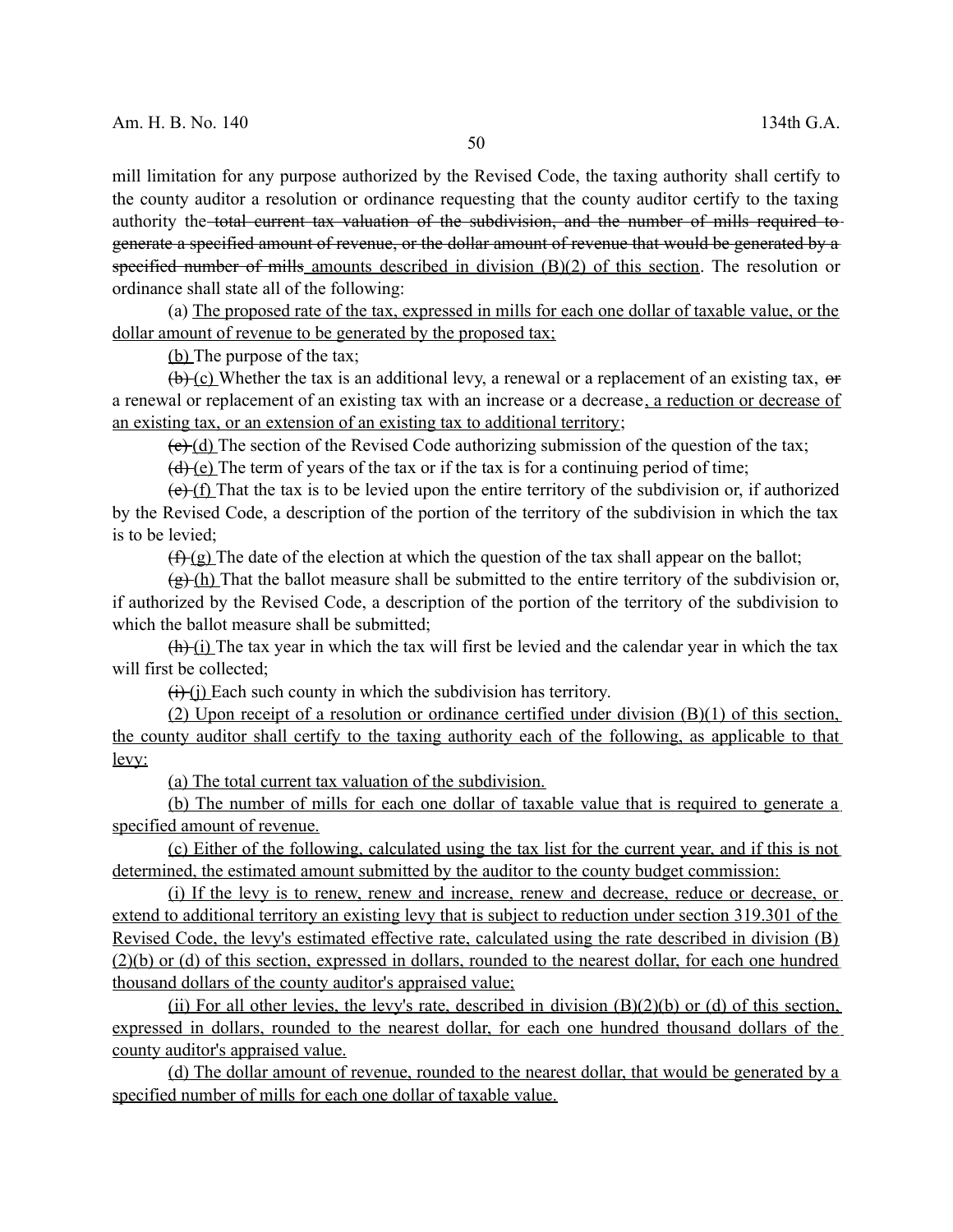mill limitation for any purpose authorized by the Revised Code, the taxing authority shall certify to the county auditor a resolution or ordinance requesting that the county auditor certify to the taxing authority the ~~total current tax valuation of the subdivision, and the number of mills required to generate a specified amount of revenue, or the dollar amount of revenue that would be generated by a specified number of mills~~ amounts described in division (B)(2) of this section. The resolution or ordinance shall state all of the following:

(a) The proposed rate of the tax, expressed in mills for each one dollar of taxable value, or the dollar amount of revenue to be generated by the proposed tax;

(b) The purpose of the tax;

~~(b)~~ (c) Whether the tax is an additional levy, a renewal or a replacement of an existing tax, ~~or~~ a renewal or replacement of an existing tax with an increase or a decrease, a reduction or decrease of an existing tax, or an extension of an existing tax to additional territory;

~~(c)~~ (d) The section of the Revised Code authorizing submission of the question of the tax;

~~(d)~~ (e) The term of years of the tax or if the tax is for a continuing period of time;

~~(e)~~ (f) That the tax is to be levied upon the entire territory of the subdivision or, if authorized by the Revised Code, a description of the portion of the territory of the subdivision in which the tax is to be levied;

~~(f)~~ (g) The date of the election at which the question of the tax shall appear on the ballot;

~~(g)~~ (h) That the ballot measure shall be submitted to the entire territory of the subdivision or, if authorized by the Revised Code, a description of the portion of the territory of the subdivision to which the ballot measure shall be submitted;

~~(h)~~ (i) The tax year in which the tax will first be levied and the calendar year in which the tax will first be collected;

~~(i)~~ (j) Each such county in which the subdivision has territory.

(2) Upon receipt of a resolution or ordinance certified under division (B)(1) of this section, the county auditor shall certify to the taxing authority each of the following, as applicable to that levy:

(a) The total current tax valuation of the subdivision.

(b) The number of mills for each one dollar of taxable value that is required to generate a specified amount of revenue.

(c) Either of the following, calculated using the tax list for the current year, and if this is not determined, the estimated amount submitted by the auditor to the county budget commission:

(i) If the levy is to renew, renew and increase, renew and decrease, reduce or decrease, or extend to additional territory an existing levy that is subject to reduction under section 319.301 of the Revised Code, the levy's estimated effective rate, calculated using the rate described in division (B)(2)(b) or (d) of this section, expressed in dollars, rounded to the nearest dollar, for each one hundred thousand dollars of the county auditor's appraised value;

(ii) For all other levies, the levy's rate, described in division (B)(2)(b) or (d) of this section, expressed in dollars, rounded to the nearest dollar, for each one hundred thousand dollars of the county auditor's appraised value.

(d) The dollar amount of revenue, rounded to the nearest dollar, that would be generated by a specified number of mills for each one dollar of taxable value.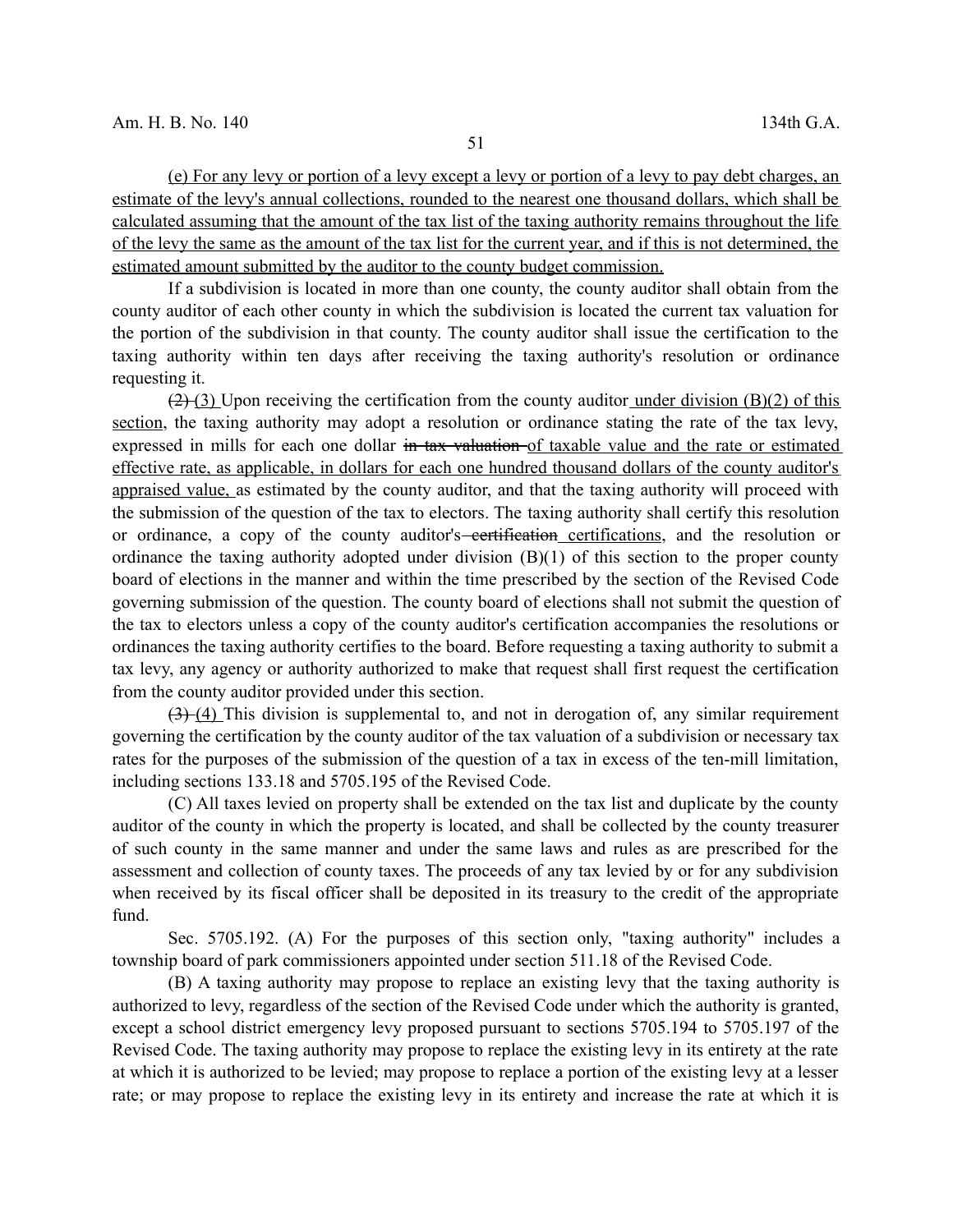(e) For any levy or portion of a levy except a levy or portion of a levy to pay debt charges, an estimate of the levy's annual collections, rounded to the nearest one thousand dollars, which shall be calculated assuming that the amount of the tax list of the taxing authority remains throughout the life of the levy the same as the amount of the tax list for the current year, and if this is not determined, the estimated amount submitted by the auditor to the county budget commission.

If a subdivision is located in more than one county, the county auditor shall obtain from the county auditor of each other county in which the subdivision is located the current tax valuation for the portion of the subdivision in that county. The county auditor shall issue the certification to the taxing authority within ten days after receiving the taxing authority's resolution or ordinance requesting it.

~~(2)~~ (3) Upon receiving the certification from the county auditor under division (B)(2) of this section, the taxing authority may adopt a resolution or ordinance stating the rate of the tax levy, expressed in mills for each one dollar ~~in tax valuation~~ of taxable value and the rate or estimated effective rate, as applicable, in dollars for each one hundred thousand dollars of the county auditor's appraised value, as estimated by the county auditor, and that the taxing authority will proceed with the submission of the question of the tax to electors. The taxing authority shall certify this resolution or ordinance, a copy of the county auditor's ~~certification~~ certifications, and the resolution or ordinance the taxing authority adopted under division (B)(1) of this section to the proper county board of elections in the manner and within the time prescribed by the section of the Revised Code governing submission of the question. The county board of elections shall not submit the question of the tax to electors unless a copy of the county auditor's certification accompanies the resolutions or ordinances the taxing authority certifies to the board. Before requesting a taxing authority to submit a tax levy, any agency or authority authorized to make that request shall first request the certification from the county auditor provided under this section.

~~(3)~~ (4) This division is supplemental to, and not in derogation of, any similar requirement governing the certification by the county auditor of the tax valuation of a subdivision or necessary tax rates for the purposes of the submission of the question of a tax in excess of the ten-mill limitation, including sections 133.18 and 5705.195 of the Revised Code.

(C) All taxes levied on property shall be extended on the tax list and duplicate by the county auditor of the county in which the property is located, and shall be collected by the county treasurer of such county in the same manner and under the same laws and rules as are prescribed for the assessment and collection of county taxes. The proceeds of any tax levied by or for any subdivision when received by its fiscal officer shall be deposited in its treasury to the credit of the appropriate fund.

Sec. 5705.192. (A) For the purposes of this section only, "taxing authority" includes a township board of park commissioners appointed under section 511.18 of the Revised Code.

(B) A taxing authority may propose to replace an existing levy that the taxing authority is authorized to levy, regardless of the section of the Revised Code under which the authority is granted, except a school district emergency levy proposed pursuant to sections 5705.194 to 5705.197 of the Revised Code. The taxing authority may propose to replace the existing levy in its entirety at the rate at which it is authorized to be levied; may propose to replace a portion of the existing levy at a lesser rate; or may propose to replace the existing levy in its entirety and increase the rate at which it is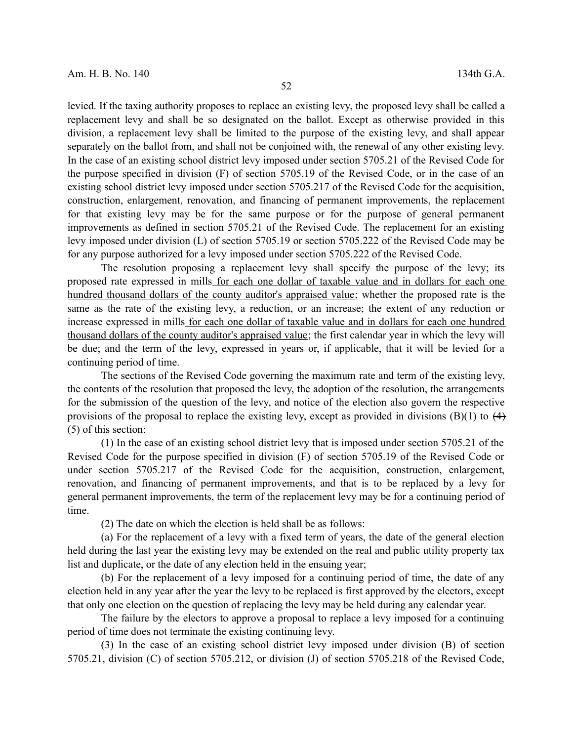levied. If the taxing authority proposes to replace an existing levy, the proposed levy shall be called a replacement levy and shall be so designated on the ballot. Except as otherwise provided in this division, a replacement levy shall be limited to the purpose of the existing levy, and shall appear separately on the ballot from, and shall not be conjoined with, the renewal of any other existing levy. In the case of an existing school district levy imposed under section 5705.21 of the Revised Code for the purpose specified in division (F) of section 5705.19 of the Revised Code, or in the case of an existing school district levy imposed under section 5705.217 of the Revised Code for the acquisition, construction, enlargement, renovation, and financing of permanent improvements, the replacement for that existing levy may be for the same purpose or for the purpose of general permanent improvements as defined in section 5705.21 of the Revised Code. The replacement for an existing levy imposed under division (L) of section 5705.19 or section 5705.222 of the Revised Code may be for any purpose authorized for a levy imposed under section 5705.222 of the Revised Code.

The resolution proposing a replacement levy shall specify the purpose of the levy; its proposed rate expressed in mills for each one dollar of taxable value and in dollars for each one hundred thousand dollars of the county auditor's appraised value; whether the proposed rate is the same as the rate of the existing levy, a reduction, or an increase; the extent of any reduction or increase expressed in mills for each one dollar of taxable value and in dollars for each one hundred thousand dollars of the county auditor's appraised value; the first calendar year in which the levy will be due; and the term of the levy, expressed in years or, if applicable, that it will be levied for a continuing period of time.

The sections of the Revised Code governing the maximum rate and term of the existing levy, the contents of the resolution that proposed the levy, the adoption of the resolution, the arrangements for the submission of the question of the levy, and notice of the election also govern the respective provisions of the proposal to replace the existing levy, except as provided in divisions (B)(1) to ~~(4)~~ (5) of this section:

(1) In the case of an existing school district levy that is imposed under section 5705.21 of the Revised Code for the purpose specified in division (F) of section 5705.19 of the Revised Code or under section 5705.217 of the Revised Code for the acquisition, construction, enlargement, renovation, and financing of permanent improvements, and that is to be replaced by a levy for general permanent improvements, the term of the replacement levy may be for a continuing period of time.

(2) The date on which the election is held shall be as follows:

(a) For the replacement of a levy with a fixed term of years, the date of the general election held during the last year the existing levy may be extended on the real and public utility property tax list and duplicate, or the date of any election held in the ensuing year;

(b) For the replacement of a levy imposed for a continuing period of time, the date of any election held in any year after the year the levy to be replaced is first approved by the electors, except that only one election on the question of replacing the levy may be held during any calendar year.

The failure by the electors to approve a proposal to replace a levy imposed for a continuing period of time does not terminate the existing continuing levy.

(3) In the case of an existing school district levy imposed under division (B) of section 5705.21, division (C) of section 5705.212, or division (J) of section 5705.218 of the Revised Code,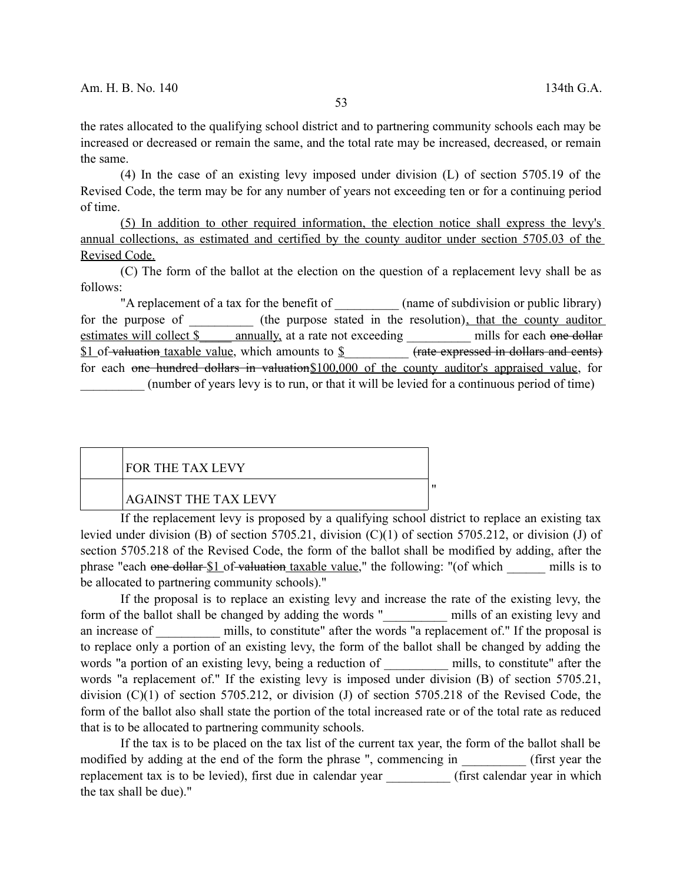the rates allocated to the qualifying school district and to partnering community schools each may be increased or decreased or remain the same, and the total rate may be increased, decreased, or remain the same.

(4) In the case of an existing levy imposed under division (L) of section 5705.19 of the Revised Code, the term may be for any number of years not exceeding ten or for a continuing period of time.

(5) In addition to other required information, the election notice shall express the levy's annual collections, as estimated and certified by the county auditor under section 5705.03 of the Revised Code.

(C) The form of the ballot at the election on the question of a replacement levy shall be as follows:

"A replacement of a tax for the benefit of __________ (name of subdivision or public library) for the purpose of __________ (the purpose stated in the resolution), that the county auditor estimates will collect $_____ annually, at a rate not exceeding __________ mills for each ~~one dollar~~ $1 of ~~valuation~~ taxable value, which amounts to $__________ ~~(rate expressed in dollars and cents)~~ for each ~~one hundred dollars in valuation~~$100,000 of the county auditor's appraised value, for __________ (number of years levy is to run, or that it will be levied for a continuous period of time)

| | |
|---|---|
| | FOR THE TAX LEVY |
| | AGAINST THE TAX LEVY |

"

If the replacement levy is proposed by a qualifying school district to replace an existing tax levied under division (B) of section 5705.21, division (C)(1) of section 5705.212, or division (J) of section 5705.218 of the Revised Code, the form of the ballot shall be modified by adding, after the phrase "each ~~one dollar~~ $1 of ~~valuation~~ taxable value," the following: "(of which ______ mills is to be allocated to partnering community schools)."

If the proposal is to replace an existing levy and increase the rate of the existing levy, the form of the ballot shall be changed by adding the words "__________ mills of an existing levy and an increase of __________ mills, to constitute" after the words "a replacement of." If the proposal is to replace only a portion of an existing levy, the form of the ballot shall be changed by adding the words "a portion of an existing levy, being a reduction of __________ mills, to constitute" after the words "a replacement of." If the existing levy is imposed under division (B) of section 5705.21, division (C)(1) of section 5705.212, or division (J) of section 5705.218 of the Revised Code, the form of the ballot also shall state the portion of the total increased rate or of the total rate as reduced that is to be allocated to partnering community schools.

If the tax is to be placed on the tax list of the current tax year, the form of the ballot shall be modified by adding at the end of the form the phrase ", commencing in __________ (first year the replacement tax is to be levied), first due in calendar year __________ (first calendar year in which the tax shall be due)."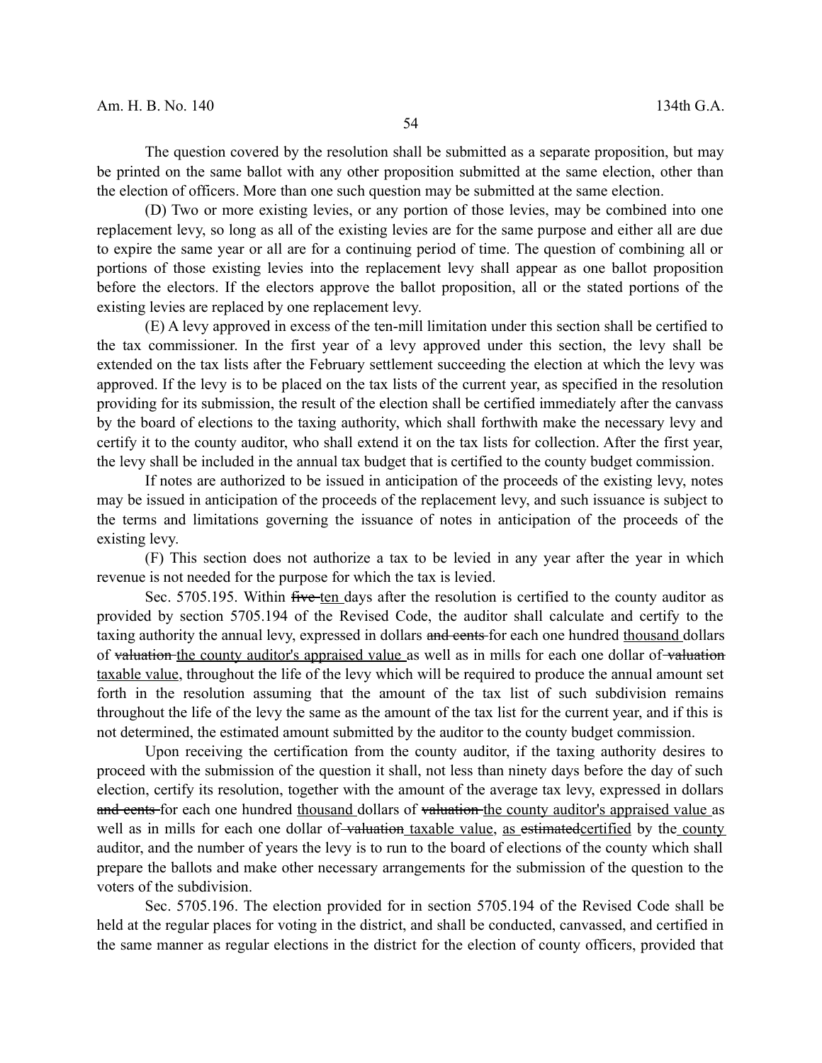The question covered by the resolution shall be submitted as a separate proposition, but may be printed on the same ballot with any other proposition submitted at the same election, other than the election of officers. More than one such question may be submitted at the same election.

(D) Two or more existing levies, or any portion of those levies, may be combined into one replacement levy, so long as all of the existing levies are for the same purpose and either all are due to expire the same year or all are for a continuing period of time. The question of combining all or portions of those existing levies into the replacement levy shall appear as one ballot proposition before the electors. If the electors approve the ballot proposition, all or the stated portions of the existing levies are replaced by one replacement levy.

(E) A levy approved in excess of the ten-mill limitation under this section shall be certified to the tax commissioner. In the first year of a levy approved under this section, the levy shall be extended on the tax lists after the February settlement succeeding the election at which the levy was approved. If the levy is to be placed on the tax lists of the current year, as specified in the resolution providing for its submission, the result of the election shall be certified immediately after the canvass by the board of elections to the taxing authority, which shall forthwith make the necessary levy and certify it to the county auditor, who shall extend it on the tax lists for collection. After the first year, the levy shall be included in the annual tax budget that is certified to the county budget commission.

If notes are authorized to be issued in anticipation of the proceeds of the existing levy, notes may be issued in anticipation of the proceeds of the replacement levy, and such issuance is subject to the terms and limitations governing the issuance of notes in anticipation of the proceeds of the existing levy.

(F) This section does not authorize a tax to be levied in any year after the year in which revenue is not needed for the purpose for which the tax is levied.

Sec. 5705.195. Within ~~five~~ ten days after the resolution is certified to the county auditor as provided by section 5705.194 of the Revised Code, the auditor shall calculate and certify to the taxing authority the annual levy, expressed in dollars ~~and cents~~ for each one hundred thousand dollars of ~~valuation~~ the county auditor's appraised value as well as in mills for each one dollar of ~~valuation~~ taxable value, throughout the life of the levy which will be required to produce the annual amount set forth in the resolution assuming that the amount of the tax list of such subdivision remains throughout the life of the levy the same as the amount of the tax list for the current year, and if this is not determined, the estimated amount submitted by the auditor to the county budget commission.

Upon receiving the certification from the county auditor, if the taxing authority desires to proceed with the submission of the question it shall, not less than ninety days before the day of such election, certify its resolution, together with the amount of the average tax levy, expressed in dollars ~~and cents~~ for each one hundred thousand dollars of ~~valuation~~ the county auditor's appraised value as well as in mills for each one dollar of ~~valuation~~ taxable value, as ~~estimated~~certified by the county auditor, and the number of years the levy is to run to the board of elections of the county which shall prepare the ballots and make other necessary arrangements for the submission of the question to the voters of the subdivision.

Sec. 5705.196. The election provided for in section 5705.194 of the Revised Code shall be held at the regular places for voting in the district, and shall be conducted, canvassed, and certified in the same manner as regular elections in the district for the election of county officers, provided that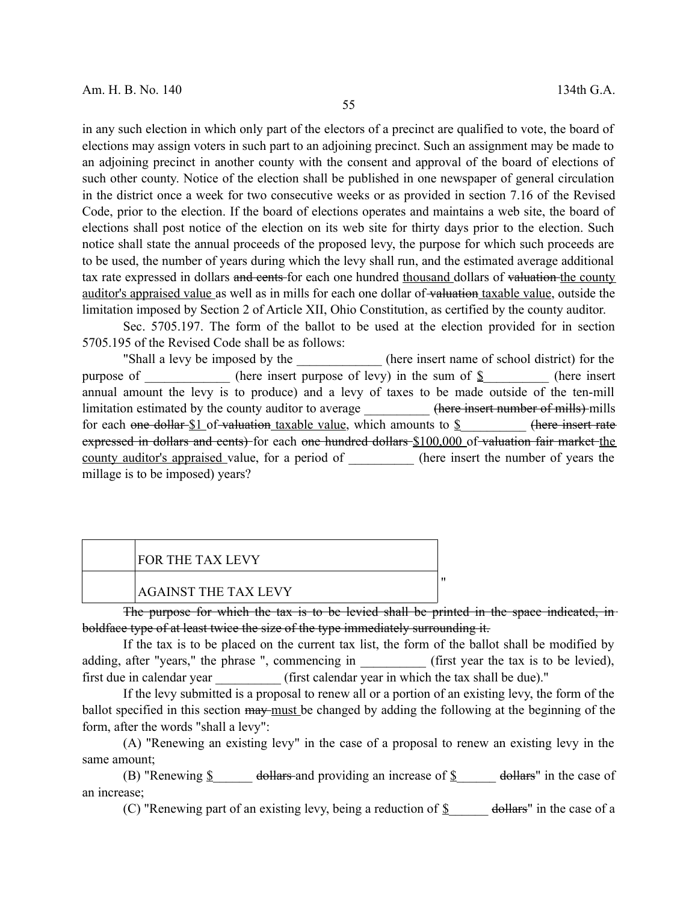in any such election in which only part of the electors of a precinct are qualified to vote, the board of elections may assign voters in such part to an adjoining precinct. Such an assignment may be made to an adjoining precinct in another county with the consent and approval of the board of elections of such other county. Notice of the election shall be published in one newspaper of general circulation in the district once a week for two consecutive weeks or as provided in section 7.16 of the Revised Code, prior to the election. If the board of elections operates and maintains a web site, the board of elections shall post notice of the election on its web site for thirty days prior to the election. Such notice shall state the annual proceeds of the proposed levy, the purpose for which such proceeds are to be used, the number of years during which the levy shall run, and the estimated average additional tax rate expressed in dollars ~~and cents~~ for each one hundred thousand dollars of ~~valuation~~ the county auditor's appraised value as well as in mills for each one dollar of ~~valuation~~ taxable value, outside the limitation imposed by Section 2 of Article XII, Ohio Constitution, as certified by the county auditor.

Sec. 5705.197. The form of the ballot to be used at the election provided for in section 5705.195 of the Revised Code shall be as follows:

"Shall a levy be imposed by the _____________ (here insert name of school district) for the purpose of _____________ (here insert purpose of levy) in the sum of $__________ (here insert annual amount the levy is to produce) and a levy of taxes to be made outside of the ten-mill limitation estimated by the county auditor to average __________ ~~(here insert number of mills)~~ mills for each ~~one dollar~~ $1 of ~~valuation~~ taxable value, which amounts to $__________ ~~(here insert rate expressed in dollars and cents)~~ for each ~~one hundred dollars~~ $100,000 of ~~valuation fair market~~ the county auditor's appraised value, for a period of __________ (here insert the number of years the millage is to be imposed) years?

| | |
|---|---|
| | FOR THE TAX LEVY |
| | AGAINST THE TAX LEVY |

"

~~The purpose for which the tax is to be levied shall be printed in the space indicated, in boldface type of at least twice the size of the type immediately surrounding it.~~

If the tax is to be placed on the current tax list, the form of the ballot shall be modified by adding, after "years," the phrase ", commencing in __________ (first year the tax is to be levied), first due in calendar year __________ (first calendar year in which the tax shall be due)."

If the levy submitted is a proposal to renew all or a portion of an existing levy, the form of the ballot specified in this section ~~may~~ must be changed by adding the following at the beginning of the form, after the words "shall a levy":

(A) "Renewing an existing levy" in the case of a proposal to renew an existing levy in the same amount;

(B) "Renewing $______ ~~dollars~~ and providing an increase of $______ ~~dollars~~" in the case of an increase;

(C) "Renewing part of an existing levy, being a reduction of $______ ~~dollars~~" in the case of a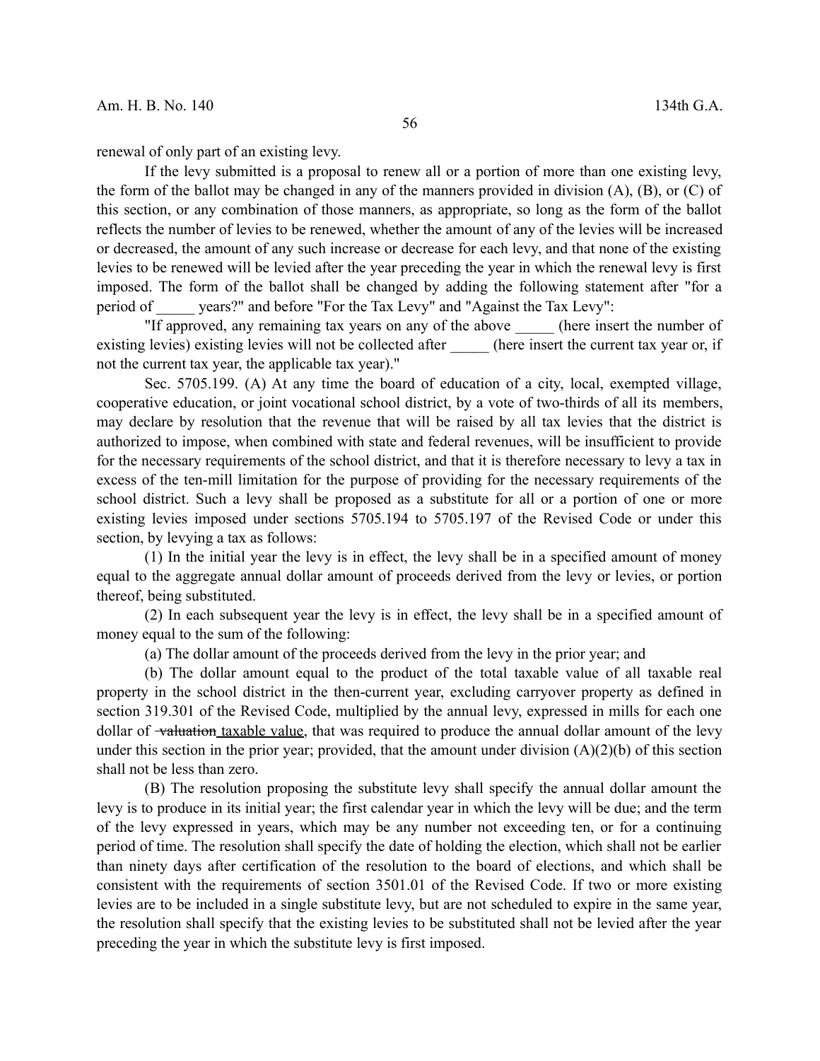renewal of only part of an existing levy.

If the levy submitted is a proposal to renew all or a portion of more than one existing levy, the form of the ballot may be changed in any of the manners provided in division (A), (B), or (C) of this section, or any combination of those manners, as appropriate, so long as the form of the ballot reflects the number of levies to be renewed, whether the amount of any of the levies will be increased or decreased, the amount of any such increase or decrease for each levy, and that none of the existing levies to be renewed will be levied after the year preceding the year in which the renewal levy is first imposed. The form of the ballot shall be changed by adding the following statement after "for a period of _____ years?" and before "For the Tax Levy" and "Against the Tax Levy":

"If approved, any remaining tax years on any of the above _____ (here insert the number of existing levies) existing levies will not be collected after _____ (here insert the current tax year or, if not the current tax year, the applicable tax year)."

Sec. 5705.199. (A) At any time the board of education of a city, local, exempted village, cooperative education, or joint vocational school district, by a vote of two-thirds of all its members, may declare by resolution that the revenue that will be raised by all tax levies that the district is authorized to impose, when combined with state and federal revenues, will be insufficient to provide for the necessary requirements of the school district, and that it is therefore necessary to levy a tax in excess of the ten-mill limitation for the purpose of providing for the necessary requirements of the school district. Such a levy shall be proposed as a substitute for all or a portion of one or more existing levies imposed under sections 5705.194 to 5705.197 of the Revised Code or under this section, by levying a tax as follows:

(1) In the initial year the levy is in effect, the levy shall be in a specified amount of money equal to the aggregate annual dollar amount of proceeds derived from the levy or levies, or portion thereof, being substituted.

(2) In each subsequent year the levy is in effect, the levy shall be in a specified amount of money equal to the sum of the following:

(a) The dollar amount of the proceeds derived from the levy in the prior year; and

(b) The dollar amount equal to the product of the total taxable value of all taxable real property in the school district in the then-current year, excluding carryover property as defined in section 319.301 of the Revised Code, multiplied by the annual levy, expressed in mills for each one dollar of ~~valuation~~ taxable value, that was required to produce the annual dollar amount of the levy under this section in the prior year; provided, that the amount under division (A)(2)(b) of this section shall not be less than zero.

(B) The resolution proposing the substitute levy shall specify the annual dollar amount the levy is to produce in its initial year; the first calendar year in which the levy will be due; and the term of the levy expressed in years, which may be any number not exceeding ten, or for a continuing period of time. The resolution shall specify the date of holding the election, which shall not be earlier than ninety days after certification of the resolution to the board of elections, and which shall be consistent with the requirements of section 3501.01 of the Revised Code. If two or more existing levies are to be included in a single substitute levy, but are not scheduled to expire in the same year, the resolution shall specify that the existing levies to be substituted shall not be levied after the year preceding the year in which the substitute levy is first imposed.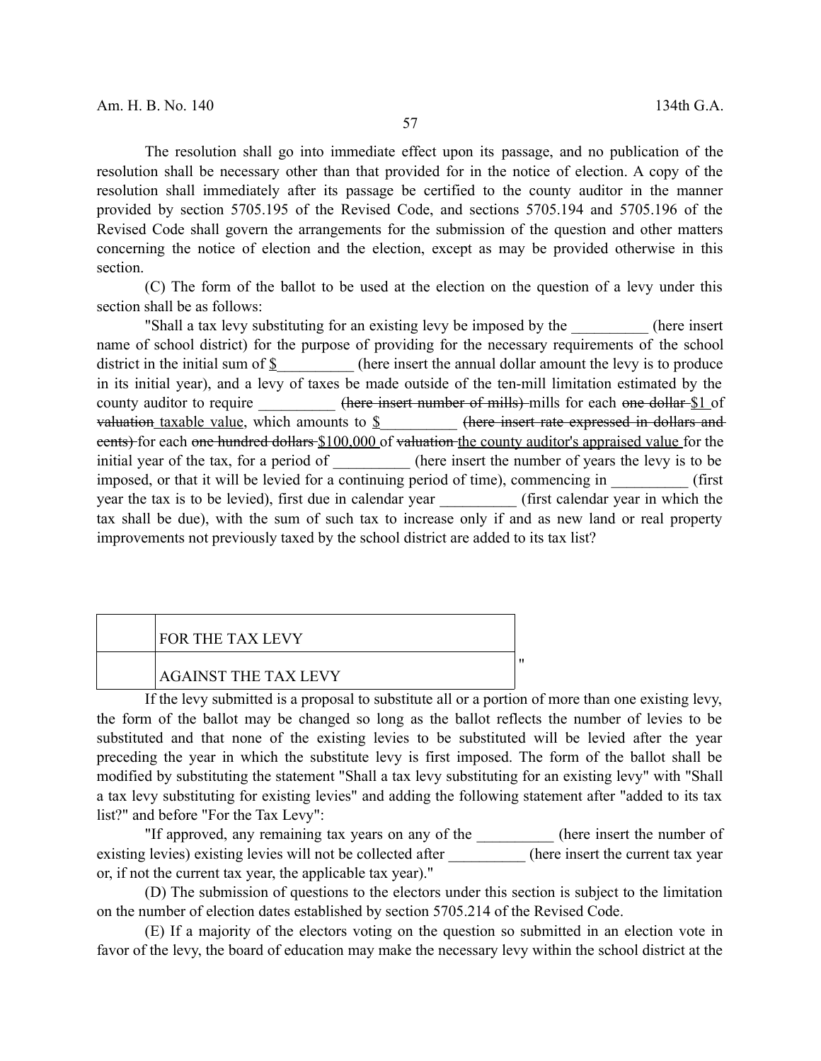The resolution shall go into immediate effect upon its passage, and no publication of the resolution shall be necessary other than that provided for in the notice of election. A copy of the resolution shall immediately after its passage be certified to the county auditor in the manner provided by section 5705.195 of the Revised Code, and sections 5705.194 and 5705.196 of the Revised Code shall govern the arrangements for the submission of the question and other matters concerning the notice of election and the election, except as may be provided otherwise in this section.

(C) The form of the ballot to be used at the election on the question of a levy under this section shall be as follows:

"Shall a tax levy substituting for an existing levy be imposed by the __________ (here insert name of school district) for the purpose of providing for the necessary requirements of the school district in the initial sum of $__________ (here insert the annual dollar amount the levy is to produce in its initial year), and a levy of taxes be made outside of the ten-mill limitation estimated by the county auditor to require __________ ~~(here insert number of mills)~~ mills for each ~~one dollar~~ $1 of ~~valuation~~ taxable value, which amounts to $__________ ~~(here insert rate expressed in dollars and cents)~~ for each ~~one hundred dollars~~ $100,000 of ~~valuation~~ the county auditor's appraised value for the initial year of the tax, for a period of __________ (here insert the number of years the levy is to be imposed, or that it will be levied for a continuing period of time), commencing in __________ (first year the tax is to be levied), first due in calendar year __________ (first calendar year in which the tax shall be due), with the sum of such tax to increase only if and as new land or real property improvements not previously taxed by the school district are added to its tax list?

| | |
|---|---|
| | FOR THE TAX LEVY |
| | AGAINST THE TAX LEVY |

"

If the levy submitted is a proposal to substitute all or a portion of more than one existing levy, the form of the ballot may be changed so long as the ballot reflects the number of levies to be substituted and that none of the existing levies to be substituted will be levied after the year preceding the year in which the substitute levy is first imposed. The form of the ballot shall be modified by substituting the statement "Shall a tax levy substituting for an existing levy" with "Shall a tax levy substituting for existing levies" and adding the following statement after "added to its tax list?" and before "For the Tax Levy":

"If approved, any remaining tax years on any of the __________ (here insert the number of existing levies) existing levies will not be collected after __________ (here insert the current tax year or, if not the current tax year, the applicable tax year)."

(D) The submission of questions to the electors under this section is subject to the limitation on the number of election dates established by section 5705.214 of the Revised Code.

(E) If a majority of the electors voting on the question so submitted in an election vote in favor of the levy, the board of education may make the necessary levy within the school district at the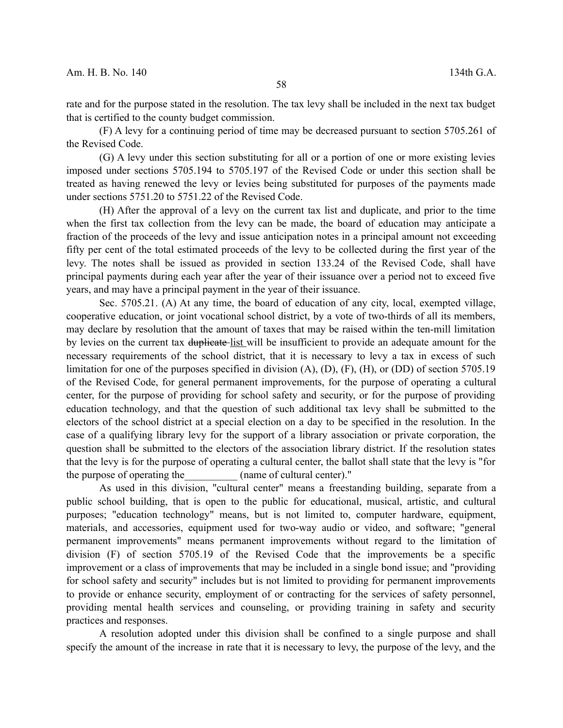rate and for the purpose stated in the resolution. The tax levy shall be included in the next tax budget that is certified to the county budget commission.

(F) A levy for a continuing period of time may be decreased pursuant to section 5705.261 of the Revised Code.

(G) A levy under this section substituting for all or a portion of one or more existing levies imposed under sections 5705.194 to 5705.197 of the Revised Code or under this section shall be treated as having renewed the levy or levies being substituted for purposes of the payments made under sections 5751.20 to 5751.22 of the Revised Code.

(H) After the approval of a levy on the current tax list and duplicate, and prior to the time when the first tax collection from the levy can be made, the board of education may anticipate a fraction of the proceeds of the levy and issue anticipation notes in a principal amount not exceeding fifty per cent of the total estimated proceeds of the levy to be collected during the first year of the levy. The notes shall be issued as provided in section 133.24 of the Revised Code, shall have principal payments during each year after the year of their issuance over a period not to exceed five years, and may have a principal payment in the year of their issuance.

Sec. 5705.21. (A) At any time, the board of education of any city, local, exempted village, cooperative education, or joint vocational school district, by a vote of two-thirds of all its members, may declare by resolution that the amount of taxes that may be raised within the ten-mill limitation by levies on the current tax ~~duplicate~~ list will be insufficient to provide an adequate amount for the necessary requirements of the school district, that it is necessary to levy a tax in excess of such limitation for one of the purposes specified in division (A), (D), (F), (H), or (DD) of section 5705.19 of the Revised Code, for general permanent improvements, for the purpose of operating a cultural center, for the purpose of providing for school safety and security, or for the purpose of providing education technology, and that the question of such additional tax levy shall be submitted to the electors of the school district at a special election on a day to be specified in the resolution. In the case of a qualifying library levy for the support of a library association or private corporation, the question shall be submitted to the electors of the association library district. If the resolution states that the levy is for the purpose of operating a cultural center, the ballot shall state that the levy is "for the purpose of operating the__________ (name of cultural center)."

As used in this division, "cultural center" means a freestanding building, separate from a public school building, that is open to the public for educational, musical, artistic, and cultural purposes; "education technology" means, but is not limited to, computer hardware, equipment, materials, and accessories, equipment used for two-way audio or video, and software; "general permanent improvements" means permanent improvements without regard to the limitation of division (F) of section 5705.19 of the Revised Code that the improvements be a specific improvement or a class of improvements that may be included in a single bond issue; and "providing for school safety and security" includes but is not limited to providing for permanent improvements to provide or enhance security, employment of or contracting for the services of safety personnel, providing mental health services and counseling, or providing training in safety and security practices and responses.

A resolution adopted under this division shall be confined to a single purpose and shall specify the amount of the increase in rate that it is necessary to levy, the purpose of the levy, and the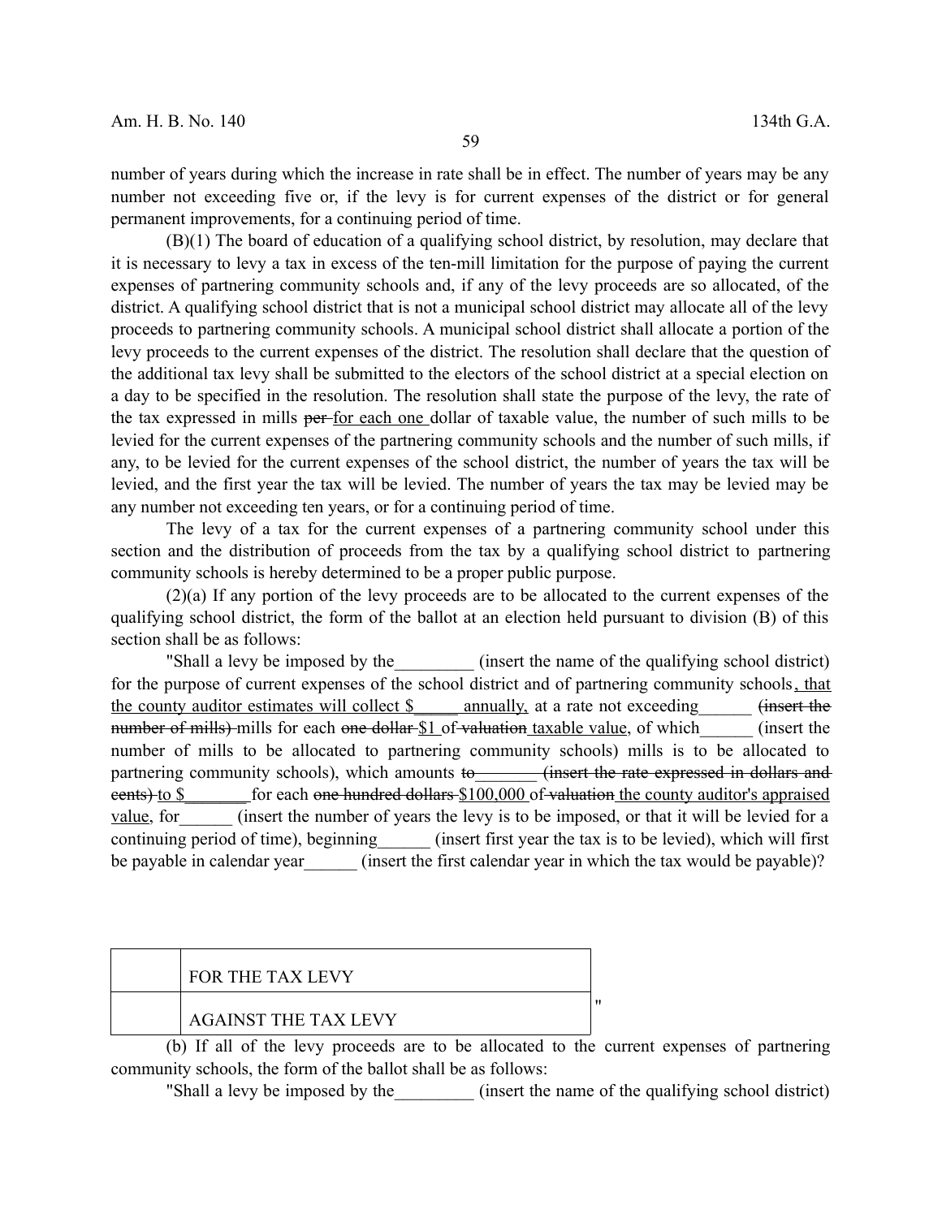number of years during which the increase in rate shall be in effect. The number of years may be any number not exceeding five or, if the levy is for current expenses of the district or for general permanent improvements, for a continuing period of time.

(B)(1) The board of education of a qualifying school district, by resolution, may declare that it is necessary to levy a tax in excess of the ten-mill limitation for the purpose of paying the current expenses of partnering community schools and, if any of the levy proceeds are so allocated, of the district. A qualifying school district that is not a municipal school district may allocate all of the levy proceeds to partnering community schools. A municipal school district shall allocate a portion of the levy proceeds to the current expenses of the district. The resolution shall declare that the question of the additional tax levy shall be submitted to the electors of the school district at a special election on a day to be specified in the resolution. The resolution shall state the purpose of the levy, the rate of the tax expressed in mills ~~per~~ for each one dollar of taxable value, the number of such mills to be levied for the current expenses of the partnering community schools and the number of such mills, if any, to be levied for the current expenses of the school district, the number of years the tax will be levied, and the first year the tax will be levied. The number of years the tax may be levied may be any number not exceeding ten years, or for a continuing period of time.

The levy of a tax for the current expenses of a partnering community school under this section and the distribution of proceeds from the tax by a qualifying school district to partnering community schools is hereby determined to be a proper public purpose.

(2)(a) If any portion of the levy proceeds are to be allocated to the current expenses of the qualifying school district, the form of the ballot at an election held pursuant to division (B) of this section shall be as follows:

"Shall a levy be imposed by the_________ (insert the name of the qualifying school district) for the purpose of current expenses of the school district and of partnering community schools, that the county auditor estimates will collect $_____ annually, at a rate not exceeding______ ~~(insert the number of mills)~~ mills for each ~~one dollar~~ $1 of ~~valuation~~ taxable value, of which______ (insert the number of mills to be allocated to partnering community schools) mills is to be allocated to partnering community schools), which amounts ~~to_______ (insert the rate expressed in dollars and cents)~~ to $_______ for each ~~one hundred dollars~~ $100,000 of ~~valuation~~ the county auditor's appraised value, for______ (insert the number of years the levy is to be imposed, or that it will be levied for a continuing period of time), beginning______ (insert first year the tax is to be levied), which will first be payable in calendar year______ (insert the first calendar year in which the tax would be payable)?

| | |
|---|---|
| | FOR THE TAX LEVY |
| | AGAINST THE TAX LEVY |

"

(b) If all of the levy proceeds are to be allocated to the current expenses of partnering community schools, the form of the ballot shall be as follows:

"Shall a levy be imposed by the_________ (insert the name of the qualifying school district)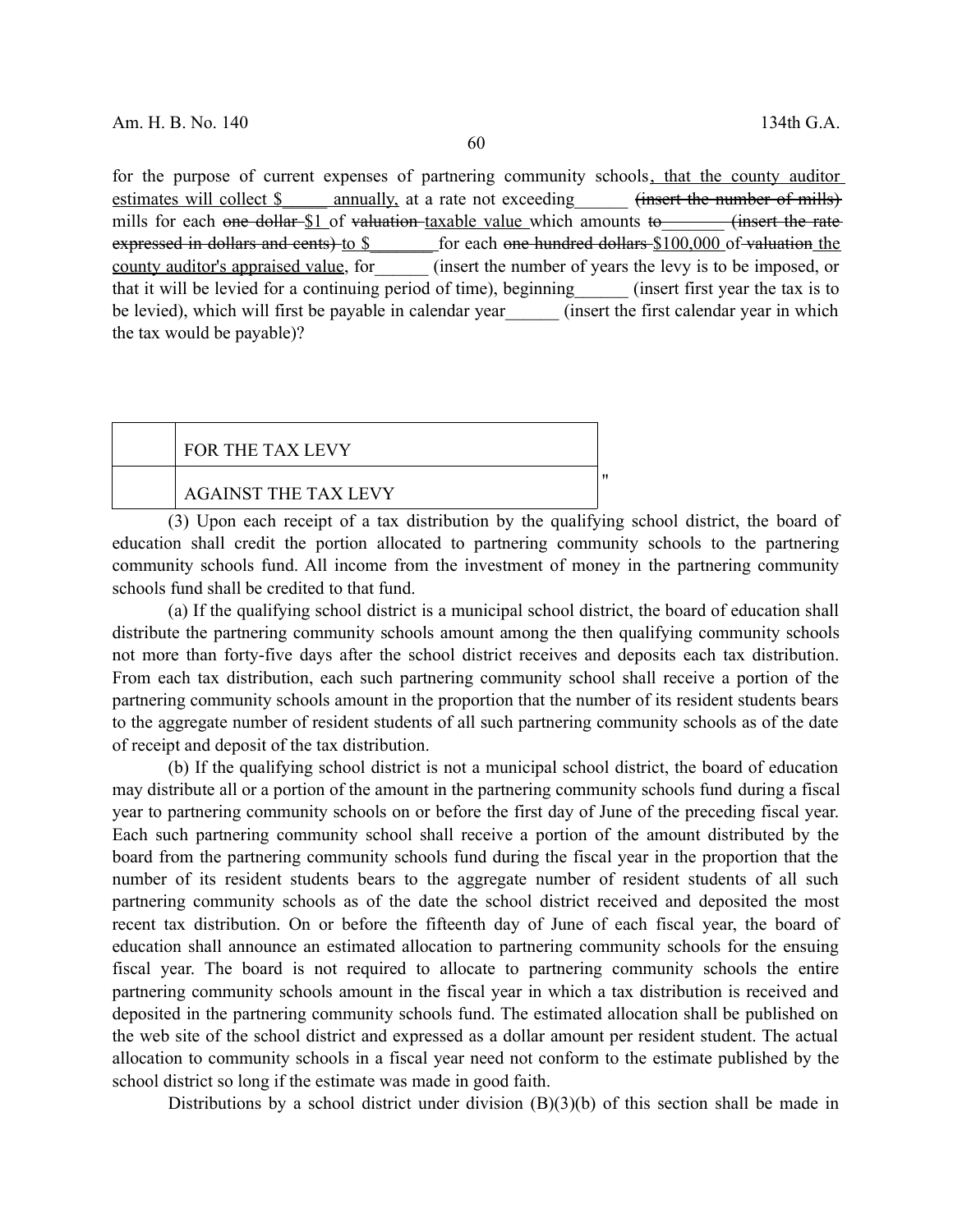for the purpose of current expenses of partnering community schools, that the county auditor estimates will collect $_____ annually, at a rate not exceeding______ ~~(insert the number of mills)~~ mills for each ~~one dollar~~ $1 of ~~valuation~~ taxable value which amounts ~~to_______ (insert the rate expressed in dollars and cents)~~ to $_______ for each ~~one hundred dollars~~ $100,000 of ~~valuation~~ the county auditor's appraised value, for______ (insert the number of years the levy is to be imposed, or that it will be levied for a continuing period of time), beginning______ (insert first year the tax is to be levied), which will first be payable in calendar year______ (insert the first calendar year in which the tax would be payable)?

| | |
|---|---|
| | FOR THE TAX LEVY |
| | AGAINST THE TAX LEVY |

"

(3) Upon each receipt of a tax distribution by the qualifying school district, the board of education shall credit the portion allocated to partnering community schools to the partnering community schools fund. All income from the investment of money in the partnering community schools fund shall be credited to that fund.

(a) If the qualifying school district is a municipal school district, the board of education shall distribute the partnering community schools amount among the then qualifying community schools not more than forty-five days after the school district receives and deposits each tax distribution. From each tax distribution, each such partnering community school shall receive a portion of the partnering community schools amount in the proportion that the number of its resident students bears to the aggregate number of resident students of all such partnering community schools as of the date of receipt and deposit of the tax distribution.

(b) If the qualifying school district is not a municipal school district, the board of education may distribute all or a portion of the amount in the partnering community schools fund during a fiscal year to partnering community schools on or before the first day of June of the preceding fiscal year. Each such partnering community school shall receive a portion of the amount distributed by the board from the partnering community schools fund during the fiscal year in the proportion that the number of its resident students bears to the aggregate number of resident students of all such partnering community schools as of the date the school district received and deposited the most recent tax distribution. On or before the fifteenth day of June of each fiscal year, the board of education shall announce an estimated allocation to partnering community schools for the ensuing fiscal year. The board is not required to allocate to partnering community schools the entire partnering community schools amount in the fiscal year in which a tax distribution is received and deposited in the partnering community schools fund. The estimated allocation shall be published on the web site of the school district and expressed as a dollar amount per resident student. The actual allocation to community schools in a fiscal year need not conform to the estimate published by the school district so long if the estimate was made in good faith.

Distributions by a school district under division (B)(3)(b) of this section shall be made in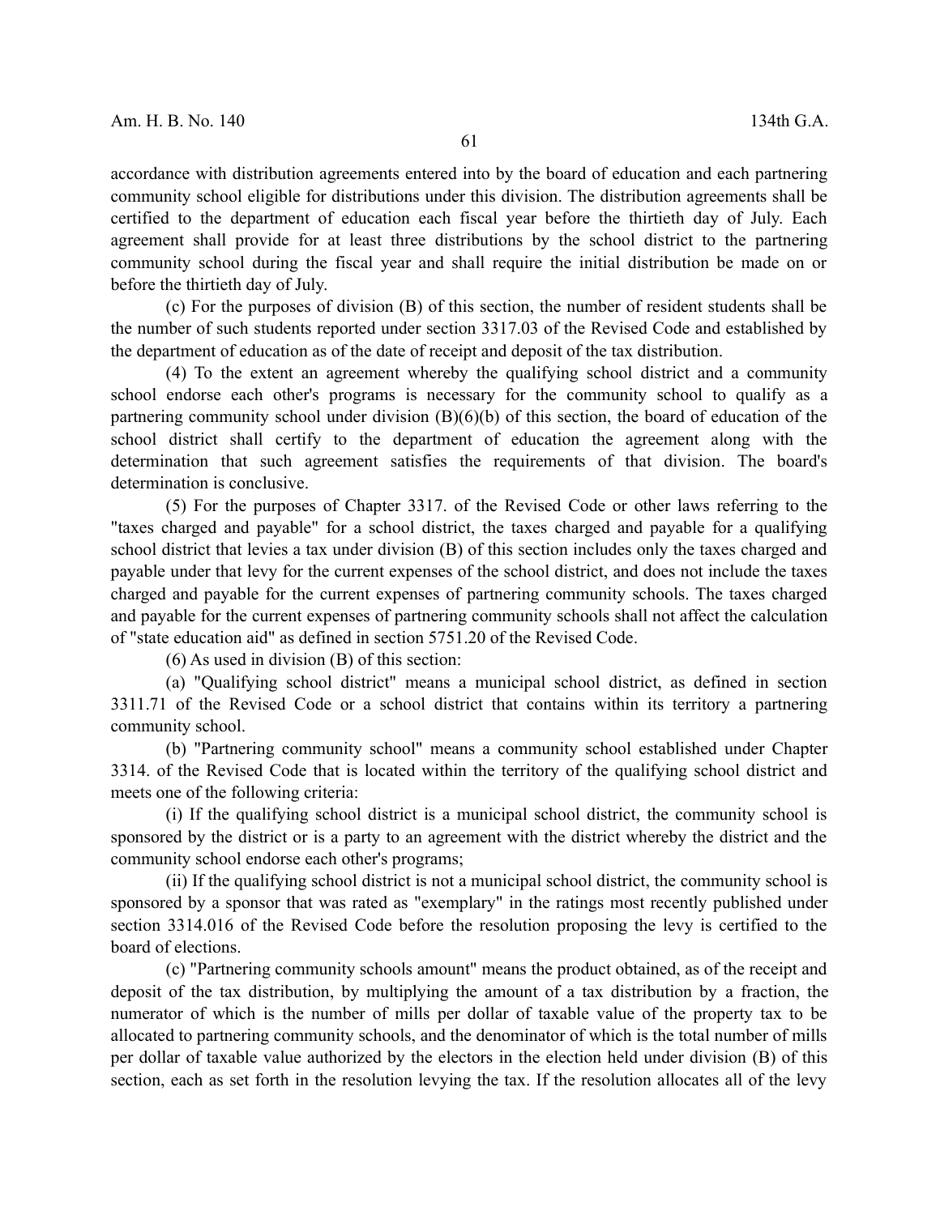accordance with distribution agreements entered into by the board of education and each partnering community school eligible for distributions under this division. The distribution agreements shall be certified to the department of education each fiscal year before the thirtieth day of July. Each agreement shall provide for at least three distributions by the school district to the partnering community school during the fiscal year and shall require the initial distribution be made on or before the thirtieth day of July.

(c) For the purposes of division (B) of this section, the number of resident students shall be the number of such students reported under section 3317.03 of the Revised Code and established by the department of education as of the date of receipt and deposit of the tax distribution.

(4) To the extent an agreement whereby the qualifying school district and a community school endorse each other's programs is necessary for the community school to qualify as a partnering community school under division (B)(6)(b) of this section, the board of education of the school district shall certify to the department of education the agreement along with the determination that such agreement satisfies the requirements of that division. The board's determination is conclusive.

(5) For the purposes of Chapter 3317. of the Revised Code or other laws referring to the "taxes charged and payable" for a school district, the taxes charged and payable for a qualifying school district that levies a tax under division (B) of this section includes only the taxes charged and payable under that levy for the current expenses of the school district, and does not include the taxes charged and payable for the current expenses of partnering community schools. The taxes charged and payable for the current expenses of partnering community schools shall not affect the calculation of "state education aid" as defined in section 5751.20 of the Revised Code.

(6) As used in division (B) of this section:

(a) "Qualifying school district" means a municipal school district, as defined in section 3311.71 of the Revised Code or a school district that contains within its territory a partnering community school.

(b) "Partnering community school" means a community school established under Chapter 3314. of the Revised Code that is located within the territory of the qualifying school district and meets one of the following criteria:

(i) If the qualifying school district is a municipal school district, the community school is sponsored by the district or is a party to an agreement with the district whereby the district and the community school endorse each other's programs;

(ii) If the qualifying school district is not a municipal school district, the community school is sponsored by a sponsor that was rated as "exemplary" in the ratings most recently published under section 3314.016 of the Revised Code before the resolution proposing the levy is certified to the board of elections.

(c) "Partnering community schools amount" means the product obtained, as of the receipt and deposit of the tax distribution, by multiplying the amount of a tax distribution by a fraction, the numerator of which is the number of mills per dollar of taxable value of the property tax to be allocated to partnering community schools, and the denominator of which is the total number of mills per dollar of taxable value authorized by the electors in the election held under division (B) of this section, each as set forth in the resolution levying the tax. If the resolution allocates all of the levy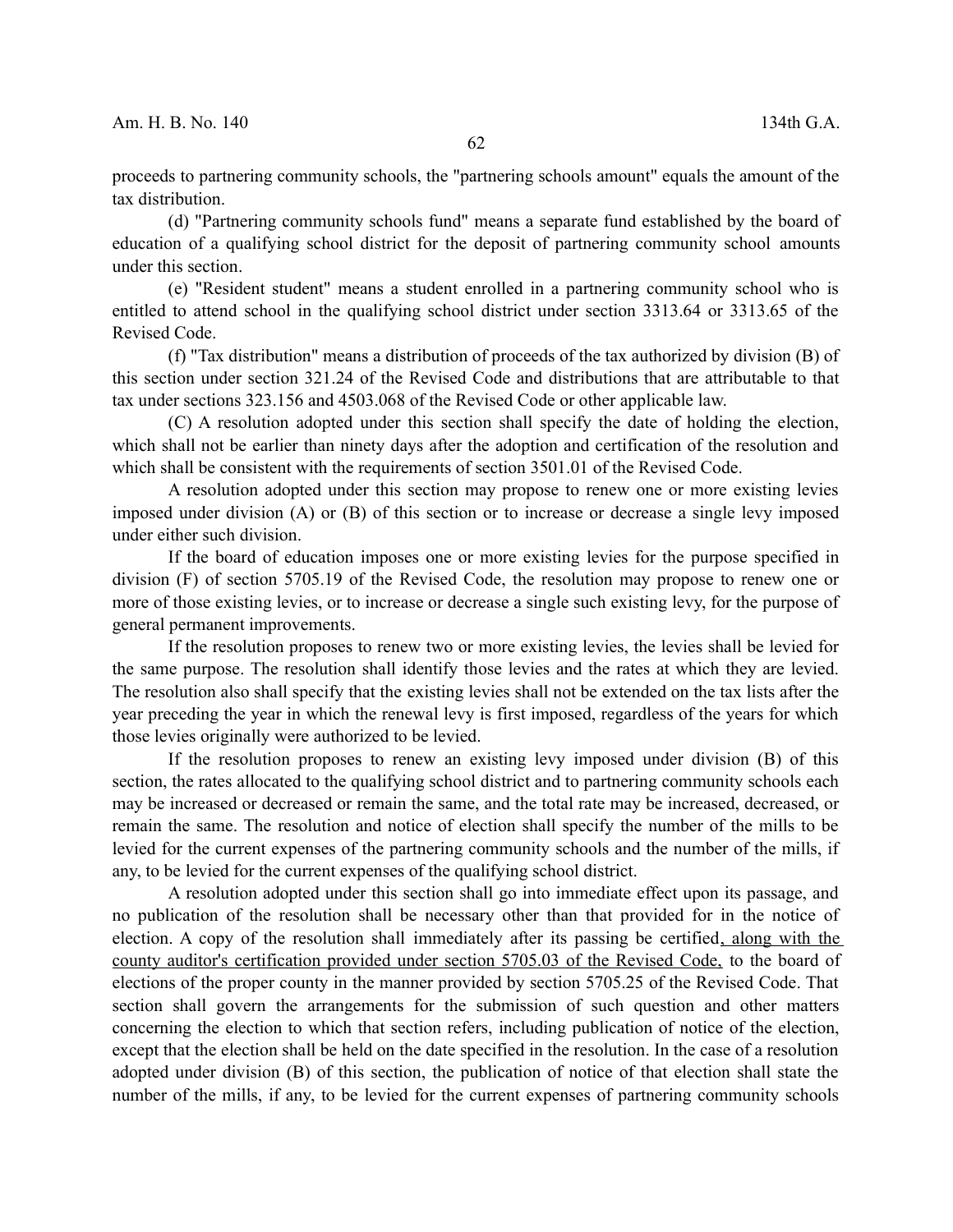proceeds to partnering community schools, the "partnering schools amount" equals the amount of the tax distribution.

(d) "Partnering community schools fund" means a separate fund established by the board of education of a qualifying school district for the deposit of partnering community school amounts under this section.

(e) "Resident student" means a student enrolled in a partnering community school who is entitled to attend school in the qualifying school district under section 3313.64 or 3313.65 of the Revised Code.

(f) "Tax distribution" means a distribution of proceeds of the tax authorized by division (B) of this section under section 321.24 of the Revised Code and distributions that are attributable to that tax under sections 323.156 and 4503.068 of the Revised Code or other applicable law.

(C) A resolution adopted under this section shall specify the date of holding the election, which shall not be earlier than ninety days after the adoption and certification of the resolution and which shall be consistent with the requirements of section 3501.01 of the Revised Code.

A resolution adopted under this section may propose to renew one or more existing levies imposed under division (A) or (B) of this section or to increase or decrease a single levy imposed under either such division.

If the board of education imposes one or more existing levies for the purpose specified in division (F) of section 5705.19 of the Revised Code, the resolution may propose to renew one or more of those existing levies, or to increase or decrease a single such existing levy, for the purpose of general permanent improvements.

If the resolution proposes to renew two or more existing levies, the levies shall be levied for the same purpose. The resolution shall identify those levies and the rates at which they are levied. The resolution also shall specify that the existing levies shall not be extended on the tax lists after the year preceding the year in which the renewal levy is first imposed, regardless of the years for which those levies originally were authorized to be levied.

If the resolution proposes to renew an existing levy imposed under division (B) of this section, the rates allocated to the qualifying school district and to partnering community schools each may be increased or decreased or remain the same, and the total rate may be increased, decreased, or remain the same. The resolution and notice of election shall specify the number of the mills to be levied for the current expenses of the partnering community schools and the number of the mills, if any, to be levied for the current expenses of the qualifying school district.

A resolution adopted under this section shall go into immediate effect upon its passage, and no publication of the resolution shall be necessary other than that provided for in the notice of election. A copy of the resolution shall immediately after its passing be certified, along with the county auditor's certification provided under section 5705.03 of the Revised Code, to the board of elections of the proper county in the manner provided by section 5705.25 of the Revised Code. That section shall govern the arrangements for the submission of such question and other matters concerning the election to which that section refers, including publication of notice of the election, except that the election shall be held on the date specified in the resolution. In the case of a resolution adopted under division (B) of this section, the publication of notice of that election shall state the number of the mills, if any, to be levied for the current expenses of partnering community schools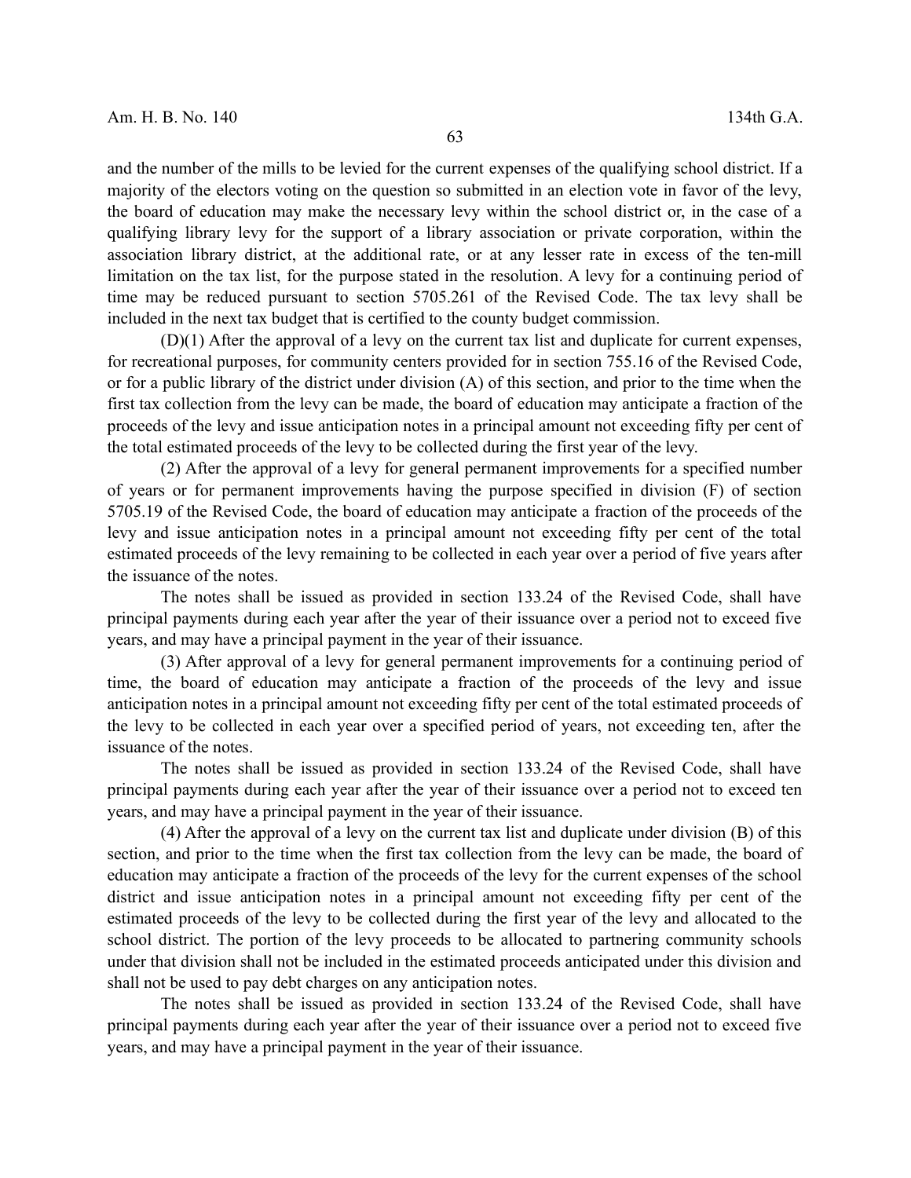and the number of the mills to be levied for the current expenses of the qualifying school district. If a majority of the electors voting on the question so submitted in an election vote in favor of the levy, the board of education may make the necessary levy within the school district or, in the case of a qualifying library levy for the support of a library association or private corporation, within the association library district, at the additional rate, or at any lesser rate in excess of the ten-mill limitation on the tax list, for the purpose stated in the resolution. A levy for a continuing period of time may be reduced pursuant to section 5705.261 of the Revised Code. The tax levy shall be included in the next tax budget that is certified to the county budget commission.

(D)(1) After the approval of a levy on the current tax list and duplicate for current expenses, for recreational purposes, for community centers provided for in section 755.16 of the Revised Code, or for a public library of the district under division (A) of this section, and prior to the time when the first tax collection from the levy can be made, the board of education may anticipate a fraction of the proceeds of the levy and issue anticipation notes in a principal amount not exceeding fifty per cent of the total estimated proceeds of the levy to be collected during the first year of the levy.

(2) After the approval of a levy for general permanent improvements for a specified number of years or for permanent improvements having the purpose specified in division (F) of section 5705.19 of the Revised Code, the board of education may anticipate a fraction of the proceeds of the levy and issue anticipation notes in a principal amount not exceeding fifty per cent of the total estimated proceeds of the levy remaining to be collected in each year over a period of five years after the issuance of the notes.

The notes shall be issued as provided in section 133.24 of the Revised Code, shall have principal payments during each year after the year of their issuance over a period not to exceed five years, and may have a principal payment in the year of their issuance.

(3) After approval of a levy for general permanent improvements for a continuing period of time, the board of education may anticipate a fraction of the proceeds of the levy and issue anticipation notes in a principal amount not exceeding fifty per cent of the total estimated proceeds of the levy to be collected in each year over a specified period of years, not exceeding ten, after the issuance of the notes.

The notes shall be issued as provided in section 133.24 of the Revised Code, shall have principal payments during each year after the year of their issuance over a period not to exceed ten years, and may have a principal payment in the year of their issuance.

(4) After the approval of a levy on the current tax list and duplicate under division (B) of this section, and prior to the time when the first tax collection from the levy can be made, the board of education may anticipate a fraction of the proceeds of the levy for the current expenses of the school district and issue anticipation notes in a principal amount not exceeding fifty per cent of the estimated proceeds of the levy to be collected during the first year of the levy and allocated to the school district. The portion of the levy proceeds to be allocated to partnering community schools under that division shall not be included in the estimated proceeds anticipated under this division and shall not be used to pay debt charges on any anticipation notes.

The notes shall be issued as provided in section 133.24 of the Revised Code, shall have principal payments during each year after the year of their issuance over a period not to exceed five years, and may have a principal payment in the year of their issuance.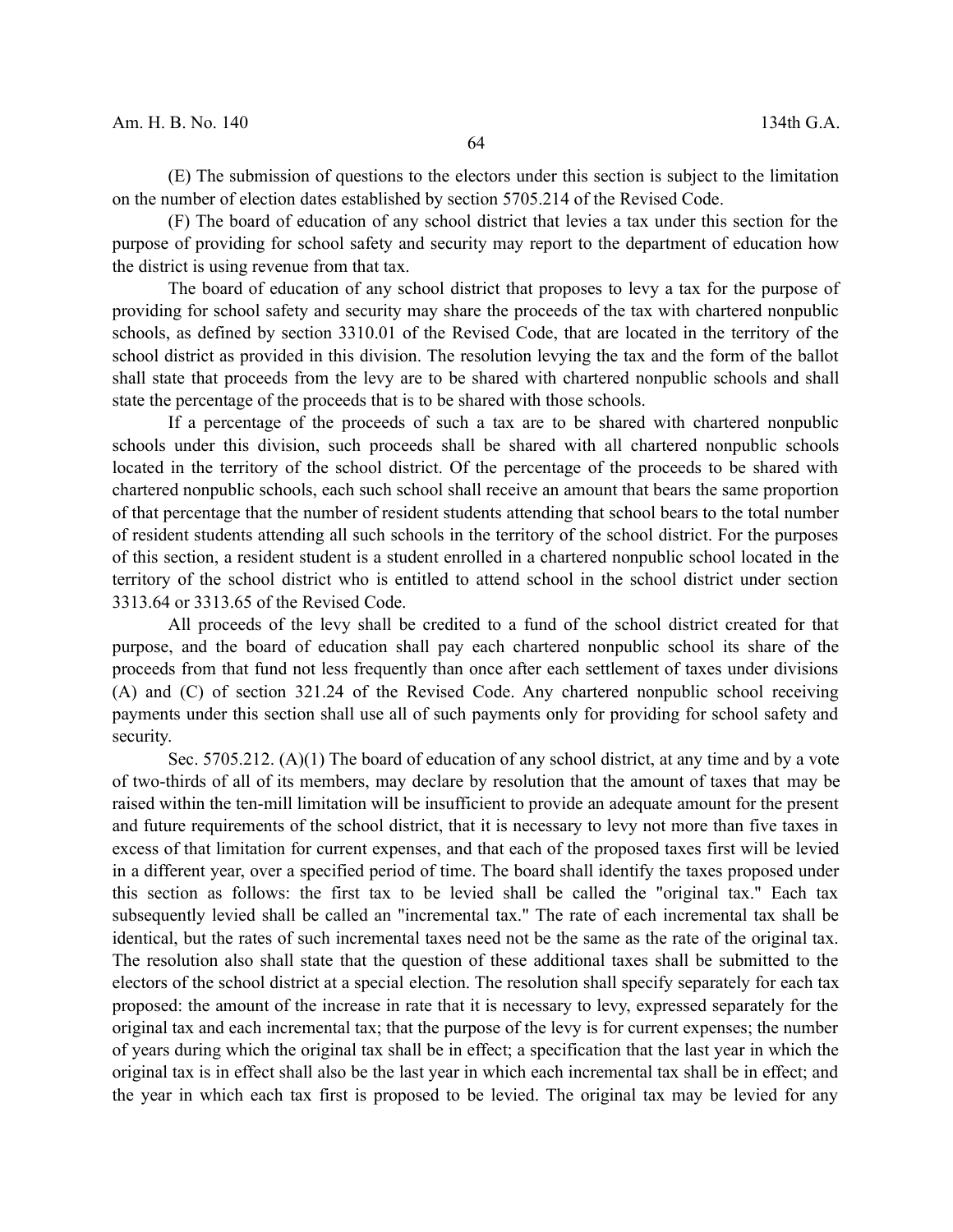(E) The submission of questions to the electors under this section is subject to the limitation on the number of election dates established by section 5705.214 of the Revised Code.

(F) The board of education of any school district that levies a tax under this section for the purpose of providing for school safety and security may report to the department of education how the district is using revenue from that tax.

The board of education of any school district that proposes to levy a tax for the purpose of providing for school safety and security may share the proceeds of the tax with chartered nonpublic schools, as defined by section 3310.01 of the Revised Code, that are located in the territory of the school district as provided in this division. The resolution levying the tax and the form of the ballot shall state that proceeds from the levy are to be shared with chartered nonpublic schools and shall state the percentage of the proceeds that is to be shared with those schools.

If a percentage of the proceeds of such a tax are to be shared with chartered nonpublic schools under this division, such proceeds shall be shared with all chartered nonpublic schools located in the territory of the school district. Of the percentage of the proceeds to be shared with chartered nonpublic schools, each such school shall receive an amount that bears the same proportion of that percentage that the number of resident students attending that school bears to the total number of resident students attending all such schools in the territory of the school district. For the purposes of this section, a resident student is a student enrolled in a chartered nonpublic school located in the territory of the school district who is entitled to attend school in the school district under section 3313.64 or 3313.65 of the Revised Code.

All proceeds of the levy shall be credited to a fund of the school district created for that purpose, and the board of education shall pay each chartered nonpublic school its share of the proceeds from that fund not less frequently than once after each settlement of taxes under divisions (A) and (C) of section 321.24 of the Revised Code. Any chartered nonpublic school receiving payments under this section shall use all of such payments only for providing for school safety and security.

Sec. 5705.212. (A)(1) The board of education of any school district, at any time and by a vote of two-thirds of all of its members, may declare by resolution that the amount of taxes that may be raised within the ten-mill limitation will be insufficient to provide an adequate amount for the present and future requirements of the school district, that it is necessary to levy not more than five taxes in excess of that limitation for current expenses, and that each of the proposed taxes first will be levied in a different year, over a specified period of time. The board shall identify the taxes proposed under this section as follows: the first tax to be levied shall be called the "original tax." Each tax subsequently levied shall be called an "incremental tax." The rate of each incremental tax shall be identical, but the rates of such incremental taxes need not be the same as the rate of the original tax. The resolution also shall state that the question of these additional taxes shall be submitted to the electors of the school district at a special election. The resolution shall specify separately for each tax proposed: the amount of the increase in rate that it is necessary to levy, expressed separately for the original tax and each incremental tax; that the purpose of the levy is for current expenses; the number of years during which the original tax shall be in effect; a specification that the last year in which the original tax is in effect shall also be the last year in which each incremental tax shall be in effect; and the year in which each tax first is proposed to be levied. The original tax may be levied for any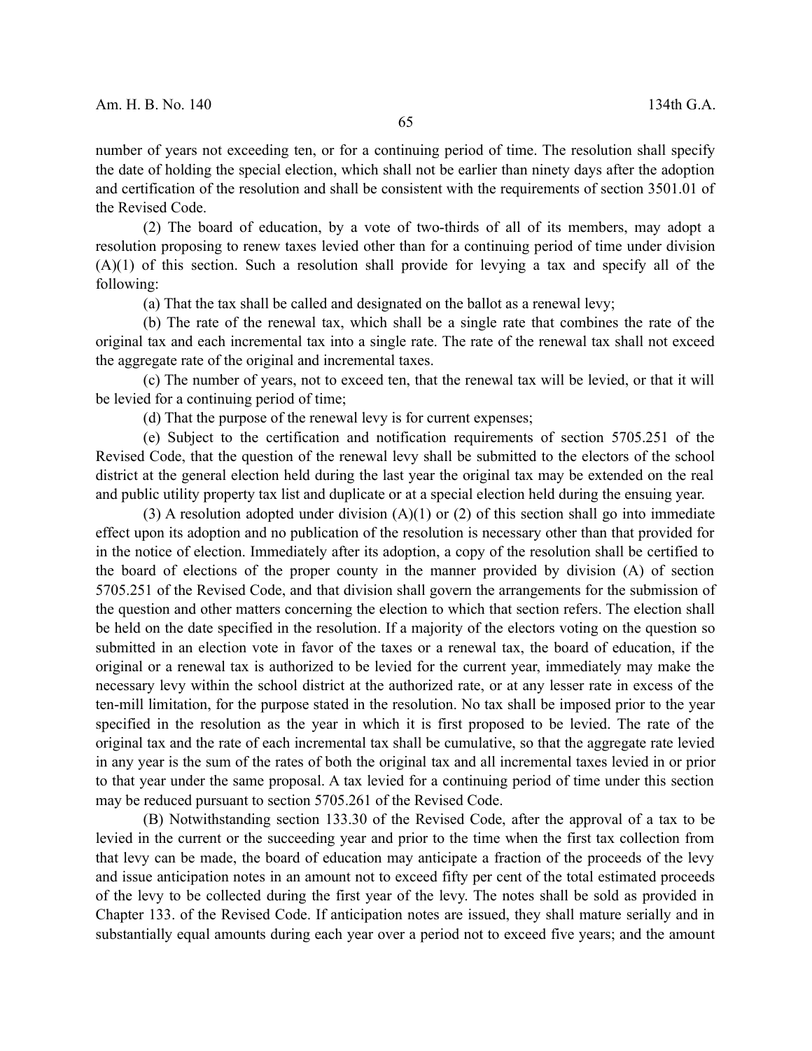number of years not exceeding ten, or for a continuing period of time. The resolution shall specify the date of holding the special election, which shall not be earlier than ninety days after the adoption and certification of the resolution and shall be consistent with the requirements of section 3501.01 of the Revised Code.

(2) The board of education, by a vote of two-thirds of all of its members, may adopt a resolution proposing to renew taxes levied other than for a continuing period of time under division (A)(1) of this section. Such a resolution shall provide for levying a tax and specify all of the following:

(a) That the tax shall be called and designated on the ballot as a renewal levy;

(b) The rate of the renewal tax, which shall be a single rate that combines the rate of the original tax and each incremental tax into a single rate. The rate of the renewal tax shall not exceed the aggregate rate of the original and incremental taxes.

(c) The number of years, not to exceed ten, that the renewal tax will be levied, or that it will be levied for a continuing period of time;

(d) That the purpose of the renewal levy is for current expenses;

(e) Subject to the certification and notification requirements of section 5705.251 of the Revised Code, that the question of the renewal levy shall be submitted to the electors of the school district at the general election held during the last year the original tax may be extended on the real and public utility property tax list and duplicate or at a special election held during the ensuing year.

(3) A resolution adopted under division (A)(1) or (2) of this section shall go into immediate effect upon its adoption and no publication of the resolution is necessary other than that provided for in the notice of election. Immediately after its adoption, a copy of the resolution shall be certified to the board of elections of the proper county in the manner provided by division (A) of section 5705.251 of the Revised Code, and that division shall govern the arrangements for the submission of the question and other matters concerning the election to which that section refers. The election shall be held on the date specified in the resolution. If a majority of the electors voting on the question so submitted in an election vote in favor of the taxes or a renewal tax, the board of education, if the original or a renewal tax is authorized to be levied for the current year, immediately may make the necessary levy within the school district at the authorized rate, or at any lesser rate in excess of the ten-mill limitation, for the purpose stated in the resolution. No tax shall be imposed prior to the year specified in the resolution as the year in which it is first proposed to be levied. The rate of the original tax and the rate of each incremental tax shall be cumulative, so that the aggregate rate levied in any year is the sum of the rates of both the original tax and all incremental taxes levied in or prior to that year under the same proposal. A tax levied for a continuing period of time under this section may be reduced pursuant to section 5705.261 of the Revised Code.

(B) Notwithstanding section 133.30 of the Revised Code, after the approval of a tax to be levied in the current or the succeeding year and prior to the time when the first tax collection from that levy can be made, the board of education may anticipate a fraction of the proceeds of the levy and issue anticipation notes in an amount not to exceed fifty per cent of the total estimated proceeds of the levy to be collected during the first year of the levy. The notes shall be sold as provided in Chapter 133. of the Revised Code. If anticipation notes are issued, they shall mature serially and in substantially equal amounts during each year over a period not to exceed five years; and the amount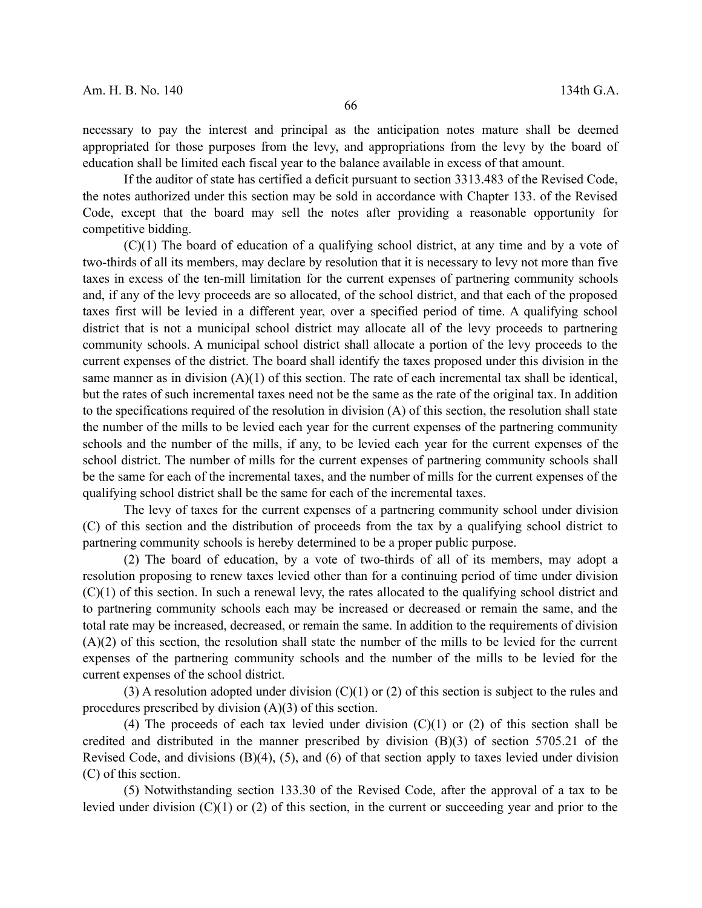necessary to pay the interest and principal as the anticipation notes mature shall be deemed appropriated for those purposes from the levy, and appropriations from the levy by the board of education shall be limited each fiscal year to the balance available in excess of that amount.

If the auditor of state has certified a deficit pursuant to section 3313.483 of the Revised Code, the notes authorized under this section may be sold in accordance with Chapter 133. of the Revised Code, except that the board may sell the notes after providing a reasonable opportunity for competitive bidding.

(C)(1) The board of education of a qualifying school district, at any time and by a vote of two-thirds of all its members, may declare by resolution that it is necessary to levy not more than five taxes in excess of the ten-mill limitation for the current expenses of partnering community schools and, if any of the levy proceeds are so allocated, of the school district, and that each of the proposed taxes first will be levied in a different year, over a specified period of time. A qualifying school district that is not a municipal school district may allocate all of the levy proceeds to partnering community schools. A municipal school district shall allocate a portion of the levy proceeds to the current expenses of the district. The board shall identify the taxes proposed under this division in the same manner as in division (A)(1) of this section. The rate of each incremental tax shall be identical, but the rates of such incremental taxes need not be the same as the rate of the original tax. In addition to the specifications required of the resolution in division (A) of this section, the resolution shall state the number of the mills to be levied each year for the current expenses of the partnering community schools and the number of the mills, if any, to be levied each year for the current expenses of the school district. The number of mills for the current expenses of partnering community schools shall be the same for each of the incremental taxes, and the number of mills for the current expenses of the qualifying school district shall be the same for each of the incremental taxes.

The levy of taxes for the current expenses of a partnering community school under division (C) of this section and the distribution of proceeds from the tax by a qualifying school district to partnering community schools is hereby determined to be a proper public purpose.

(2) The board of education, by a vote of two-thirds of all of its members, may adopt a resolution proposing to renew taxes levied other than for a continuing period of time under division (C)(1) of this section. In such a renewal levy, the rates allocated to the qualifying school district and to partnering community schools each may be increased or decreased or remain the same, and the total rate may be increased, decreased, or remain the same. In addition to the requirements of division (A)(2) of this section, the resolution shall state the number of the mills to be levied for the current expenses of the partnering community schools and the number of the mills to be levied for the current expenses of the school district.

(3) A resolution adopted under division (C)(1) or (2) of this section is subject to the rules and procedures prescribed by division (A)(3) of this section.

(4) The proceeds of each tax levied under division (C)(1) or (2) of this section shall be credited and distributed in the manner prescribed by division (B)(3) of section 5705.21 of the Revised Code, and divisions (B)(4), (5), and (6) of that section apply to taxes levied under division (C) of this section.

(5) Notwithstanding section 133.30 of the Revised Code, after the approval of a tax to be levied under division (C)(1) or (2) of this section, in the current or succeeding year and prior to the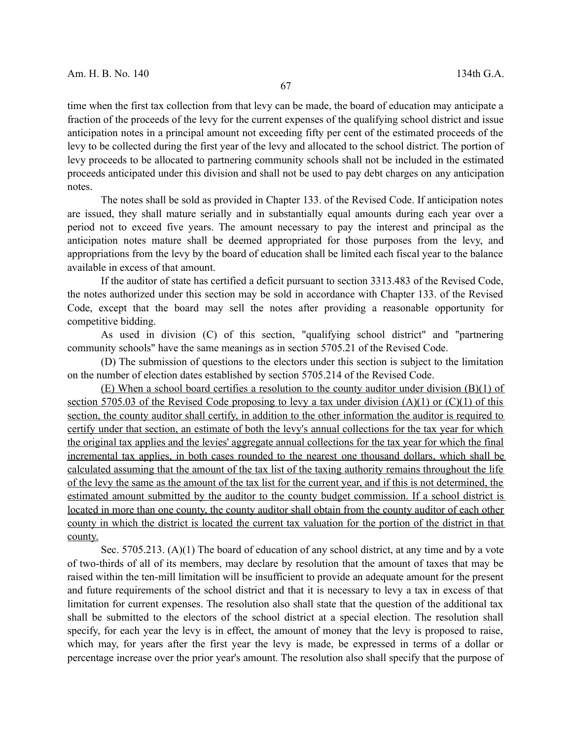time when the first tax collection from that levy can be made, the board of education may anticipate a fraction of the proceeds of the levy for the current expenses of the qualifying school district and issue anticipation notes in a principal amount not exceeding fifty per cent of the estimated proceeds of the levy to be collected during the first year of the levy and allocated to the school district. The portion of levy proceeds to be allocated to partnering community schools shall not be included in the estimated proceeds anticipated under this division and shall not be used to pay debt charges on any anticipation notes.

The notes shall be sold as provided in Chapter 133. of the Revised Code. If anticipation notes are issued, they shall mature serially and in substantially equal amounts during each year over a period not to exceed five years. The amount necessary to pay the interest and principal as the anticipation notes mature shall be deemed appropriated for those purposes from the levy, and appropriations from the levy by the board of education shall be limited each fiscal year to the balance available in excess of that amount.

If the auditor of state has certified a deficit pursuant to section 3313.483 of the Revised Code, the notes authorized under this section may be sold in accordance with Chapter 133. of the Revised Code, except that the board may sell the notes after providing a reasonable opportunity for competitive bidding.

As used in division (C) of this section, "qualifying school district" and "partnering community schools" have the same meanings as in section 5705.21 of the Revised Code.

(D) The submission of questions to the electors under this section is subject to the limitation on the number of election dates established by section 5705.214 of the Revised Code.

<u>(E) When a school board certifies a resolution to the county auditor under division (B)(1) of section 5705.03 of the Revised Code proposing to levy a tax under division (A)(1) or (C)(1) of this section, the county auditor shall certify, in addition to the other information the auditor is required to certify under that section, an estimate of both the levy's annual collections for the tax year for which the original tax applies and the levies' aggregate annual collections for the tax year for which the final incremental tax applies, in both cases rounded to the nearest one thousand dollars, which shall be calculated assuming that the amount of the tax list of the taxing authority remains throughout the life of the levy the same as the amount of the tax list for the current year, and if this is not determined, the estimated amount submitted by the auditor to the county budget commission. If a school district is located in more than one county, the county auditor shall obtain from the county auditor of each other county in which the district is located the current tax valuation for the portion of the district in that county.</u>

Sec. 5705.213. (A)(1) The board of education of any school district, at any time and by a vote of two-thirds of all of its members, may declare by resolution that the amount of taxes that may be raised within the ten-mill limitation will be insufficient to provide an adequate amount for the present and future requirements of the school district and that it is necessary to levy a tax in excess of that limitation for current expenses. The resolution also shall state that the question of the additional tax shall be submitted to the electors of the school district at a special election. The resolution shall specify, for each year the levy is in effect, the amount of money that the levy is proposed to raise, which may, for years after the first year the levy is made, be expressed in terms of a dollar or percentage increase over the prior year's amount. The resolution also shall specify that the purpose of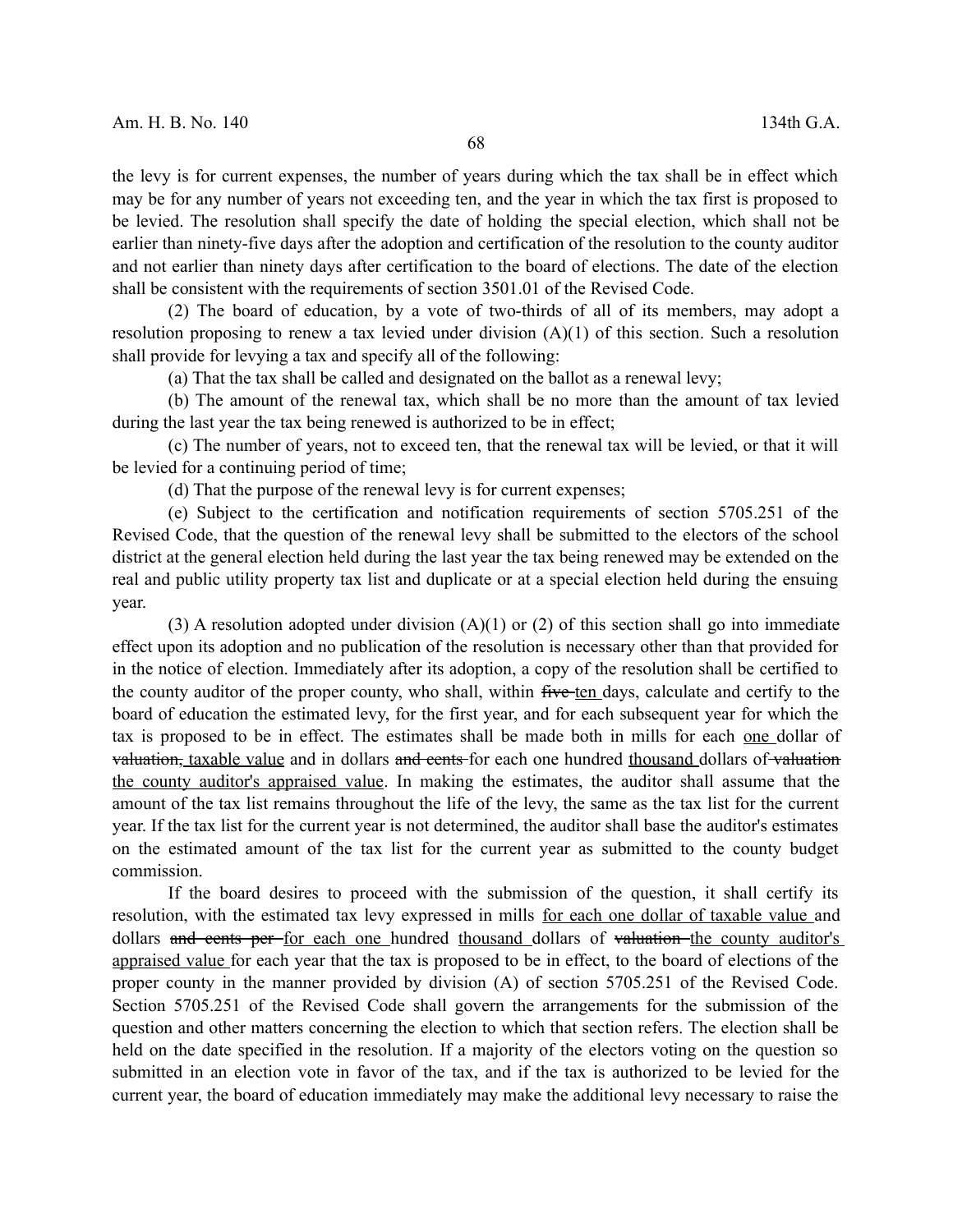the levy is for current expenses, the number of years during which the tax shall be in effect which may be for any number of years not exceeding ten, and the year in which the tax first is proposed to be levied. The resolution shall specify the date of holding the special election, which shall not be earlier than ninety-five days after the adoption and certification of the resolution to the county auditor and not earlier than ninety days after certification to the board of elections. The date of the election shall be consistent with the requirements of section 3501.01 of the Revised Code.

(2) The board of education, by a vote of two-thirds of all of its members, may adopt a resolution proposing to renew a tax levied under division (A)(1) of this section. Such a resolution shall provide for levying a tax and specify all of the following:

(a) That the tax shall be called and designated on the ballot as a renewal levy;

(b) The amount of the renewal tax, which shall be no more than the amount of tax levied during the last year the tax being renewed is authorized to be in effect;

(c) The number of years, not to exceed ten, that the renewal tax will be levied, or that it will be levied for a continuing period of time;

(d) That the purpose of the renewal levy is for current expenses;

(e) Subject to the certification and notification requirements of section 5705.251 of the Revised Code, that the question of the renewal levy shall be submitted to the electors of the school district at the general election held during the last year the tax being renewed may be extended on the real and public utility property tax list and duplicate or at a special election held during the ensuing year.

(3) A resolution adopted under division (A)(1) or (2) of this section shall go into immediate effect upon its adoption and no publication of the resolution is necessary other than that provided for in the notice of election. Immediately after its adoption, a copy of the resolution shall be certified to the county auditor of the proper county, who shall, within ~~five~~ <u>ten</u> days, calculate and certify to the board of education the estimated levy, for the first year, and for each subsequent year for which the tax is proposed to be in effect. The estimates shall be made both in mills for each <u>one</u> dollar of ~~valuation,~~ <u>taxable value</u> and in dollars ~~and cents~~ for each one hundred <u>thousand</u> dollars of ~~valuation~~ <u>the county auditor's appraised value</u>. In making the estimates, the auditor shall assume that the amount of the tax list remains throughout the life of the levy, the same as the tax list for the current year. If the tax list for the current year is not determined, the auditor shall base the auditor's estimates on the estimated amount of the tax list for the current year as submitted to the county budget commission.

If the board desires to proceed with the submission of the question, it shall certify its resolution, with the estimated tax levy expressed in mills <u>for each one dollar of taxable value</u> and dollars ~~and cents per~~ <u>for each one</u> hundred <u>thousand</u> dollars of ~~valuation~~ <u>the county auditor's appraised value</u> for each year that the tax is proposed to be in effect, to the board of elections of the proper county in the manner provided by division (A) of section 5705.251 of the Revised Code. Section 5705.251 of the Revised Code shall govern the arrangements for the submission of the question and other matters concerning the election to which that section refers. The election shall be held on the date specified in the resolution. If a majority of the electors voting on the question so submitted in an election vote in favor of the tax, and if the tax is authorized to be levied for the current year, the board of education immediately may make the additional levy necessary to raise the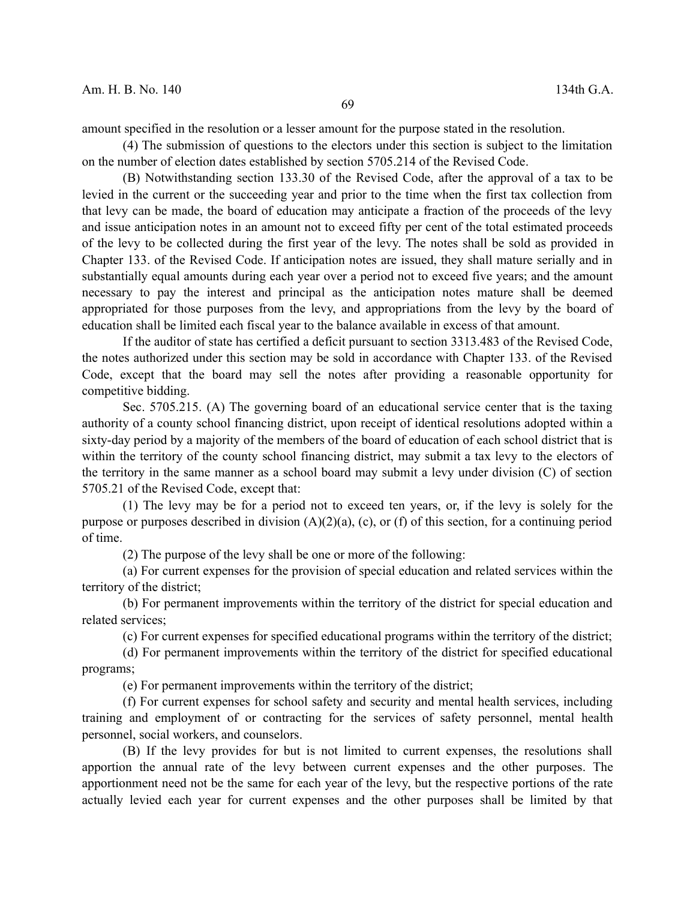amount specified in the resolution or a lesser amount for the purpose stated in the resolution.

(4) The submission of questions to the electors under this section is subject to the limitation on the number of election dates established by section 5705.214 of the Revised Code.

(B) Notwithstanding section 133.30 of the Revised Code, after the approval of a tax to be levied in the current or the succeeding year and prior to the time when the first tax collection from that levy can be made, the board of education may anticipate a fraction of the proceeds of the levy and issue anticipation notes in an amount not to exceed fifty per cent of the total estimated proceeds of the levy to be collected during the first year of the levy. The notes shall be sold as provided in Chapter 133. of the Revised Code. If anticipation notes are issued, they shall mature serially and in substantially equal amounts during each year over a period not to exceed five years; and the amount necessary to pay the interest and principal as the anticipation notes mature shall be deemed appropriated for those purposes from the levy, and appropriations from the levy by the board of education shall be limited each fiscal year to the balance available in excess of that amount.

If the auditor of state has certified a deficit pursuant to section 3313.483 of the Revised Code, the notes authorized under this section may be sold in accordance with Chapter 133. of the Revised Code, except that the board may sell the notes after providing a reasonable opportunity for competitive bidding.

Sec. 5705.215. (A) The governing board of an educational service center that is the taxing authority of a county school financing district, upon receipt of identical resolutions adopted within a sixty-day period by a majority of the members of the board of education of each school district that is within the territory of the county school financing district, may submit a tax levy to the electors of the territory in the same manner as a school board may submit a levy under division (C) of section 5705.21 of the Revised Code, except that:

(1) The levy may be for a period not to exceed ten years, or, if the levy is solely for the purpose or purposes described in division (A)(2)(a), (c), or (f) of this section, for a continuing period of time.

(2) The purpose of the levy shall be one or more of the following:

(a) For current expenses for the provision of special education and related services within the territory of the district;

(b) For permanent improvements within the territory of the district for special education and related services;

(c) For current expenses for specified educational programs within the territory of the district;

(d) For permanent improvements within the territory of the district for specified educational programs;

(e) For permanent improvements within the territory of the district;

(f) For current expenses for school safety and security and mental health services, including training and employment of or contracting for the services of safety personnel, mental health personnel, social workers, and counselors.

(B) If the levy provides for but is not limited to current expenses, the resolutions shall apportion the annual rate of the levy between current expenses and the other purposes. The apportionment need not be the same for each year of the levy, but the respective portions of the rate actually levied each year for current expenses and the other purposes shall be limited by that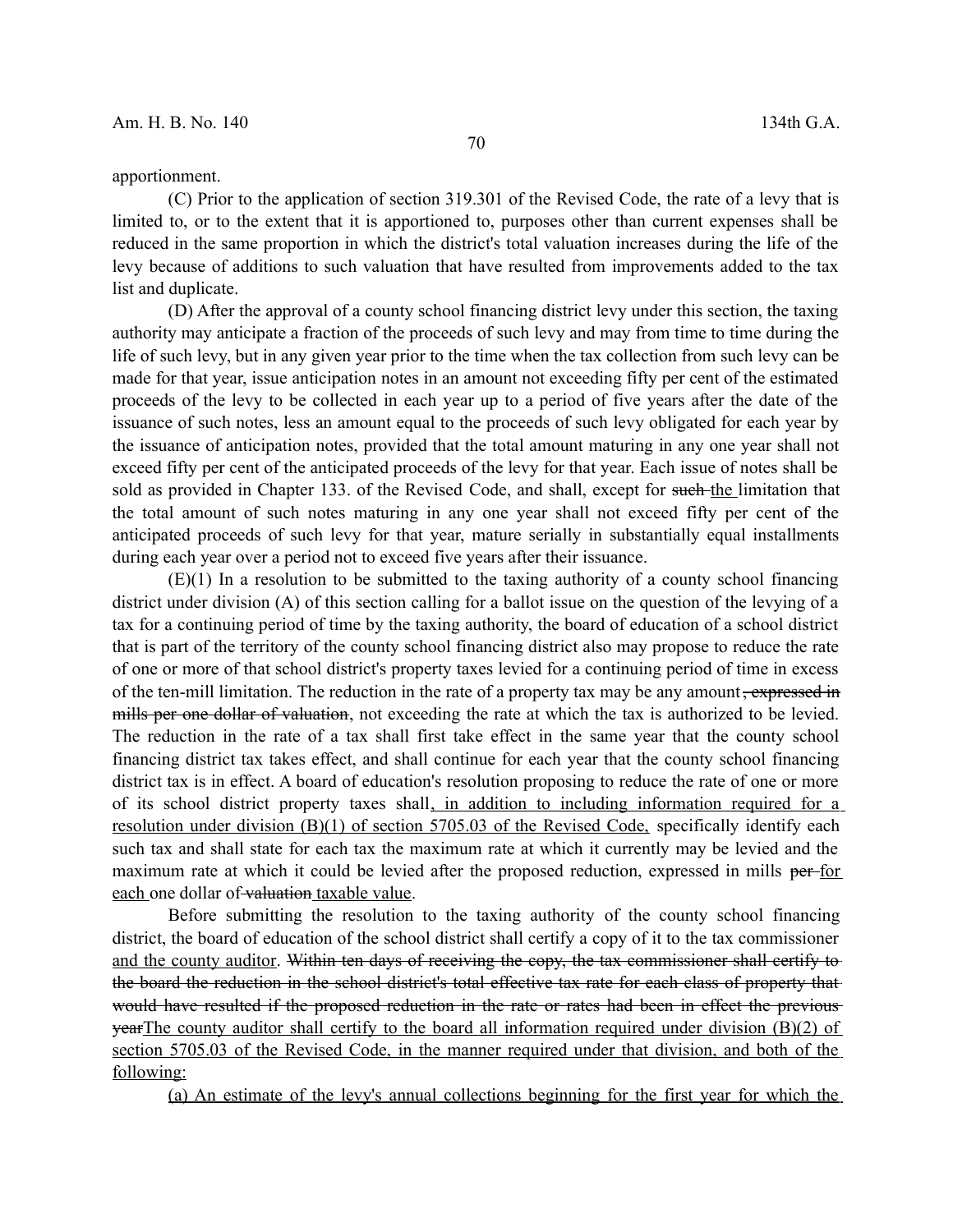apportionment.

(C) Prior to the application of section 319.301 of the Revised Code, the rate of a levy that is limited to, or to the extent that it is apportioned to, purposes other than current expenses shall be reduced in the same proportion in which the district's total valuation increases during the life of the levy because of additions to such valuation that have resulted from improvements added to the tax list and duplicate.

(D) After the approval of a county school financing district levy under this section, the taxing authority may anticipate a fraction of the proceeds of such levy and may from time to time during the life of such levy, but in any given year prior to the time when the tax collection from such levy can be made for that year, issue anticipation notes in an amount not exceeding fifty per cent of the estimated proceeds of the levy to be collected in each year up to a period of five years after the date of the issuance of such notes, less an amount equal to the proceeds of such levy obligated for each year by the issuance of anticipation notes, provided that the total amount maturing in any one year shall not exceed fifty per cent of the anticipated proceeds of the levy for that year. Each issue of notes shall be sold as provided in Chapter 133. of the Revised Code, and shall, except for ~~such~~ <u>the</u> limitation that the total amount of such notes maturing in any one year shall not exceed fifty per cent of the anticipated proceeds of such levy for that year, mature serially in substantially equal installments during each year over a period not to exceed five years after their issuance.

(E)(1) In a resolution to be submitted to the taxing authority of a county school financing district under division (A) of this section calling for a ballot issue on the question of the levying of a tax for a continuing period of time by the taxing authority, the board of education of a school district that is part of the territory of the county school financing district also may propose to reduce the rate of one or more of that school district's property taxes levied for a continuing period of time in excess of the ten-mill limitation. The reduction in the rate of a property tax may be any amount~~, expressed in mills per one dollar of valuation~~, not exceeding the rate at which the tax is authorized to be levied. The reduction in the rate of a tax shall first take effect in the same year that the county school financing district tax takes effect, and shall continue for each year that the county school financing district tax is in effect. A board of education's resolution proposing to reduce the rate of one or more of its school district property taxes shall<u>, in addition to including information required for a resolution under division (B)(1) of section 5705.03 of the Revised Code,</u> specifically identify each such tax and shall state for each tax the maximum rate at which it currently may be levied and the maximum rate at which it could be levied after the proposed reduction, expressed in mills ~~per~~ <u>for each</u> one dollar of ~~valuation~~ <u>taxable value</u>.

Before submitting the resolution to the taxing authority of the county school financing district, the board of education of the school district shall certify a copy of it to the tax commissioner <u>and the county auditor</u>. ~~Within ten days of receiving the copy, the tax commissioner shall certify to the board the reduction in the school district's total effective tax rate for each class of property that would have resulted if the proposed reduction in the rate or rates had been in effect the previous year~~<u>The county auditor shall certify to the board all information required under division (B)(2) of section 5705.03 of the Revised Code, in the manner required under that division, and both of the following:</u>

<u>(a) An estimate of the levy's annual collections beginning for the first year for which the</u>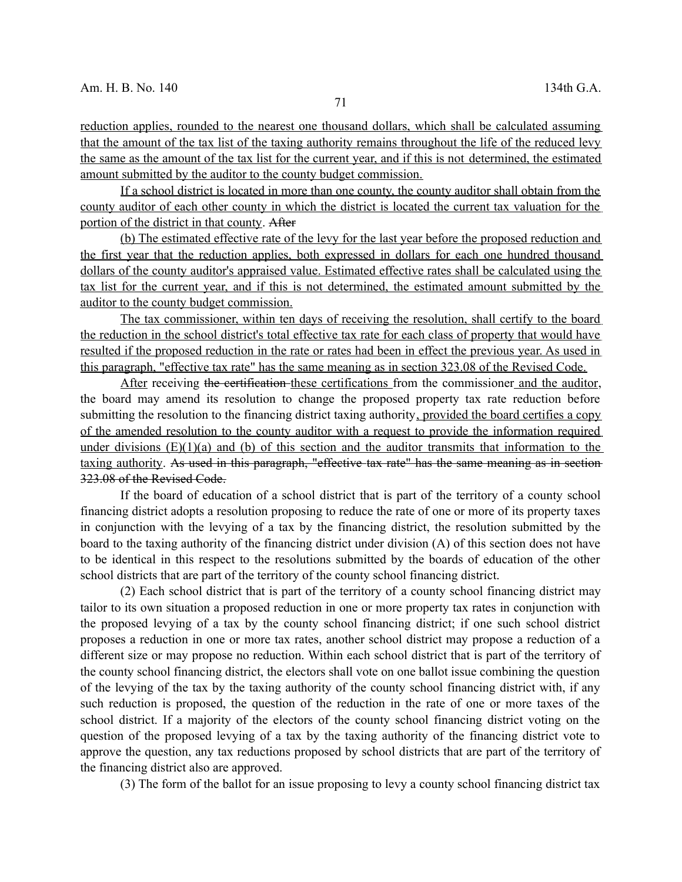reduction applies, rounded to the nearest one thousand dollars, which shall be calculated assuming that the amount of the tax list of the taxing authority remains throughout the life of the reduced levy the same as the amount of the tax list for the current year, and if this is not determined, the estimated amount submitted by the auditor to the county budget commission.

If a school district is located in more than one county, the county auditor shall obtain from the county auditor of each other county in which the district is located the current tax valuation for the portion of the district in that county. ~~After~~

(b) The estimated effective rate of the levy for the last year before the proposed reduction and the first year that the reduction applies, both expressed in dollars for each one hundred thousand dollars of the county auditor's appraised value. Estimated effective rates shall be calculated using the tax list for the current year, and if this is not determined, the estimated amount submitted by the auditor to the county budget commission.

The tax commissioner, within ten days of receiving the resolution, shall certify to the board the reduction in the school district's total effective tax rate for each class of property that would have resulted if the proposed reduction in the rate or rates had been in effect the previous year. As used in this paragraph, "effective tax rate" has the same meaning as in section 323.08 of the Revised Code.

After receiving ~~the certification~~ these certifications from the commissioner and the auditor, the board may amend its resolution to change the proposed property tax rate reduction before submitting the resolution to the financing district taxing authority, provided the board certifies a copy of the amended resolution to the county auditor with a request to provide the information required under divisions (E)(1)(a) and (b) of this section and the auditor transmits that information to the taxing authority. ~~As used in this paragraph, "effective tax rate" has the same meaning as in section 323.08 of the Revised Code.~~

If the board of education of a school district that is part of the territory of a county school financing district adopts a resolution proposing to reduce the rate of one or more of its property taxes in conjunction with the levying of a tax by the financing district, the resolution submitted by the board to the taxing authority of the financing district under division (A) of this section does not have to be identical in this respect to the resolutions submitted by the boards of education of the other school districts that are part of the territory of the county school financing district.

(2) Each school district that is part of the territory of a county school financing district may tailor to its own situation a proposed reduction in one or more property tax rates in conjunction with the proposed levying of a tax by the county school financing district; if one such school district proposes a reduction in one or more tax rates, another school district may propose a reduction of a different size or may propose no reduction. Within each school district that is part of the territory of the county school financing district, the electors shall vote on one ballot issue combining the question of the levying of the tax by the taxing authority of the county school financing district with, if any such reduction is proposed, the question of the reduction in the rate of one or more taxes of the school district. If a majority of the electors of the county school financing district voting on the question of the proposed levying of a tax by the taxing authority of the financing district vote to approve the question, any tax reductions proposed by school districts that are part of the territory of the financing district also are approved.

(3) The form of the ballot for an issue proposing to levy a county school financing district tax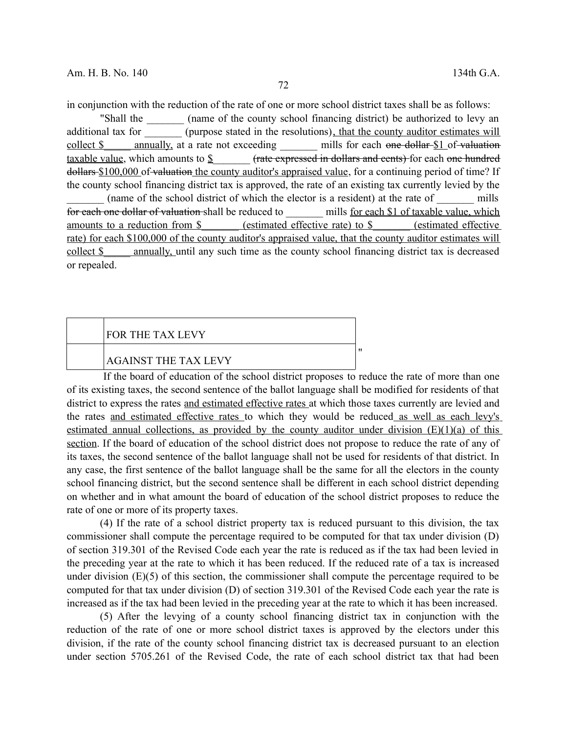in conjunction with the reduction of the rate of one or more school district taxes shall be as follows:

"Shall the _______ (name of the county school financing district) be authorized to levy an additional tax for _______ (purpose stated in the resolutions), that the county auditor estimates will collect $_____ annually, at a rate not exceeding _______ mills for each ~~one dollar~~ $1 of ~~valuation~~ taxable value, which amounts to $_______ ~~(rate expressed in dollars and cents)~~ for each ~~one hundred dollars~~ $100,000 of ~~valuation~~ the county auditor's appraised value, for a continuing period of time? If the county school financing district tax is approved, the rate of an existing tax currently levied by the _______ (name of the school district of which the elector is a resident) at the rate of _______ mills ~~for each one dollar of valuation~~ shall be reduced to _______ mills for each $1 of taxable value, which amounts to a reduction from $_______ (estimated effective rate) to $_______ (estimated effective rate) for each $100,000 of the county auditor's appraised value, that the county auditor estimates will collect $_____ annually, until any such time as the county school financing district tax is decreased or repealed.

| | |
|---|---|
| | FOR THE TAX LEVY |
| | AGAINST THE TAX LEVY |

"

If the board of education of the school district proposes to reduce the rate of more than one of its existing taxes, the second sentence of the ballot language shall be modified for residents of that district to express the rates and estimated effective rates at which those taxes currently are levied and the rates and estimated effective rates to which they would be reduced as well as each levy's estimated annual collections, as provided by the county auditor under division (E)(1)(a) of this section. If the board of education of the school district does not propose to reduce the rate of any of its taxes, the second sentence of the ballot language shall not be used for residents of that district. In any case, the first sentence of the ballot language shall be the same for all the electors in the county school financing district, but the second sentence shall be different in each school district depending on whether and in what amount the board of education of the school district proposes to reduce the rate of one or more of its property taxes.

(4) If the rate of a school district property tax is reduced pursuant to this division, the tax commissioner shall compute the percentage required to be computed for that tax under division (D) of section 319.301 of the Revised Code each year the rate is reduced as if the tax had been levied in the preceding year at the rate to which it has been reduced. If the reduced rate of a tax is increased under division (E)(5) of this section, the commissioner shall compute the percentage required to be computed for that tax under division (D) of section 319.301 of the Revised Code each year the rate is increased as if the tax had been levied in the preceding year at the rate to which it has been increased.

(5) After the levying of a county school financing district tax in conjunction with the reduction of the rate of one or more school district taxes is approved by the electors under this division, if the rate of the county school financing district tax is decreased pursuant to an election under section 5705.261 of the Revised Code, the rate of each school district tax that had been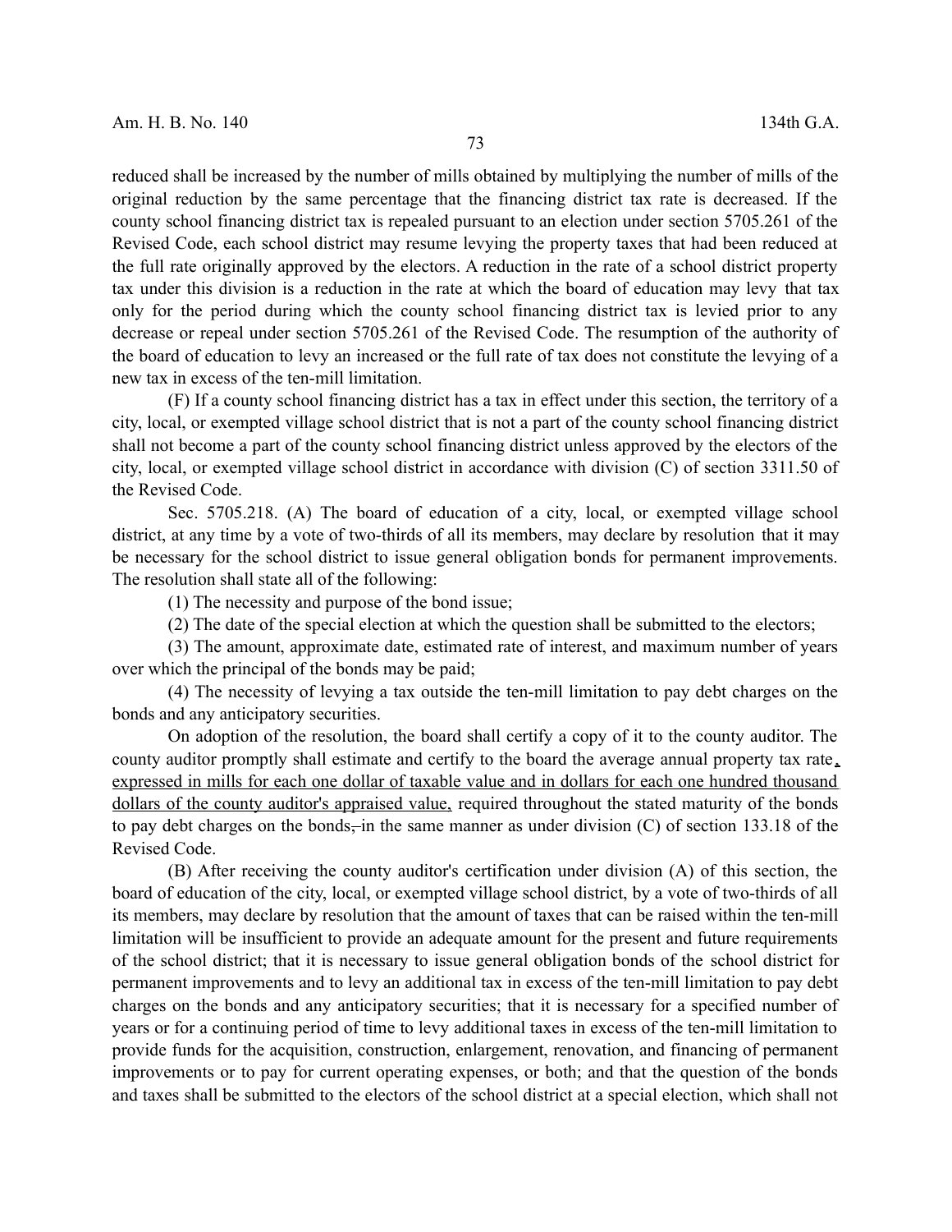reduced shall be increased by the number of mills obtained by multiplying the number of mills of the original reduction by the same percentage that the financing district tax rate is decreased. If the county school financing district tax is repealed pursuant to an election under section 5705.261 of the Revised Code, each school district may resume levying the property taxes that had been reduced at the full rate originally approved by the electors. A reduction in the rate of a school district property tax under this division is a reduction in the rate at which the board of education may levy that tax only for the period during which the county school financing district tax is levied prior to any decrease or repeal under section 5705.261 of the Revised Code. The resumption of the authority of the board of education to levy an increased or the full rate of tax does not constitute the levying of a new tax in excess of the ten-mill limitation.

(F) If a county school financing district has a tax in effect under this section, the territory of a city, local, or exempted village school district that is not a part of the county school financing district shall not become a part of the county school financing district unless approved by the electors of the city, local, or exempted village school district in accordance with division (C) of section 3311.50 of the Revised Code.

Sec. 5705.218. (A) The board of education of a city, local, or exempted village school district, at any time by a vote of two-thirds of all its members, may declare by resolution that it may be necessary for the school district to issue general obligation bonds for permanent improvements. The resolution shall state all of the following:

(1) The necessity and purpose of the bond issue;

(2) The date of the special election at which the question shall be submitted to the electors;

(3) The amount, approximate date, estimated rate of interest, and maximum number of years over which the principal of the bonds may be paid;

(4) The necessity of levying a tax outside the ten-mill limitation to pay debt charges on the bonds and any anticipatory securities.

On adoption of the resolution, the board shall certify a copy of it to the county auditor. The county auditor promptly shall estimate and certify to the board the average annual property tax rate, expressed in mills for each one dollar of taxable value and in dollars for each one hundred thousand dollars of the county auditor's appraised value, required throughout the stated maturity of the bonds to pay debt charges on the bonds, in the same manner as under division (C) of section 133.18 of the Revised Code.

(B) After receiving the county auditor's certification under division (A) of this section, the board of education of the city, local, or exempted village school district, by a vote of two-thirds of all its members, may declare by resolution that the amount of taxes that can be raised within the ten-mill limitation will be insufficient to provide an adequate amount for the present and future requirements of the school district; that it is necessary to issue general obligation bonds of the school district for permanent improvements and to levy an additional tax in excess of the ten-mill limitation to pay debt charges on the bonds and any anticipatory securities; that it is necessary for a specified number of years or for a continuing period of time to levy additional taxes in excess of the ten-mill limitation to provide funds for the acquisition, construction, enlargement, renovation, and financing of permanent improvements or to pay for current operating expenses, or both; and that the question of the bonds and taxes shall be submitted to the electors of the school district at a special election, which shall not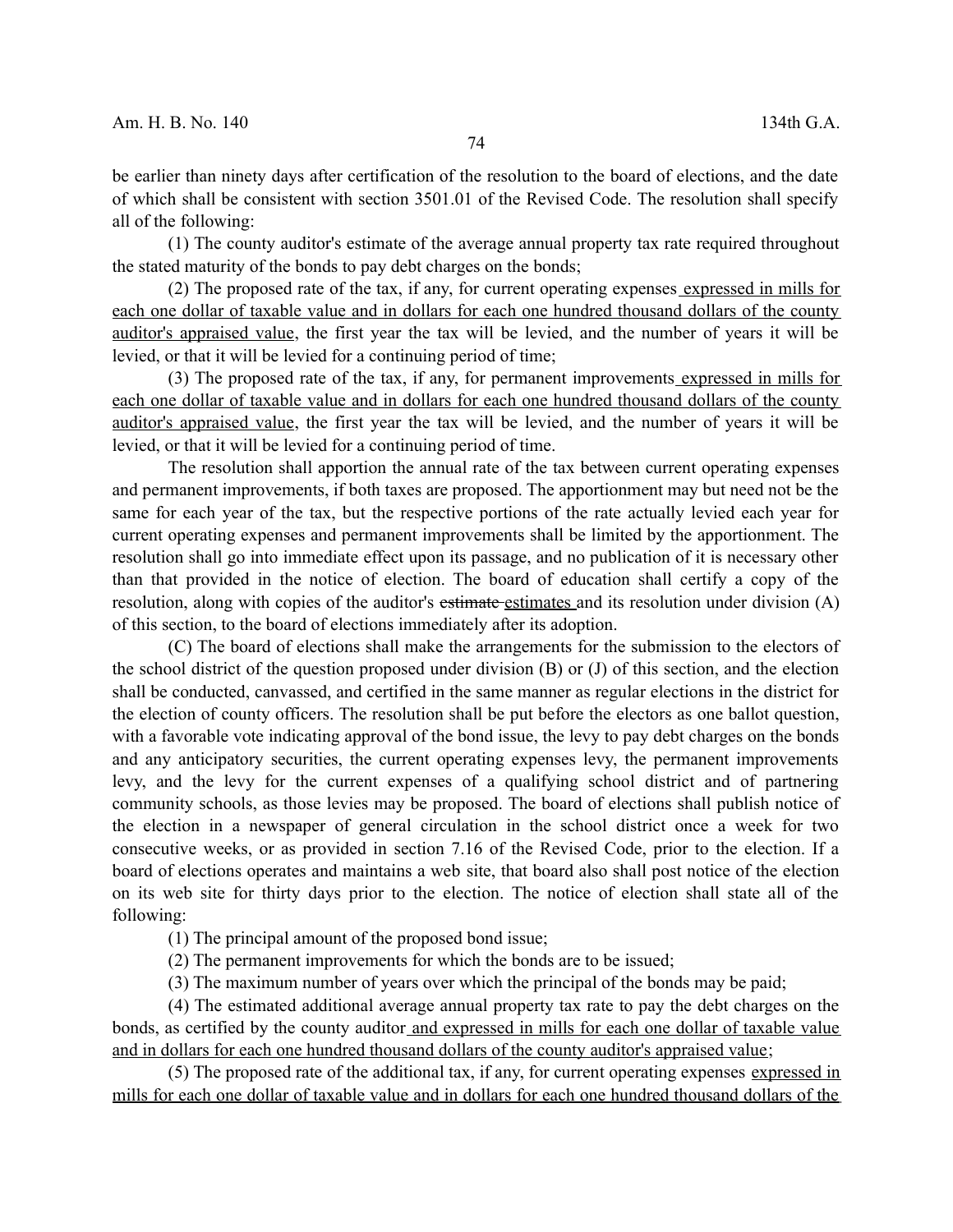be earlier than ninety days after certification of the resolution to the board of elections, and the date of which shall be consistent with section 3501.01 of the Revised Code. The resolution shall specify all of the following:

(1) The county auditor's estimate of the average annual property tax rate required throughout the stated maturity of the bonds to pay debt charges on the bonds;

(2) The proposed rate of the tax, if any, for current operating expenses expressed in mills for each one dollar of taxable value and in dollars for each one hundred thousand dollars of the county auditor's appraised value, the first year the tax will be levied, and the number of years it will be levied, or that it will be levied for a continuing period of time;

(3) The proposed rate of the tax, if any, for permanent improvements expressed in mills for each one dollar of taxable value and in dollars for each one hundred thousand dollars of the county auditor's appraised value, the first year the tax will be levied, and the number of years it will be levied, or that it will be levied for a continuing period of time.

The resolution shall apportion the annual rate of the tax between current operating expenses and permanent improvements, if both taxes are proposed. The apportionment may but need not be the same for each year of the tax, but the respective portions of the rate actually levied each year for current operating expenses and permanent improvements shall be limited by the apportionment. The resolution shall go into immediate effect upon its passage, and no publication of it is necessary other than that provided in the notice of election. The board of education shall certify a copy of the resolution, along with copies of the auditor's ~~estimate~~ estimates and its resolution under division (A) of this section, to the board of elections immediately after its adoption.

(C) The board of elections shall make the arrangements for the submission to the electors of the school district of the question proposed under division (B) or (J) of this section, and the election shall be conducted, canvassed, and certified in the same manner as regular elections in the district for the election of county officers. The resolution shall be put before the electors as one ballot question, with a favorable vote indicating approval of the bond issue, the levy to pay debt charges on the bonds and any anticipatory securities, the current operating expenses levy, the permanent improvements levy, and the levy for the current expenses of a qualifying school district and of partnering community schools, as those levies may be proposed. The board of elections shall publish notice of the election in a newspaper of general circulation in the school district once a week for two consecutive weeks, or as provided in section 7.16 of the Revised Code, prior to the election. If a board of elections operates and maintains a web site, that board also shall post notice of the election on its web site for thirty days prior to the election. The notice of election shall state all of the following:

(1) The principal amount of the proposed bond issue;

(2) The permanent improvements for which the bonds are to be issued;

(3) The maximum number of years over which the principal of the bonds may be paid;

(4) The estimated additional average annual property tax rate to pay the debt charges on the bonds, as certified by the county auditor and expressed in mills for each one dollar of taxable value and in dollars for each one hundred thousand dollars of the county auditor's appraised value;

(5) The proposed rate of the additional tax, if any, for current operating expenses expressed in mills for each one dollar of taxable value and in dollars for each one hundred thousand dollars of the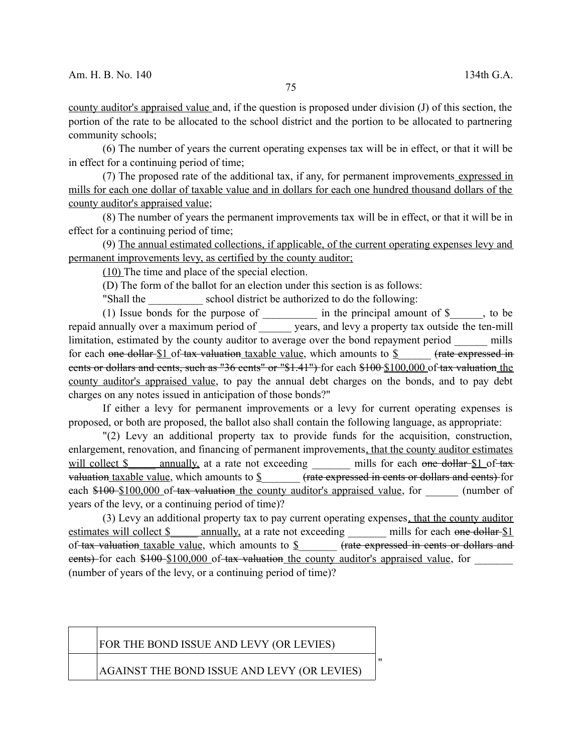county auditor's appraised value and, if the question is proposed under division (J) of this section, the portion of the rate to be allocated to the school district and the portion to be allocated to partnering community schools;

(6) The number of years the current operating expenses tax will be in effect, or that it will be in effect for a continuing period of time;

(7) The proposed rate of the additional tax, if any, for permanent improvements expressed in mills for each one dollar of taxable value and in dollars for each one hundred thousand dollars of the county auditor's appraised value;

(8) The number of years the permanent improvements tax will be in effect, or that it will be in effect for a continuing period of time;

(9) The annual estimated collections, if applicable, of the current operating expenses levy and permanent improvements levy, as certified by the county auditor;

(10) The time and place of the special election.

(D) The form of the ballot for an election under this section is as follows:

"Shall the __________ school district be authorized to do the following:

(1) Issue bonds for the purpose of __________ in the principal amount of $______, to be repaid annually over a maximum period of ______ years, and levy a property tax outside the ten-mill limitation, estimated by the county auditor to average over the bond repayment period ______ mills for each ~~one dollar~~ $1 of ~~tax valuation~~ taxable value, which amounts to $______ ~~(rate expressed in cents or dollars and cents, such as "36 cents" or "$1.41")~~ for each ~~$100~~ $100,000 of ~~tax valuation~~ the county auditor's appraised value, to pay the annual debt charges on the bonds, and to pay debt charges on any notes issued in anticipation of those bonds?"

If either a levy for permanent improvements or a levy for current operating expenses is proposed, or both are proposed, the ballot also shall contain the following language, as appropriate:

"(2) Levy an additional property tax to provide funds for the acquisition, construction, enlargement, renovation, and financing of permanent improvements, that the county auditor estimates will collect $_____ annually, at a rate not exceeding _______ mills for each ~~one dollar~~ $1 of ~~tax valuation~~ taxable value, which amounts to $_______ ~~(rate expressed in cents or dollars and cents)~~ for each ~~$100~~ $100,000 of ~~tax valuation~~ the county auditor's appraised value, for ______ (number of years of the levy, or a continuing period of time)?

(3) Levy an additional property tax to pay current operating expenses, that the county auditor estimates will collect $_____ annually, at a rate not exceeding _______ mills for each ~~one dollar~~ $1 of ~~tax valuation~~ taxable value, which amounts to $_______ ~~(rate expressed in cents or dollars and cents)~~ for each ~~$100~~ $100,000 of ~~tax valuation~~ the county auditor's appraised value, for _______ (number of years of the levy, or a continuing period of time)?

| | |
|---|---|
| | FOR THE BOND ISSUE AND LEVY (OR LEVIES) |
| | AGAINST THE BOND ISSUE AND LEVY (OR LEVIES) |

"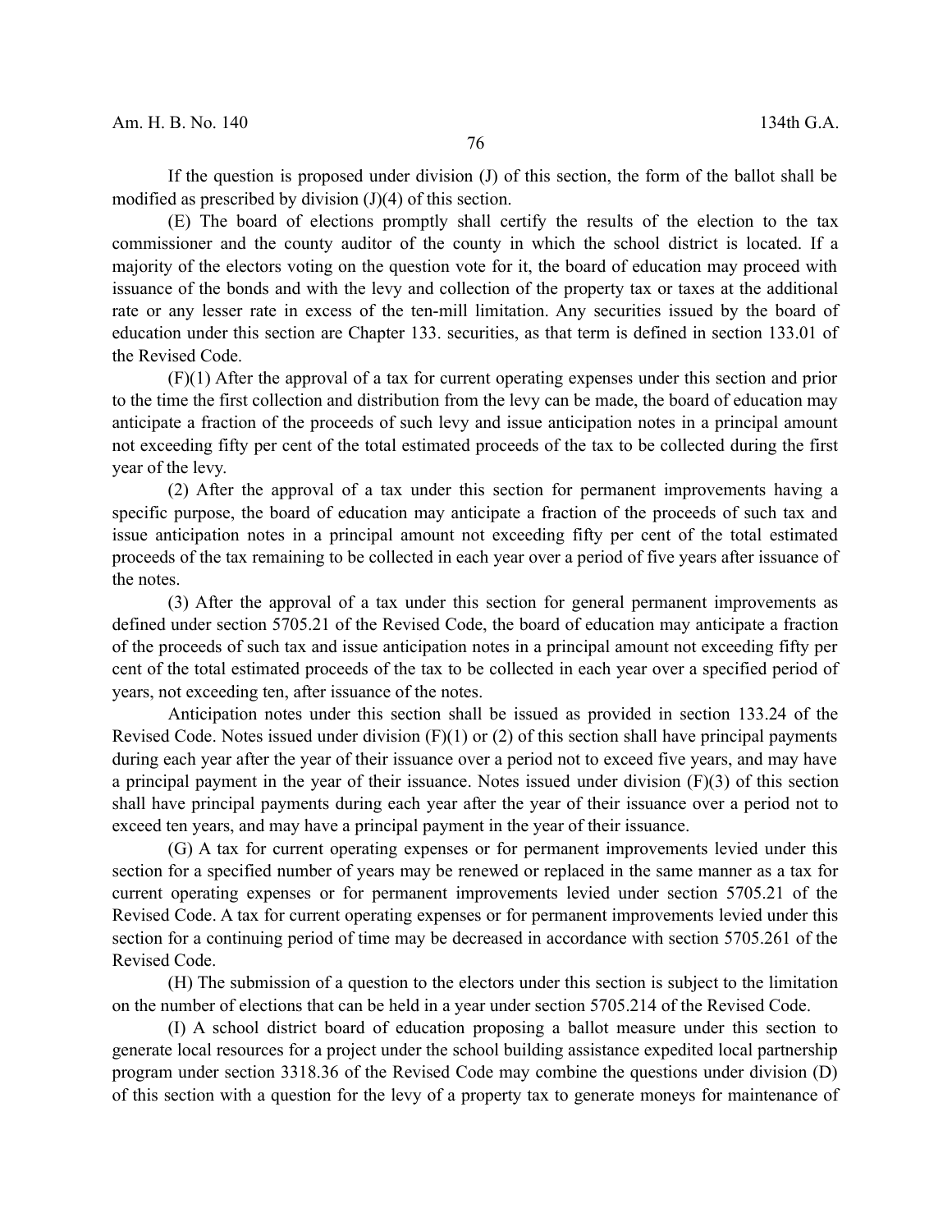If the question is proposed under division (J) of this section, the form of the ballot shall be modified as prescribed by division (J)(4) of this section.

(E) The board of elections promptly shall certify the results of the election to the tax commissioner and the county auditor of the county in which the school district is located. If a majority of the electors voting on the question vote for it, the board of education may proceed with issuance of the bonds and with the levy and collection of the property tax or taxes at the additional rate or any lesser rate in excess of the ten-mill limitation. Any securities issued by the board of education under this section are Chapter 133. securities, as that term is defined in section 133.01 of the Revised Code.

(F)(1) After the approval of a tax for current operating expenses under this section and prior to the time the first collection and distribution from the levy can be made, the board of education may anticipate a fraction of the proceeds of such levy and issue anticipation notes in a principal amount not exceeding fifty per cent of the total estimated proceeds of the tax to be collected during the first year of the levy.

(2) After the approval of a tax under this section for permanent improvements having a specific purpose, the board of education may anticipate a fraction of the proceeds of such tax and issue anticipation notes in a principal amount not exceeding fifty per cent of the total estimated proceeds of the tax remaining to be collected in each year over a period of five years after issuance of the notes.

(3) After the approval of a tax under this section for general permanent improvements as defined under section 5705.21 of the Revised Code, the board of education may anticipate a fraction of the proceeds of such tax and issue anticipation notes in a principal amount not exceeding fifty per cent of the total estimated proceeds of the tax to be collected in each year over a specified period of years, not exceeding ten, after issuance of the notes.

Anticipation notes under this section shall be issued as provided in section 133.24 of the Revised Code. Notes issued under division (F)(1) or (2) of this section shall have principal payments during each year after the year of their issuance over a period not to exceed five years, and may have a principal payment in the year of their issuance. Notes issued under division (F)(3) of this section shall have principal payments during each year after the year of their issuance over a period not to exceed ten years, and may have a principal payment in the year of their issuance.

(G) A tax for current operating expenses or for permanent improvements levied under this section for a specified number of years may be renewed or replaced in the same manner as a tax for current operating expenses or for permanent improvements levied under section 5705.21 of the Revised Code. A tax for current operating expenses or for permanent improvements levied under this section for a continuing period of time may be decreased in accordance with section 5705.261 of the Revised Code.

(H) The submission of a question to the electors under this section is subject to the limitation on the number of elections that can be held in a year under section 5705.214 of the Revised Code.

(I) A school district board of education proposing a ballot measure under this section to generate local resources for a project under the school building assistance expedited local partnership program under section 3318.36 of the Revised Code may combine the questions under division (D) of this section with a question for the levy of a property tax to generate moneys for maintenance of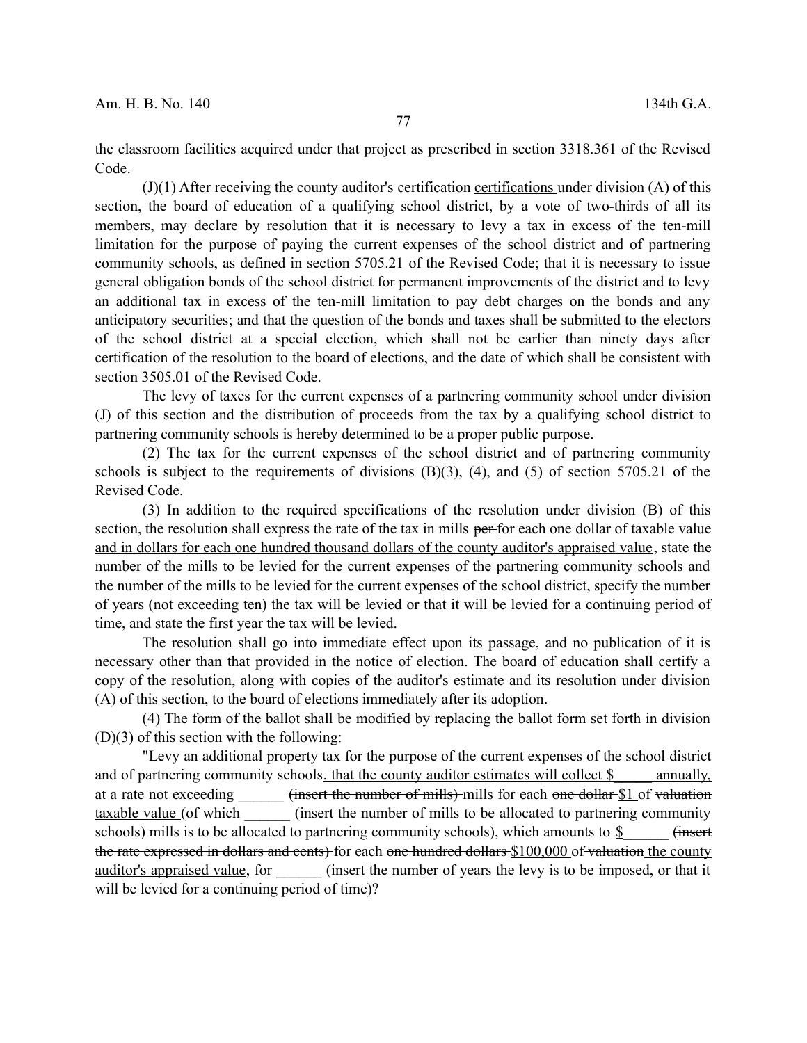the classroom facilities acquired under that project as prescribed in section 3318.361 of the Revised Code.

(J)(1) After receiving the county auditor's ~~certification~~ certifications under division (A) of this section, the board of education of a qualifying school district, by a vote of two-thirds of all its members, may declare by resolution that it is necessary to levy a tax in excess of the ten-mill limitation for the purpose of paying the current expenses of the school district and of partnering community schools, as defined in section 5705.21 of the Revised Code; that it is necessary to issue general obligation bonds of the school district for permanent improvements of the district and to levy an additional tax in excess of the ten-mill limitation to pay debt charges on the bonds and any anticipatory securities; and that the question of the bonds and taxes shall be submitted to the electors of the school district at a special election, which shall not be earlier than ninety days after certification of the resolution to the board of elections, and the date of which shall be consistent with section 3505.01 of the Revised Code.

The levy of taxes for the current expenses of a partnering community school under division (J) of this section and the distribution of proceeds from the tax by a qualifying school district to partnering community schools is hereby determined to be a proper public purpose.

(2) The tax for the current expenses of the school district and of partnering community schools is subject to the requirements of divisions (B)(3), (4), and (5) of section 5705.21 of the Revised Code.

(3) In addition to the required specifications of the resolution under division (B) of this section, the resolution shall express the rate of the tax in mills ~~per~~ for each one dollar of taxable value and in dollars for each one hundred thousand dollars of the county auditor's appraised value, state the number of the mills to be levied for the current expenses of the partnering community schools and the number of the mills to be levied for the current expenses of the school district, specify the number of years (not exceeding ten) the tax will be levied or that it will be levied for a continuing period of time, and state the first year the tax will be levied.

The resolution shall go into immediate effect upon its passage, and no publication of it is necessary other than that provided in the notice of election. The board of education shall certify a copy of the resolution, along with copies of the auditor's estimate and its resolution under division (A) of this section, to the board of elections immediately after its adoption.

(4) The form of the ballot shall be modified by replacing the ballot form set forth in division (D)(3) of this section with the following:

"Levy an additional property tax for the purpose of the current expenses of the school district and of partnering community schools, that the county auditor estimates will collect $_____ annually, at a rate not exceeding ______ ~~(insert the number of mills)~~ mills for each ~~one dollar~~ $1 of ~~valuation~~ taxable value (of which ______ (insert the number of mills to be allocated to partnering community schools) mills is to be allocated to partnering community schools), which amounts to $______ ~~(insert the rate expressed in dollars and cents)~~ for each ~~one hundred dollars~~ $100,000 of ~~valuation~~ the county auditor's appraised value, for ______ (insert the number of years the levy is to be imposed, or that it will be levied for a continuing period of time)?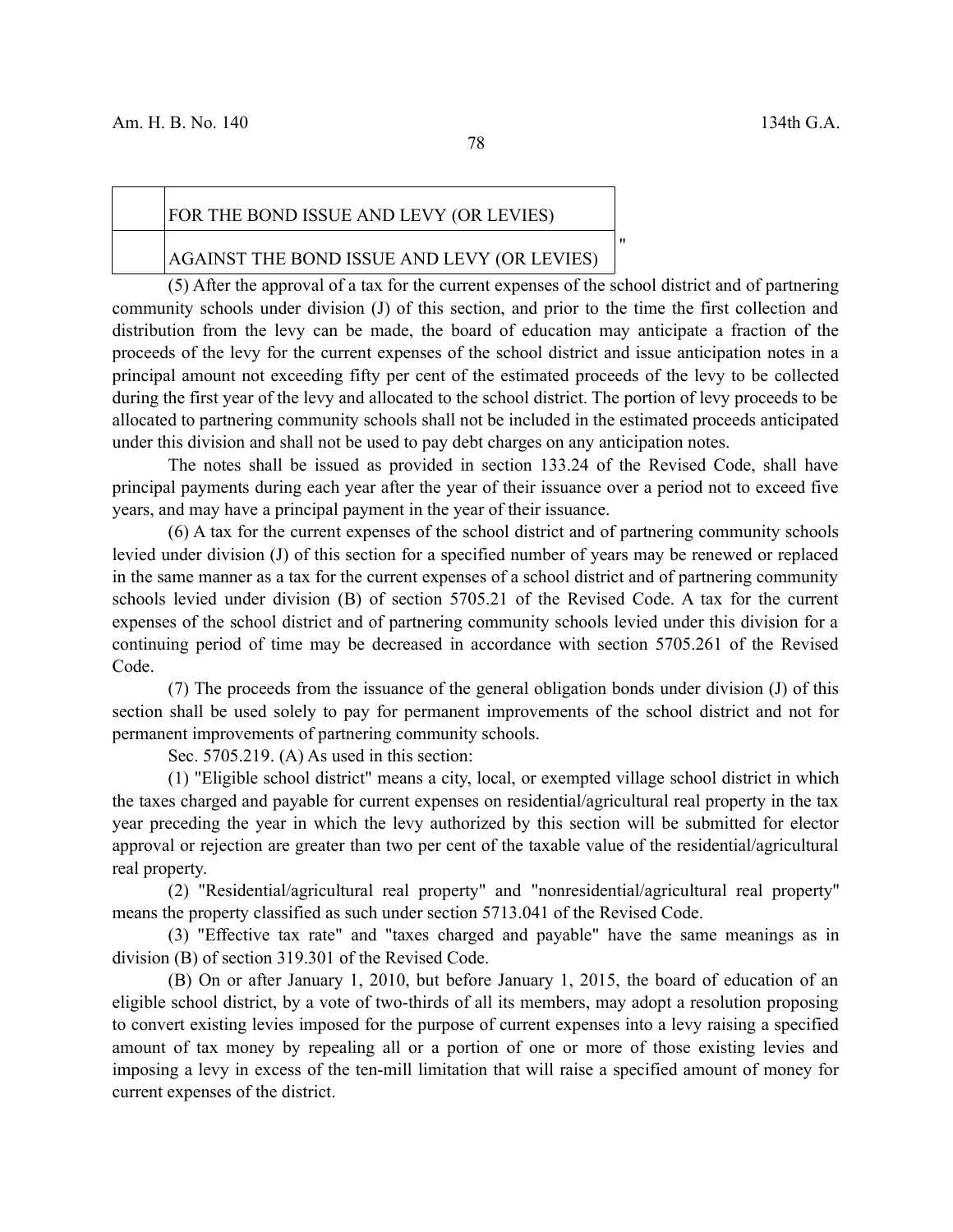| | |
|---|---|
| | FOR THE BOND ISSUE AND LEVY (OR LEVIES) |
| | AGAINST THE BOND ISSUE AND LEVY (OR LEVIES) |

"

(5) After the approval of a tax for the current expenses of the school district and of partnering community schools under division (J) of this section, and prior to the time the first collection and distribution from the levy can be made, the board of education may anticipate a fraction of the proceeds of the levy for the current expenses of the school district and issue anticipation notes in a principal amount not exceeding fifty per cent of the estimated proceeds of the levy to be collected during the first year of the levy and allocated to the school district. The portion of levy proceeds to be allocated to partnering community schools shall not be included in the estimated proceeds anticipated under this division and shall not be used to pay debt charges on any anticipation notes.

The notes shall be issued as provided in section 133.24 of the Revised Code, shall have principal payments during each year after the year of their issuance over a period not to exceed five years, and may have a principal payment in the year of their issuance.

(6) A tax for the current expenses of the school district and of partnering community schools levied under division (J) of this section for a specified number of years may be renewed or replaced in the same manner as a tax for the current expenses of a school district and of partnering community schools levied under division (B) of section 5705.21 of the Revised Code. A tax for the current expenses of the school district and of partnering community schools levied under this division for a continuing period of time may be decreased in accordance with section 5705.261 of the Revised Code.

(7) The proceeds from the issuance of the general obligation bonds under division (J) of this section shall be used solely to pay for permanent improvements of the school district and not for permanent improvements of partnering community schools.

Sec. 5705.219. (A) As used in this section:

(1) "Eligible school district" means a city, local, or exempted village school district in which the taxes charged and payable for current expenses on residential/agricultural real property in the tax year preceding the year in which the levy authorized by this section will be submitted for elector approval or rejection are greater than two per cent of the taxable value of the residential/agricultural real property.

(2) "Residential/agricultural real property" and "nonresidential/agricultural real property" means the property classified as such under section 5713.041 of the Revised Code.

(3) "Effective tax rate" and "taxes charged and payable" have the same meanings as in division (B) of section 319.301 of the Revised Code.

(B) On or after January 1, 2010, but before January 1, 2015, the board of education of an eligible school district, by a vote of two-thirds of all its members, may adopt a resolution proposing to convert existing levies imposed for the purpose of current expenses into a levy raising a specified amount of tax money by repealing all or a portion of one or more of those existing levies and imposing a levy in excess of the ten-mill limitation that will raise a specified amount of money for current expenses of the district.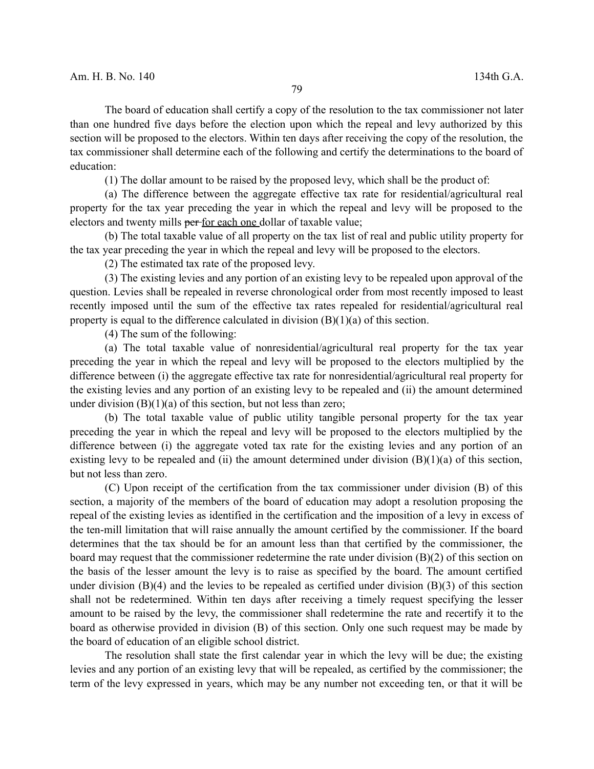The board of education shall certify a copy of the resolution to the tax commissioner not later than one hundred five days before the election upon which the repeal and levy authorized by this section will be proposed to the electors. Within ten days after receiving the copy of the resolution, the tax commissioner shall determine each of the following and certify the determinations to the board of education:

(1) The dollar amount to be raised by the proposed levy, which shall be the product of:

(a) The difference between the aggregate effective tax rate for residential/agricultural real property for the tax year preceding the year in which the repeal and levy will be proposed to the electors and twenty mills ~~per~~ <u>for each one</u> dollar of taxable value;

(b) The total taxable value of all property on the tax list of real and public utility property for the tax year preceding the year in which the repeal and levy will be proposed to the electors.

(2) The estimated tax rate of the proposed levy.

(3) The existing levies and any portion of an existing levy to be repealed upon approval of the question. Levies shall be repealed in reverse chronological order from most recently imposed to least recently imposed until the sum of the effective tax rates repealed for residential/agricultural real property is equal to the difference calculated in division (B)(1)(a) of this section.

(4) The sum of the following:

(a) The total taxable value of nonresidential/agricultural real property for the tax year preceding the year in which the repeal and levy will be proposed to the electors multiplied by the difference between (i) the aggregate effective tax rate for nonresidential/agricultural real property for the existing levies and any portion of an existing levy to be repealed and (ii) the amount determined under division (B)(1)(a) of this section, but not less than zero;

(b) The total taxable value of public utility tangible personal property for the tax year preceding the year in which the repeal and levy will be proposed to the electors multiplied by the difference between (i) the aggregate voted tax rate for the existing levies and any portion of an existing levy to be repealed and (ii) the amount determined under division (B)(1)(a) of this section, but not less than zero.

(C) Upon receipt of the certification from the tax commissioner under division (B) of this section, a majority of the members of the board of education may adopt a resolution proposing the repeal of the existing levies as identified in the certification and the imposition of a levy in excess of the ten-mill limitation that will raise annually the amount certified by the commissioner. If the board determines that the tax should be for an amount less than that certified by the commissioner, the board may request that the commissioner redetermine the rate under division (B)(2) of this section on the basis of the lesser amount the levy is to raise as specified by the board. The amount certified under division (B)(4) and the levies to be repealed as certified under division (B)(3) of this section shall not be redetermined. Within ten days after receiving a timely request specifying the lesser amount to be raised by the levy, the commissioner shall redetermine the rate and recertify it to the board as otherwise provided in division (B) of this section. Only one such request may be made by the board of education of an eligible school district.

The resolution shall state the first calendar year in which the levy will be due; the existing levies and any portion of an existing levy that will be repealed, as certified by the commissioner; the term of the levy expressed in years, which may be any number not exceeding ten, or that it will be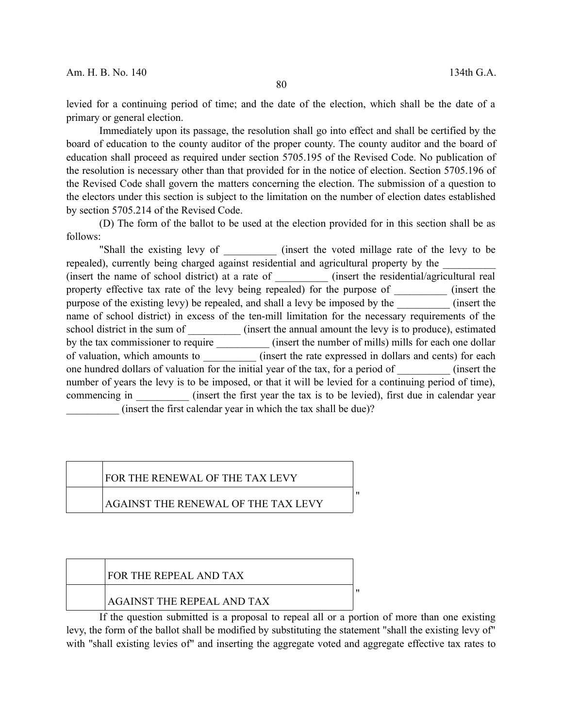levied for a continuing period of time; and the date of the election, which shall be the date of a primary or general election.

Immediately upon its passage, the resolution shall go into effect and shall be certified by the board of education to the county auditor of the proper county. The county auditor and the board of education shall proceed as required under section 5705.195 of the Revised Code. No publication of the resolution is necessary other than that provided for in the notice of election. Section 5705.196 of the Revised Code shall govern the matters concerning the election. The submission of a question to the electors under this section is subject to the limitation on the number of election dates established by section 5705.214 of the Revised Code.

(D) The form of the ballot to be used at the election provided for in this section shall be as follows:

"Shall the existing levy of __________ (insert the voted millage rate of the levy to be repealed), currently being charged against residential and agricultural property by the __________ (insert the name of school district) at a rate of __________ (insert the residential/agricultural real property effective tax rate of the levy being repealed) for the purpose of __________ (insert the purpose of the existing levy) be repealed, and shall a levy be imposed by the __________ (insert the name of school district) in excess of the ten-mill limitation for the necessary requirements of the school district in the sum of __________ (insert the annual amount the levy is to produce), estimated by the tax commissioner to require __________ (insert the number of mills) mills for each one dollar of valuation, which amounts to __________ (insert the rate expressed in dollars and cents) for each one hundred dollars of valuation for the initial year of the tax, for a period of __________ (insert the number of years the levy is to be imposed, or that it will be levied for a continuing period of time), commencing in __________ (insert the first year the tax is to be levied), first due in calendar year __________ (insert the first calendar year in which the tax shall be due)?

| | |
|---|---|
| | FOR THE RENEWAL OF THE TAX LEVY |
| | AGAINST THE RENEWAL OF THE TAX LEVY |

"

| | |
|---|---|
| | FOR THE REPEAL AND TAX |
| | AGAINST THE REPEAL AND TAX |

"

If the question submitted is a proposal to repeal all or a portion of more than one existing levy, the form of the ballot shall be modified by substituting the statement "shall the existing levy of" with "shall existing levies of" and inserting the aggregate voted and aggregate effective tax rates to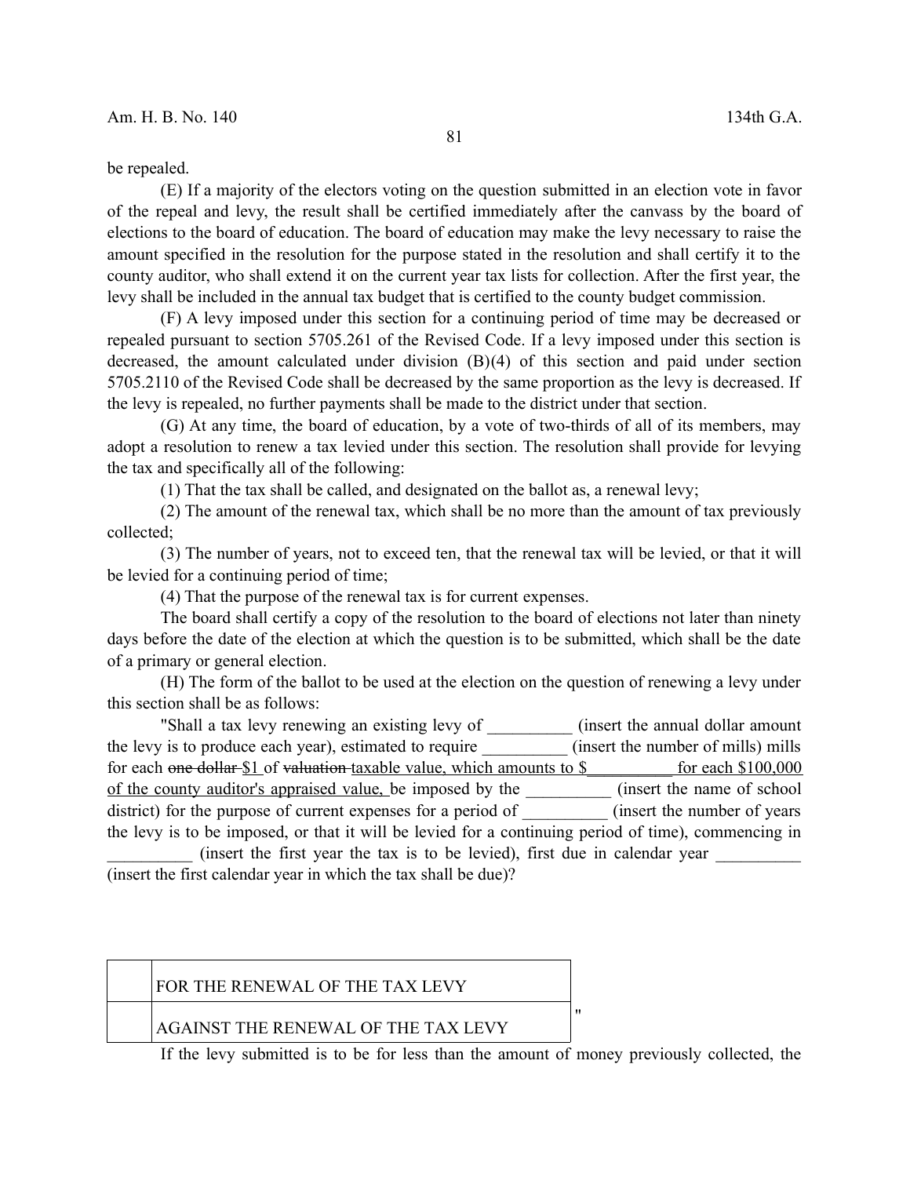be repealed.

(E) If a majority of the electors voting on the question submitted in an election vote in favor of the repeal and levy, the result shall be certified immediately after the canvass by the board of elections to the board of education. The board of education may make the levy necessary to raise the amount specified in the resolution for the purpose stated in the resolution and shall certify it to the county auditor, who shall extend it on the current year tax lists for collection. After the first year, the levy shall be included in the annual tax budget that is certified to the county budget commission.

(F) A levy imposed under this section for a continuing period of time may be decreased or repealed pursuant to section 5705.261 of the Revised Code. If a levy imposed under this section is decreased, the amount calculated under division (B)(4) of this section and paid under section 5705.2110 of the Revised Code shall be decreased by the same proportion as the levy is decreased. If the levy is repealed, no further payments shall be made to the district under that section.

(G) At any time, the board of education, by a vote of two-thirds of all of its members, may adopt a resolution to renew a tax levied under this section. The resolution shall provide for levying the tax and specifically all of the following:

(1) That the tax shall be called, and designated on the ballot as, a renewal levy;

(2) The amount of the renewal tax, which shall be no more than the amount of tax previously collected;

(3) The number of years, not to exceed ten, that the renewal tax will be levied, or that it will be levied for a continuing period of time;

(4) That the purpose of the renewal tax is for current expenses.

The board shall certify a copy of the resolution to the board of elections not later than ninety days before the date of the election at which the question is to be submitted, which shall be the date of a primary or general election.

(H) The form of the ballot to be used at the election on the question of renewing a levy under this section shall be as follows:

"Shall a tax levy renewing an existing levy of __________ (insert the annual dollar amount the levy is to produce each year), estimated to require __________ (insert the number of mills) mills for each ~~one dollar~~ <u>$1</u> of ~~valuation~~ <u>taxable value, which amounts to $__________ for each $100,000 of the county auditor's appraised value,</u> be imposed by the __________ (insert the name of school district) for the purpose of current expenses for a period of __________ (insert the number of years the levy is to be imposed, or that it will be levied for a continuing period of time), commencing in __________ (insert the first year the tax is to be levied), first due in calendar year __________ (insert the first calendar year in which the tax shall be due)?

| | |
|---|---|
| | FOR THE RENEWAL OF THE TAX LEVY |
| | AGAINST THE RENEWAL OF THE TAX LEVY |

"

If the levy submitted is to be for less than the amount of money previously collected, the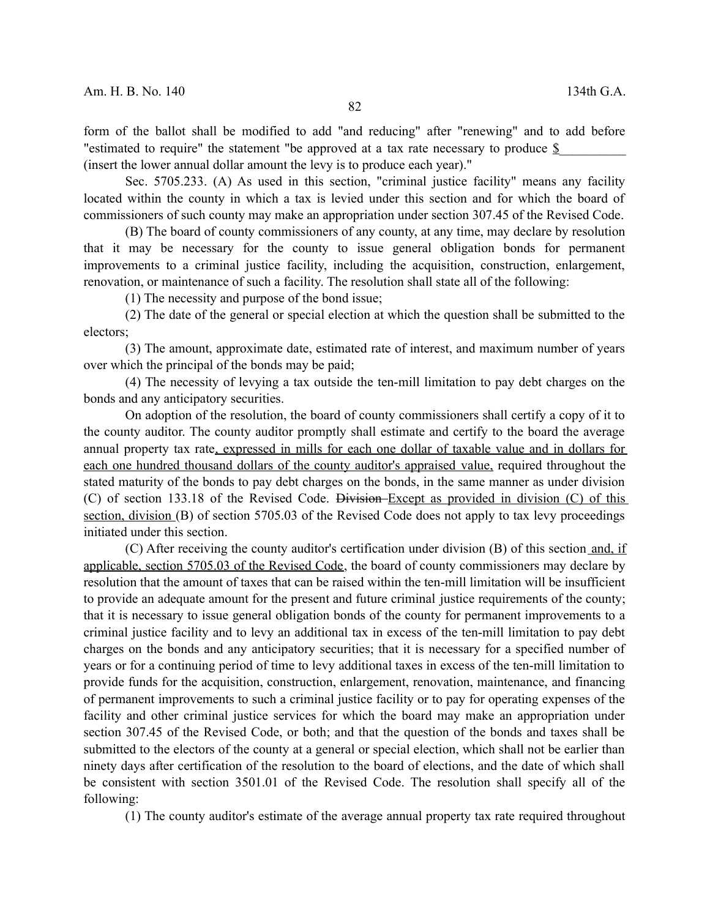form of the ballot shall be modified to add "and reducing" after "renewing" and to add before "estimated to require" the statement "be approved at a tax rate necessary to produce $__________ (insert the lower annual dollar amount the levy is to produce each year)."

Sec. 5705.233. (A) As used in this section, "criminal justice facility" means any facility located within the county in which a tax is levied under this section and for which the board of commissioners of such county may make an appropriation under section 307.45 of the Revised Code.

(B) The board of county commissioners of any county, at any time, may declare by resolution that it may be necessary for the county to issue general obligation bonds for permanent improvements to a criminal justice facility, including the acquisition, construction, enlargement, renovation, or maintenance of such a facility. The resolution shall state all of the following:

(1) The necessity and purpose of the bond issue;

(2) The date of the general or special election at which the question shall be submitted to the electors;

(3) The amount, approximate date, estimated rate of interest, and maximum number of years over which the principal of the bonds may be paid;

(4) The necessity of levying a tax outside the ten-mill limitation to pay debt charges on the bonds and any anticipatory securities.

On adoption of the resolution, the board of county commissioners shall certify a copy of it to the county auditor. The county auditor promptly shall estimate and certify to the board the average annual property tax rate, expressed in mills for each one dollar of taxable value and in dollars for each one hundred thousand dollars of the county auditor's appraised value, required throughout the stated maturity of the bonds to pay debt charges on the bonds, in the same manner as under division (C) of section 133.18 of the Revised Code. ~~Division~~ Except as provided in division (C) of this section, division (B) of section 5705.03 of the Revised Code does not apply to tax levy proceedings initiated under this section.

(C) After receiving the county auditor's certification under division (B) of this section and, if applicable, section 5705.03 of the Revised Code, the board of county commissioners may declare by resolution that the amount of taxes that can be raised within the ten-mill limitation will be insufficient to provide an adequate amount for the present and future criminal justice requirements of the county; that it is necessary to issue general obligation bonds of the county for permanent improvements to a criminal justice facility and to levy an additional tax in excess of the ten-mill limitation to pay debt charges on the bonds and any anticipatory securities; that it is necessary for a specified number of years or for a continuing period of time to levy additional taxes in excess of the ten-mill limitation to provide funds for the acquisition, construction, enlargement, renovation, maintenance, and financing of permanent improvements to such a criminal justice facility or to pay for operating expenses of the facility and other criminal justice services for which the board may make an appropriation under section 307.45 of the Revised Code, or both; and that the question of the bonds and taxes shall be submitted to the electors of the county at a general or special election, which shall not be earlier than ninety days after certification of the resolution to the board of elections, and the date of which shall be consistent with section 3501.01 of the Revised Code. The resolution shall specify all of the following:

(1) The county auditor's estimate of the average annual property tax rate required throughout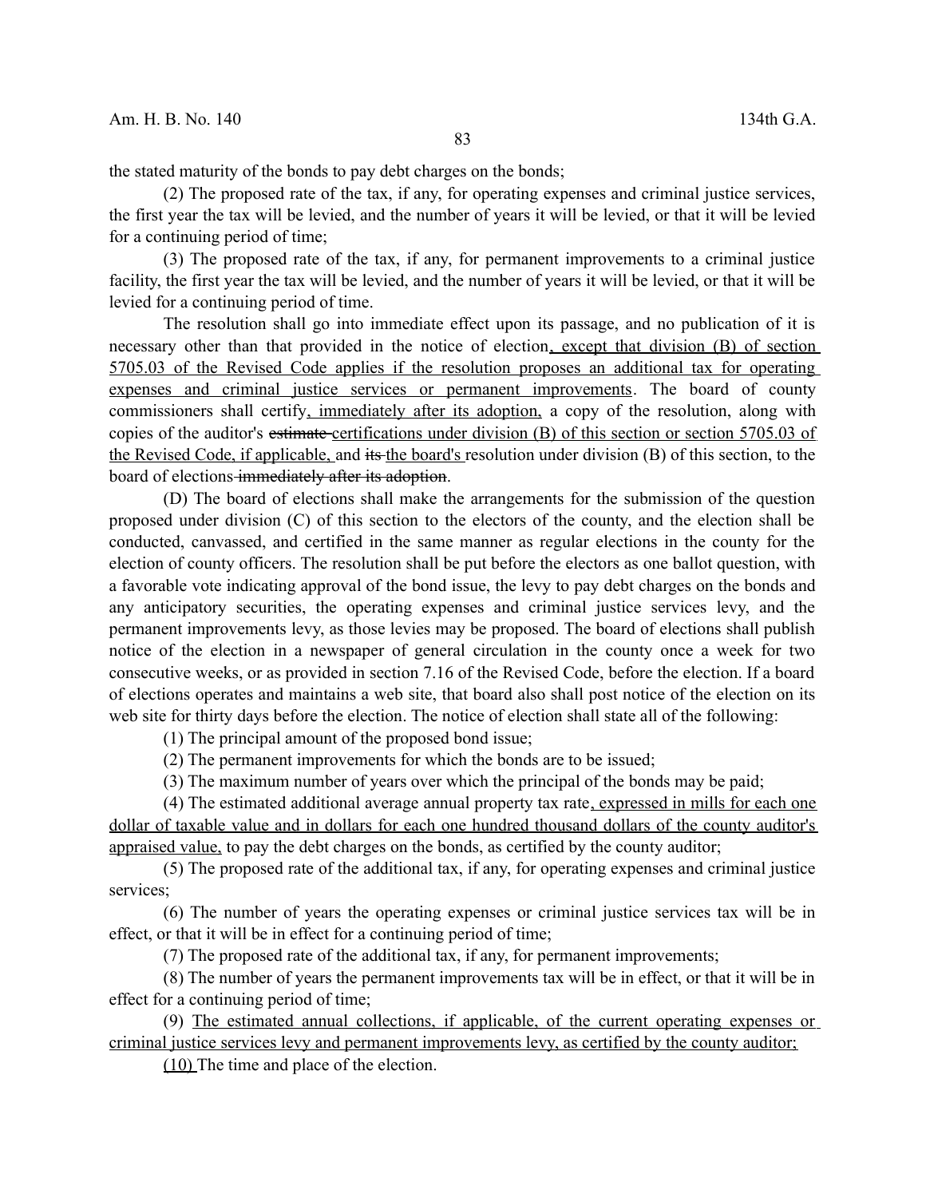the stated maturity of the bonds to pay debt charges on the bonds;

(2) The proposed rate of the tax, if any, for operating expenses and criminal justice services, the first year the tax will be levied, and the number of years it will be levied, or that it will be levied for a continuing period of time;

(3) The proposed rate of the tax, if any, for permanent improvements to a criminal justice facility, the first year the tax will be levied, and the number of years it will be levied, or that it will be levied for a continuing period of time.

The resolution shall go into immediate effect upon its passage, and no publication of it is necessary other than that provided in the notice of election, except that division (B) of section 5705.03 of the Revised Code applies if the resolution proposes an additional tax for operating expenses and criminal justice services or permanent improvements. The board of county commissioners shall certify, immediately after its adoption, a copy of the resolution, along with copies of the auditor's ~~estimate~~ certifications under division (B) of this section or section 5705.03 of the Revised Code, if applicable, and ~~its~~ the board's resolution under division (B) of this section, to the board of elections ~~immediately after its adoption~~.

(D) The board of elections shall make the arrangements for the submission of the question proposed under division (C) of this section to the electors of the county, and the election shall be conducted, canvassed, and certified in the same manner as regular elections in the county for the election of county officers. The resolution shall be put before the electors as one ballot question, with a favorable vote indicating approval of the bond issue, the levy to pay debt charges on the bonds and any anticipatory securities, the operating expenses and criminal justice services levy, and the permanent improvements levy, as those levies may be proposed. The board of elections shall publish notice of the election in a newspaper of general circulation in the county once a week for two consecutive weeks, or as provided in section 7.16 of the Revised Code, before the election. If a board of elections operates and maintains a web site, that board also shall post notice of the election on its web site for thirty days before the election. The notice of election shall state all of the following:

(1) The principal amount of the proposed bond issue;

(2) The permanent improvements for which the bonds are to be issued;

(3) The maximum number of years over which the principal of the bonds may be paid;

(4) The estimated additional average annual property tax rate, expressed in mills for each one dollar of taxable value and in dollars for each one hundred thousand dollars of the county auditor's appraised value, to pay the debt charges on the bonds, as certified by the county auditor;

(5) The proposed rate of the additional tax, if any, for operating expenses and criminal justice services;

(6) The number of years the operating expenses or criminal justice services tax will be in effect, or that it will be in effect for a continuing period of time;

(7) The proposed rate of the additional tax, if any, for permanent improvements;

(8) The number of years the permanent improvements tax will be in effect, or that it will be in effect for a continuing period of time;

(9) The estimated annual collections, if applicable, of the current operating expenses or criminal justice services levy and permanent improvements levy, as certified by the county auditor;

(10) The time and place of the election.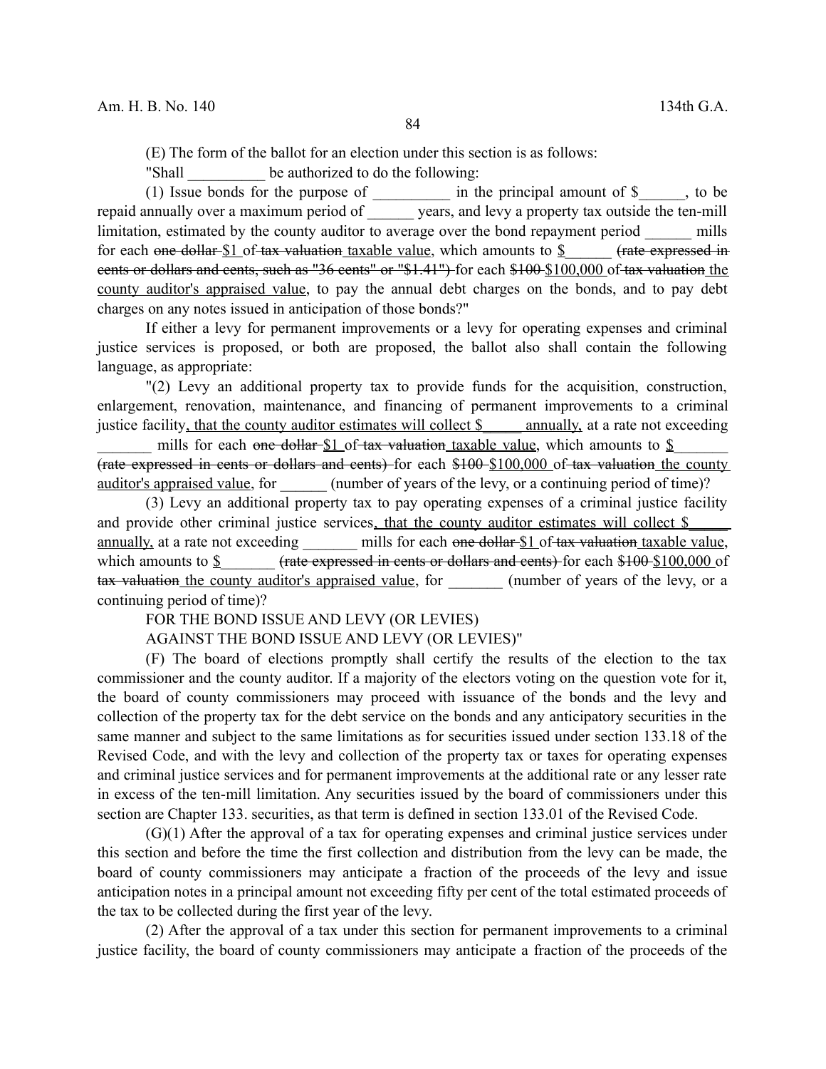(E) The form of the ballot for an election under this section is as follows:

"Shall __________ be authorized to do the following:

(1) Issue bonds for the purpose of __________ in the principal amount of $______, to be repaid annually over a maximum period of ______ years, and levy a property tax outside the ten-mill limitation, estimated by the county auditor to average over the bond repayment period ______ mills for each ~~one dollar~~ <u>$1</u> of ~~tax valuation~~ <u>taxable value</u>, which amounts to <u>$______</u> ~~(rate expressed in cents or dollars and cents, such as "36 cents" or "$1.41")~~ for each ~~$100~~ <u>$100,000</u> of ~~tax valuation~~ <u>the county auditor's appraised value</u>, to pay the annual debt charges on the bonds, and to pay debt charges on any notes issued in anticipation of those bonds?"

If either a levy for permanent improvements or a levy for operating expenses and criminal justice services is proposed, or both are proposed, the ballot also shall contain the following language, as appropriate:

"(2) Levy an additional property tax to provide funds for the acquisition, construction, enlargement, renovation, maintenance, and financing of permanent improvements to a criminal justice facility<u>, that the county auditor estimates will collect $_____ annually,</u> at a rate not exceeding _______ mills for each ~~one dollar~~ <u>$1</u> of ~~tax valuation~~ <u>taxable value</u>, which amounts to <u>$_______</u> ~~(rate expressed in cents or dollars and cents)~~ for each ~~$100~~ <u>$100,000</u> of ~~tax valuation~~ <u>the county auditor's appraised value</u>, for ______ (number of years of the levy, or a continuing period of time)?

(3) Levy an additional property tax to pay operating expenses of a criminal justice facility and provide other criminal justice services<u>, that the county auditor estimates will collect $_____ annually,</u> at a rate not exceeding _______ mills for each ~~one dollar~~ <u>$1</u> of ~~tax valuation~~ <u>taxable value</u>, which amounts to <u>$_______</u> ~~(rate expressed in cents or dollars and cents)~~ for each ~~$100~~ <u>$100,000</u> of ~~tax valuation~~ <u>the county auditor's appraised value</u>, for _______ (number of years of the levy, or a continuing period of time)?

FOR THE BOND ISSUE AND LEVY (OR LEVIES)

AGAINST THE BOND ISSUE AND LEVY (OR LEVIES)"

(F) The board of elections promptly shall certify the results of the election to the tax commissioner and the county auditor. If a majority of the electors voting on the question vote for it, the board of county commissioners may proceed with issuance of the bonds and the levy and collection of the property tax for the debt service on the bonds and any anticipatory securities in the same manner and subject to the same limitations as for securities issued under section 133.18 of the Revised Code, and with the levy and collection of the property tax or taxes for operating expenses and criminal justice services and for permanent improvements at the additional rate or any lesser rate in excess of the ten-mill limitation. Any securities issued by the board of commissioners under this section are Chapter 133. securities, as that term is defined in section 133.01 of the Revised Code.

(G)(1) After the approval of a tax for operating expenses and criminal justice services under this section and before the time the first collection and distribution from the levy can be made, the board of county commissioners may anticipate a fraction of the proceeds of the levy and issue anticipation notes in a principal amount not exceeding fifty per cent of the total estimated proceeds of the tax to be collected during the first year of the levy.

(2) After the approval of a tax under this section for permanent improvements to a criminal justice facility, the board of county commissioners may anticipate a fraction of the proceeds of the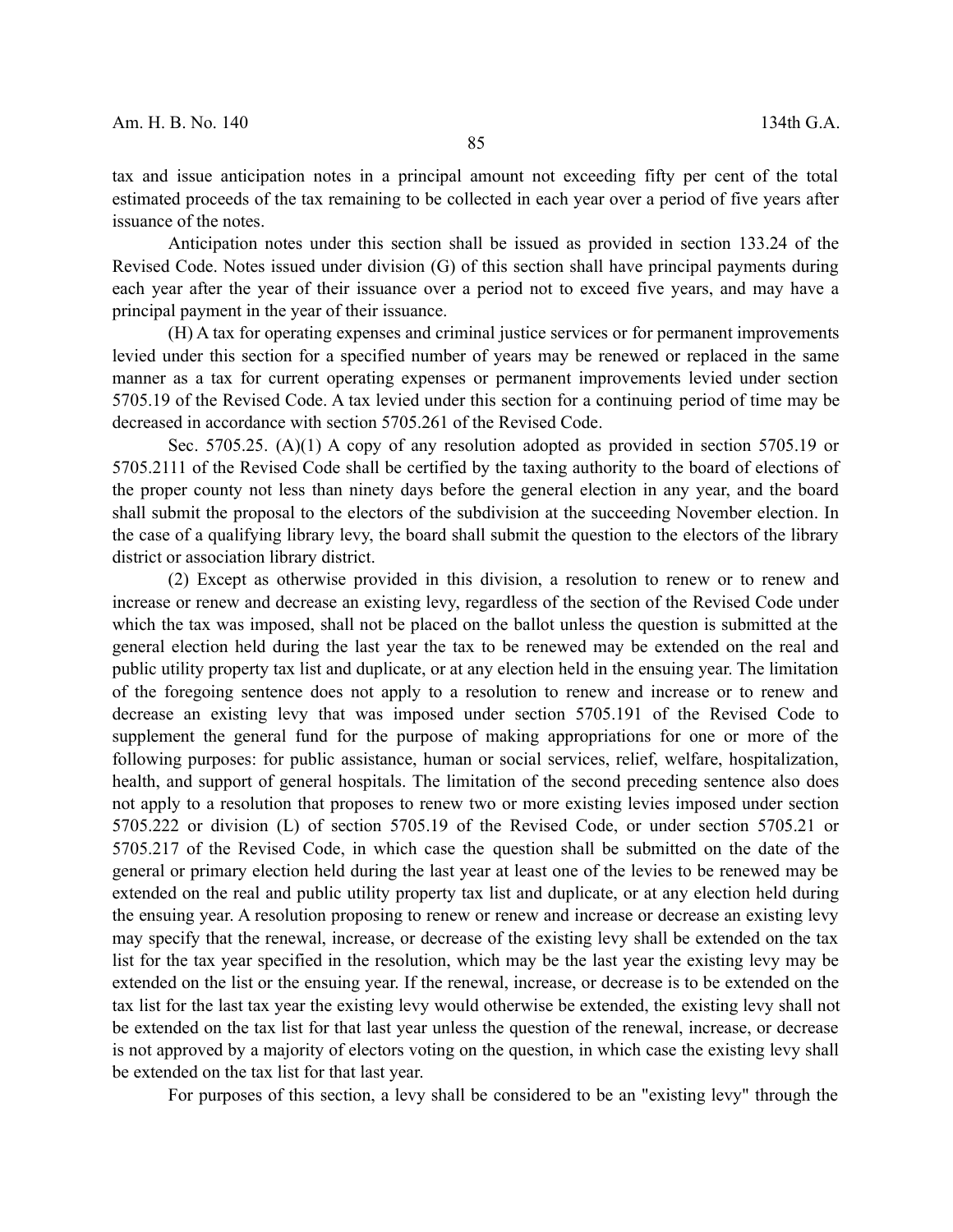tax and issue anticipation notes in a principal amount not exceeding fifty per cent of the total estimated proceeds of the tax remaining to be collected in each year over a period of five years after issuance of the notes.

Anticipation notes under this section shall be issued as provided in section 133.24 of the Revised Code. Notes issued under division (G) of this section shall have principal payments during each year after the year of their issuance over a period not to exceed five years, and may have a principal payment in the year of their issuance.

(H) A tax for operating expenses and criminal justice services or for permanent improvements levied under this section for a specified number of years may be renewed or replaced in the same manner as a tax for current operating expenses or permanent improvements levied under section 5705.19 of the Revised Code. A tax levied under this section for a continuing period of time may be decreased in accordance with section 5705.261 of the Revised Code.

Sec. 5705.25. (A)(1) A copy of any resolution adopted as provided in section 5705.19 or 5705.2111 of the Revised Code shall be certified by the taxing authority to the board of elections of the proper county not less than ninety days before the general election in any year, and the board shall submit the proposal to the electors of the subdivision at the succeeding November election. In the case of a qualifying library levy, the board shall submit the question to the electors of the library district or association library district.

(2) Except as otherwise provided in this division, a resolution to renew or to renew and increase or renew and decrease an existing levy, regardless of the section of the Revised Code under which the tax was imposed, shall not be placed on the ballot unless the question is submitted at the general election held during the last year the tax to be renewed may be extended on the real and public utility property tax list and duplicate, or at any election held in the ensuing year. The limitation of the foregoing sentence does not apply to a resolution to renew and increase or to renew and decrease an existing levy that was imposed under section 5705.191 of the Revised Code to supplement the general fund for the purpose of making appropriations for one or more of the following purposes: for public assistance, human or social services, relief, welfare, hospitalization, health, and support of general hospitals. The limitation of the second preceding sentence also does not apply to a resolution that proposes to renew two or more existing levies imposed under section 5705.222 or division (L) of section 5705.19 of the Revised Code, or under section 5705.21 or 5705.217 of the Revised Code, in which case the question shall be submitted on the date of the general or primary election held during the last year at least one of the levies to be renewed may be extended on the real and public utility property tax list and duplicate, or at any election held during the ensuing year. A resolution proposing to renew or renew and increase or decrease an existing levy may specify that the renewal, increase, or decrease of the existing levy shall be extended on the tax list for the tax year specified in the resolution, which may be the last year the existing levy may be extended on the list or the ensuing year. If the renewal, increase, or decrease is to be extended on the tax list for the last tax year the existing levy would otherwise be extended, the existing levy shall not be extended on the tax list for that last year unless the question of the renewal, increase, or decrease is not approved by a majority of electors voting on the question, in which case the existing levy shall be extended on the tax list for that last year.

For purposes of this section, a levy shall be considered to be an "existing levy" through the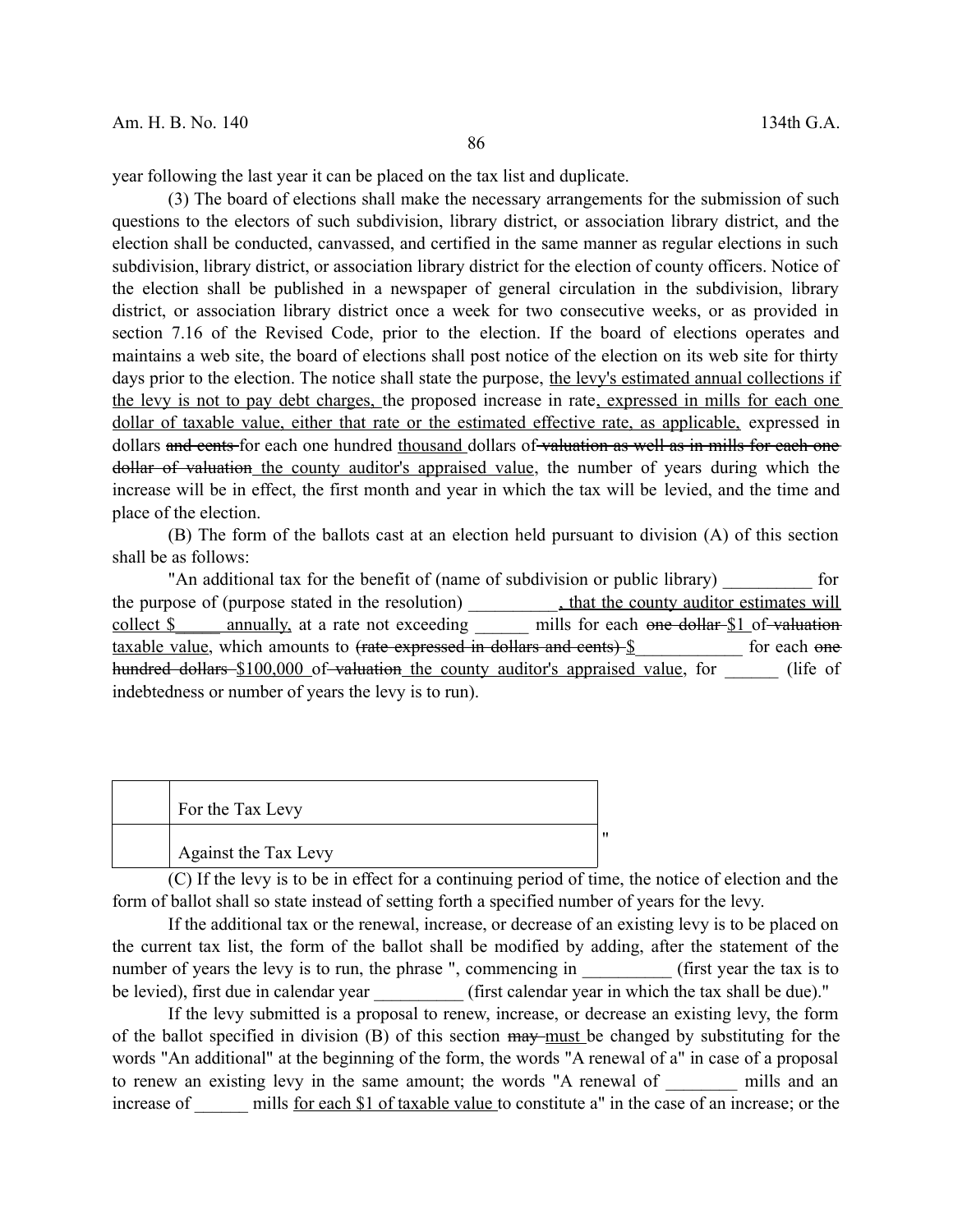year following the last year it can be placed on the tax list and duplicate.

(3) The board of elections shall make the necessary arrangements for the submission of such questions to the electors of such subdivision, library district, or association library district, and the election shall be conducted, canvassed, and certified in the same manner as regular elections in such subdivision, library district, or association library district for the election of county officers. Notice of the election shall be published in a newspaper of general circulation in the subdivision, library district, or association library district once a week for two consecutive weeks, or as provided in section 7.16 of the Revised Code, prior to the election. If the board of elections operates and maintains a web site, the board of elections shall post notice of the election on its web site for thirty days prior to the election. The notice shall state the purpose, <u>the levy's estimated annual collections if the levy is not to pay debt charges,</u> the proposed increase in rate<u>, expressed in mills for each one dollar of taxable value, either that rate or the estimated effective rate, as applicable,</u> expressed in dollars ~~and cents~~ for each one hundred <u>thousand</u> dollars of ~~valuation as well as in mills for each one dollar of valuation~~ <u>the county auditor's appraised value</u>, the number of years during which the increase will be in effect, the first month and year in which the tax will be levied, and the time and place of the election.

(B) The form of the ballots cast at an election held pursuant to division (A) of this section shall be as follows:

"An additional tax for the benefit of (name of subdivision or public library) __________ for the purpose of (purpose stated in the resolution) __________<u>, that the county auditor estimates will collect $_____ annually,</u> at a rate not exceeding ______ mills for each ~~one dollar~~ <u>$1</u> of ~~valuation~~ <u>taxable value</u>, which amounts to ~~(rate expressed in dollars and cents)~~ <u>$</u>____________ for each ~~one hundred dollars~~ <u>$100,000</u> of ~~valuation~~ <u>the county auditor's appraised value</u>, for ______ (life of indebtedness or number of years the levy is to run).

| | |
|---|---|
| | For the Tax Levy |
| | Against the Tax Levy |

"

(C) If the levy is to be in effect for a continuing period of time, the notice of election and the form of ballot shall so state instead of setting forth a specified number of years for the levy.

If the additional tax or the renewal, increase, or decrease of an existing levy is to be placed on the current tax list, the form of the ballot shall be modified by adding, after the statement of the number of years the levy is to run, the phrase ", commencing in __________ (first year the tax is to be levied), first due in calendar year __________ (first calendar year in which the tax shall be due)."

If the levy submitted is a proposal to renew, increase, or decrease an existing levy, the form of the ballot specified in division (B) of this section ~~may~~ <u>must</u> be changed by substituting for the words "An additional" at the beginning of the form, the words "A renewal of a" in case of a proposal to renew an existing levy in the same amount; the words "A renewal of ________ mills and an increase of ______ mills <u>for each $1 of taxable value</u> to constitute a" in the case of an increase; or the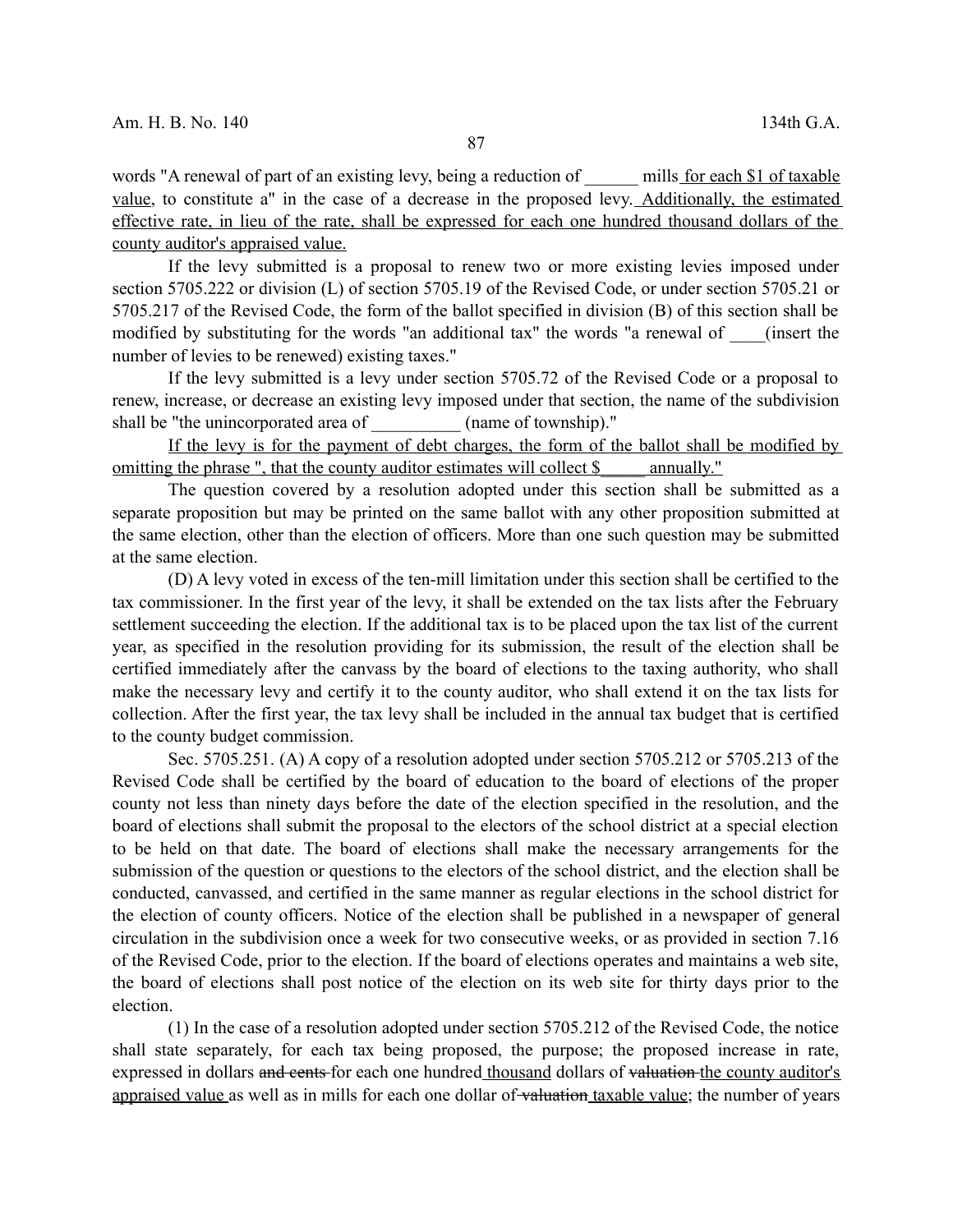words "A renewal of part of an existing levy, being a reduction of ______ mills for each $1 of taxable value, to constitute a" in the case of a decrease in the proposed levy. Additionally, the estimated effective rate, in lieu of the rate, shall be expressed for each one hundred thousand dollars of the county auditor's appraised value.

If the levy submitted is a proposal to renew two or more existing levies imposed under section 5705.222 or division (L) of section 5705.19 of the Revised Code, or under section 5705.21 or 5705.217 of the Revised Code, the form of the ballot specified in division (B) of this section shall be modified by substituting for the words "an additional tax" the words "a renewal of ____(insert the number of levies to be renewed) existing taxes."

If the levy submitted is a levy under section 5705.72 of the Revised Code or a proposal to renew, increase, or decrease an existing levy imposed under that section, the name of the subdivision shall be "the unincorporated area of __________ (name of township)."

If the levy is for the payment of debt charges, the form of the ballot shall be modified by omitting the phrase ", that the county auditor estimates will collect $_____ annually."

The question covered by a resolution adopted under this section shall be submitted as a separate proposition but may be printed on the same ballot with any other proposition submitted at the same election, other than the election of officers. More than one such question may be submitted at the same election.

(D) A levy voted in excess of the ten-mill limitation under this section shall be certified to the tax commissioner. In the first year of the levy, it shall be extended on the tax lists after the February settlement succeeding the election. If the additional tax is to be placed upon the tax list of the current year, as specified in the resolution providing for its submission, the result of the election shall be certified immediately after the canvass by the board of elections to the taxing authority, who shall make the necessary levy and certify it to the county auditor, who shall extend it on the tax lists for collection. After the first year, the tax levy shall be included in the annual tax budget that is certified to the county budget commission.

Sec. 5705.251. (A) A copy of a resolution adopted under section 5705.212 or 5705.213 of the Revised Code shall be certified by the board of education to the board of elections of the proper county not less than ninety days before the date of the election specified in the resolution, and the board of elections shall submit the proposal to the electors of the school district at a special election to be held on that date. The board of elections shall make the necessary arrangements for the submission of the question or questions to the electors of the school district, and the election shall be conducted, canvassed, and certified in the same manner as regular elections in the school district for the election of county officers. Notice of the election shall be published in a newspaper of general circulation in the subdivision once a week for two consecutive weeks, or as provided in section 7.16 of the Revised Code, prior to the election. If the board of elections operates and maintains a web site, the board of elections shall post notice of the election on its web site for thirty days prior to the election.

(1) In the case of a resolution adopted under section 5705.212 of the Revised Code, the notice shall state separately, for each tax being proposed, the purpose; the proposed increase in rate, expressed in dollars ~~and cents~~ for each one hundred thousand dollars of ~~valuation~~ the county auditor's appraised value as well as in mills for each one dollar of ~~valuation~~ taxable value; the number of years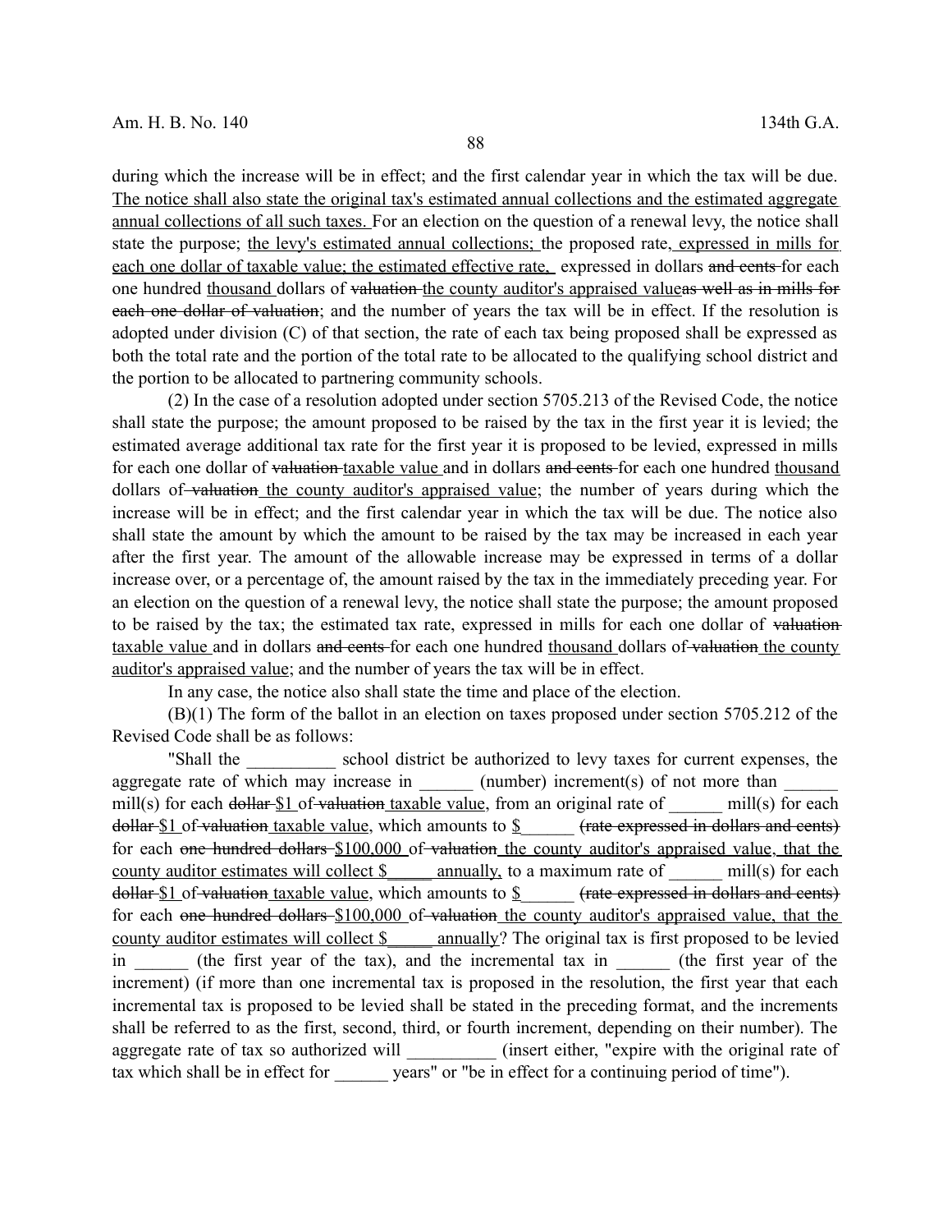during which the increase will be in effect; and the first calendar year in which the tax will be due. The notice shall also state the original tax's estimated annual collections and the estimated aggregate annual collections of all such taxes. For an election on the question of a renewal levy, the notice shall state the purpose; the levy's estimated annual collections; the proposed rate, expressed in mills for each one dollar of taxable value; the estimated effective rate, expressed in dollars ~~and cents~~ for each one hundred thousand dollars of ~~valuation~~ the county auditor's appraised value~~as well as in mills for each one dollar of valuation~~; and the number of years the tax will be in effect. If the resolution is adopted under division (C) of that section, the rate of each tax being proposed shall be expressed as both the total rate and the portion of the total rate to be allocated to the qualifying school district and the portion to be allocated to partnering community schools.

(2) In the case of a resolution adopted under section 5705.213 of the Revised Code, the notice shall state the purpose; the amount proposed to be raised by the tax in the first year it is levied; the estimated average additional tax rate for the first year it is proposed to be levied, expressed in mills for each one dollar of ~~valuation~~ taxable value and in dollars ~~and cents~~ for each one hundred thousand dollars of ~~valuation~~ the county auditor's appraised value; the number of years during which the increase will be in effect; and the first calendar year in which the tax will be due. The notice also shall state the amount by which the amount to be raised by the tax may be increased in each year after the first year. The amount of the allowable increase may be expressed in terms of a dollar increase over, or a percentage of, the amount raised by the tax in the immediately preceding year. For an election on the question of a renewal levy, the notice shall state the purpose; the amount proposed to be raised by the tax; the estimated tax rate, expressed in mills for each one dollar of ~~valuation~~ taxable value and in dollars ~~and cents~~ for each one hundred thousand dollars of ~~valuation~~ the county auditor's appraised value; and the number of years the tax will be in effect.

In any case, the notice also shall state the time and place of the election.

(B)(1) The form of the ballot in an election on taxes proposed under section 5705.212 of the Revised Code shall be as follows:

"Shall the __________ school district be authorized to levy taxes for current expenses, the aggregate rate of which may increase in ______ (number) increment(s) of not more than ______ mill(s) for each ~~dollar~~ $1 of ~~valuation~~ taxable value, from an original rate of ______ mill(s) for each ~~dollar~~ $1 of ~~valuation~~ taxable value, which amounts to $______ ~~(rate expressed in dollars and cents)~~ for each ~~one hundred dollars~~ $100,000 of ~~valuation~~ the county auditor's appraised value, that the county auditor estimates will collect $_____ annually, to a maximum rate of ______ mill(s) for each ~~dollar~~ $1 of ~~valuation~~ taxable value, which amounts to $______ ~~(rate expressed in dollars and cents)~~ for each ~~one hundred dollars~~ $100,000 of ~~valuation~~ the county auditor's appraised value, that the county auditor estimates will collect $_____ annually? The original tax is first proposed to be levied in ______ (the first year of the tax), and the incremental tax in ______ (the first year of the increment) (if more than one incremental tax is proposed in the resolution, the first year that each incremental tax is proposed to be levied shall be stated in the preceding format, and the increments shall be referred to as the first, second, third, or fourth increment, depending on their number). The aggregate rate of tax so authorized will __________ (insert either, "expire with the original rate of tax which shall be in effect for ______ years" or "be in effect for a continuing period of time").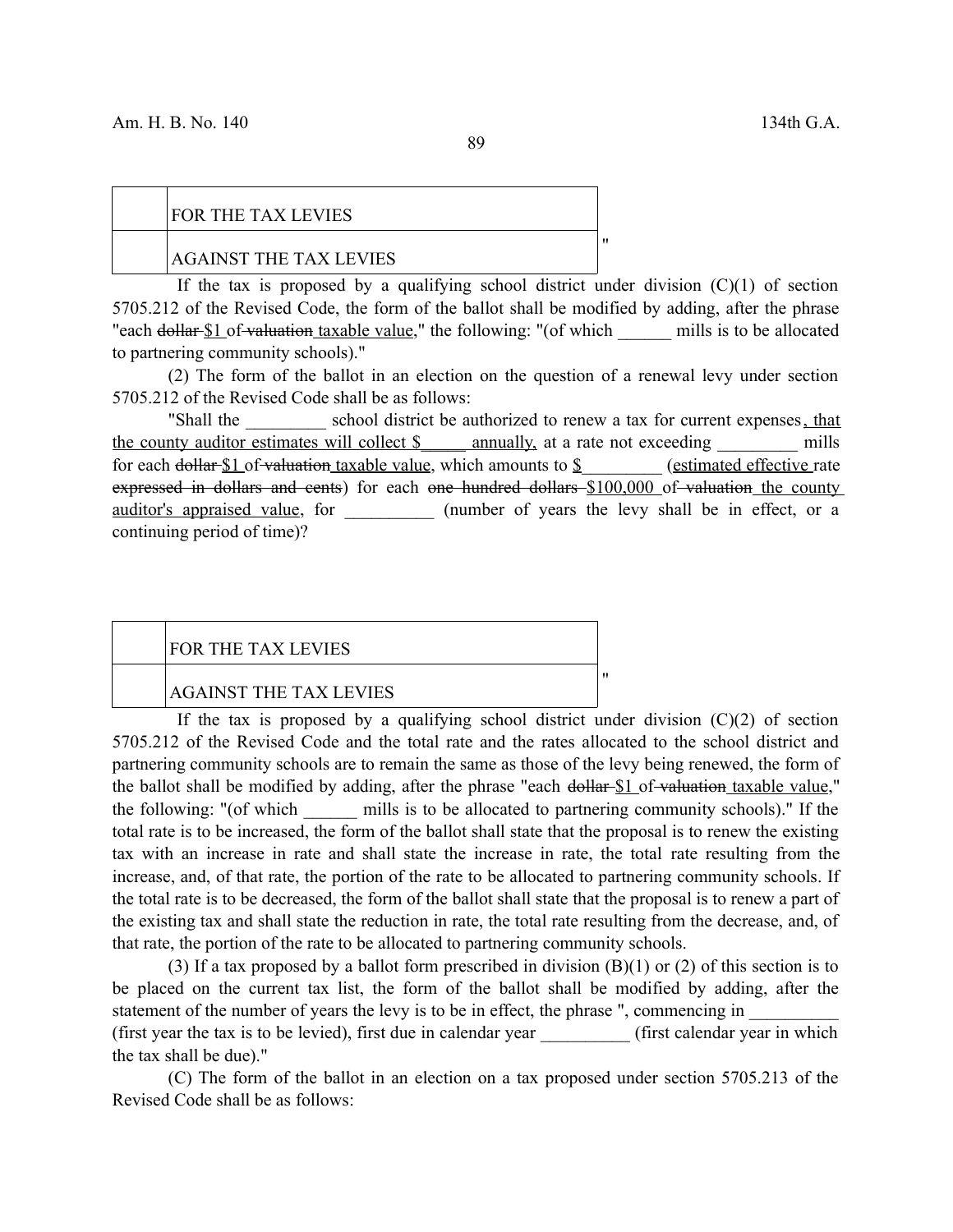| | |
|---|---|
| | FOR THE TAX LEVIES |
| | AGAINST THE TAX LEVIES |

"

If the tax is proposed by a qualifying school district under division (C)(1) of section 5705.212 of the Revised Code, the form of the ballot shall be modified by adding, after the phrase "each ~~dollar~~ $1 of ~~valuation~~ taxable value," the following: "(of which ______ mills is to be allocated to partnering community schools)."

(2) The form of the ballot in an election on the question of a renewal levy under section 5705.212 of the Revised Code shall be as follows:

"Shall the _________ school district be authorized to renew a tax for current expenses, that the county auditor estimates will collect $_____ annually, at a rate not exceeding _________ mills for each ~~dollar~~ $1 of ~~valuation~~ taxable value, which amounts to $_________ (estimated effective rate ~~expressed in dollars and cents~~) for each ~~one hundred dollars~~ $100,000 of ~~valuation~~ the county auditor's appraised value, for __________ (number of years the levy shall be in effect, or a continuing period of time)?

| | |
|---|---|
| | FOR THE TAX LEVIES |
| | AGAINST THE TAX LEVIES |

"

If the tax is proposed by a qualifying school district under division (C)(2) of section 5705.212 of the Revised Code and the total rate and the rates allocated to the school district and partnering community schools are to remain the same as those of the levy being renewed, the form of the ballot shall be modified by adding, after the phrase "each ~~dollar~~ $1 of ~~valuation~~ taxable value," the following: "(of which ______ mills is to be allocated to partnering community schools)." If the total rate is to be increased, the form of the ballot shall state that the proposal is to renew the existing tax with an increase in rate and shall state the increase in rate, the total rate resulting from the increase, and, of that rate, the portion of the rate to be allocated to partnering community schools. If the total rate is to be decreased, the form of the ballot shall state that the proposal is to renew a part of the existing tax and shall state the reduction in rate, the total rate resulting from the decrease, and, of that rate, the portion of the rate to be allocated to partnering community schools.

(3) If a tax proposed by a ballot form prescribed in division (B)(1) or (2) of this section is to be placed on the current tax list, the form of the ballot shall be modified by adding, after the statement of the number of years the levy is to be in effect, the phrase ", commencing in __________ (first year the tax is to be levied), first due in calendar year __________ (first calendar year in which the tax shall be due)."

(C) The form of the ballot in an election on a tax proposed under section 5705.213 of the Revised Code shall be as follows: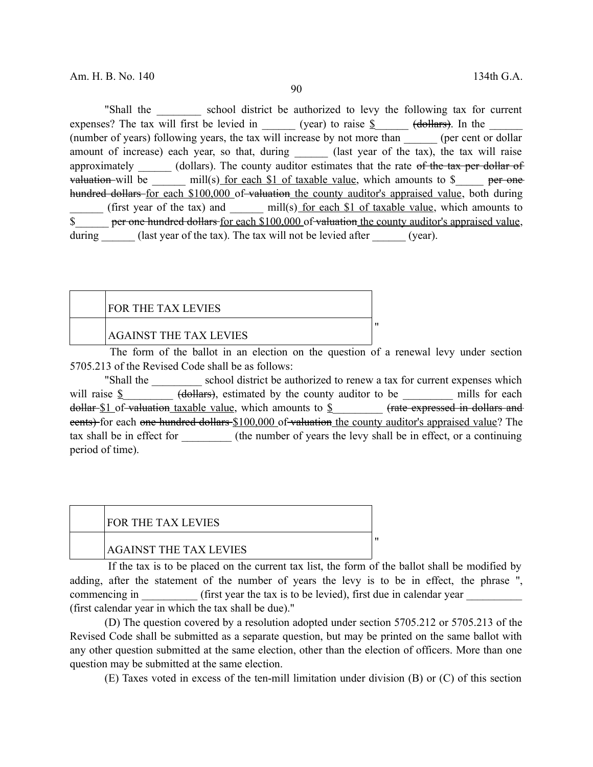"Shall the ________ school district be authorized to levy the following tax for current expenses? The tax will first be levied in ______ (year) to raise <u>$</u>______ ~~(dollars)~~. In the ______ (number of years) following years, the tax will increase by not more than ______ (per cent or dollar amount of increase) each year, so that, during ______ (last year of the tax), the tax will raise approximately ______ (dollars). The county auditor estimates that the rate ~~of the tax per dollar of valuation~~ will be ______ mill(s)<u> for each $1 of taxable value</u>, which amounts to $_____ ~~per one hundred dollars~~ <u>for each $100,000</u> of ~~valuation~~<u> the county auditor's appraised value</u>, both during ______ (first year of the tax) and ______ mill(s)<u> for each $1 of taxable value</u>, which amounts to $______ ~~per one hundred dollars~~ <u>for each $100,000</u> of ~~valuation~~<u> the county auditor's appraised value</u>, during ______ (last year of the tax). The tax will not be levied after ______ (year).

| | |
|---|---|
| | FOR THE TAX LEVIES |
| | AGAINST THE TAX LEVIES |

"

The form of the ballot in an election on the question of a renewal levy under section 5705.213 of the Revised Code shall be as follows:

"Shall the _________ school district be authorized to renew a tax for current expenses which will raise <u>$</u>_________ ~~(dollars)~~, estimated by the county auditor to be _________ mills for each ~~dollar~~ <u>$1</u> of ~~valuation~~<u> taxable value</u>, which amounts to <u>$</u>_________ ~~(rate expressed in dollars and cents)~~ for each ~~one hundred dollars~~ <u>$100,000</u> of ~~valuation~~<u> the county auditor's appraised value</u>? The tax shall be in effect for _________ (the number of years the levy shall be in effect, or a continuing period of time).

| | |
|---|---|
| | FOR THE TAX LEVIES |
| | AGAINST THE TAX LEVIES |

"

If the tax is to be placed on the current tax list, the form of the ballot shall be modified by adding, after the statement of the number of years the levy is to be in effect, the phrase ", commencing in __________ (first year the tax is to be levied), first due in calendar year __________ (first calendar year in which the tax shall be due)."

(D) The question covered by a resolution adopted under section 5705.212 or 5705.213 of the Revised Code shall be submitted as a separate question, but may be printed on the same ballot with any other question submitted at the same election, other than the election of officers. More than one question may be submitted at the same election.

(E) Taxes voted in excess of the ten-mill limitation under division (B) or (C) of this section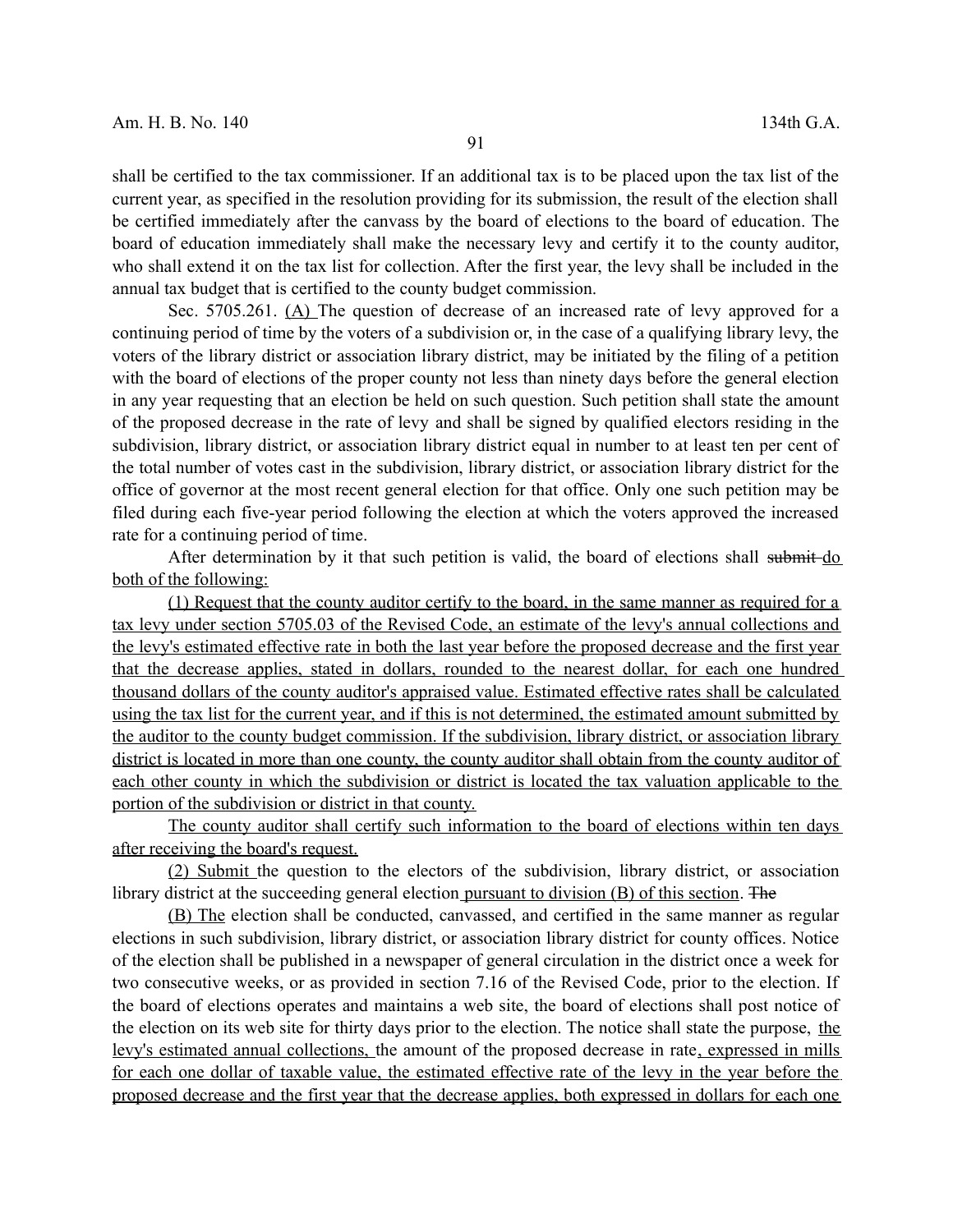shall be certified to the tax commissioner. If an additional tax is to be placed upon the tax list of the current year, as specified in the resolution providing for its submission, the result of the election shall be certified immediately after the canvass by the board of elections to the board of education. The board of education immediately shall make the necessary levy and certify it to the county auditor, who shall extend it on the tax list for collection. After the first year, the levy shall be included in the annual tax budget that is certified to the county budget commission.

Sec. 5705.261. (A) The question of decrease of an increased rate of levy approved for a continuing period of time by the voters of a subdivision or, in the case of a qualifying library levy, the voters of the library district or association library district, may be initiated by the filing of a petition with the board of elections of the proper county not less than ninety days before the general election in any year requesting that an election be held on such question. Such petition shall state the amount of the proposed decrease in the rate of levy and shall be signed by qualified electors residing in the subdivision, library district, or association library district equal in number to at least ten per cent of the total number of votes cast in the subdivision, library district, or association library district for the office of governor at the most recent general election for that office. Only one such petition may be filed during each five-year period following the election at which the voters approved the increased rate for a continuing period of time.

After determination by it that such petition is valid, the board of elections shall ~~submit~~ do both of the following:

(1) Request that the county auditor certify to the board, in the same manner as required for a tax levy under section 5705.03 of the Revised Code, an estimate of the levy's annual collections and the levy's estimated effective rate in both the last year before the proposed decrease and the first year that the decrease applies, stated in dollars, rounded to the nearest dollar, for each one hundred thousand dollars of the county auditor's appraised value. Estimated effective rates shall be calculated using the tax list for the current year, and if this is not determined, the estimated amount submitted by the auditor to the county budget commission. If the subdivision, library district, or association library district is located in more than one county, the county auditor shall obtain from the county auditor of each other county in which the subdivision or district is located the tax valuation applicable to the portion of the subdivision or district in that county.

The county auditor shall certify such information to the board of elections within ten days after receiving the board's request.

(2) Submit the question to the electors of the subdivision, library district, or association library district at the succeeding general election pursuant to division (B) of this section. ~~The~~

(B) The election shall be conducted, canvassed, and certified in the same manner as regular elections in such subdivision, library district, or association library district for county offices. Notice of the election shall be published in a newspaper of general circulation in the district once a week for two consecutive weeks, or as provided in section 7.16 of the Revised Code, prior to the election. If the board of elections operates and maintains a web site, the board of elections shall post notice of the election on its web site for thirty days prior to the election. The notice shall state the purpose, the levy's estimated annual collections, the amount of the proposed decrease in rate, expressed in mills for each one dollar of taxable value, the estimated effective rate of the levy in the year before the proposed decrease and the first year that the decrease applies, both expressed in dollars for each one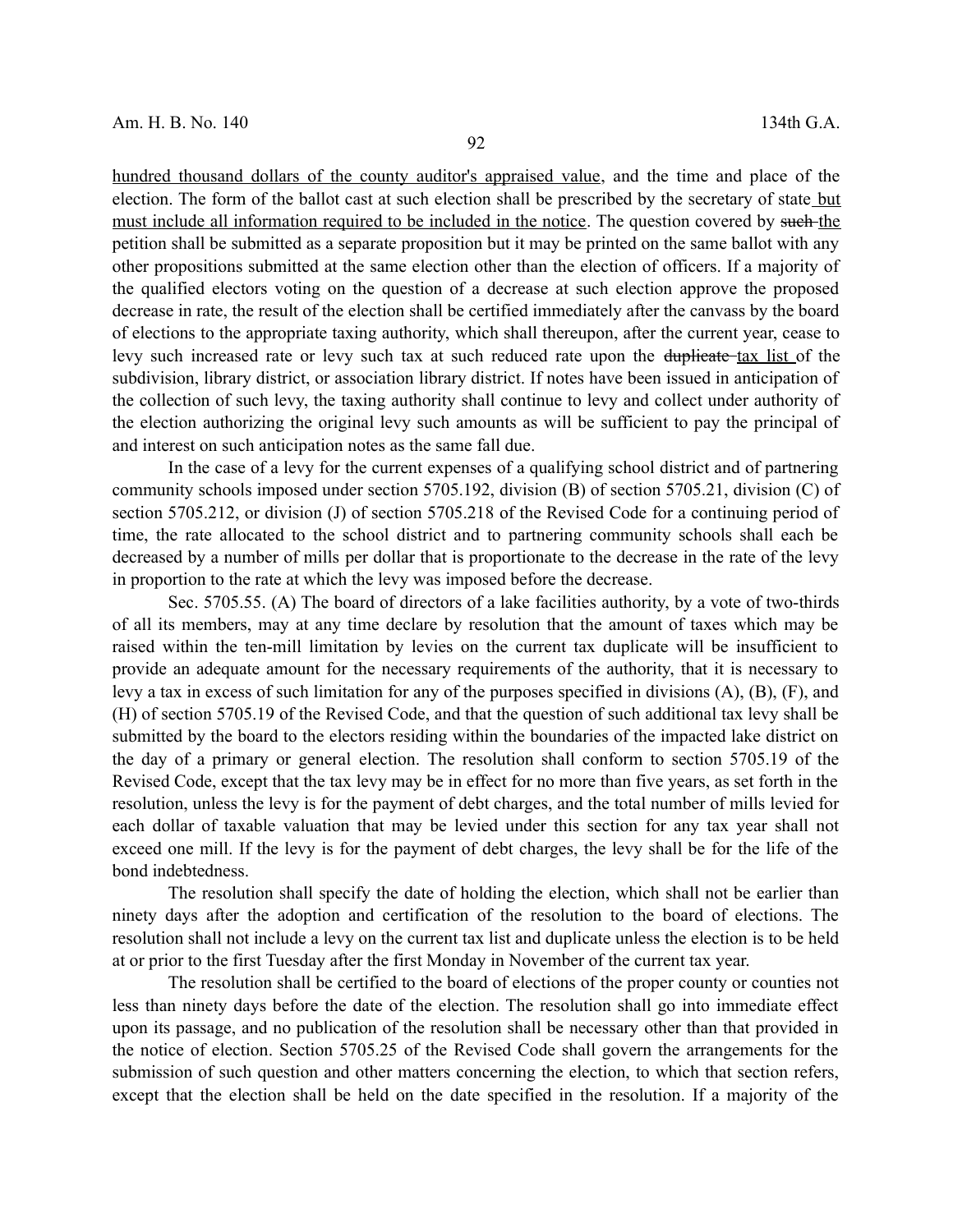hundred thousand dollars of the county auditor's appraised value, and the time and place of the election. The form of the ballot cast at such election shall be prescribed by the secretary of state but must include all information required to be included in the notice. The question covered by ~~such~~ the petition shall be submitted as a separate proposition but it may be printed on the same ballot with any other propositions submitted at the same election other than the election of officers. If a majority of the qualified electors voting on the question of a decrease at such election approve the proposed decrease in rate, the result of the election shall be certified immediately after the canvass by the board of elections to the appropriate taxing authority, which shall thereupon, after the current year, cease to levy such increased rate or levy such tax at such reduced rate upon the ~~duplicate~~ tax list of the subdivision, library district, or association library district. If notes have been issued in anticipation of the collection of such levy, the taxing authority shall continue to levy and collect under authority of the election authorizing the original levy such amounts as will be sufficient to pay the principal of and interest on such anticipation notes as the same fall due.

In the case of a levy for the current expenses of a qualifying school district and of partnering community schools imposed under section 5705.192, division (B) of section 5705.21, division (C) of section 5705.212, or division (J) of section 5705.218 of the Revised Code for a continuing period of time, the rate allocated to the school district and to partnering community schools shall each be decreased by a number of mills per dollar that is proportionate to the decrease in the rate of the levy in proportion to the rate at which the levy was imposed before the decrease.

Sec. 5705.55. (A) The board of directors of a lake facilities authority, by a vote of two-thirds of all its members, may at any time declare by resolution that the amount of taxes which may be raised within the ten-mill limitation by levies on the current tax duplicate will be insufficient to provide an adequate amount for the necessary requirements of the authority, that it is necessary to levy a tax in excess of such limitation for any of the purposes specified in divisions (A), (B), (F), and (H) of section 5705.19 of the Revised Code, and that the question of such additional tax levy shall be submitted by the board to the electors residing within the boundaries of the impacted lake district on the day of a primary or general election. The resolution shall conform to section 5705.19 of the Revised Code, except that the tax levy may be in effect for no more than five years, as set forth in the resolution, unless the levy is for the payment of debt charges, and the total number of mills levied for each dollar of taxable valuation that may be levied under this section for any tax year shall not exceed one mill. If the levy is for the payment of debt charges, the levy shall be for the life of the bond indebtedness.

The resolution shall specify the date of holding the election, which shall not be earlier than ninety days after the adoption and certification of the resolution to the board of elections. The resolution shall not include a levy on the current tax list and duplicate unless the election is to be held at or prior to the first Tuesday after the first Monday in November of the current tax year.

The resolution shall be certified to the board of elections of the proper county or counties not less than ninety days before the date of the election. The resolution shall go into immediate effect upon its passage, and no publication of the resolution shall be necessary other than that provided in the notice of election. Section 5705.25 of the Revised Code shall govern the arrangements for the submission of such question and other matters concerning the election, to which that section refers, except that the election shall be held on the date specified in the resolution. If a majority of the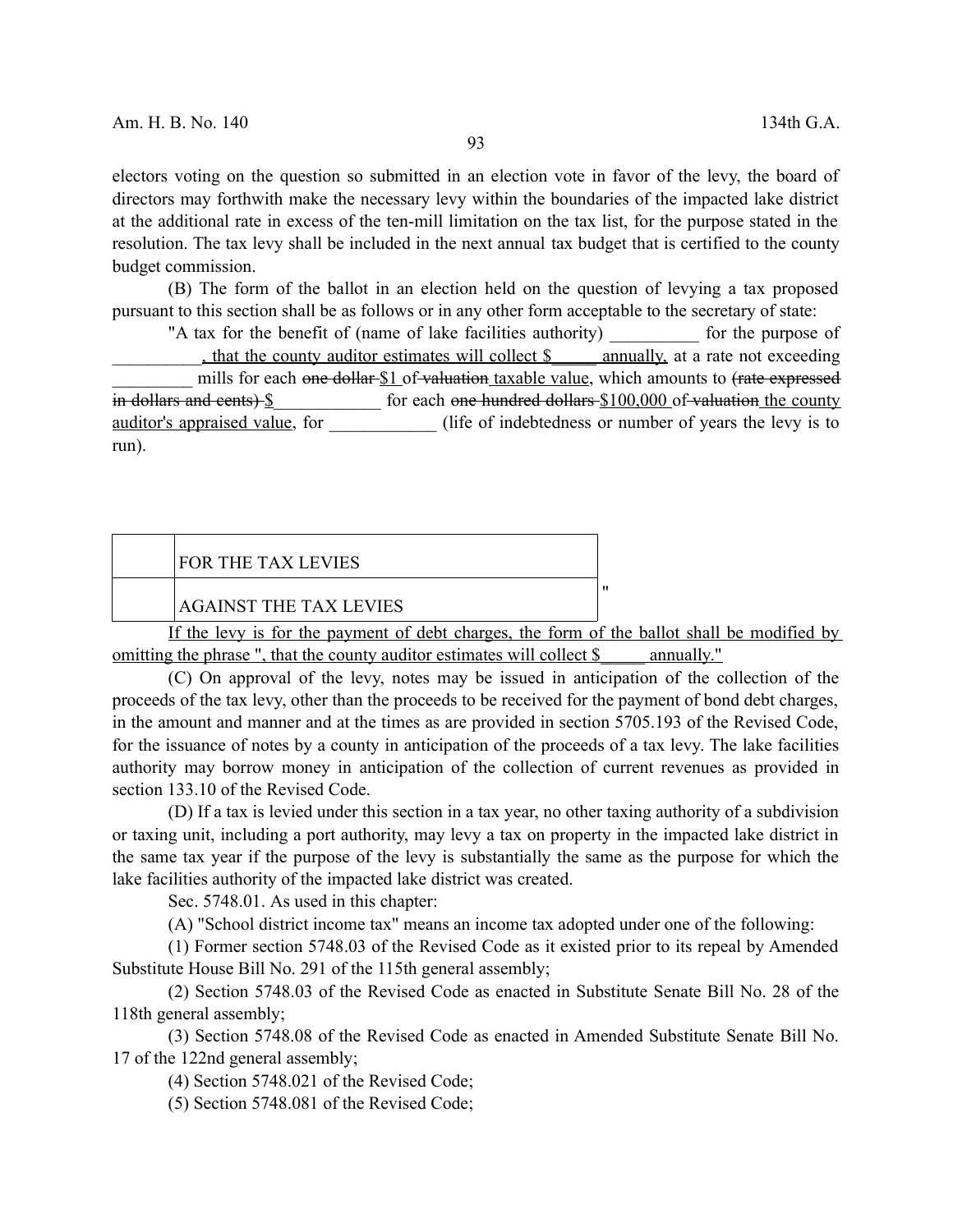electors voting on the question so submitted in an election vote in favor of the levy, the board of directors may forthwith make the necessary levy within the boundaries of the impacted lake district at the additional rate in excess of the ten-mill limitation on the tax list, for the purpose stated in the resolution. The tax levy shall be included in the next annual tax budget that is certified to the county budget commission.

(B) The form of the ballot in an election held on the question of levying a tax proposed pursuant to this section shall be as follows or in any other form acceptable to the secretary of state:

"A tax for the benefit of (name of lake facilities authority) __________ for the purpose of __________, that the county auditor estimates will collect $_____ annually, at a rate not exceeding _________ mills for each ~~one dollar~~ $1 of ~~valuation~~ taxable value, which amounts to ~~(rate expressed in dollars and cents)~~ $____________ for each ~~one hundred dollars~~ $100,000 of ~~valuation~~ the county auditor's appraised value, for ____________ (life of indebtedness or number of years the levy is to run).

| | |
|---|---|
| | FOR THE TAX LEVIES |
| | AGAINST THE TAX LEVIES |

"

If the levy is for the payment of debt charges, the form of the ballot shall be modified by omitting the phrase ", that the county auditor estimates will collect $_____ annually."

(C) On approval of the levy, notes may be issued in anticipation of the collection of the proceeds of the tax levy, other than the proceeds to be received for the payment of bond debt charges, in the amount and manner and at the times as are provided in section 5705.193 of the Revised Code, for the issuance of notes by a county in anticipation of the proceeds of a tax levy. The lake facilities authority may borrow money in anticipation of the collection of current revenues as provided in section 133.10 of the Revised Code.

(D) If a tax is levied under this section in a tax year, no other taxing authority of a subdivision or taxing unit, including a port authority, may levy a tax on property in the impacted lake district in the same tax year if the purpose of the levy is substantially the same as the purpose for which the lake facilities authority of the impacted lake district was created.

Sec. 5748.01. As used in this chapter:

(A) "School district income tax" means an income tax adopted under one of the following:

(1) Former section 5748.03 of the Revised Code as it existed prior to its repeal by Amended Substitute House Bill No. 291 of the 115th general assembly;

(2) Section 5748.03 of the Revised Code as enacted in Substitute Senate Bill No. 28 of the 118th general assembly;

(3) Section 5748.08 of the Revised Code as enacted in Amended Substitute Senate Bill No. 17 of the 122nd general assembly;

(4) Section 5748.021 of the Revised Code;

(5) Section 5748.081 of the Revised Code;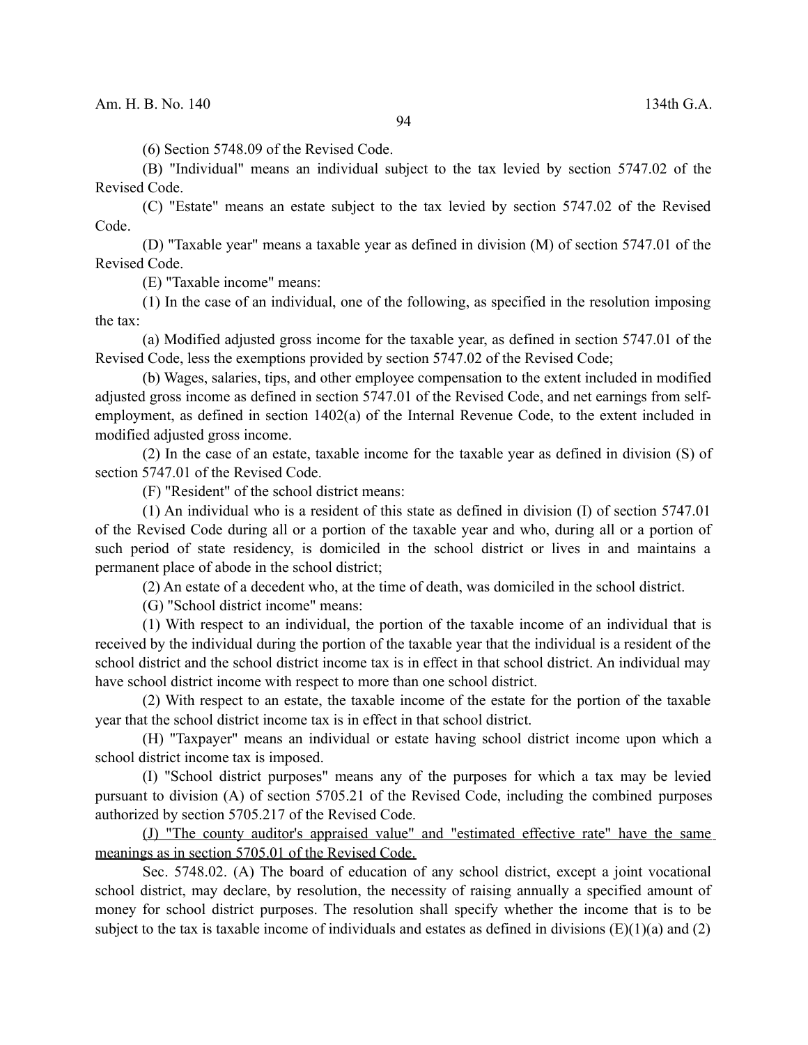(6) Section 5748.09 of the Revised Code.

(B) "Individual" means an individual subject to the tax levied by section 5747.02 of the Revised Code.

(C) "Estate" means an estate subject to the tax levied by section 5747.02 of the Revised Code.

(D) "Taxable year" means a taxable year as defined in division (M) of section 5747.01 of the Revised Code.

(E) "Taxable income" means:

(1) In the case of an individual, one of the following, as specified in the resolution imposing the tax:

(a) Modified adjusted gross income for the taxable year, as defined in section 5747.01 of the Revised Code, less the exemptions provided by section 5747.02 of the Revised Code;

(b) Wages, salaries, tips, and other employee compensation to the extent included in modified adjusted gross income as defined in section 5747.01 of the Revised Code, and net earnings from self-employment, as defined in section 1402(a) of the Internal Revenue Code, to the extent included in modified adjusted gross income.

(2) In the case of an estate, taxable income for the taxable year as defined in division (S) of section 5747.01 of the Revised Code.

(F) "Resident" of the school district means:

(1) An individual who is a resident of this state as defined in division (I) of section 5747.01 of the Revised Code during all or a portion of the taxable year and who, during all or a portion of such period of state residency, is domiciled in the school district or lives in and maintains a permanent place of abode in the school district;

(2) An estate of a decedent who, at the time of death, was domiciled in the school district.

(G) "School district income" means:

(1) With respect to an individual, the portion of the taxable income of an individual that is received by the individual during the portion of the taxable year that the individual is a resident of the school district and the school district income tax is in effect in that school district. An individual may have school district income with respect to more than one school district.

(2) With respect to an estate, the taxable income of the estate for the portion of the taxable year that the school district income tax is in effect in that school district.

(H) "Taxpayer" means an individual or estate having school district income upon which a school district income tax is imposed.

(I) "School district purposes" means any of the purposes for which a tax may be levied pursuant to division (A) of section 5705.21 of the Revised Code, including the combined purposes authorized by section 5705.217 of the Revised Code.

<u>(J) "The county auditor's appraised value" and "estimated effective rate" have the same meanings as in section 5705.01 of the Revised Code.</u>

Sec. 5748.02. (A) The board of education of any school district, except a joint vocational school district, may declare, by resolution, the necessity of raising annually a specified amount of money for school district purposes. The resolution shall specify whether the income that is to be subject to the tax is taxable income of individuals and estates as defined in divisions (E)(1)(a) and (2)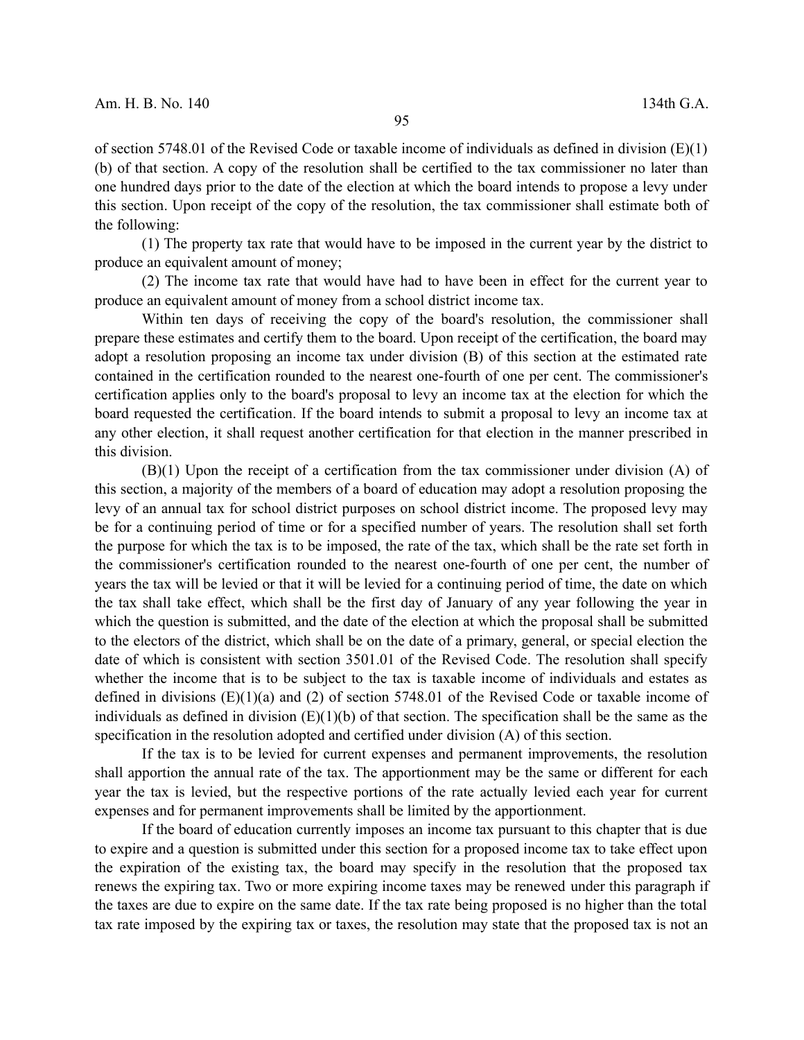of section 5748.01 of the Revised Code or taxable income of individuals as defined in division (E)(1)(b) of that section. A copy of the resolution shall be certified to the tax commissioner no later than one hundred days prior to the date of the election at which the board intends to propose a levy under this section. Upon receipt of the copy of the resolution, the tax commissioner shall estimate both of the following:

(1) The property tax rate that would have to be imposed in the current year by the district to produce an equivalent amount of money;

(2) The income tax rate that would have had to have been in effect for the current year to produce an equivalent amount of money from a school district income tax.

Within ten days of receiving the copy of the board's resolution, the commissioner shall prepare these estimates and certify them to the board. Upon receipt of the certification, the board may adopt a resolution proposing an income tax under division (B) of this section at the estimated rate contained in the certification rounded to the nearest one-fourth of one per cent. The commissioner's certification applies only to the board's proposal to levy an income tax at the election for which the board requested the certification. If the board intends to submit a proposal to levy an income tax at any other election, it shall request another certification for that election in the manner prescribed in this division.

(B)(1) Upon the receipt of a certification from the tax commissioner under division (A) of this section, a majority of the members of a board of education may adopt a resolution proposing the levy of an annual tax for school district purposes on school district income. The proposed levy may be for a continuing period of time or for a specified number of years. The resolution shall set forth the purpose for which the tax is to be imposed, the rate of the tax, which shall be the rate set forth in the commissioner's certification rounded to the nearest one-fourth of one per cent, the number of years the tax will be levied or that it will be levied for a continuing period of time, the date on which the tax shall take effect, which shall be the first day of January of any year following the year in which the question is submitted, and the date of the election at which the proposal shall be submitted to the electors of the district, which shall be on the date of a primary, general, or special election the date of which is consistent with section 3501.01 of the Revised Code. The resolution shall specify whether the income that is to be subject to the tax is taxable income of individuals and estates as defined in divisions (E)(1)(a) and (2) of section 5748.01 of the Revised Code or taxable income of individuals as defined in division (E)(1)(b) of that section. The specification shall be the same as the specification in the resolution adopted and certified under division (A) of this section.

If the tax is to be levied for current expenses and permanent improvements, the resolution shall apportion the annual rate of the tax. The apportionment may be the same or different for each year the tax is levied, but the respective portions of the rate actually levied each year for current expenses and for permanent improvements shall be limited by the apportionment.

If the board of education currently imposes an income tax pursuant to this chapter that is due to expire and a question is submitted under this section for a proposed income tax to take effect upon the expiration of the existing tax, the board may specify in the resolution that the proposed tax renews the expiring tax. Two or more expiring income taxes may be renewed under this paragraph if the taxes are due to expire on the same date. If the tax rate being proposed is no higher than the total tax rate imposed by the expiring tax or taxes, the resolution may state that the proposed tax is not an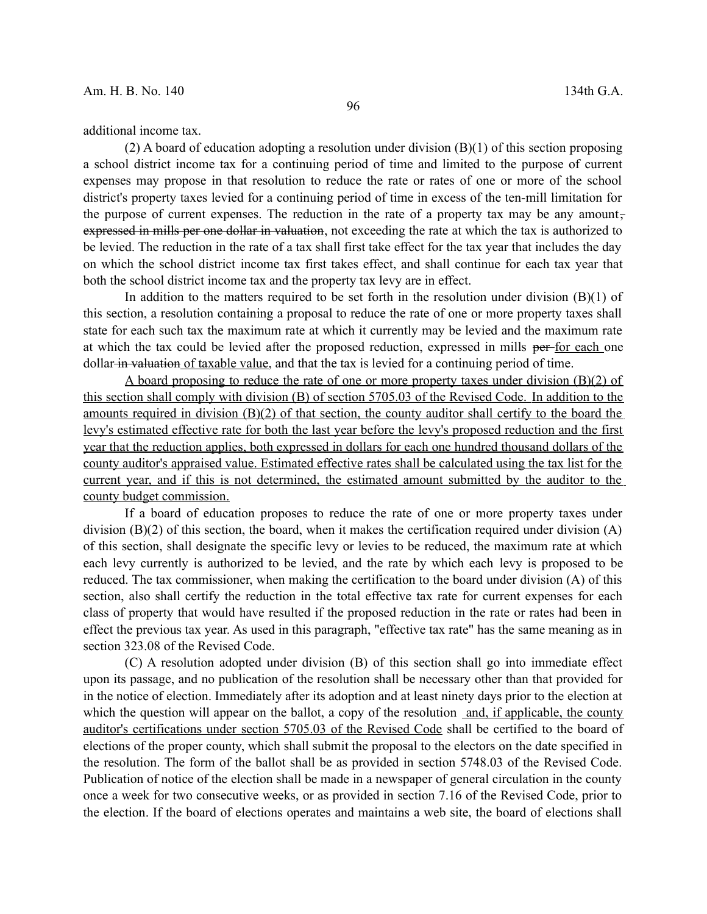additional income tax.

(2) A board of education adopting a resolution under division (B)(1) of this section proposing a school district income tax for a continuing period of time and limited to the purpose of current expenses may propose in that resolution to reduce the rate or rates of one or more of the school district's property taxes levied for a continuing period of time in excess of the ten-mill limitation for the purpose of current expenses. The reduction in the rate of a property tax may be any amount~~, expressed in mills per one dollar in valuation~~, not exceeding the rate at which the tax is authorized to be levied. The reduction in the rate of a tax shall first take effect for the tax year that includes the day on which the school district income tax first takes effect, and shall continue for each tax year that both the school district income tax and the property tax levy are in effect.

In addition to the matters required to be set forth in the resolution under division (B)(1) of this section, a resolution containing a proposal to reduce the rate of one or more property taxes shall state for each such tax the maximum rate at which it currently may be levied and the maximum rate at which the tax could be levied after the proposed reduction, expressed in mills ~~per~~ <u>for each</u> one dollar ~~in valuation~~ <u>of taxable value</u>, and that the tax is levied for a continuing period of time.

<u>A board proposing to reduce the rate of one or more property taxes under division (B)(2) of this section shall comply with division (B) of section 5705.03 of the Revised Code. In addition to the amounts required in division (B)(2) of that section, the county auditor shall certify to the board the levy's estimated effective rate for both the last year before the levy's proposed reduction and the first year that the reduction applies, both expressed in dollars for each one hundred thousand dollars of the county auditor's appraised value. Estimated effective rates shall be calculated using the tax list for the current year, and if this is not determined, the estimated amount submitted by the auditor to the county budget commission.</u>

If a board of education proposes to reduce the rate of one or more property taxes under division (B)(2) of this section, the board, when it makes the certification required under division (A) of this section, shall designate the specific levy or levies to be reduced, the maximum rate at which each levy currently is authorized to be levied, and the rate by which each levy is proposed to be reduced. The tax commissioner, when making the certification to the board under division (A) of this section, also shall certify the reduction in the total effective tax rate for current expenses for each class of property that would have resulted if the proposed reduction in the rate or rates had been in effect the previous tax year. As used in this paragraph, "effective tax rate" has the same meaning as in section 323.08 of the Revised Code.

(C) A resolution adopted under division (B) of this section shall go into immediate effect upon its passage, and no publication of the resolution shall be necessary other than that provided for in the notice of election. Immediately after its adoption and at least ninety days prior to the election at which the question will appear on the ballot, a copy of the resolution <u>and, if applicable, the county auditor's certifications under section 5705.03 of the Revised Code</u> shall be certified to the board of elections of the proper county, which shall submit the proposal to the electors on the date specified in the resolution. The form of the ballot shall be as provided in section 5748.03 of the Revised Code. Publication of notice of the election shall be made in a newspaper of general circulation in the county once a week for two consecutive weeks, or as provided in section 7.16 of the Revised Code, prior to the election. If the board of elections operates and maintains a web site, the board of elections shall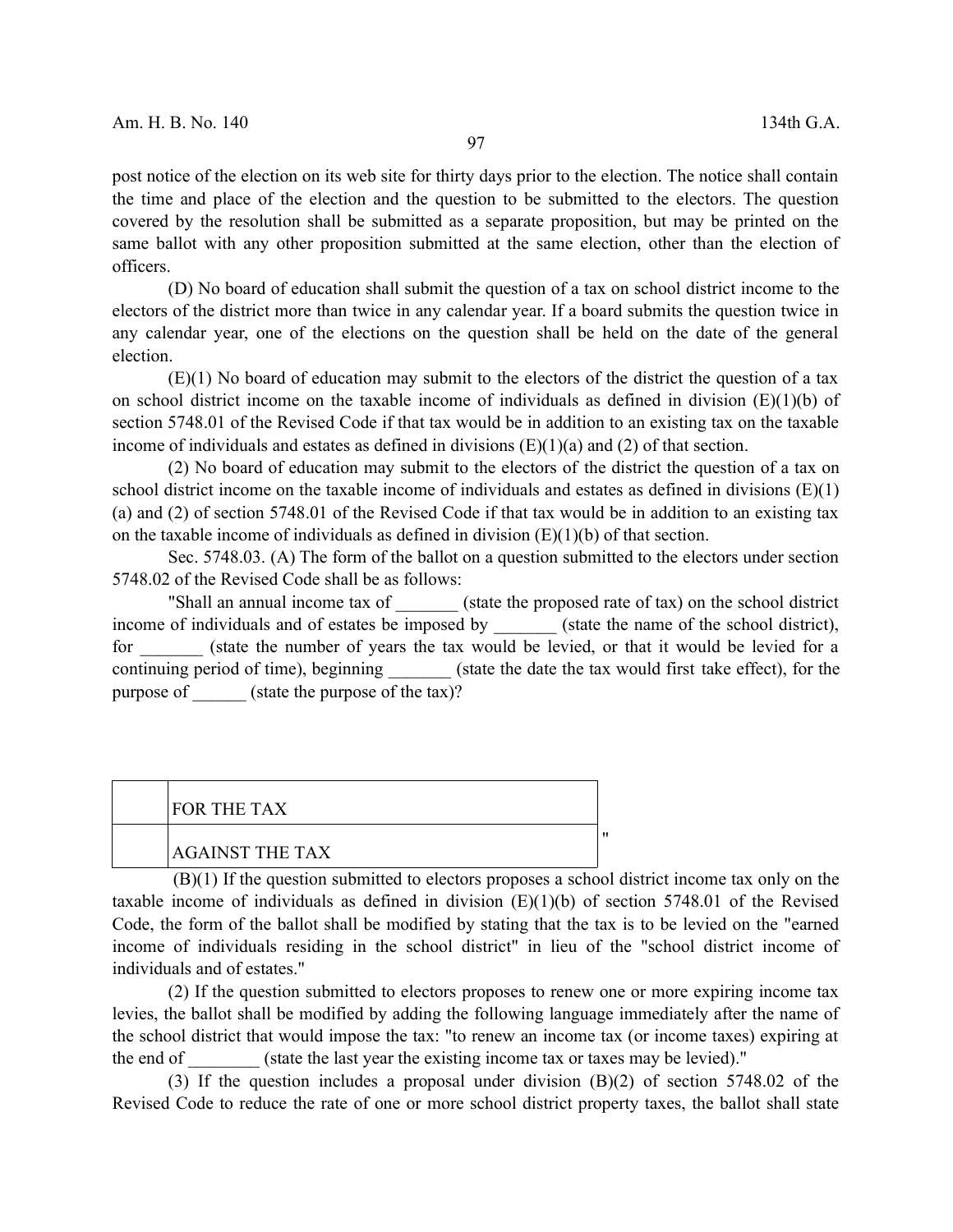post notice of the election on its web site for thirty days prior to the election. The notice shall contain the time and place of the election and the question to be submitted to the electors. The question covered by the resolution shall be submitted as a separate proposition, but may be printed on the same ballot with any other proposition submitted at the same election, other than the election of officers.

(D) No board of education shall submit the question of a tax on school district income to the electors of the district more than twice in any calendar year. If a board submits the question twice in any calendar year, one of the elections on the question shall be held on the date of the general election.

(E)(1) No board of education may submit to the electors of the district the question of a tax on school district income on the taxable income of individuals as defined in division (E)(1)(b) of section 5748.01 of the Revised Code if that tax would be in addition to an existing tax on the taxable income of individuals and estates as defined in divisions (E)(1)(a) and (2) of that section.

(2) No board of education may submit to the electors of the district the question of a tax on school district income on the taxable income of individuals and estates as defined in divisions (E)(1)(a) and (2) of section 5748.01 of the Revised Code if that tax would be in addition to an existing tax on the taxable income of individuals as defined in division (E)(1)(b) of that section.

Sec. 5748.03. (A) The form of the ballot on a question submitted to the electors under section 5748.02 of the Revised Code shall be as follows:

"Shall an annual income tax of _______ (state the proposed rate of tax) on the school district income of individuals and of estates be imposed by _______ (state the name of the school district), for _______ (state the number of years the tax would be levied, or that it would be levied for a continuing period of time), beginning _______ (state the date the tax would first take effect), for the purpose of ______ (state the purpose of the tax)?

| | |
|---|---|
| | FOR THE TAX |
| | AGAINST THE TAX |

"

(B)(1) If the question submitted to electors proposes a school district income tax only on the taxable income of individuals as defined in division (E)(1)(b) of section 5748.01 of the Revised Code, the form of the ballot shall be modified by stating that the tax is to be levied on the "earned income of individuals residing in the school district" in lieu of the "school district income of individuals and of estates."

(2) If the question submitted to electors proposes to renew one or more expiring income tax levies, the ballot shall be modified by adding the following language immediately after the name of the school district that would impose the tax: "to renew an income tax (or income taxes) expiring at the end of ________ (state the last year the existing income tax or taxes may be levied)."

(3) If the question includes a proposal under division (B)(2) of section 5748.02 of the Revised Code to reduce the rate of one or more school district property taxes, the ballot shall state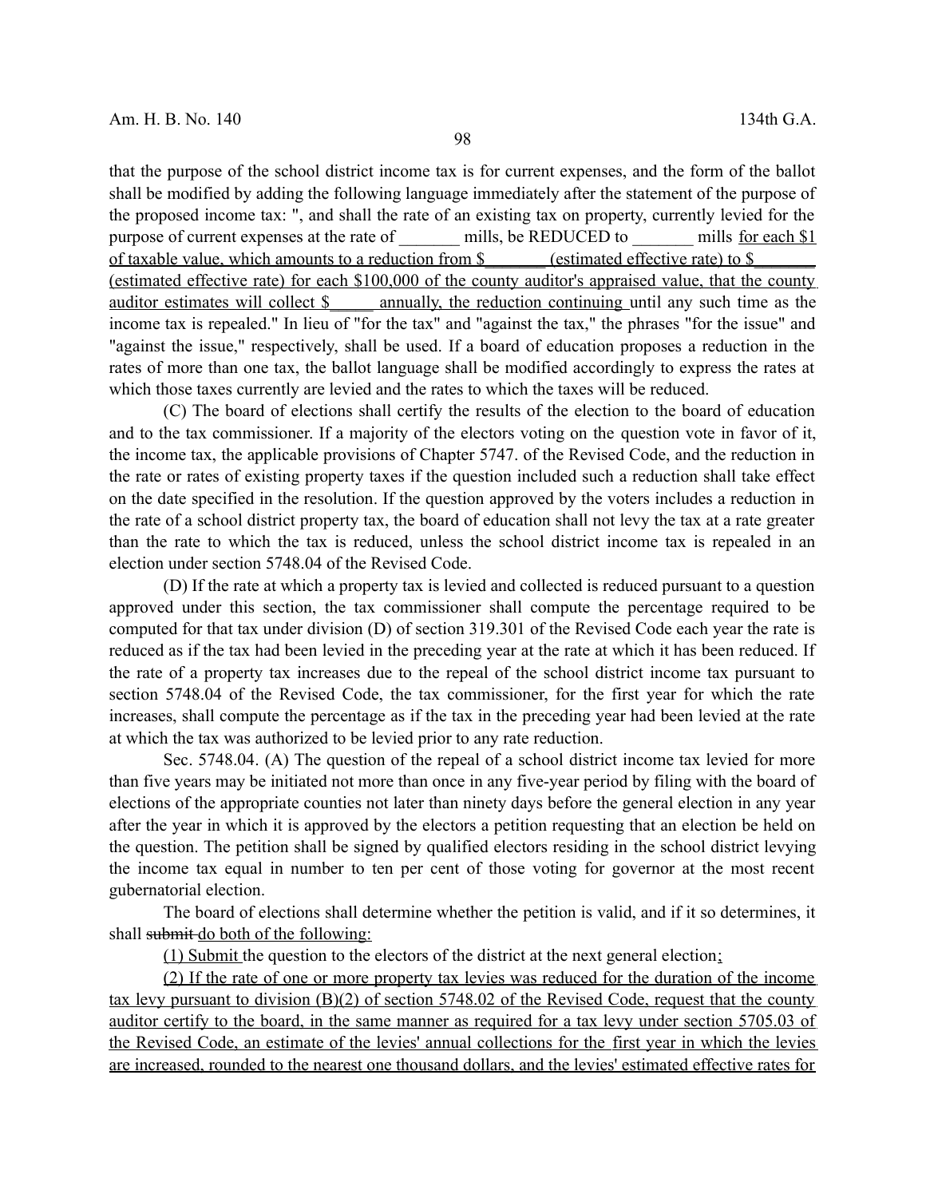that the purpose of the school district income tax is for current expenses, and the form of the ballot shall be modified by adding the following language immediately after the statement of the purpose of the proposed income tax: ", and shall the rate of an existing tax on property, currently levied for the purpose of current expenses at the rate of _______ mills, be REDUCED to _______ mills for each $1 of taxable value, which amounts to a reduction from $_______ (estimated effective rate) to $_______ (estimated effective rate) for each $100,000 of the county auditor's appraised value, that the county auditor estimates will collect $_____ annually, the reduction continuing until any such time as the income tax is repealed." In lieu of "for the tax" and "against the tax," the phrases "for the issue" and "against the issue," respectively, shall be used. If a board of education proposes a reduction in the rates of more than one tax, the ballot language shall be modified accordingly to express the rates at which those taxes currently are levied and the rates to which the taxes will be reduced.

(C) The board of elections shall certify the results of the election to the board of education and to the tax commissioner. If a majority of the electors voting on the question vote in favor of it, the income tax, the applicable provisions of Chapter 5747. of the Revised Code, and the reduction in the rate or rates of existing property taxes if the question included such a reduction shall take effect on the date specified in the resolution. If the question approved by the voters includes a reduction in the rate of a school district property tax, the board of education shall not levy the tax at a rate greater than the rate to which the tax is reduced, unless the school district income tax is repealed in an election under section 5748.04 of the Revised Code.

(D) If the rate at which a property tax is levied and collected is reduced pursuant to a question approved under this section, the tax commissioner shall compute the percentage required to be computed for that tax under division (D) of section 319.301 of the Revised Code each year the rate is reduced as if the tax had been levied in the preceding year at the rate at which it has been reduced. If the rate of a property tax increases due to the repeal of the school district income tax pursuant to section 5748.04 of the Revised Code, the tax commissioner, for the first year for which the rate increases, shall compute the percentage as if the tax in the preceding year had been levied at the rate at which the tax was authorized to be levied prior to any rate reduction.

Sec. 5748.04. (A) The question of the repeal of a school district income tax levied for more than five years may be initiated not more than once in any five-year period by filing with the board of elections of the appropriate counties not later than ninety days before the general election in any year after the year in which it is approved by the electors a petition requesting that an election be held on the question. The petition shall be signed by qualified electors residing in the school district levying the income tax equal in number to ten per cent of those voting for governor at the most recent gubernatorial election.

The board of elections shall determine whether the petition is valid, and if it so determines, it shall ~~submit~~ do both of the following:

(1) Submit the question to the electors of the district at the next general election;

(2) If the rate of one or more property tax levies was reduced for the duration of the income tax levy pursuant to division (B)(2) of section 5748.02 of the Revised Code, request that the county auditor certify to the board, in the same manner as required for a tax levy under section 5705.03 of the Revised Code, an estimate of the levies' annual collections for the first year in which the levies are increased, rounded to the nearest one thousand dollars, and the levies' estimated effective rates for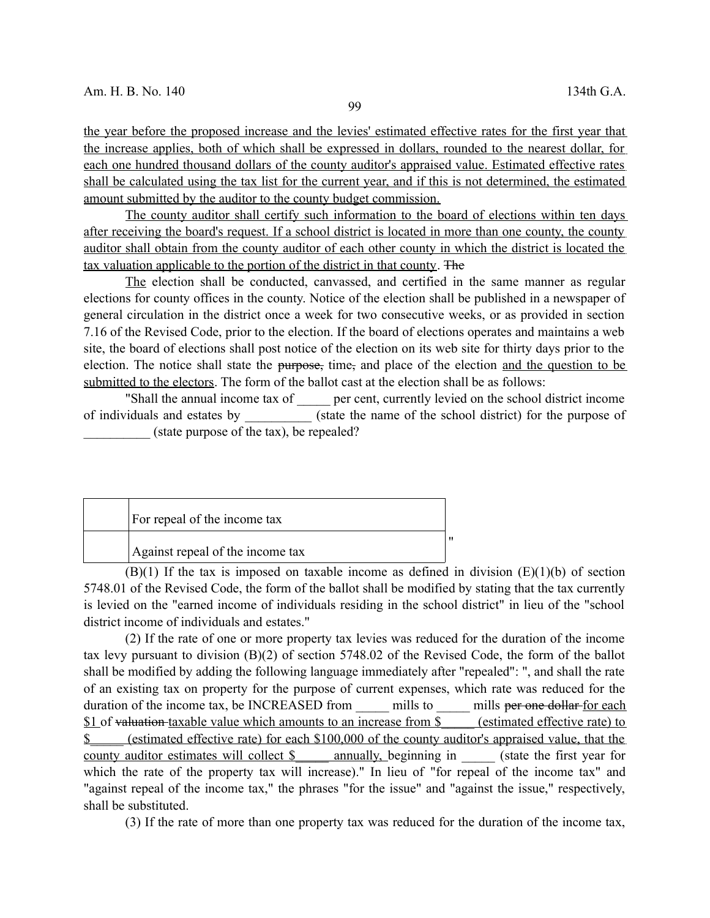the year before the proposed increase and the levies' estimated effective rates for the first year that the increase applies, both of which shall be expressed in dollars, rounded to the nearest dollar, for each one hundred thousand dollars of the county auditor's appraised value. Estimated effective rates shall be calculated using the tax list for the current year, and if this is not determined, the estimated amount submitted by the auditor to the county budget commission.

The county auditor shall certify such information to the board of elections within ten days after receiving the board's request. If a school district is located in more than one county, the county auditor shall obtain from the county auditor of each other county in which the district is located the tax valuation applicable to the portion of the district in that county. ~~The~~

The election shall be conducted, canvassed, and certified in the same manner as regular elections for county offices in the county. Notice of the election shall be published in a newspaper of general circulation in the district once a week for two consecutive weeks, or as provided in section 7.16 of the Revised Code, prior to the election. If the board of elections operates and maintains a web site, the board of elections shall post notice of the election on its web site for thirty days prior to the election. The notice shall state the ~~purpose,~~ time~~,~~ and place of the election and the question to be submitted to the electors. The form of the ballot cast at the election shall be as follows:

"Shall the annual income tax of _____ per cent, currently levied on the school district income of individuals and estates by __________ (state the name of the school district) for the purpose of __________ (state purpose of the tax), be repealed?

| | |
|---|---|
| | For repeal of the income tax |
| | Against repeal of the income tax |

"

(B)(1) If the tax is imposed on taxable income as defined in division (E)(1)(b) of section 5748.01 of the Revised Code, the form of the ballot shall be modified by stating that the tax currently is levied on the "earned income of individuals residing in the school district" in lieu of the "school district income of individuals and estates."

(2) If the rate of one or more property tax levies was reduced for the duration of the income tax levy pursuant to division (B)(2) of section 5748.02 of the Revised Code, the form of the ballot shall be modified by adding the following language immediately after "repealed": ", and shall the rate of an existing tax on property for the purpose of current expenses, which rate was reduced for the duration of the income tax, be INCREASED from _____ mills to _____ mills ~~per one dollar~~ for each $1 of ~~valuation~~ taxable value which amounts to an increase from $_____ (estimated effective rate) to $_____ (estimated effective rate) for each $100,000 of the county auditor's appraised value, that the county auditor estimates will collect $_____ annually, beginning in _____ (state the first year for which the rate of the property tax will increase)." In lieu of "for repeal of the income tax" and "against repeal of the income tax," the phrases "for the issue" and "against the issue," respectively, shall be substituted.

(3) If the rate of more than one property tax was reduced for the duration of the income tax,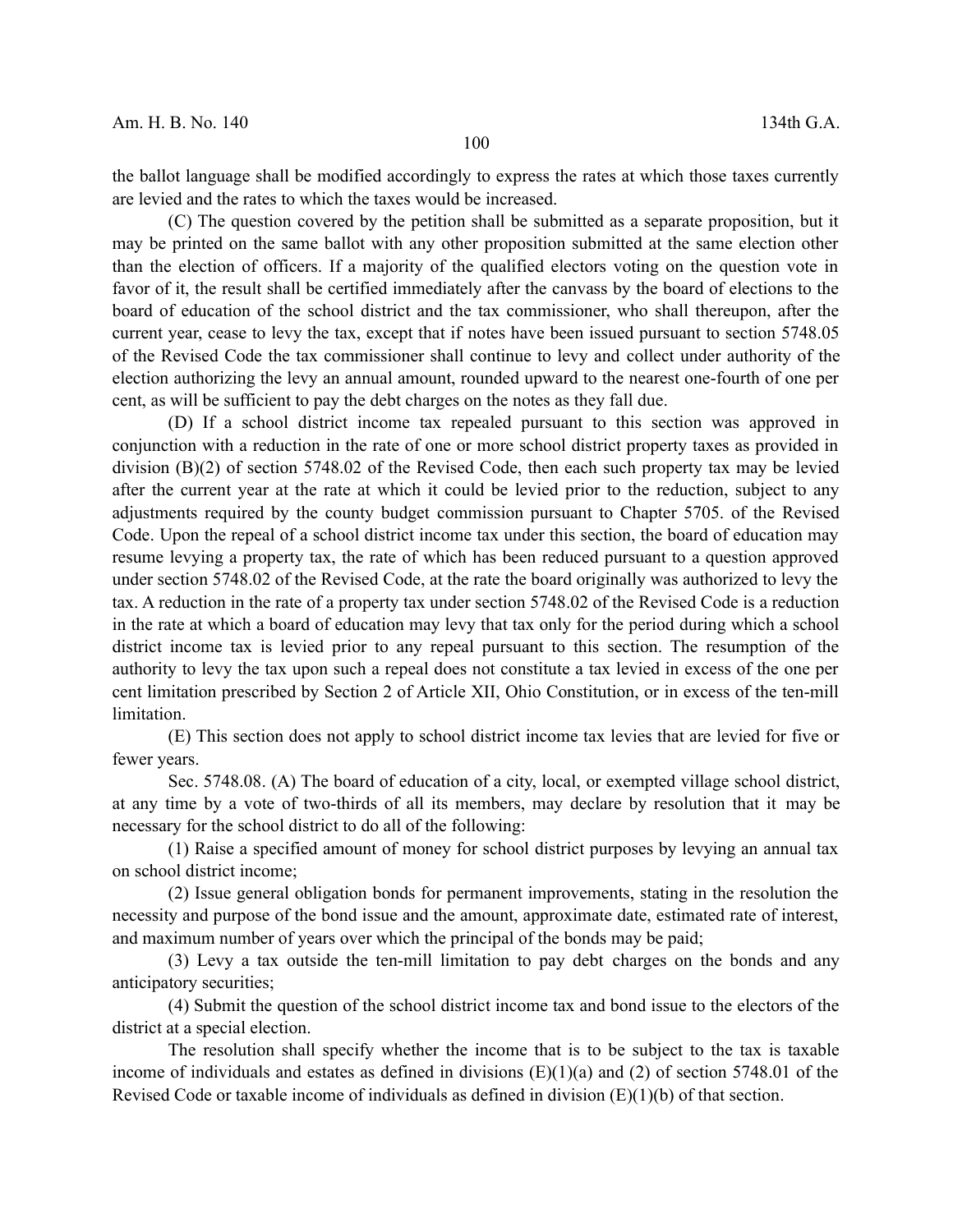the ballot language shall be modified accordingly to express the rates at which those taxes currently are levied and the rates to which the taxes would be increased.

(C) The question covered by the petition shall be submitted as a separate proposition, but it may be printed on the same ballot with any other proposition submitted at the same election other than the election of officers. If a majority of the qualified electors voting on the question vote in favor of it, the result shall be certified immediately after the canvass by the board of elections to the board of education of the school district and the tax commissioner, who shall thereupon, after the current year, cease to levy the tax, except that if notes have been issued pursuant to section 5748.05 of the Revised Code the tax commissioner shall continue to levy and collect under authority of the election authorizing the levy an annual amount, rounded upward to the nearest one-fourth of one per cent, as will be sufficient to pay the debt charges on the notes as they fall due.

(D) If a school district income tax repealed pursuant to this section was approved in conjunction with a reduction in the rate of one or more school district property taxes as provided in division (B)(2) of section 5748.02 of the Revised Code, then each such property tax may be levied after the current year at the rate at which it could be levied prior to the reduction, subject to any adjustments required by the county budget commission pursuant to Chapter 5705. of the Revised Code. Upon the repeal of a school district income tax under this section, the board of education may resume levying a property tax, the rate of which has been reduced pursuant to a question approved under section 5748.02 of the Revised Code, at the rate the board originally was authorized to levy the tax. A reduction in the rate of a property tax under section 5748.02 of the Revised Code is a reduction in the rate at which a board of education may levy that tax only for the period during which a school district income tax is levied prior to any repeal pursuant to this section. The resumption of the authority to levy the tax upon such a repeal does not constitute a tax levied in excess of the one per cent limitation prescribed by Section 2 of Article XII, Ohio Constitution, or in excess of the ten-mill limitation.

(E) This section does not apply to school district income tax levies that are levied for five or fewer years.

Sec. 5748.08. (A) The board of education of a city, local, or exempted village school district, at any time by a vote of two-thirds of all its members, may declare by resolution that it may be necessary for the school district to do all of the following:

(1) Raise a specified amount of money for school district purposes by levying an annual tax on school district income;

(2) Issue general obligation bonds for permanent improvements, stating in the resolution the necessity and purpose of the bond issue and the amount, approximate date, estimated rate of interest, and maximum number of years over which the principal of the bonds may be paid;

(3) Levy a tax outside the ten-mill limitation to pay debt charges on the bonds and any anticipatory securities;

(4) Submit the question of the school district income tax and bond issue to the electors of the district at a special election.

The resolution shall specify whether the income that is to be subject to the tax is taxable income of individuals and estates as defined in divisions (E)(1)(a) and (2) of section 5748.01 of the Revised Code or taxable income of individuals as defined in division (E)(1)(b) of that section.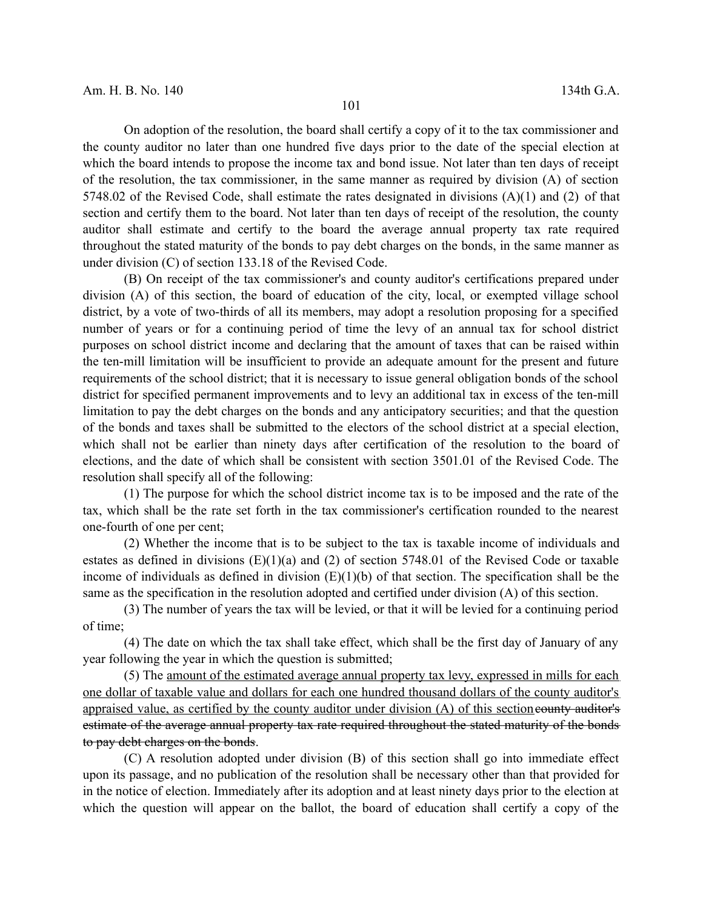On adoption of the resolution, the board shall certify a copy of it to the tax commissioner and the county auditor no later than one hundred five days prior to the date of the special election at which the board intends to propose the income tax and bond issue. Not later than ten days of receipt of the resolution, the tax commissioner, in the same manner as required by division (A) of section 5748.02 of the Revised Code, shall estimate the rates designated in divisions (A)(1) and (2) of that section and certify them to the board. Not later than ten days of receipt of the resolution, the county auditor shall estimate and certify to the board the average annual property tax rate required throughout the stated maturity of the bonds to pay debt charges on the bonds, in the same manner as under division (C) of section 133.18 of the Revised Code.

(B) On receipt of the tax commissioner's and county auditor's certifications prepared under division (A) of this section, the board of education of the city, local, or exempted village school district, by a vote of two-thirds of all its members, may adopt a resolution proposing for a specified number of years or for a continuing period of time the levy of an annual tax for school district purposes on school district income and declaring that the amount of taxes that can be raised within the ten-mill limitation will be insufficient to provide an adequate amount for the present and future requirements of the school district; that it is necessary to issue general obligation bonds of the school district for specified permanent improvements and to levy an additional tax in excess of the ten-mill limitation to pay the debt charges on the bonds and any anticipatory securities; and that the question of the bonds and taxes shall be submitted to the electors of the school district at a special election, which shall not be earlier than ninety days after certification of the resolution to the board of elections, and the date of which shall be consistent with section 3501.01 of the Revised Code. The resolution shall specify all of the following:

(1) The purpose for which the school district income tax is to be imposed and the rate of the tax, which shall be the rate set forth in the tax commissioner's certification rounded to the nearest one-fourth of one per cent;

(2) Whether the income that is to be subject to the tax is taxable income of individuals and estates as defined in divisions (E)(1)(a) and (2) of section 5748.01 of the Revised Code or taxable income of individuals as defined in division (E)(1)(b) of that section. The specification shall be the same as the specification in the resolution adopted and certified under division (A) of this section.

(3) The number of years the tax will be levied, or that it will be levied for a continuing period of time;

(4) The date on which the tax shall take effect, which shall be the first day of January of any year following the year in which the question is submitted;

(5) The <u>amount of the estimated average annual property tax levy, expressed in mills for each one dollar of taxable value and dollars for each one hundred thousand dollars of the county auditor's appraised value, as certified by the county auditor under division (A) of this section</u>~~county auditor's estimate of the average annual property tax rate required throughout the stated maturity of the bonds to pay debt charges on the bonds~~.

(C) A resolution adopted under division (B) of this section shall go into immediate effect upon its passage, and no publication of the resolution shall be necessary other than that provided for in the notice of election. Immediately after its adoption and at least ninety days prior to the election at which the question will appear on the ballot, the board of education shall certify a copy of the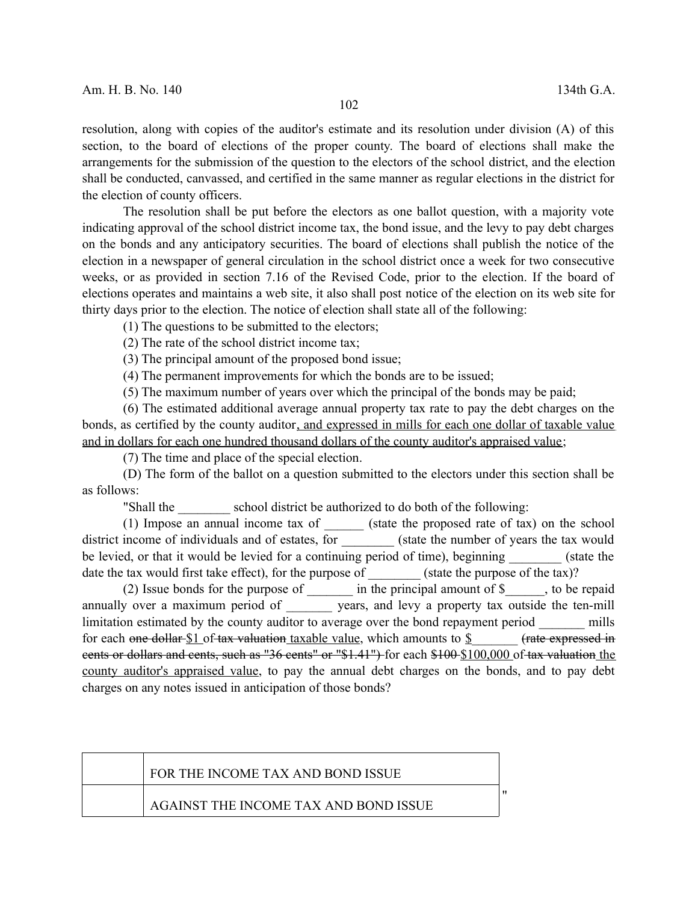resolution, along with copies of the auditor's estimate and its resolution under division (A) of this section, to the board of elections of the proper county. The board of elections shall make the arrangements for the submission of the question to the electors of the school district, and the election shall be conducted, canvassed, and certified in the same manner as regular elections in the district for the election of county officers.

The resolution shall be put before the electors as one ballot question, with a majority vote indicating approval of the school district income tax, the bond issue, and the levy to pay debt charges on the bonds and any anticipatory securities. The board of elections shall publish the notice of the election in a newspaper of general circulation in the school district once a week for two consecutive weeks, or as provided in section 7.16 of the Revised Code, prior to the election. If the board of elections operates and maintains a web site, it also shall post notice of the election on its web site for thirty days prior to the election. The notice of election shall state all of the following:

(1) The questions to be submitted to the electors;

(2) The rate of the school district income tax;

(3) The principal amount of the proposed bond issue;

(4) The permanent improvements for which the bonds are to be issued;

(5) The maximum number of years over which the principal of the bonds may be paid;

(6) The estimated additional average annual property tax rate to pay the debt charges on the bonds, as certified by the county auditor<u>, and expressed in mills for each one dollar of taxable value and in dollars for each one hundred thousand dollars of the county auditor's appraised value</u>;

(7) The time and place of the special election.

(D) The form of the ballot on a question submitted to the electors under this section shall be as follows:

"Shall the ________ school district be authorized to do both of the following:

(1) Impose an annual income tax of ______ (state the proposed rate of tax) on the school district income of individuals and of estates, for ________ (state the number of years the tax would be levied, or that it would be levied for a continuing period of time), beginning ________ (state the date the tax would first take effect), for the purpose of ________ (state the purpose of the tax)?

(2) Issue bonds for the purpose of _______ in the principal amount of $______, to be repaid annually over a maximum period of _______ years, and levy a property tax outside the ten-mill limitation estimated by the county auditor to average over the bond repayment period _______ mills for each ~~one dollar~~ <u>$1</u> of ~~tax valuation~~ <u>taxable value</u>, which amounts to <u>$</u>_______ ~~(rate expressed in cents or dollars and cents, such as "36 cents" or "$1.41")~~ for each ~~$100~~ <u>$100,000</u> of ~~tax valuation~~ <u>the county auditor's appraised value</u>, to pay the annual debt charges on the bonds, and to pay debt charges on any notes issued in anticipation of those bonds?

| | |
|---|---|
| | FOR THE INCOME TAX AND BOND ISSUE |
| | AGAINST THE INCOME TAX AND BOND ISSUE |

"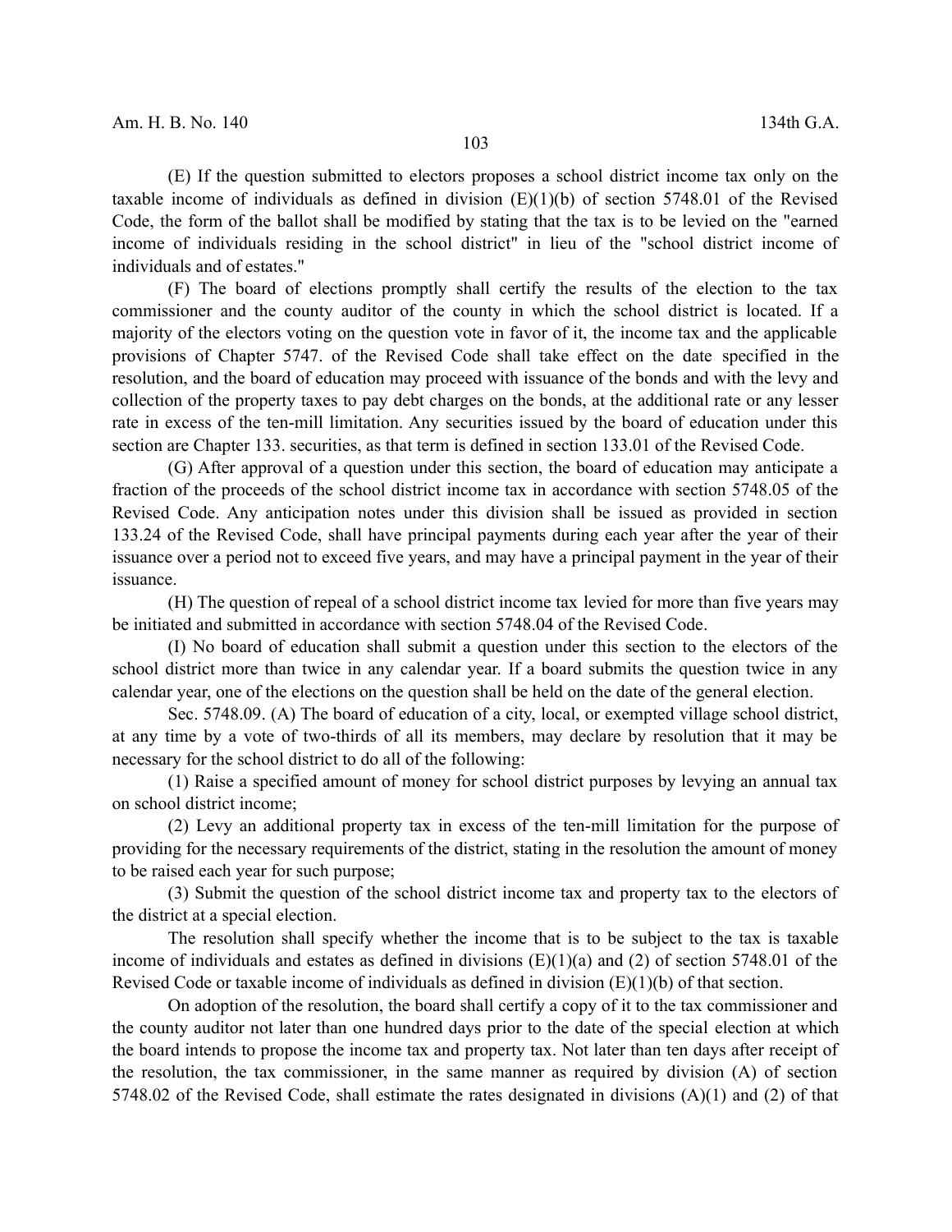(E) If the question submitted to electors proposes a school district income tax only on the taxable income of individuals as defined in division (E)(1)(b) of section 5748.01 of the Revised Code, the form of the ballot shall be modified by stating that the tax is to be levied on the "earned income of individuals residing in the school district" in lieu of the "school district income of individuals and of estates."

(F) The board of elections promptly shall certify the results of the election to the tax commissioner and the county auditor of the county in which the school district is located. If a majority of the electors voting on the question vote in favor of it, the income tax and the applicable provisions of Chapter 5747. of the Revised Code shall take effect on the date specified in the resolution, and the board of education may proceed with issuance of the bonds and with the levy and collection of the property taxes to pay debt charges on the bonds, at the additional rate or any lesser rate in excess of the ten-mill limitation. Any securities issued by the board of education under this section are Chapter 133. securities, as that term is defined in section 133.01 of the Revised Code.

(G) After approval of a question under this section, the board of education may anticipate a fraction of the proceeds of the school district income tax in accordance with section 5748.05 of the Revised Code. Any anticipation notes under this division shall be issued as provided in section 133.24 of the Revised Code, shall have principal payments during each year after the year of their issuance over a period not to exceed five years, and may have a principal payment in the year of their issuance.

(H) The question of repeal of a school district income tax levied for more than five years may be initiated and submitted in accordance with section 5748.04 of the Revised Code.

(I) No board of education shall submit a question under this section to the electors of the school district more than twice in any calendar year. If a board submits the question twice in any calendar year, one of the elections on the question shall be held on the date of the general election.

Sec. 5748.09. (A) The board of education of a city, local, or exempted village school district, at any time by a vote of two-thirds of all its members, may declare by resolution that it may be necessary for the school district to do all of the following:

(1) Raise a specified amount of money for school district purposes by levying an annual tax on school district income;

(2) Levy an additional property tax in excess of the ten-mill limitation for the purpose of providing for the necessary requirements of the district, stating in the resolution the amount of money to be raised each year for such purpose;

(3) Submit the question of the school district income tax and property tax to the electors of the district at a special election.

The resolution shall specify whether the income that is to be subject to the tax is taxable income of individuals and estates as defined in divisions (E)(1)(a) and (2) of section 5748.01 of the Revised Code or taxable income of individuals as defined in division (E)(1)(b) of that section.

On adoption of the resolution, the board shall certify a copy of it to the tax commissioner and the county auditor not later than one hundred days prior to the date of the special election at which the board intends to propose the income tax and property tax. Not later than ten days after receipt of the resolution, the tax commissioner, in the same manner as required by division (A) of section 5748.02 of the Revised Code, shall estimate the rates designated in divisions (A)(1) and (2) of that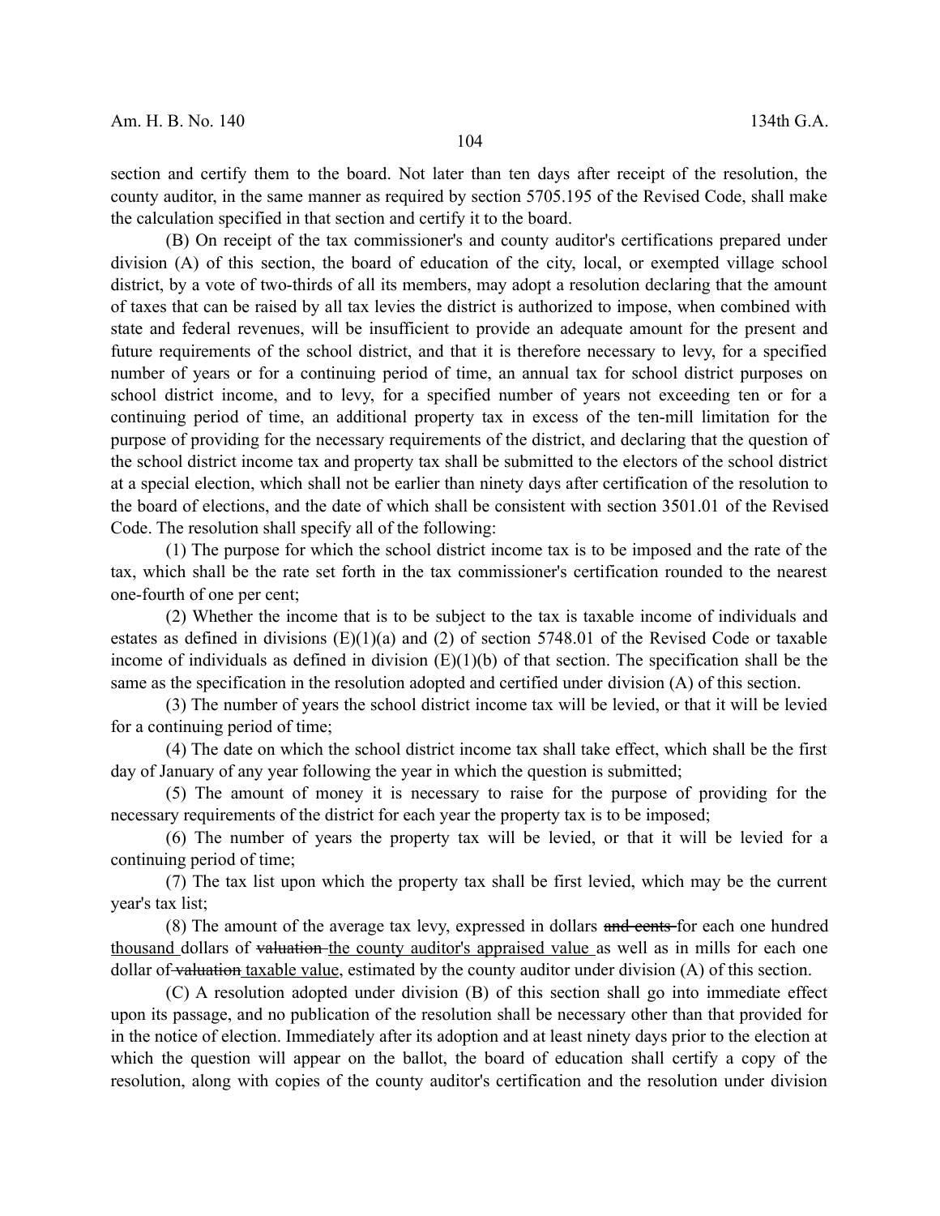section and certify them to the board. Not later than ten days after receipt of the resolution, the county auditor, in the same manner as required by section 5705.195 of the Revised Code, shall make the calculation specified in that section and certify it to the board.

(B) On receipt of the tax commissioner's and county auditor's certifications prepared under division (A) of this section, the board of education of the city, local, or exempted village school district, by a vote of two-thirds of all its members, may adopt a resolution declaring that the amount of taxes that can be raised by all tax levies the district is authorized to impose, when combined with state and federal revenues, will be insufficient to provide an adequate amount for the present and future requirements of the school district, and that it is therefore necessary to levy, for a specified number of years or for a continuing period of time, an annual tax for school district purposes on school district income, and to levy, for a specified number of years not exceeding ten or for a continuing period of time, an additional property tax in excess of the ten-mill limitation for the purpose of providing for the necessary requirements of the district, and declaring that the question of the school district income tax and property tax shall be submitted to the electors of the school district at a special election, which shall not be earlier than ninety days after certification of the resolution to the board of elections, and the date of which shall be consistent with section 3501.01 of the Revised Code. The resolution shall specify all of the following:

(1) The purpose for which the school district income tax is to be imposed and the rate of the tax, which shall be the rate set forth in the tax commissioner's certification rounded to the nearest one-fourth of one per cent;

(2) Whether the income that is to be subject to the tax is taxable income of individuals and estates as defined in divisions (E)(1)(a) and (2) of section 5748.01 of the Revised Code or taxable income of individuals as defined in division (E)(1)(b) of that section. The specification shall be the same as the specification in the resolution adopted and certified under division (A) of this section.

(3) The number of years the school district income tax will be levied, or that it will be levied for a continuing period of time;

(4) The date on which the school district income tax shall take effect, which shall be the first day of January of any year following the year in which the question is submitted;

(5) The amount of money it is necessary to raise for the purpose of providing for the necessary requirements of the district for each year the property tax is to be imposed;

(6) The number of years the property tax will be levied, or that it will be levied for a continuing period of time;

(7) The tax list upon which the property tax shall be first levied, which may be the current year's tax list;

(8) The amount of the average tax levy, expressed in dollars ~~and cents~~ for each one hundred thousand dollars of ~~valuation~~ the county auditor's appraised value as well as in mills for each one dollar of ~~valuation~~ taxable value, estimated by the county auditor under division (A) of this section.

(C) A resolution adopted under division (B) of this section shall go into immediate effect upon its passage, and no publication of the resolution shall be necessary other than that provided for in the notice of election. Immediately after its adoption and at least ninety days prior to the election at which the question will appear on the ballot, the board of education shall certify a copy of the resolution, along with copies of the county auditor's certification and the resolution under division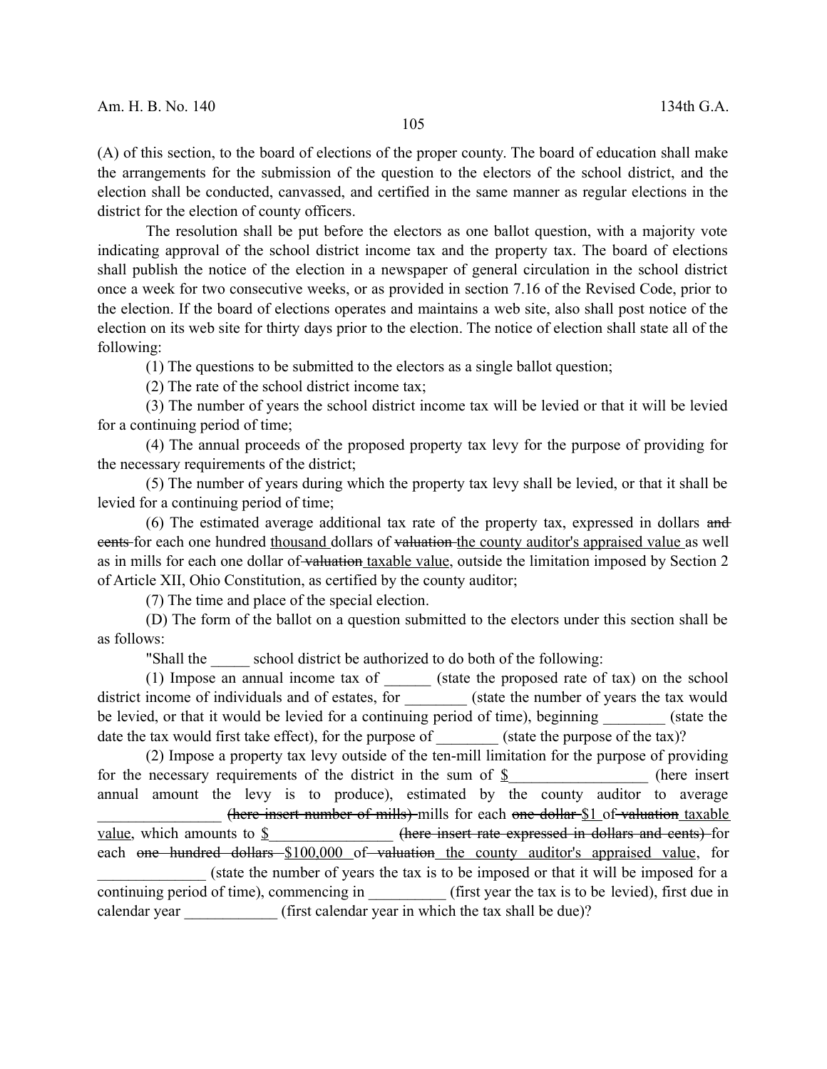(A) of this section, to the board of elections of the proper county. The board of education shall make the arrangements for the submission of the question to the electors of the school district, and the election shall be conducted, canvassed, and certified in the same manner as regular elections in the district for the election of county officers.

The resolution shall be put before the electors as one ballot question, with a majority vote indicating approval of the school district income tax and the property tax. The board of elections shall publish the notice of the election in a newspaper of general circulation in the school district once a week for two consecutive weeks, or as provided in section 7.16 of the Revised Code, prior to the election. If the board of elections operates and maintains a web site, also shall post notice of the election on its web site for thirty days prior to the election. The notice of election shall state all of the following:

(1) The questions to be submitted to the electors as a single ballot question;

(2) The rate of the school district income tax;

(3) The number of years the school district income tax will be levied or that it will be levied for a continuing period of time;

(4) The annual proceeds of the proposed property tax levy for the purpose of providing for the necessary requirements of the district;

(5) The number of years during which the property tax levy shall be levied, or that it shall be levied for a continuing period of time;

(6) The estimated average additional tax rate of the property tax, expressed in dollars ~~and cents~~ for each one hundred <u>thousand</u> dollars of ~~valuation~~ <u>the county auditor's appraised value</u> as well as in mills for each one dollar of ~~valuation~~ <u>taxable value</u>, outside the limitation imposed by Section 2 of Article XII, Ohio Constitution, as certified by the county auditor;

(7) The time and place of the special election.

(D) The form of the ballot on a question submitted to the electors under this section shall be as follows:

"Shall the _____ school district be authorized to do both of the following:

(1) Impose an annual income tax of ______ (state the proposed rate of tax) on the school district income of individuals and of estates, for ________ (state the number of years the tax would be levied, or that it would be levied for a continuing period of time), beginning ________ (state the date the tax would first take effect), for the purpose of ________ (state the purpose of the tax)?

(2) Impose a property tax levy outside of the ten-mill limitation for the purpose of providing for the necessary requirements of the district in the sum of <u>$</u>__________________ (here insert annual amount the levy is to produce), estimated by the county auditor to average ________________ ~~(here insert number of mills)~~ mills for each ~~one dollar~~ <u>$1</u> of ~~valuation~~ <u>taxable value</u>, which amounts to <u>$</u>________________ ~~(here insert rate expressed in dollars and cents)~~ for each ~~one hundred dollars~~ <u>$100,000</u> of ~~valuation~~ <u>the county auditor's appraised value</u>, for ______________ (state the number of years the tax is to be imposed or that it will be imposed for a continuing period of time), commencing in __________ (first year the tax is to be levied), first due in calendar year ____________ (first calendar year in which the tax shall be due)?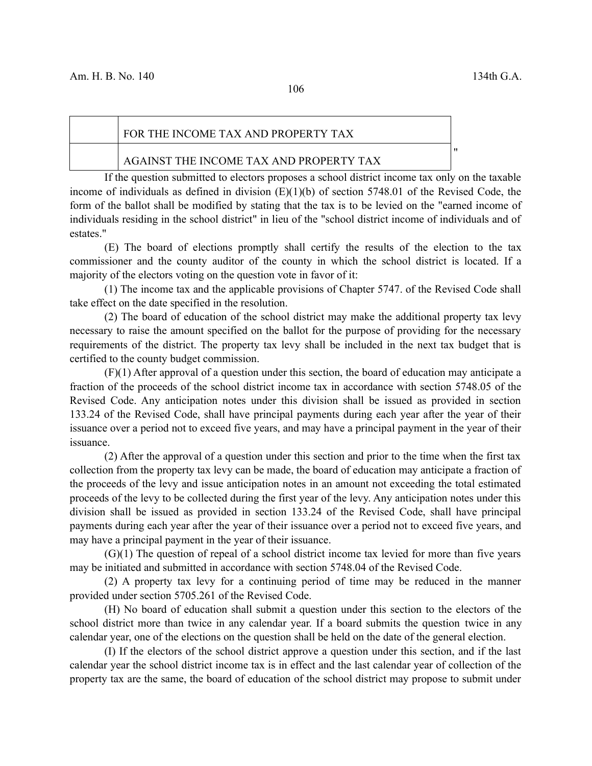| | |
|---|---|
| | FOR THE INCOME TAX AND PROPERTY TAX |
| | AGAINST THE INCOME TAX AND PROPERTY TAX |

"

If the question submitted to electors proposes a school district income tax only on the taxable income of individuals as defined in division (E)(1)(b) of section 5748.01 of the Revised Code, the form of the ballot shall be modified by stating that the tax is to be levied on the "earned income of individuals residing in the school district" in lieu of the "school district income of individuals and of estates."

(E) The board of elections promptly shall certify the results of the election to the tax commissioner and the county auditor of the county in which the school district is located. If a majority of the electors voting on the question vote in favor of it:

(1) The income tax and the applicable provisions of Chapter 5747. of the Revised Code shall take effect on the date specified in the resolution.

(2) The board of education of the school district may make the additional property tax levy necessary to raise the amount specified on the ballot for the purpose of providing for the necessary requirements of the district. The property tax levy shall be included in the next tax budget that is certified to the county budget commission.

(F)(1) After approval of a question under this section, the board of education may anticipate a fraction of the proceeds of the school district income tax in accordance with section 5748.05 of the Revised Code. Any anticipation notes under this division shall be issued as provided in section 133.24 of the Revised Code, shall have principal payments during each year after the year of their issuance over a period not to exceed five years, and may have a principal payment in the year of their issuance.

(2) After the approval of a question under this section and prior to the time when the first tax collection from the property tax levy can be made, the board of education may anticipate a fraction of the proceeds of the levy and issue anticipation notes in an amount not exceeding the total estimated proceeds of the levy to be collected during the first year of the levy. Any anticipation notes under this division shall be issued as provided in section 133.24 of the Revised Code, shall have principal payments during each year after the year of their issuance over a period not to exceed five years, and may have a principal payment in the year of their issuance.

(G)(1) The question of repeal of a school district income tax levied for more than five years may be initiated and submitted in accordance with section 5748.04 of the Revised Code.

(2) A property tax levy for a continuing period of time may be reduced in the manner provided under section 5705.261 of the Revised Code.

(H) No board of education shall submit a question under this section to the electors of the school district more than twice in any calendar year. If a board submits the question twice in any calendar year, one of the elections on the question shall be held on the date of the general election.

(I) If the electors of the school district approve a question under this section, and if the last calendar year the school district income tax is in effect and the last calendar year of collection of the property tax are the same, the board of education of the school district may propose to submit under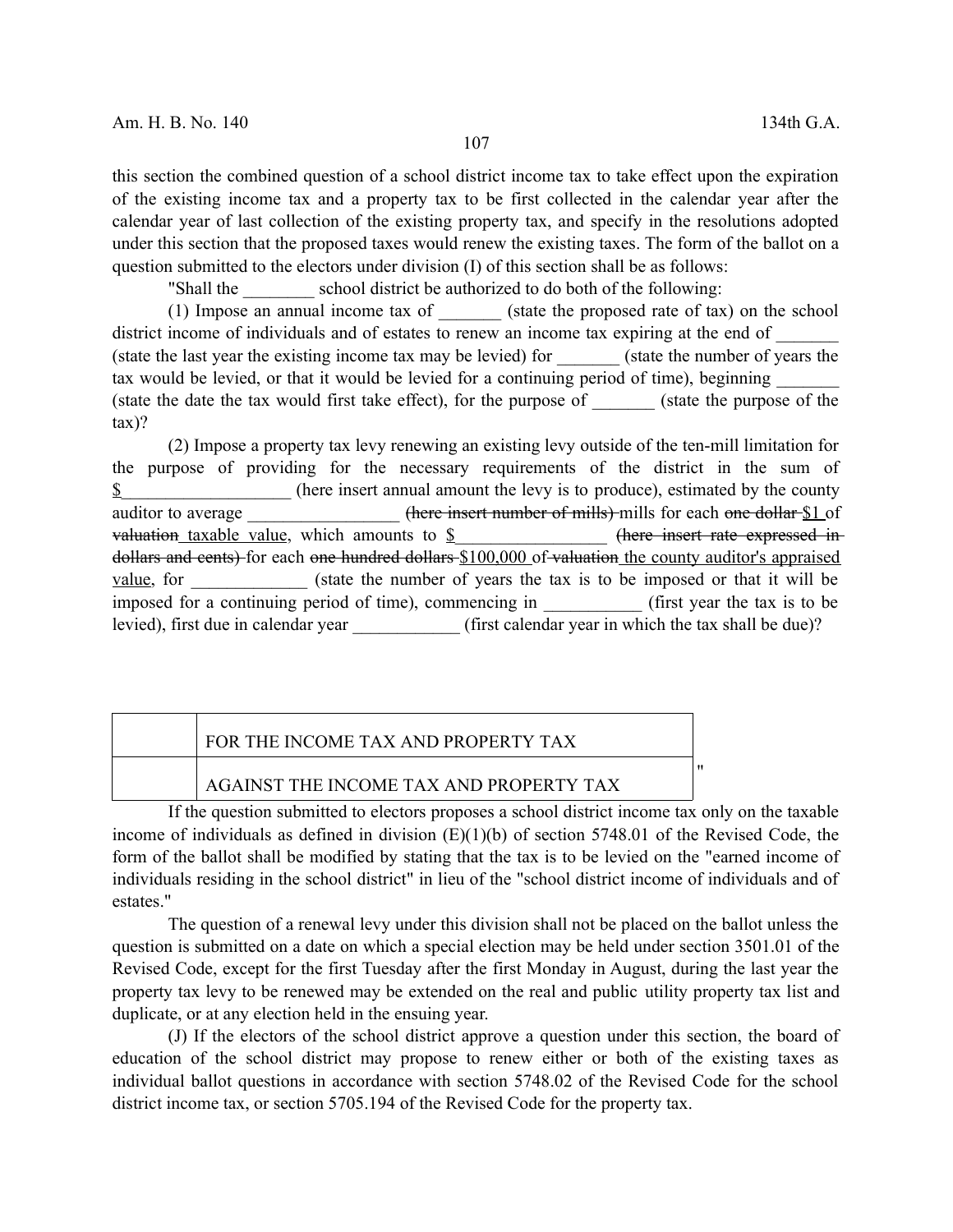this section the combined question of a school district income tax to take effect upon the expiration of the existing income tax and a property tax to be first collected in the calendar year after the calendar year of last collection of the existing property tax, and specify in the resolutions adopted under this section that the proposed taxes would renew the existing taxes. The form of the ballot on a question submitted to the electors under division (I) of this section shall be as follows:

"Shall the ________ school district be authorized to do both of the following:

(1) Impose an annual income tax of _______ (state the proposed rate of tax) on the school district income of individuals and of estates to renew an income tax expiring at the end of _______ (state the last year the existing income tax may be levied) for _______ (state the number of years the tax would be levied, or that it would be levied for a continuing period of time), beginning _______ (state the date the tax would first take effect), for the purpose of _______ (state the purpose of the tax)?

(2) Impose a property tax levy renewing an existing levy outside of the ten-mill limitation for the purpose of providing for the necessary requirements of the district in the sum of $___________________ (here insert annual amount the levy is to produce), estimated by the county auditor to average _________________ ~~(here insert number of mills)~~ mills for each ~~one dollar~~ $1 of ~~valuation~~ taxable value, which amounts to $_________________ ~~(here insert rate expressed in dollars and cents)~~ for each ~~one hundred dollars~~ $100,000 of ~~valuation~~ the county auditor's appraised value, for _____________ (state the number of years the tax is to be imposed or that it will be imposed for a continuing period of time), commencing in ___________ (first year the tax is to be levied), first due in calendar year ____________ (first calendar year in which the tax shall be due)?

| | |
|---|---|
| | FOR THE INCOME TAX AND PROPERTY TAX |
| | AGAINST THE INCOME TAX AND PROPERTY TAX |

"

If the question submitted to electors proposes a school district income tax only on the taxable income of individuals as defined in division (E)(1)(b) of section 5748.01 of the Revised Code, the form of the ballot shall be modified by stating that the tax is to be levied on the "earned income of individuals residing in the school district" in lieu of the "school district income of individuals and of estates."

The question of a renewal levy under this division shall not be placed on the ballot unless the question is submitted on a date on which a special election may be held under section 3501.01 of the Revised Code, except for the first Tuesday after the first Monday in August, during the last year the property tax levy to be renewed may be extended on the real and public utility property tax list and duplicate, or at any election held in the ensuing year.

(J) If the electors of the school district approve a question under this section, the board of education of the school district may propose to renew either or both of the existing taxes as individual ballot questions in accordance with section 5748.02 of the Revised Code for the school district income tax, or section 5705.194 of the Revised Code for the property tax.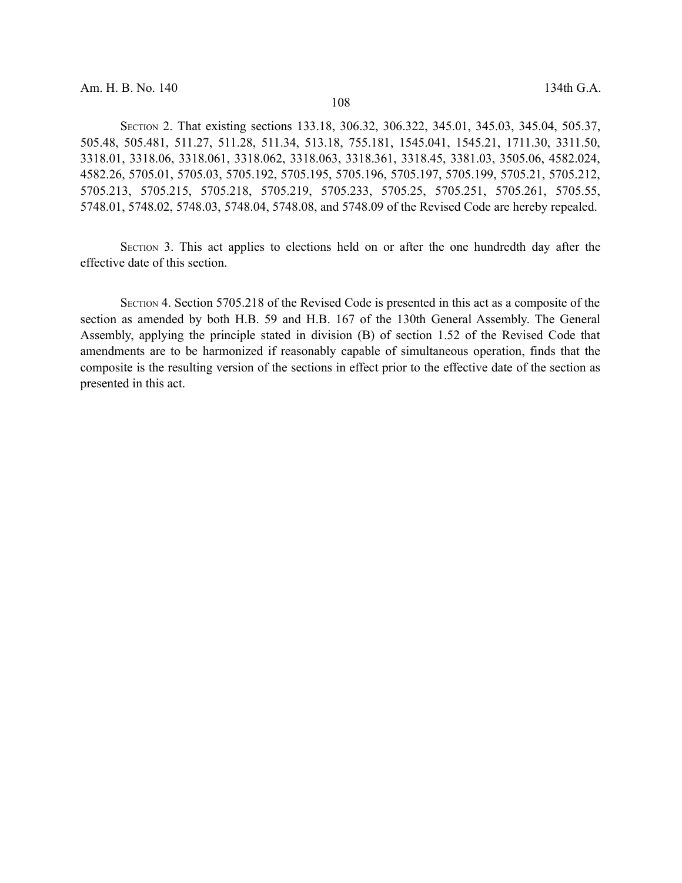Section 2. That existing sections 133.18, 306.32, 306.322, 345.01, 345.03, 345.04, 505.37, 505.48, 505.481, 511.27, 511.28, 511.34, 513.18, 755.181, 1545.041, 1545.21, 1711.30, 3311.50, 3318.01, 3318.06, 3318.061, 3318.062, 3318.063, 3318.361, 3318.45, 3381.03, 3505.06, 4582.024, 4582.26, 5705.01, 5705.03, 5705.192, 5705.195, 5705.196, 5705.197, 5705.199, 5705.21, 5705.212, 5705.213, 5705.215, 5705.218, 5705.219, 5705.233, 5705.25, 5705.251, 5705.261, 5705.55, 5748.01, 5748.02, 5748.03, 5748.04, 5748.08, and 5748.09 of the Revised Code are hereby repealed.

Section 3. This act applies to elections held on or after the one hundredth day after the effective date of this section.

Section 4. Section 5705.218 of the Revised Code is presented in this act as a composite of the section as amended by both H.B. 59 and H.B. 167 of the 130th General Assembly. The General Assembly, applying the principle stated in division (B) of section 1.52 of the Revised Code that amendments are to be harmonized if reasonably capable of simultaneous operation, finds that the composite is the resulting version of the sections in effect prior to the effective date of the section as presented in this act.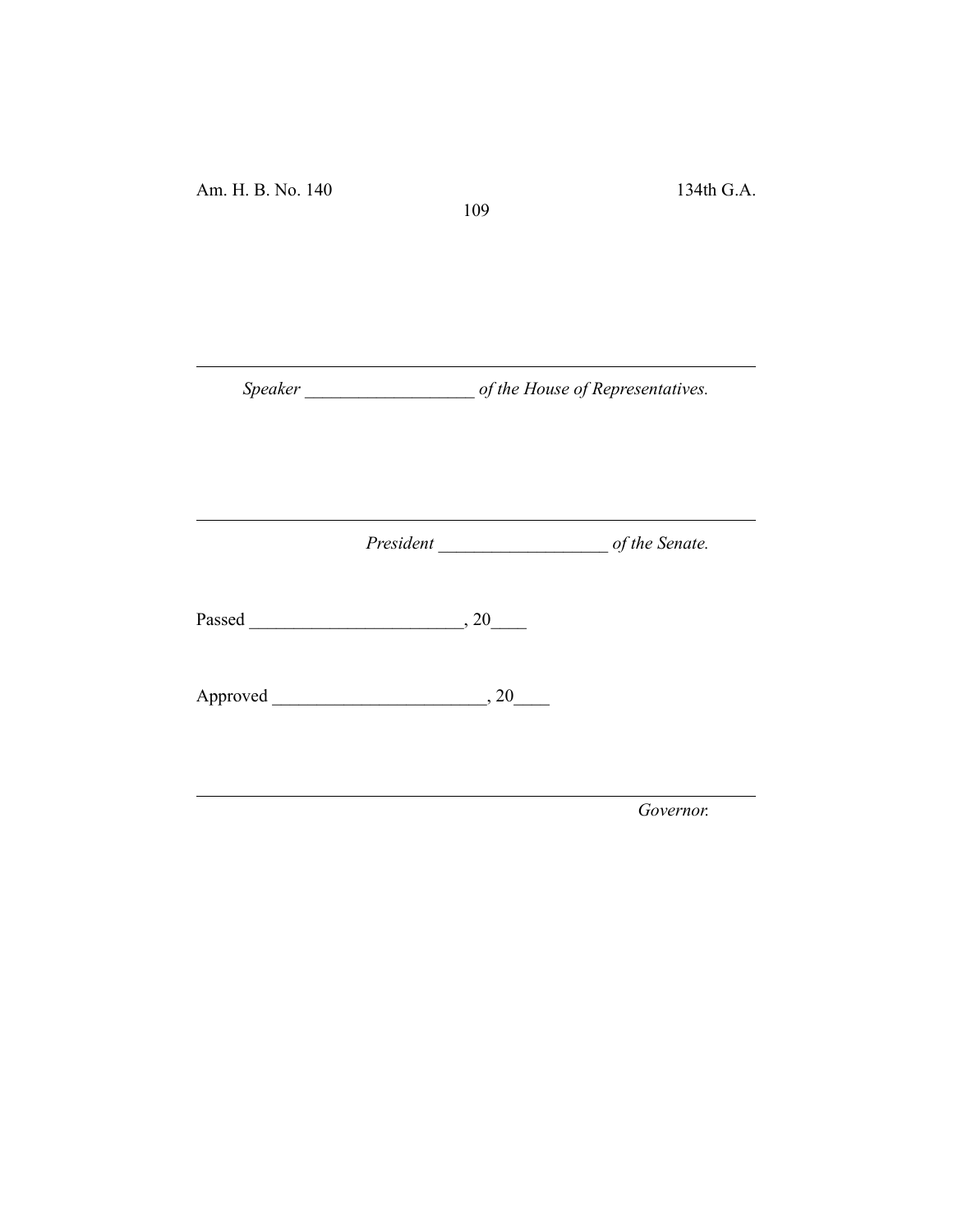---

*Speaker* ___________________ *of the House of Representatives.*

---

*President* ___________________ *of the Senate.*

Passed ________________________, 20____

Approved ________________________, 20____

---

*Governor.*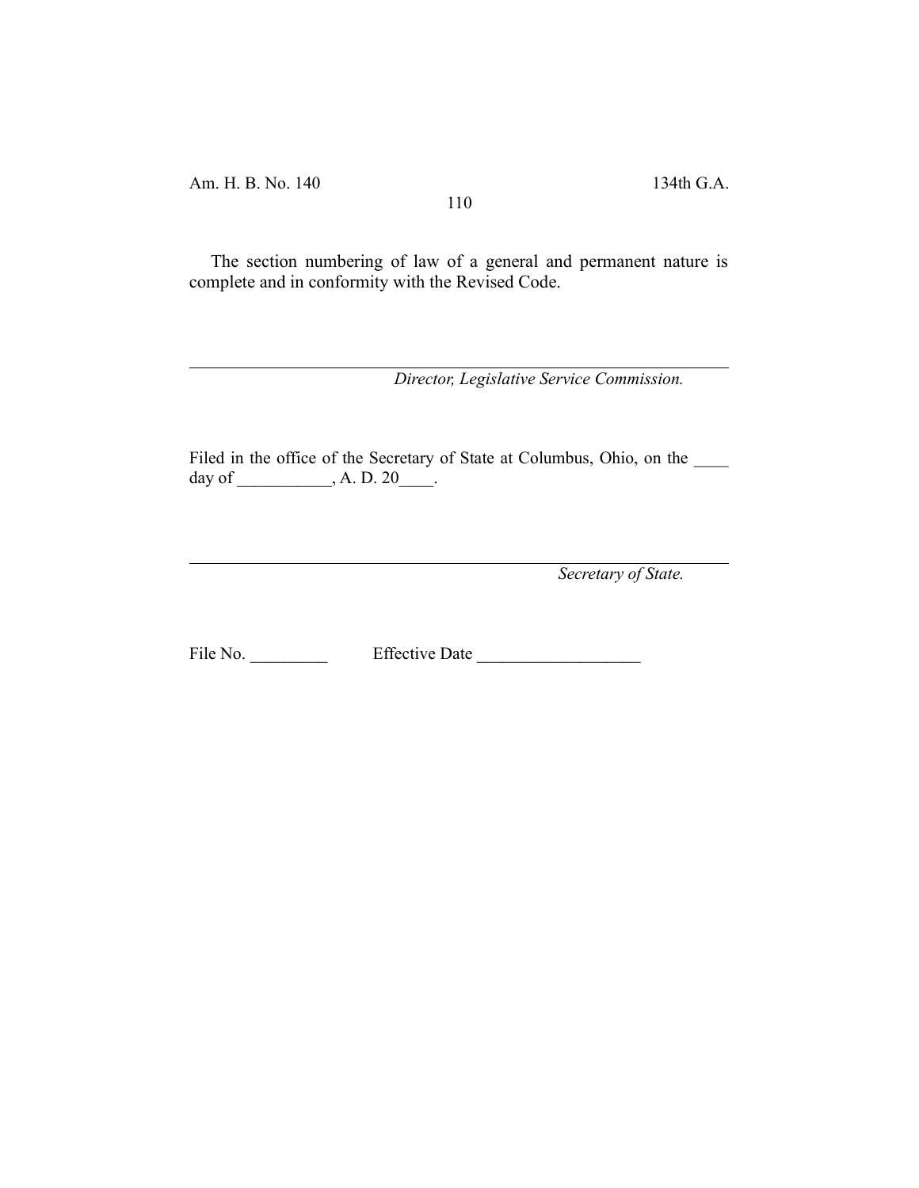The section numbering of law of a general and permanent nature is complete and in conformity with the Revised Code.

______________________________________

*Director, Legislative Service Commission.*

Filed in the office of the Secretary of State at Columbus, Ohio, on the ____ day of ___________, A. D. 20____.

______________________________________

*Secretary of State.*

File No. _________ Effective Date ___________________